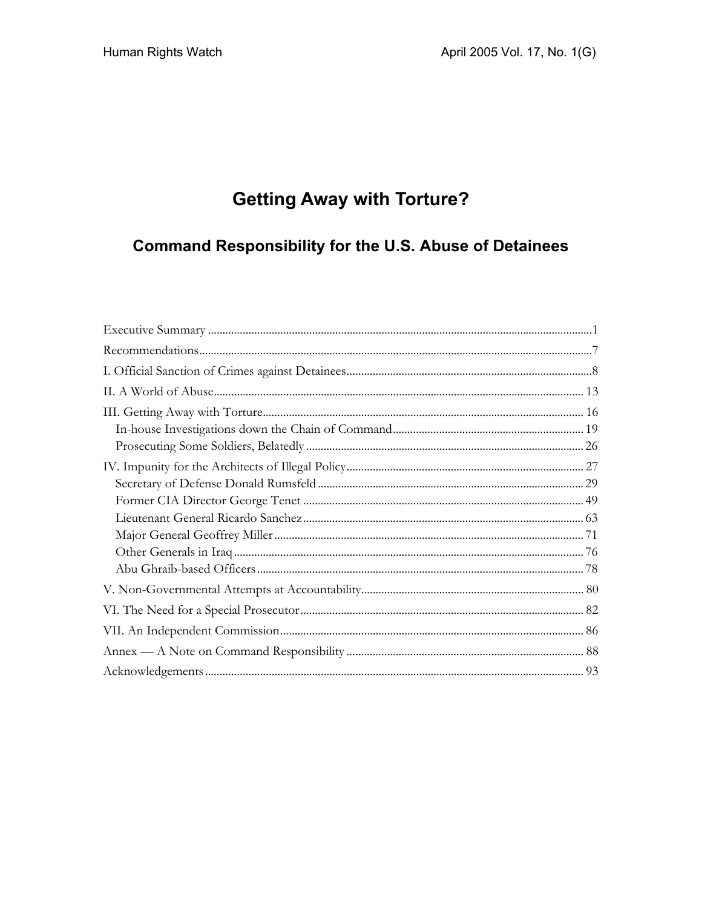# Getting Away with Torture?

## Command Responsibility for the U.S. Abuse of Detainees

Executive Summary ........................................................... 1

Recommendations ........................................................... 7

I. Official Sanction of Crimes against Detainees ........................................................... 8

II. A World of Abuse ........................................................... 13

III. Getting Away with Torture ........................................................... 16

- In-house Investigations down the Chain of Command ........................................................... 19
- Prosecuting Some Soldiers, Belatedly ........................................................... 26

IV. Impunity for the Architects of Illegal Policy ........................................................... 27

- Secretary of Defense Donald Rumsfeld ........................................................... 29
- Former CIA Director George Tenet ........................................................... 49
- Lieutenant General Ricardo Sanchez ........................................................... 63
- Major General Geoffrey Miller ........................................................... 71
- Other Generals in Iraq ........................................................... 76
- Abu Ghraib-based Officers ........................................................... 78

V. Non-Governmental Attempts at Accountability ........................................................... 80

VI. The Need for a Special Prosecutor ........................................................... 82

VII. An Independent Commission ........................................................... 86

Annex — A Note on Command Responsibility ........................................................... 88

Acknowledgements ........................................................... 93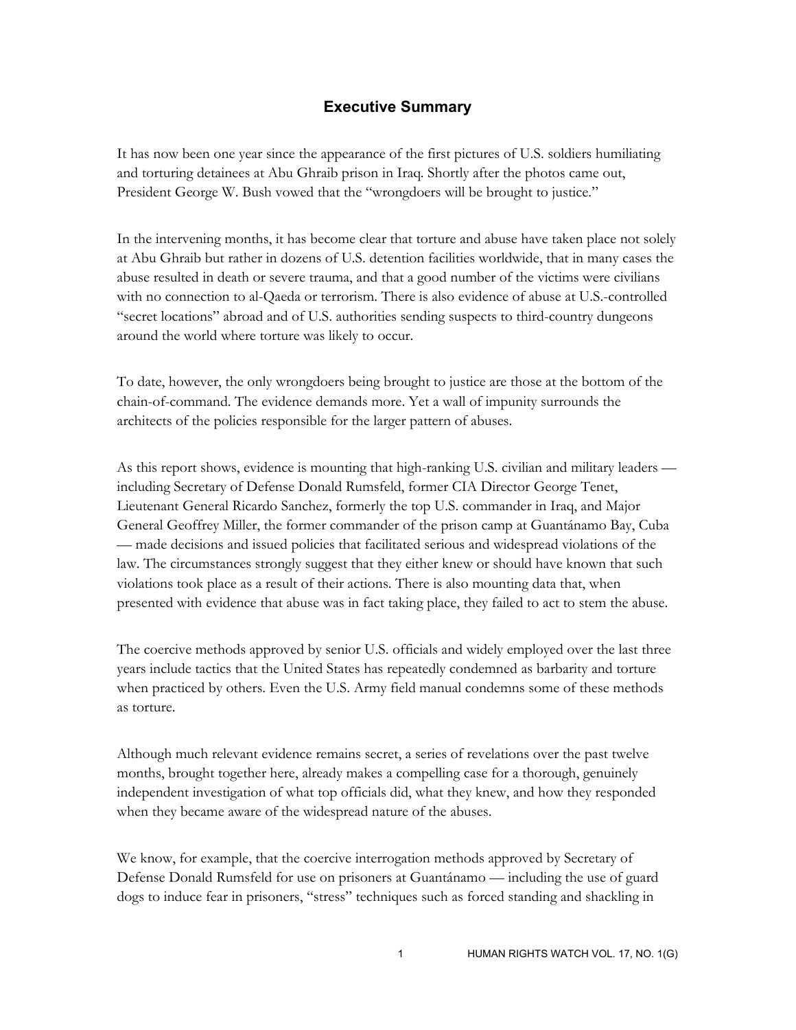## Executive Summary

It has now been one year since the appearance of the first pictures of U.S. soldiers humiliating and torturing detainees at Abu Ghraib prison in Iraq. Shortly after the photos came out, President George W. Bush vowed that the "wrongdoers will be brought to justice."

In the intervening months, it has become clear that torture and abuse have taken place not solely at Abu Ghraib but rather in dozens of U.S. detention facilities worldwide, that in many cases the abuse resulted in death or severe trauma, and that a good number of the victims were civilians with no connection to al-Qaeda or terrorism. There is also evidence of abuse at U.S.-controlled "secret locations" abroad and of U.S. authorities sending suspects to third-country dungeons around the world where torture was likely to occur.

To date, however, the only wrongdoers being brought to justice are those at the bottom of the chain-of-command. The evidence demands more. Yet a wall of impunity surrounds the architects of the policies responsible for the larger pattern of abuses.

As this report shows, evidence is mounting that high-ranking U.S. civilian and military leaders — including Secretary of Defense Donald Rumsfeld, former CIA Director George Tenet, Lieutenant General Ricardo Sanchez, formerly the top U.S. commander in Iraq, and Major General Geoffrey Miller, the former commander of the prison camp at Guantánamo Bay, Cuba — made decisions and issued policies that facilitated serious and widespread violations of the law. The circumstances strongly suggest that they either knew or should have known that such violations took place as a result of their actions. There is also mounting data that, when presented with evidence that abuse was in fact taking place, they failed to act to stem the abuse.

The coercive methods approved by senior U.S. officials and widely employed over the last three years include tactics that the United States has repeatedly condemned as barbarity and torture when practiced by others. Even the U.S. Army field manual condemns some of these methods as torture.

Although much relevant evidence remains secret, a series of revelations over the past twelve months, brought together here, already makes a compelling case for a thorough, genuinely independent investigation of what top officials did, what they knew, and how they responded when they became aware of the widespread nature of the abuses.

We know, for example, that the coercive interrogation methods approved by Secretary of Defense Donald Rumsfeld for use on prisoners at Guantánamo — including the use of guard dogs to induce fear in prisoners, "stress" techniques such as forced standing and shackling in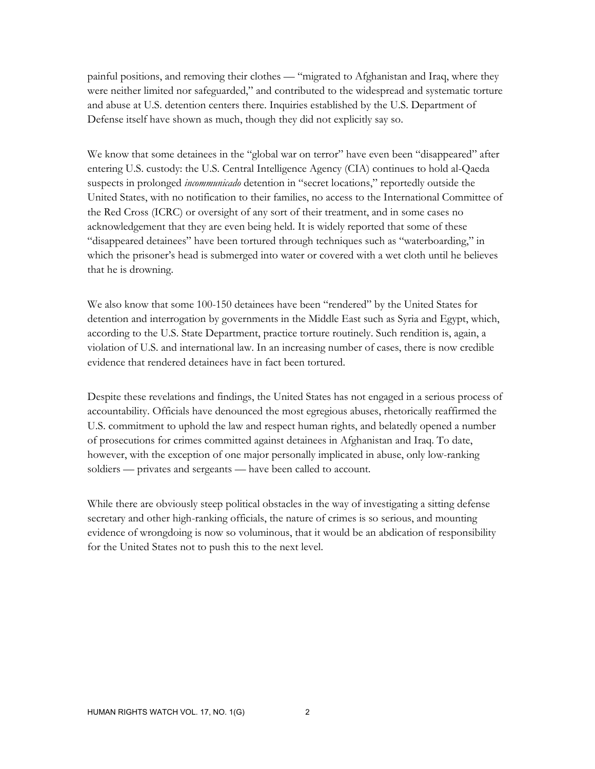painful positions, and removing their clothes — "migrated to Afghanistan and Iraq, where they were neither limited nor safeguarded," and contributed to the widespread and systematic torture and abuse at U.S. detention centers there. Inquiries established by the U.S. Department of Defense itself have shown as much, though they did not explicitly say so.

We know that some detainees in the "global war on terror" have even been "disappeared" after entering U.S. custody: the U.S. Central Intelligence Agency (CIA) continues to hold al-Qaeda suspects in prolonged *incommunicado* detention in "secret locations," reportedly outside the United States, with no notification to their families, no access to the International Committee of the Red Cross (ICRC) or oversight of any sort of their treatment, and in some cases no acknowledgement that they are even being held. It is widely reported that some of these "disappeared detainees" have been tortured through techniques such as "waterboarding," in which the prisoner's head is submerged into water or covered with a wet cloth until he believes that he is drowning.

We also know that some 100-150 detainees have been "rendered" by the United States for detention and interrogation by governments in the Middle East such as Syria and Egypt, which, according to the U.S. State Department, practice torture routinely. Such rendition is, again, a violation of U.S. and international law. In an increasing number of cases, there is now credible evidence that rendered detainees have in fact been tortured.

Despite these revelations and findings, the United States has not engaged in a serious process of accountability. Officials have denounced the most egregious abuses, rhetorically reaffirmed the U.S. commitment to uphold the law and respect human rights, and belatedly opened a number of prosecutions for crimes committed against detainees in Afghanistan and Iraq. To date, however, with the exception of one major personally implicated in abuse, only low-ranking soldiers — privates and sergeants — have been called to account.

While there are obviously steep political obstacles in the way of investigating a sitting defense secretary and other high-ranking officials, the nature of crimes is so serious, and mounting evidence of wrongdoing is now so voluminous, that it would be an abdication of responsibility for the United States not to push this to the next level.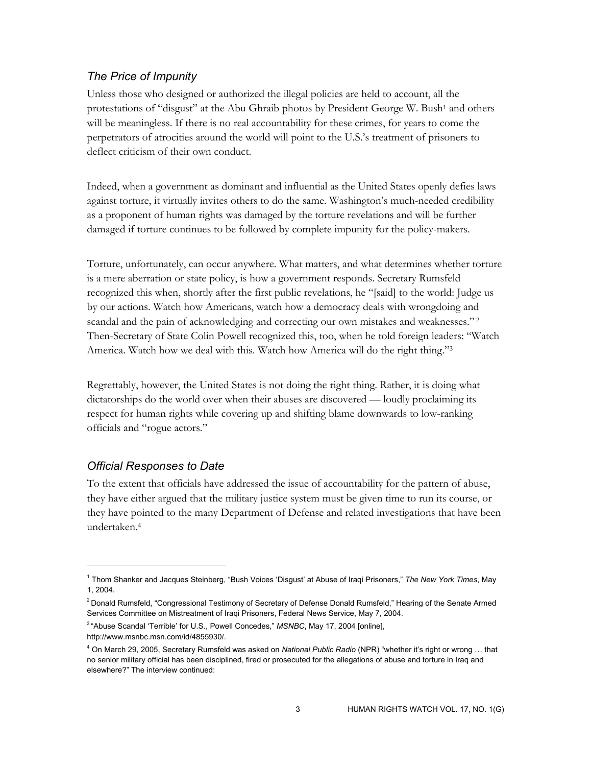## *The Price of Impunity*

Unless those who designed or authorized the illegal policies are held to account, all the protestations of "disgust" at the Abu Ghraib photos by President George W. Bush[1] and others will be meaningless. If there is no real accountability for these crimes, for years to come the perpetrators of atrocities around the world will point to the U.S.'s treatment of prisoners to deflect criticism of their own conduct.

Indeed, when a government as dominant and influential as the United States openly defies laws against torture, it virtually invites others to do the same. Washington's much-needed credibility as a proponent of human rights was damaged by the torture revelations and will be further damaged if torture continues to be followed by complete impunity for the policy-makers.

Torture, unfortunately, can occur anywhere. What matters, and what determines whether torture is a mere aberration or state policy, is how a government responds. Secretary Rumsfeld recognized this when, shortly after the first public revelations, he "[said] to the world: Judge us by our actions. Watch how Americans, watch how a democracy deals with wrongdoing and scandal and the pain of acknowledging and correcting our own mistakes and weaknesses."[2] Then-Secretary of State Colin Powell recognized this, too, when he told foreign leaders: "Watch America. Watch how we deal with this. Watch how America will do the right thing."[3]

Regrettably, however, the United States is not doing the right thing. Rather, it is doing what dictatorships do the world over when their abuses are discovered — loudly proclaiming its respect for human rights while covering up and shifting blame downwards to low-ranking officials and "rogue actors."

## *Official Responses to Date*

To the extent that officials have addressed the issue of accountability for the pattern of abuse, they have either argued that the military justice system must be given time to run its course, or they have pointed to the many Department of Defense and related investigations that have been undertaken.[4]

---

[1] Thom Shanker and Jacques Steinberg, "Bush Voices 'Disgust' at Abuse of Iraqi Prisoners," *The New York Times*, May 1, 2004.

[2] Donald Rumsfeld, "Congressional Testimony of Secretary of Defense Donald Rumsfeld," Hearing of the Senate Armed Services Committee on Mistreatment of Iraqi Prisoners, Federal News Service, May 7, 2004.

[3] "Abuse Scandal 'Terrible' for U.S., Powell Concedes," *MSNBC*, May 17, 2004 [online], http://www.msnbc.msn.com/id/4855930/.

[4] On March 29, 2005, Secretary Rumsfeld was asked on *National Public Radio* (NPR) "whether it's right or wrong … that no senior military official has been disciplined, fired or prosecuted for the allegations of abuse and torture in Iraq and elsewhere?" The interview continued: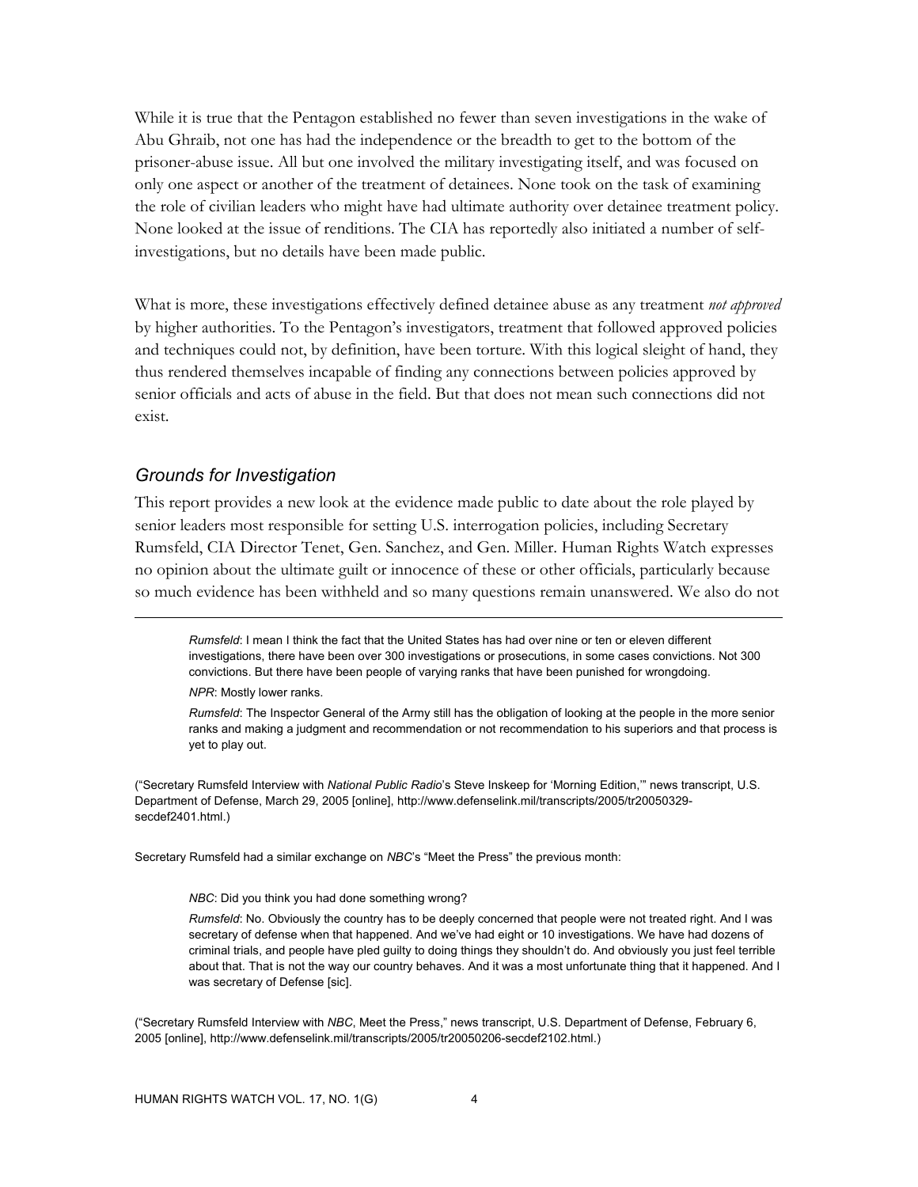While it is true that the Pentagon established no fewer than seven investigations in the wake of Abu Ghraib, not one has had the independence or the breadth to get to the bottom of the prisoner-abuse issue. All but one involved the military investigating itself, and was focused on only one aspect or another of the treatment of detainees. None took on the task of examining the role of civilian leaders who might have had ultimate authority over detainee treatment policy. None looked at the issue of renditions. The CIA has reportedly also initiated a number of self-investigations, but no details have been made public.

What is more, these investigations effectively defined detainee abuse as any treatment *not approved* by higher authorities. To the Pentagon's investigators, treatment that followed approved policies and techniques could not, by definition, have been torture. With this logical sleight of hand, they thus rendered themselves incapable of finding any connections between policies approved by senior officials and acts of abuse in the field. But that does not mean such connections did not exist.

### *Grounds for Investigation*

This report provides a new look at the evidence made public to date about the role played by senior leaders most responsible for setting U.S. interrogation policies, including Secretary Rumsfeld, CIA Director Tenet, Gen. Sanchez, and Gen. Miller. Human Rights Watch expresses no opinion about the ultimate guilt or innocence of these or other officials, particularly because so much evidence has been withheld and so many questions remain unanswered. We also do not

---

> *Rumsfeld*: I mean I think the fact that the United States has had over nine or ten or eleven different investigations, there have been over 300 investigations or prosecutions, in some cases convictions. Not 300 convictions. But there have been people of varying ranks that have been punished for wrongdoing.
>
> *NPR*: Mostly lower ranks.
>
> *Rumsfeld*: The Inspector General of the Army still has the obligation of looking at the people in the more senior ranks and making a judgment and recommendation or not recommendation to his superiors and that process is yet to play out.

("Secretary Rumsfeld Interview with *National Public Radio*'s Steve Inskeep for 'Morning Edition,'" news transcript, U.S. Department of Defense, March 29, 2005 [online], http://www.defenselink.mil/transcripts/2005/tr20050329-secdef2401.html.)

Secretary Rumsfeld had a similar exchange on *NBC*'s "Meet the Press" the previous month:

> *NBC*: Did you think you had done something wrong?
>
> *Rumsfeld*: No. Obviously the country has to be deeply concerned that people were not treated right. And I was secretary of defense when that happened. And we've had eight or 10 investigations. We have had dozens of criminal trials, and people have pled guilty to doing things they shouldn't do. And obviously you just feel terrible about that. That is not the way our country behaves. And it was a most unfortunate thing that it happened. And I was secretary of Defense [sic].

("Secretary Rumsfeld Interview with *NBC*, Meet the Press," news transcript, U.S. Department of Defense, February 6, 2005 [online], http://www.defenselink.mil/transcripts/2005/tr20050206-secdef2102.html.)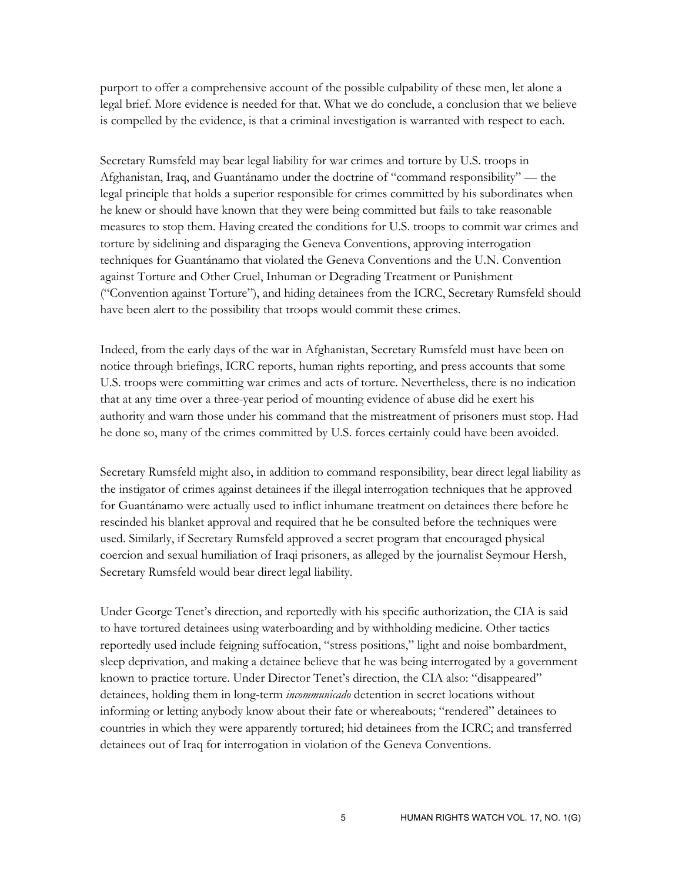purport to offer a comprehensive account of the possible culpability of these men, let alone a legal brief. More evidence is needed for that. What we do conclude, a conclusion that we believe is compelled by the evidence, is that a criminal investigation is warranted with respect to each.

Secretary Rumsfeld may bear legal liability for war crimes and torture by U.S. troops in Afghanistan, Iraq, and Guantánamo under the doctrine of "command responsibility" — the legal principle that holds a superior responsible for crimes committed by his subordinates when he knew or should have known that they were being committed but fails to take reasonable measures to stop them. Having created the conditions for U.S. troops to commit war crimes and torture by sidelining and disparaging the Geneva Conventions, approving interrogation techniques for Guantánamo that violated the Geneva Conventions and the U.N. Convention against Torture and Other Cruel, Inhuman or Degrading Treatment or Punishment ("Convention against Torture"), and hiding detainees from the ICRC, Secretary Rumsfeld should have been alert to the possibility that troops would commit these crimes.

Indeed, from the early days of the war in Afghanistan, Secretary Rumsfeld must have been on notice through briefings, ICRC reports, human rights reporting, and press accounts that some U.S. troops were committing war crimes and acts of torture. Nevertheless, there is no indication that at any time over a three-year period of mounting evidence of abuse did he exert his authority and warn those under his command that the mistreatment of prisoners must stop. Had he done so, many of the crimes committed by U.S. forces certainly could have been avoided.

Secretary Rumsfeld might also, in addition to command responsibility, bear direct legal liability as the instigator of crimes against detainees if the illegal interrogation techniques that he approved for Guantánamo were actually used to inflict inhumane treatment on detainees there before he rescinded his blanket approval and required that he be consulted before the techniques were used. Similarly, if Secretary Rumsfeld approved a secret program that encouraged physical coercion and sexual humiliation of Iraqi prisoners, as alleged by the journalist Seymour Hersh, Secretary Rumsfeld would bear direct legal liability.

Under George Tenet's direction, and reportedly with his specific authorization, the CIA is said to have tortured detainees using waterboarding and by withholding medicine. Other tactics reportedly used include feigning suffocation, "stress positions," light and noise bombardment, sleep deprivation, and making a detainee believe that he was being interrogated by a government known to practice torture. Under Director Tenet's direction, the CIA also: "disappeared" detainees, holding them in long-term *incommunicado* detention in secret locations without informing or letting anybody know about their fate or whereabouts; "rendered" detainees to countries in which they were apparently tortured; hid detainees from the ICRC; and transferred detainees out of Iraq for interrogation in violation of the Geneva Conventions.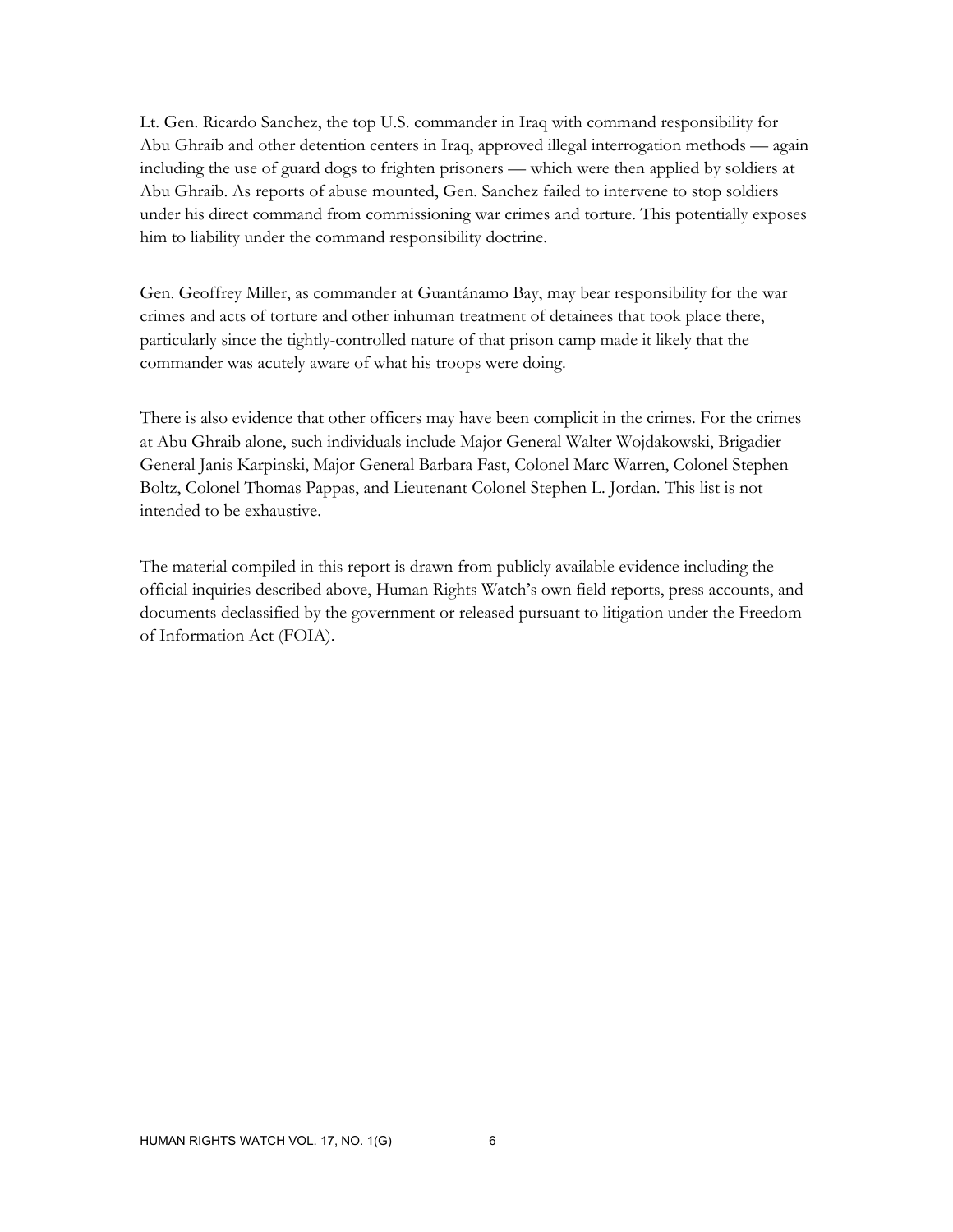Lt. Gen. Ricardo Sanchez, the top U.S. commander in Iraq with command responsibility for Abu Ghraib and other detention centers in Iraq, approved illegal interrogation methods — again including the use of guard dogs to frighten prisoners — which were then applied by soldiers at Abu Ghraib. As reports of abuse mounted, Gen. Sanchez failed to intervene to stop soldiers under his direct command from commissioning war crimes and torture. This potentially exposes him to liability under the command responsibility doctrine.

Gen. Geoffrey Miller, as commander at Guantánamo Bay, may bear responsibility for the war crimes and acts of torture and other inhuman treatment of detainees that took place there, particularly since the tightly-controlled nature of that prison camp made it likely that the commander was acutely aware of what his troops were doing.

There is also evidence that other officers may have been complicit in the crimes. For the crimes at Abu Ghraib alone, such individuals include Major General Walter Wojdakowski, Brigadier General Janis Karpinski, Major General Barbara Fast, Colonel Marc Warren, Colonel Stephen Boltz, Colonel Thomas Pappas, and Lieutenant Colonel Stephen L. Jordan. This list is not intended to be exhaustive.

The material compiled in this report is drawn from publicly available evidence including the official inquiries described above, Human Rights Watch's own field reports, press accounts, and documents declassified by the government or released pursuant to litigation under the Freedom of Information Act (FOIA).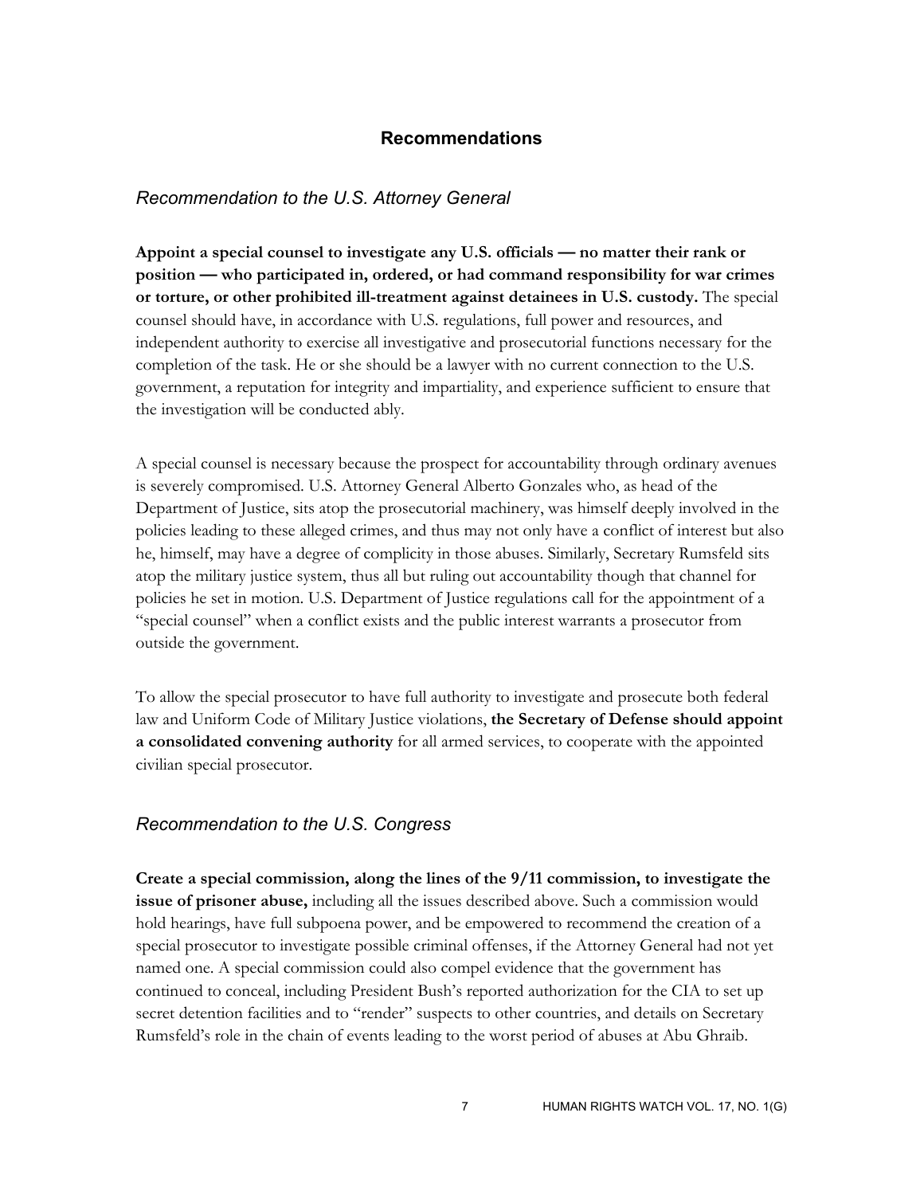## Recommendations

### *Recommendation to the U.S. Attorney General*

**Appoint a special counsel to investigate any U.S. officials — no matter their rank or position — who participated in, ordered, or had command responsibility for war crimes or torture, or other prohibited ill-treatment against detainees in U.S. custody.** The special counsel should have, in accordance with U.S. regulations, full power and resources, and independent authority to exercise all investigative and prosecutorial functions necessary for the completion of the task. He or she should be a lawyer with no current connection to the U.S. government, a reputation for integrity and impartiality, and experience sufficient to ensure that the investigation will be conducted ably.

A special counsel is necessary because the prospect for accountability through ordinary avenues is severely compromised. U.S. Attorney General Alberto Gonzales who, as head of the Department of Justice, sits atop the prosecutorial machinery, was himself deeply involved in the policies leading to these alleged crimes, and thus may not only have a conflict of interest but also he, himself, may have a degree of complicity in those abuses. Similarly, Secretary Rumsfeld sits atop the military justice system, thus all but ruling out accountability though that channel for policies he set in motion. U.S. Department of Justice regulations call for the appointment of a "special counsel" when a conflict exists and the public interest warrants a prosecutor from outside the government.

To allow the special prosecutor to have full authority to investigate and prosecute both federal law and Uniform Code of Military Justice violations, **the Secretary of Defense should appoint a consolidated convening authority** for all armed services, to cooperate with the appointed civilian special prosecutor.

### *Recommendation to the U.S. Congress*

**Create a special commission, along the lines of the 9/11 commission, to investigate the issue of prisoner abuse,** including all the issues described above. Such a commission would hold hearings, have full subpoena power, and be empowered to recommend the creation of a special prosecutor to investigate possible criminal offenses, if the Attorney General had not yet named one. A special commission could also compel evidence that the government has continued to conceal, including President Bush's reported authorization for the CIA to set up secret detention facilities and to "render" suspects to other countries, and details on Secretary Rumsfeld's role in the chain of events leading to the worst period of abuses at Abu Ghraib.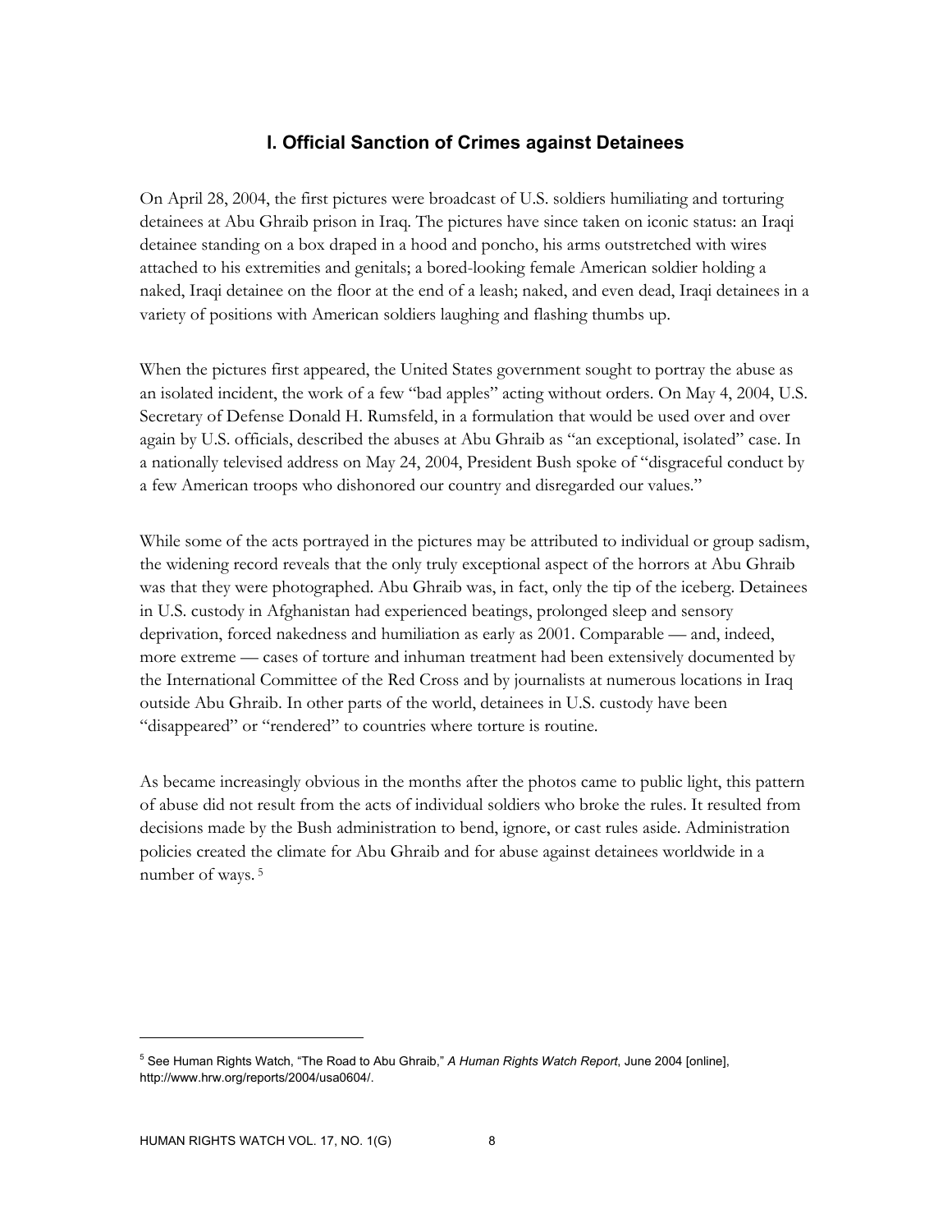## I. Official Sanction of Crimes against Detainees

On April 28, 2004, the first pictures were broadcast of U.S. soldiers humiliating and torturing detainees at Abu Ghraib prison in Iraq. The pictures have since taken on iconic status: an Iraqi detainee standing on a box draped in a hood and poncho, his arms outstretched with wires attached to his extremities and genitals; a bored-looking female American soldier holding a naked, Iraqi detainee on the floor at the end of a leash; naked, and even dead, Iraqi detainees in a variety of positions with American soldiers laughing and flashing thumbs up.

When the pictures first appeared, the United States government sought to portray the abuse as an isolated incident, the work of a few "bad apples" acting without orders. On May 4, 2004, U.S. Secretary of Defense Donald H. Rumsfeld, in a formulation that would be used over and over again by U.S. officials, described the abuses at Abu Ghraib as "an exceptional, isolated" case. In a nationally televised address on May 24, 2004, President Bush spoke of "disgraceful conduct by a few American troops who dishonored our country and disregarded our values."

While some of the acts portrayed in the pictures may be attributed to individual or group sadism, the widening record reveals that the only truly exceptional aspect of the horrors at Abu Ghraib was that they were photographed. Abu Ghraib was, in fact, only the tip of the iceberg. Detainees in U.S. custody in Afghanistan had experienced beatings, prolonged sleep and sensory deprivation, forced nakedness and humiliation as early as 2001. Comparable — and, indeed, more extreme — cases of torture and inhuman treatment had been extensively documented by the International Committee of the Red Cross and by journalists at numerous locations in Iraq outside Abu Ghraib. In other parts of the world, detainees in U.S. custody have been "disappeared" or "rendered" to countries where torture is routine.

As became increasingly obvious in the months after the photos came to public light, this pattern of abuse did not result from the acts of individual soldiers who broke the rules. It resulted from decisions made by the Bush administration to bend, ignore, or cast rules aside. Administration policies created the climate for Abu Ghraib and for abuse against detainees worldwide in a number of ways. [5]

---

[5] See Human Rights Watch, "The Road to Abu Ghraib," *A Human Rights Watch Report*, June 2004 [online], http://www.hrw.org/reports/2004/usa0604/.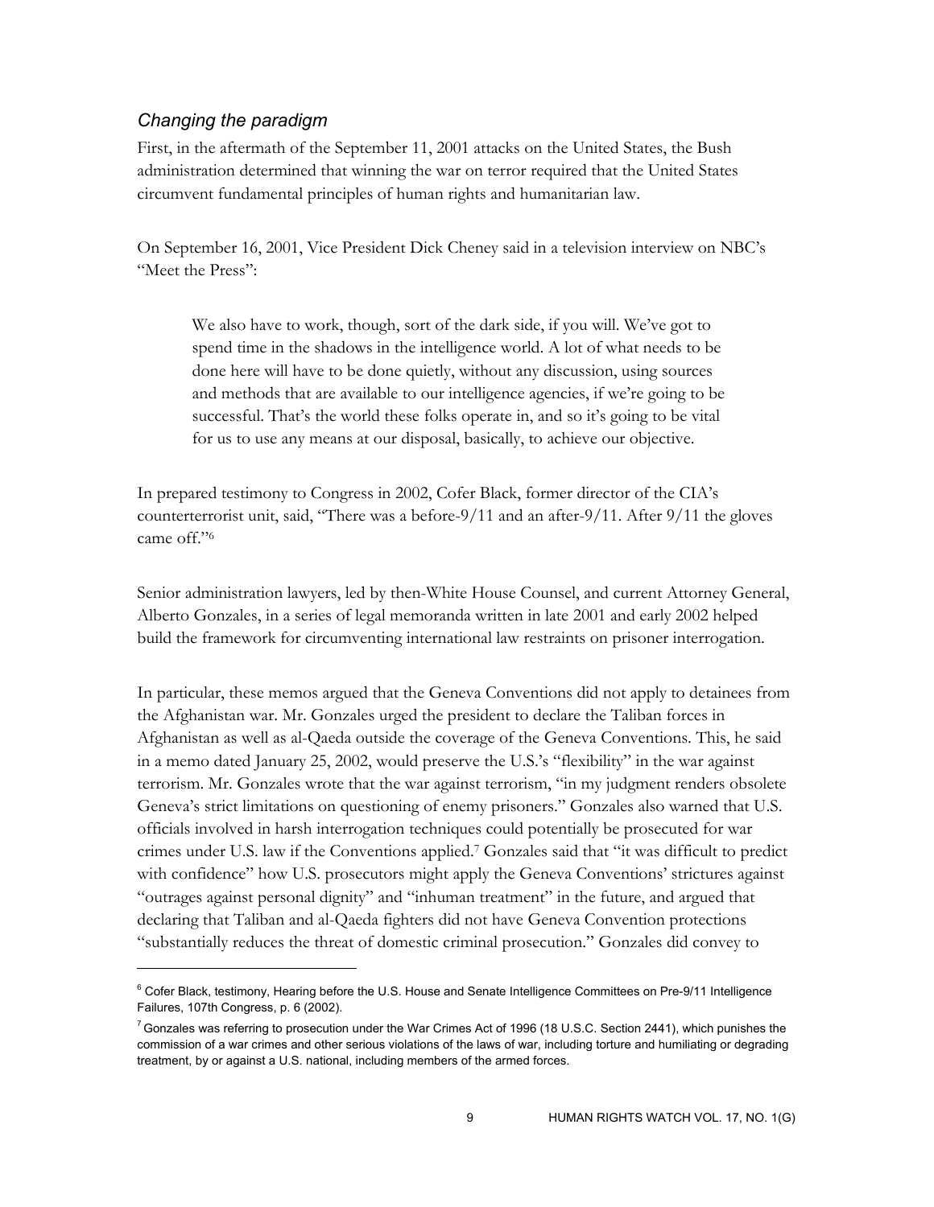### *Changing the paradigm*

First, in the aftermath of the September 11, 2001 attacks on the United States, the Bush administration determined that winning the war on terror required that the United States circumvent fundamental principles of human rights and humanitarian law.

On September 16, 2001, Vice President Dick Cheney said in a television interview on NBC's "Meet the Press":

> We also have to work, though, sort of the dark side, if you will. We've got to spend time in the shadows in the intelligence world. A lot of what needs to be done here will have to be done quietly, without any discussion, using sources and methods that are available to our intelligence agencies, if we're going to be successful. That's the world these folks operate in, and so it's going to be vital for us to use any means at our disposal, basically, to achieve our objective.

In prepared testimony to Congress in 2002, Cofer Black, former director of the CIA's counterterrorist unit, said, "There was a before-9/11 and an after-9/11. After 9/11 the gloves came off."[6]

Senior administration lawyers, led by then-White House Counsel, and current Attorney General, Alberto Gonzales, in a series of legal memoranda written in late 2001 and early 2002 helped build the framework for circumventing international law restraints on prisoner interrogation.

In particular, these memos argued that the Geneva Conventions did not apply to detainees from the Afghanistan war. Mr. Gonzales urged the president to declare the Taliban forces in Afghanistan as well as al-Qaeda outside the coverage of the Geneva Conventions. This, he said in a memo dated January 25, 2002, would preserve the U.S.'s "flexibility" in the war against terrorism. Mr. Gonzales wrote that the war against terrorism, "in my judgment renders obsolete Geneva's strict limitations on questioning of enemy prisoners." Gonzales also warned that U.S. officials involved in harsh interrogation techniques could potentially be prosecuted for war crimes under U.S. law if the Conventions applied.[7] Gonzales said that "it was difficult to predict with confidence" how U.S. prosecutors might apply the Geneva Conventions' strictures against "outrages against personal dignity" and "inhuman treatment" in the future, and argued that declaring that Taliban and al-Qaeda fighters did not have Geneva Convention protections "substantially reduces the threat of domestic criminal prosecution." Gonzales did convey to

---

[6] Cofer Black, testimony, Hearing before the U.S. House and Senate Intelligence Committees on Pre-9/11 Intelligence Failures, 107th Congress, p. 6 (2002).

[7] Gonzales was referring to prosecution under the War Crimes Act of 1996 (18 U.S.C. Section 2441), which punishes the commission of a war crimes and other serious violations of the laws of war, including torture and humiliating or degrading treatment, by or against a U.S. national, including members of the armed forces.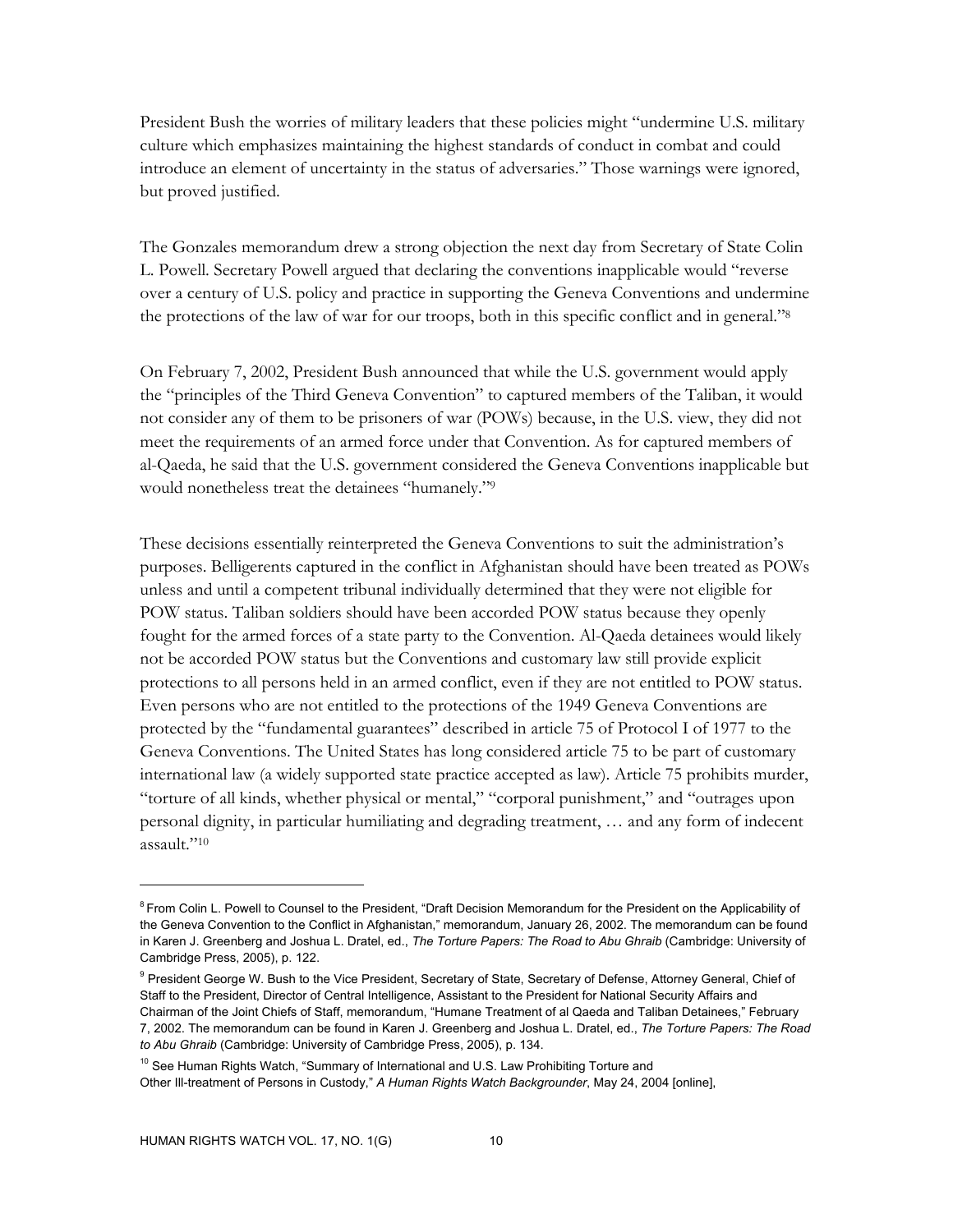President Bush the worries of military leaders that these policies might "undermine U.S. military culture which emphasizes maintaining the highest standards of conduct in combat and could introduce an element of uncertainty in the status of adversaries." Those warnings were ignored, but proved justified.

The Gonzales memorandum drew a strong objection the next day from Secretary of State Colin L. Powell. Secretary Powell argued that declaring the conventions inapplicable would "reverse over a century of U.S. policy and practice in supporting the Geneva Conventions and undermine the protections of the law of war for our troops, both in this specific conflict and in general."[8]

On February 7, 2002, President Bush announced that while the U.S. government would apply the "principles of the Third Geneva Convention" to captured members of the Taliban, it would not consider any of them to be prisoners of war (POWs) because, in the U.S. view, they did not meet the requirements of an armed force under that Convention. As for captured members of al-Qaeda, he said that the U.S. government considered the Geneva Conventions inapplicable but would nonetheless treat the detainees "humanely."[9]

These decisions essentially reinterpreted the Geneva Conventions to suit the administration's purposes. Belligerents captured in the conflict in Afghanistan should have been treated as POWs unless and until a competent tribunal individually determined that they were not eligible for POW status. Taliban soldiers should have been accorded POW status because they openly fought for the armed forces of a state party to the Convention. Al-Qaeda detainees would likely not be accorded POW status but the Conventions and customary law still provide explicit protections to all persons held in an armed conflict, even if they are not entitled to POW status. Even persons who are not entitled to the protections of the 1949 Geneva Conventions are protected by the "fundamental guarantees" described in article 75 of Protocol I of 1977 to the Geneva Conventions. The United States has long considered article 75 to be part of customary international law (a widely supported state practice accepted as law). Article 75 prohibits murder, "torture of all kinds, whether physical or mental," "corporal punishment," and "outrages upon personal dignity, in particular humiliating and degrading treatment, … and any form of indecent assault."[10]

---

[8] From Colin L. Powell to Counsel to the President, "Draft Decision Memorandum for the President on the Applicability of the Geneva Convention to the Conflict in Afghanistan," memorandum, January 26, 2002. The memorandum can be found in Karen J. Greenberg and Joshua L. Dratel, ed., *The Torture Papers: The Road to Abu Ghraib* (Cambridge: University of Cambridge Press, 2005), p. 122.

[9] President George W. Bush to the Vice President, Secretary of State, Secretary of Defense, Attorney General, Chief of Staff to the President, Director of Central Intelligence, Assistant to the President for National Security Affairs and Chairman of the Joint Chiefs of Staff, memorandum, "Humane Treatment of al Qaeda and Taliban Detainees," February 7, 2002. The memorandum can be found in Karen J. Greenberg and Joshua L. Dratel, ed., *The Torture Papers: The Road to Abu Ghraib* (Cambridge: University of Cambridge Press, 2005), p. 134.

[10] See Human Rights Watch, "Summary of International and U.S. Law Prohibiting Torture and Other Ill-treatment of Persons in Custody," *A Human Rights Watch Backgrounder*, May 24, 2004 [online],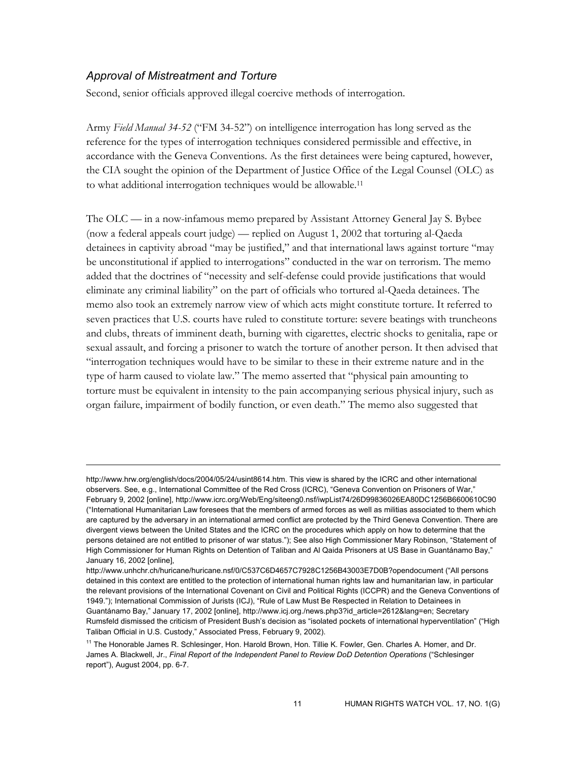### *Approval of Mistreatment and Torture*

Second, senior officials approved illegal coercive methods of interrogation.

Army *Field Manual 34-52* ("FM 34-52") on intelligence interrogation has long served as the reference for the types of interrogation techniques considered permissible and effective, in accordance with the Geneva Conventions. As the first detainees were being captured, however, the CIA sought the opinion of the Department of Justice Office of the Legal Counsel (OLC) as to what additional interrogation techniques would be allowable.[11]

The OLC — in a now-infamous memo prepared by Assistant Attorney General Jay S. Bybee (now a federal appeals court judge) — replied on August 1, 2002 that torturing al-Qaeda detainees in captivity abroad "may be justified," and that international laws against torture "may be unconstitutional if applied to interrogations" conducted in the war on terrorism. The memo added that the doctrines of "necessity and self-defense could provide justifications that would eliminate any criminal liability" on the part of officials who tortured al-Qaeda detainees. The memo also took an extremely narrow view of which acts might constitute torture. It referred to seven practices that U.S. courts have ruled to constitute torture: severe beatings with truncheons and clubs, threats of imminent death, burning with cigarettes, electric shocks to genitalia, rape or sexual assault, and forcing a prisoner to watch the torture of another person. It then advised that "interrogation techniques would have to be similar to these in their extreme nature and in the type of harm caused to violate law." The memo asserted that "physical pain amounting to torture must be equivalent in intensity to the pain accompanying serious physical injury, such as organ failure, impairment of bodily function, or even death." The memo also suggested that

---

http://www.hrw.org/english/docs/2004/05/24/usint8614.htm. This view is shared by the ICRC and other international observers. See, e.g., International Committee of the Red Cross (ICRC), "Geneva Convention on Prisoners of War," February 9, 2002 [online], http://www.icrc.org/Web/Eng/siteeng0.nsf/iwpList74/26D99836026EA80DC1256B6600610C90 ("International Humanitarian Law foresees that the members of armed forces as well as militias associated to them which are captured by the adversary in an international armed conflict are protected by the Third Geneva Convention. There are divergent views between the United States and the ICRC on the procedures which apply on how to determine that the persons detained are not entitled to prisoner of war status."); See also High Commissioner Mary Robinson, "Statement of High Commissioner for Human Rights on Detention of Taliban and Al Qaida Prisoners at US Base in Guantánamo Bay," January 16, 2002 [online], http://www.unhchr.ch/huricane/huricane.nsf/0/C537C6D4657C7928C1256B43003E7D0B?opendocument ("All persons detained in this context are entitled to the protection of international human rights law and humanitarian law, in particular the relevant provisions of the International Covenant on Civil and Political Rights (ICCPR) and the Geneva Conventions of 1949."); International Commission of Jurists (ICJ), "Rule of Law Must Be Respected in Relation to Detainees in Guantánamo Bay," January 17, 2002 [online], http://www.icj.org./news.php3?id_article=2612&lang=en; Secretary Rumsfeld dismissed the criticism of President Bush's decision as "isolated pockets of international hyperventilation" ("High Taliban Official in U.S. Custody," Associated Press, February 9, 2002).

[11] The Honorable James R. Schlesinger, Hon. Harold Brown, Hon. Tillie K. Fowler, Gen. Charles A. Homer, and Dr. James A. Blackwell, Jr., *Final Report of the Independent Panel to Review DoD Detention Operations* ("Schlesinger report"), August 2004, pp. 6-7.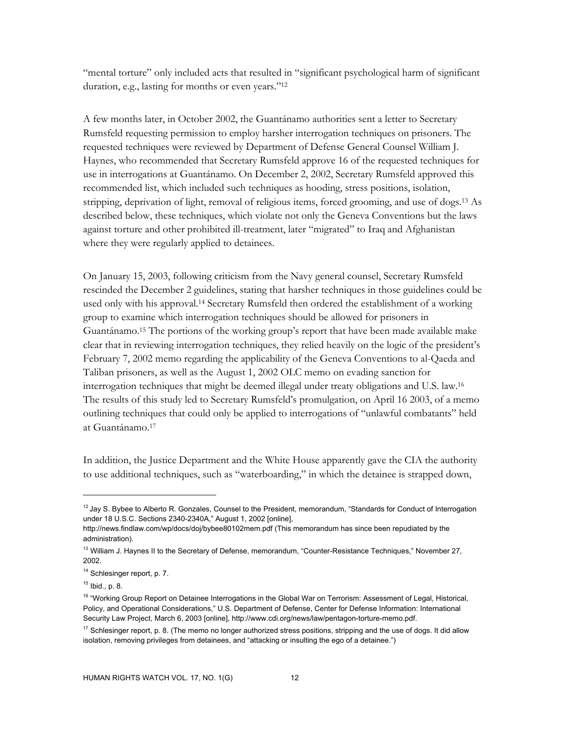"mental torture" only included acts that resulted in "significant psychological harm of significant duration, e.g., lasting for months or even years."[12]

A few months later, in October 2002, the Guantánamo authorities sent a letter to Secretary Rumsfeld requesting permission to employ harsher interrogation techniques on prisoners. The requested techniques were reviewed by Department of Defense General Counsel William J. Haynes, who recommended that Secretary Rumsfeld approve 16 of the requested techniques for use in interrogations at Guantánamo. On December 2, 2002, Secretary Rumsfeld approved this recommended list, which included such techniques as hooding, stress positions, isolation, stripping, deprivation of light, removal of religious items, forced grooming, and use of dogs.[13] As described below, these techniques, which violate not only the Geneva Conventions but the laws against torture and other prohibited ill-treatment, later "migrated" to Iraq and Afghanistan where they were regularly applied to detainees.

On January 15, 2003, following criticism from the Navy general counsel, Secretary Rumsfeld rescinded the December 2 guidelines, stating that harsher techniques in those guidelines could be used only with his approval.[14] Secretary Rumsfeld then ordered the establishment of a working group to examine which interrogation techniques should be allowed for prisoners in Guantánamo.[15] The portions of the working group's report that have been made available make clear that in reviewing interrogation techniques, they relied heavily on the logic of the president's February 7, 2002 memo regarding the applicability of the Geneva Conventions to al-Qaeda and Taliban prisoners, as well as the August 1, 2002 OLC memo on evading sanction for interrogation techniques that might be deemed illegal under treaty obligations and U.S. law.[16] The results of this study led to Secretary Rumsfeld's promulgation, on April 16 2003, of a memo outlining techniques that could only be applied to interrogations of "unlawful combatants" held at Guantánamo.[17]

In addition, the Justice Department and the White House apparently gave the CIA the authority to use additional techniques, such as "waterboarding," in which the detainee is strapped down,

---

[12] Jay S. Bybee to Alberto R. Gonzales, Counsel to the President, memorandum, "Standards for Conduct of Interrogation under 18 U.S.C. Sections 2340-2340A," August 1, 2002 [online], http://news.findlaw.com/wp/docs/doj/bybee80102mem.pdf (This memorandum has since been repudiated by the administration).

[13] William J. Haynes II to the Secretary of Defense, memorandum, "Counter-Resistance Techniques," November 27, 2002.

[14] Schlesinger report, p. 7.

[15] Ibid., p. 8.

[16] "Working Group Report on Detainee Interrogations in the Global War on Terrorism: Assessment of Legal, Historical, Policy, and Operational Considerations," U.S. Department of Defense, Center for Defense Information: International Security Law Project, March 6, 2003 [online], http://www.cdi.org/news/law/pentagon-torture-memo.pdf.

[17] Schlesinger report, p. 8. (The memo no longer authorized stress positions, stripping and the use of dogs. It did allow isolation, removing privileges from detainees, and "attacking or insulting the ego of a detainee.")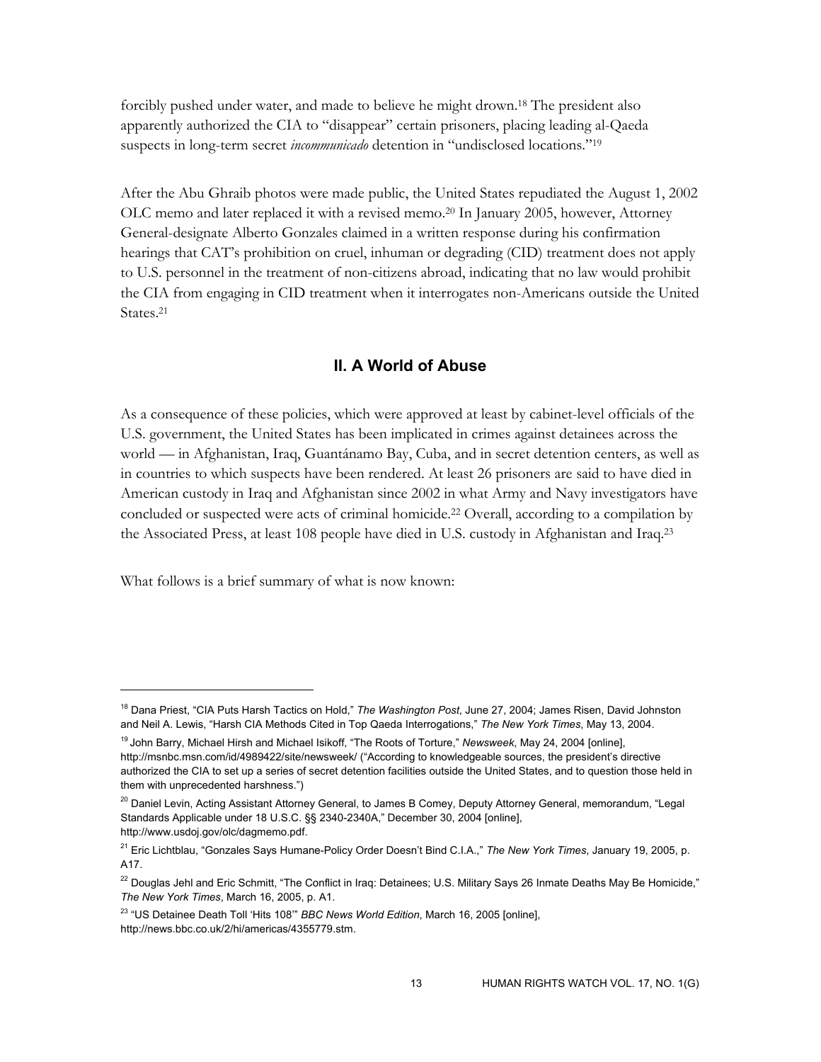forcibly pushed under water, and made to believe he might drown.[18] The president also apparently authorized the CIA to "disappear" certain prisoners, placing leading al-Qaeda suspects in long-term secret *incommunicado* detention in "undisclosed locations."[19]

After the Abu Ghraib photos were made public, the United States repudiated the August 1, 2002 OLC memo and later replaced it with a revised memo.[20] In January 2005, however, Attorney General-designate Alberto Gonzales claimed in a written response during his confirmation hearings that CAT's prohibition on cruel, inhuman or degrading (CID) treatment does not apply to U.S. personnel in the treatment of non-citizens abroad, indicating that no law would prohibit the CIA from engaging in CID treatment when it interrogates non-Americans outside the United States.[21]

## II. A World of Abuse

As a consequence of these policies, which were approved at least by cabinet-level officials of the U.S. government, the United States has been implicated in crimes against detainees across the world — in Afghanistan, Iraq, Guantánamo Bay, Cuba, and in secret detention centers, as well as in countries to which suspects have been rendered. At least 26 prisoners are said to have died in American custody in Iraq and Afghanistan since 2002 in what Army and Navy investigators have concluded or suspected were acts of criminal homicide.[22] Overall, according to a compilation by the Associated Press, at least 108 people have died in U.S. custody in Afghanistan and Iraq.[23]

What follows is a brief summary of what is now known:

---

[18] Dana Priest, "CIA Puts Harsh Tactics on Hold," *The Washington Post*, June 27, 2004; James Risen, David Johnston and Neil A. Lewis, "Harsh CIA Methods Cited in Top Qaeda Interrogations," *The New York Times*, May 13, 2004.

[19] John Barry, Michael Hirsh and Michael Isikoff, "The Roots of Torture," *Newsweek*, May 24, 2004 [online], http://msnbc.msn.com/id/4989422/site/newsweek/ ("According to knowledgeable sources, the president's directive authorized the CIA to set up a series of secret detention facilities outside the United States, and to question those held in them with unprecedented harshness.")

[20] Daniel Levin, Acting Assistant Attorney General, to James B Comey, Deputy Attorney General, memorandum, "Legal Standards Applicable under 18 U.S.C. §§ 2340-2340A," December 30, 2004 [online], http://www.usdoj.gov/olc/dagmemo.pdf.

[21] Eric Lichtblau, "Gonzales Says Humane-Policy Order Doesn't Bind C.I.A.," *The New York Times*, January 19, 2005, p. A17.

[22] Douglas Jehl and Eric Schmitt, "The Conflict in Iraq: Detainees; U.S. Military Says 26 Inmate Deaths May Be Homicide," *The New York Times*, March 16, 2005, p. A1.

[23] "US Detainee Death Toll 'Hits 108'" *BBC News World Edition*, March 16, 2005 [online], http://news.bbc.co.uk/2/hi/americas/4355779.stm.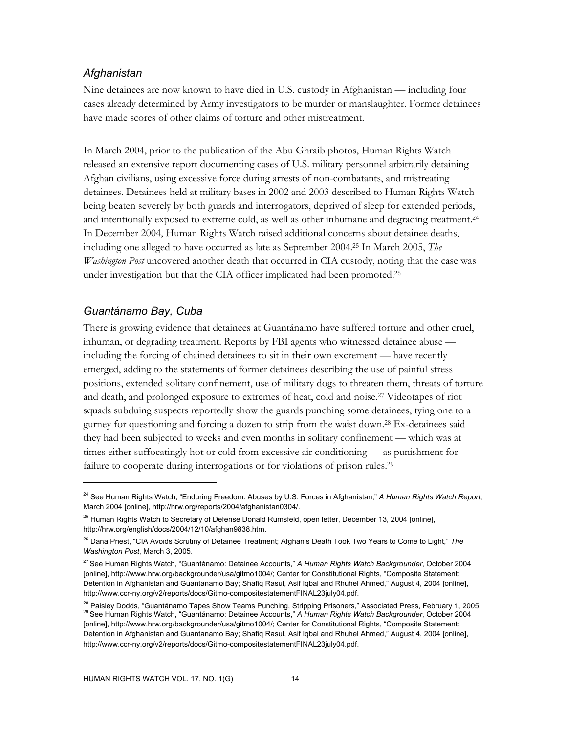### *Afghanistan*

Nine detainees are now known to have died in U.S. custody in Afghanistan — including four cases already determined by Army investigators to be murder or manslaughter. Former detainees have made scores of other claims of torture and other mistreatment.

In March 2004, prior to the publication of the Abu Ghraib photos, Human Rights Watch released an extensive report documenting cases of U.S. military personnel arbitrarily detaining Afghan civilians, using excessive force during arrests of non-combatants, and mistreating detainees. Detainees held at military bases in 2002 and 2003 described to Human Rights Watch being beaten severely by both guards and interrogators, deprived of sleep for extended periods, and intentionally exposed to extreme cold, as well as other inhumane and degrading treatment.[24] In December 2004, Human Rights Watch raised additional concerns about detainee deaths, including one alleged to have occurred as late as September 2004.[25] In March 2005, *The Washington Post* uncovered another death that occurred in CIA custody, noting that the case was under investigation but that the CIA officer implicated had been promoted.[26]

### *Guantánamo Bay, Cuba*

There is growing evidence that detainees at Guantánamo have suffered torture and other cruel, inhuman, or degrading treatment. Reports by FBI agents who witnessed detainee abuse — including the forcing of chained detainees to sit in their own excrement — have recently emerged, adding to the statements of former detainees describing the use of painful stress positions, extended solitary confinement, use of military dogs to threaten them, threats of torture and death, and prolonged exposure to extremes of heat, cold and noise.[27] Videotapes of riot squads subduing suspects reportedly show the guards punching some detainees, tying one to a gurney for questioning and forcing a dozen to strip from the waist down.[28] Ex-detainees said they had been subjected to weeks and even months in solitary confinement — which was at times either suffocatingly hot or cold from excessive air conditioning — as punishment for failure to cooperate during interrogations or for violations of prison rules.[29]

---

[24] See Human Rights Watch, "Enduring Freedom: Abuses by U.S. Forces in Afghanistan," *A Human Rights Watch Report*, March 2004 [online], http://hrw.org/reports/2004/afghanistan0304/.

[25] Human Rights Watch to Secretary of Defense Donald Rumsfeld, open letter, December 13, 2004 [online], http://hrw.org/english/docs/2004/12/10/afghan9838.htm.

[26] Dana Priest, "CIA Avoids Scrutiny of Detainee Treatment; Afghan's Death Took Two Years to Come to Light," *The Washington Post*, March 3, 2005.

[27] See Human Rights Watch, "Guantánamo: Detainee Accounts," *A Human Rights Watch Backgrounder*, October 2004 [online], http://www.hrw.org/backgrounder/usa/gitmo1004/; Center for Constitutional Rights, "Composite Statement: Detention in Afghanistan and Guantanamo Bay; Shafiq Rasul, Asif Iqbal and Rhuhel Ahmed," August 4, 2004 [online], http://www.ccr-ny.org/v2/reports/docs/Gitmo-compositestatementFINAL23july04.pdf.

[28] Paisley Dodds, "Guantánamo Tapes Show Teams Punching, Stripping Prisoners," Associated Press, February 1, 2005.

[29] See Human Rights Watch, "Guantánamo: Detainee Accounts," *A Human Rights Watch Backgrounder*, October 2004 [online], http://www.hrw.org/backgrounder/usa/gitmo1004/; Center for Constitutional Rights, "Composite Statement: Detention in Afghanistan and Guantanamo Bay; Shafiq Rasul, Asif Iqbal and Rhuhel Ahmed," August 4, 2004 [online], http://www.ccr-ny.org/v2/reports/docs/Gitmo-compositestatementFINAL23july04.pdf.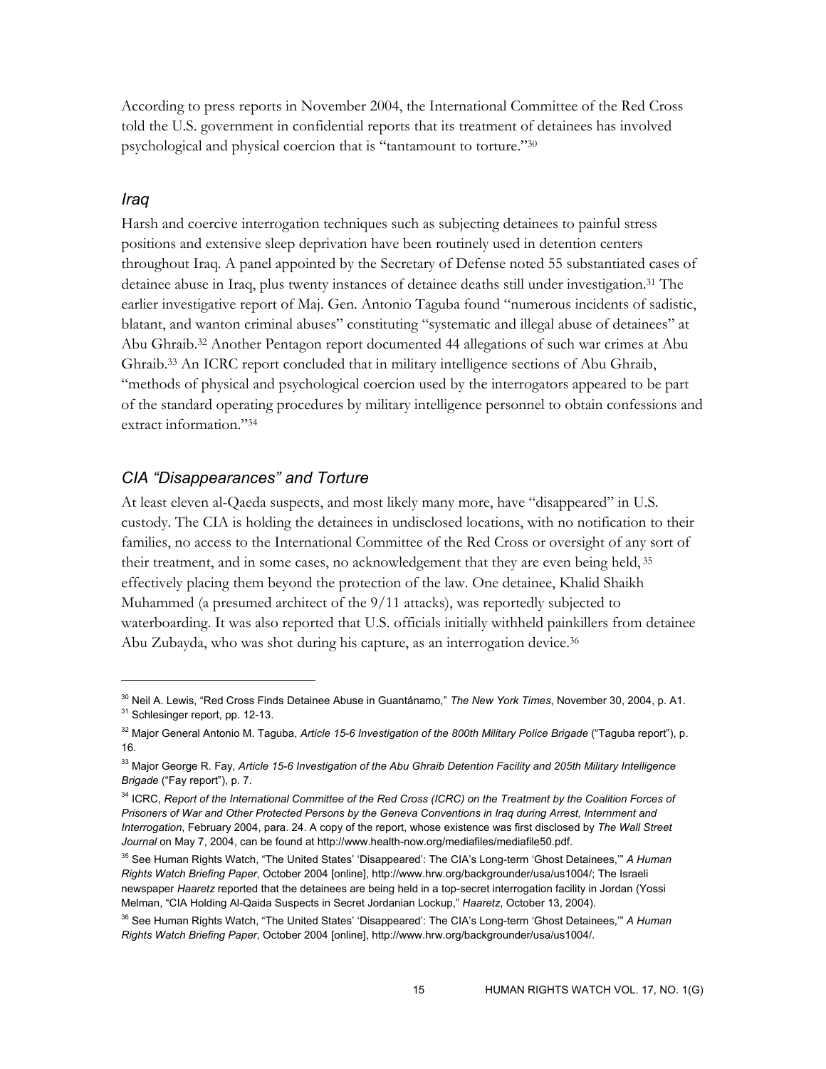According to press reports in November 2004, the International Committee of the Red Cross told the U.S. government in confidential reports that its treatment of detainees has involved psychological and physical coercion that is "tantamount to torture."[30]

### *Iraq*

Harsh and coercive interrogation techniques such as subjecting detainees to painful stress positions and extensive sleep deprivation have been routinely used in detention centers throughout Iraq. A panel appointed by the Secretary of Defense noted 55 substantiated cases of detainee abuse in Iraq, plus twenty instances of detainee deaths still under investigation.[31] The earlier investigative report of Maj. Gen. Antonio Taguba found "numerous incidents of sadistic, blatant, and wanton criminal abuses" constituting "systematic and illegal abuse of detainees" at Abu Ghraib.[32] Another Pentagon report documented 44 allegations of such war crimes at Abu Ghraib.[33] An ICRC report concluded that in military intelligence sections of Abu Ghraib, "methods of physical and psychological coercion used by the interrogators appeared to be part of the standard operating procedures by military intelligence personnel to obtain confessions and extract information."[34]

### *CIA "Disappearances" and Torture*

At least eleven al-Qaeda suspects, and most likely many more, have "disappeared" in U.S. custody. The CIA is holding the detainees in undisclosed locations, with no notification to their families, no access to the International Committee of the Red Cross or oversight of any sort of their treatment, and in some cases, no acknowledgement that they are even being held,[35] effectively placing them beyond the protection of the law. One detainee, Khalid Shaikh Muhammed (a presumed architect of the 9/11 attacks), was reportedly subjected to waterboarding. It was also reported that U.S. officials initially withheld painkillers from detainee Abu Zubayda, who was shot during his capture, as an interrogation device.[36]

---

[30] Neil A. Lewis, "Red Cross Finds Detainee Abuse in Guantánamo," *The New York Times*, November 30, 2004, p. A1.

[31] Schlesinger report, pp. 12-13.

[32] Major General Antonio M. Taguba, *Article 15-6 Investigation of the 800th Military Police Brigade* ("Taguba report"), p. 16.

[33] Major George R. Fay, *Article 15-6 Investigation of the Abu Ghraib Detention Facility and 205th Military Intelligence Brigade* ("Fay report"), p. 7.

[34] ICRC, *Report of the International Committee of the Red Cross (ICRC) on the Treatment by the Coalition Forces of Prisoners of War and Other Protected Persons by the Geneva Conventions in Iraq during Arrest, Internment and Interrogation*, February 2004, para. 24. A copy of the report, whose existence was first disclosed by *The Wall Street Journal* on May 7, 2004, can be found at http://www.health-now.org/mediafiles/mediafile50.pdf.

[35] See Human Rights Watch, "The United States' 'Disappeared': The CIA's Long-term 'Ghost Detainees,'" *A Human Rights Watch Briefing Paper*, October 2004 [online], http://www.hrw.org/backgrounder/usa/us1004/; The Israeli newspaper *Haaretz* reported that the detainees are being held in a top-secret interrogation facility in Jordan (Yossi Melman, "CIA Holding Al-Qaida Suspects in Secret Jordanian Lockup," *Haaretz*, October 13, 2004).

[36] See Human Rights Watch, "The United States' 'Disappeared': The CIA's Long-term 'Ghost Detainees,'" *A Human Rights Watch Briefing Paper*, October 2004 [online], http://www.hrw.org/backgrounder/usa/us1004/.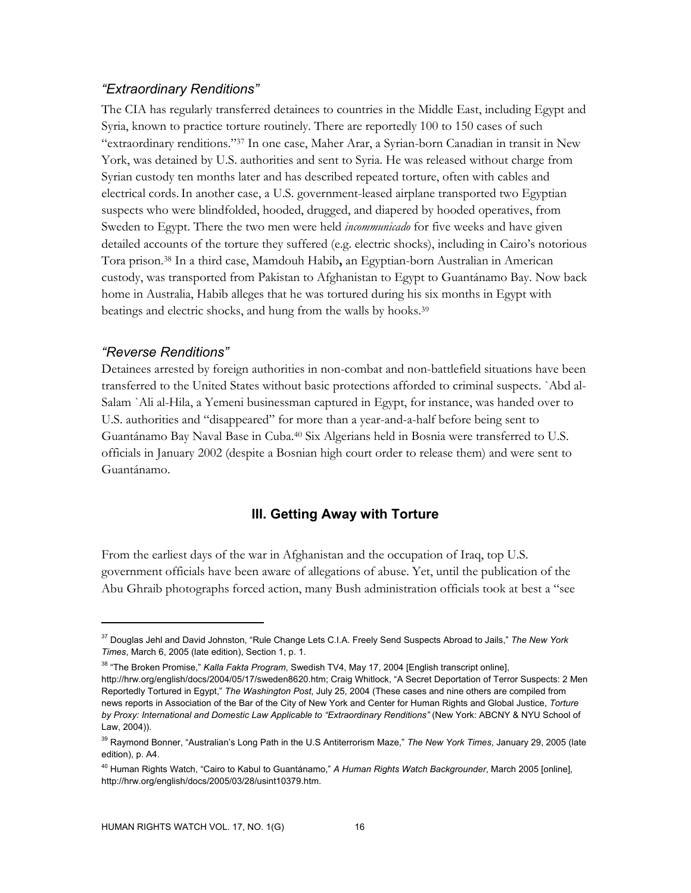### *"Extraordinary Renditions"*

The CIA has regularly transferred detainees to countries in the Middle East, including Egypt and Syria, known to practice torture routinely. There are reportedly 100 to 150 cases of such "extraordinary renditions."[37] In one case, Maher Arar, a Syrian-born Canadian in transit in New York, was detained by U.S. authorities and sent to Syria. He was released without charge from Syrian custody ten months later and has described repeated torture, often with cables and electrical cords. In another case, a U.S. government-leased airplane transported two Egyptian suspects who were blindfolded, hooded, drugged, and diapered by hooded operatives, from Sweden to Egypt. There the two men were held *incommunicado* for five weeks and have given detailed accounts of the torture they suffered (e.g. electric shocks), including in Cairo's notorious Tora prison.[38] In a third case, Mamdouh Habib**,** an Egyptian-born Australian in American custody, was transported from Pakistan to Afghanistan to Egypt to Guantánamo Bay. Now back home in Australia, Habib alleges that he was tortured during his six months in Egypt with beatings and electric shocks, and hung from the walls by hooks.[39]

### *"Reverse Renditions"*

Detainees arrested by foreign authorities in non-combat and non-battlefield situations have been transferred to the United States without basic protections afforded to criminal suspects. `Abd al-Salam `Ali al-Hila, a Yemeni businessman captured in Egypt, for instance, was handed over to U.S. authorities and "disappeared" for more than a year-and-a-half before being sent to Guantánamo Bay Naval Base in Cuba.[40] Six Algerians held in Bosnia were transferred to U.S. officials in January 2002 (despite a Bosnian high court order to release them) and were sent to Guantánamo.

## III. Getting Away with Torture

From the earliest days of the war in Afghanistan and the occupation of Iraq, top U.S. government officials have been aware of allegations of abuse. Yet, until the publication of the Abu Ghraib photographs forced action, many Bush administration officials took at best a "see

---

[37] Douglas Jehl and David Johnston, "Rule Change Lets C.I.A. Freely Send Suspects Abroad to Jails," *The New York Times*, March 6, 2005 (late edition), Section 1, p. 1.

[38] "The Broken Promise," *Kalla Fakta Program*, Swedish TV4, May 17, 2004 [English transcript online], http://hrw.org/english/docs/2004/05/17/sweden8620.htm; Craig Whitlock, "A Secret Deportation of Terror Suspects: 2 Men Reportedly Tortured in Egypt," *The Washington Post*, July 25, 2004 (These cases and nine others are compiled from news reports in Association of the Bar of the City of New York and Center for Human Rights and Global Justice, *Torture by Proxy: International and Domestic Law Applicable to "Extraordinary Renditions"* (New York: ABCNY & NYU School of Law, 2004)).

[39] Raymond Bonner, "Australian's Long Path in the U.S Antiterrorism Maze," *The New York Times*, January 29, 2005 (late edition), p. A4.

[40] Human Rights Watch, "Cairo to Kabul to Guantánamo," *A Human Rights Watch Backgrounder*, March 2005 [online], http://hrw.org/english/docs/2005/03/28/usint10379.htm.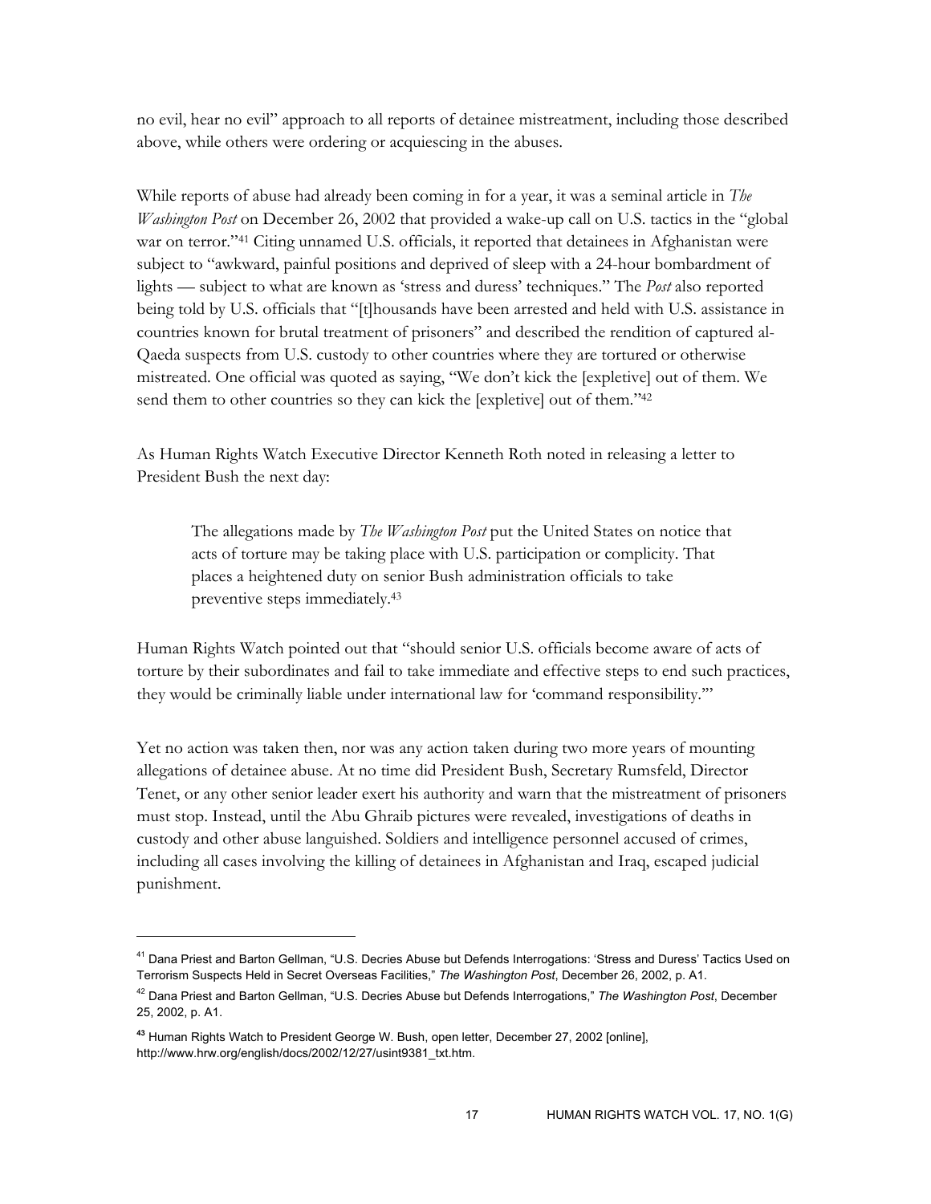no evil, hear no evil" approach to all reports of detainee mistreatment, including those described above, while others were ordering or acquiescing in the abuses.

While reports of abuse had already been coming in for a year, it was a seminal article in *The Washington Post* on December 26, 2002 that provided a wake-up call on U.S. tactics in the "global war on terror."[41] Citing unnamed U.S. officials, it reported that detainees in Afghanistan were subject to "awkward, painful positions and deprived of sleep with a 24-hour bombardment of lights — subject to what are known as 'stress and duress' techniques." The *Post* also reported being told by U.S. officials that "[t]housands have been arrested and held with U.S. assistance in countries known for brutal treatment of prisoners" and described the rendition of captured al-Qaeda suspects from U.S. custody to other countries where they are tortured or otherwise mistreated. One official was quoted as saying, "We don't kick the [expletive] out of them. We send them to other countries so they can kick the [expletive] out of them."[42]

As Human Rights Watch Executive Director Kenneth Roth noted in releasing a letter to President Bush the next day:

> The allegations made by *The Washington Post* put the United States on notice that acts of torture may be taking place with U.S. participation or complicity. That places a heightened duty on senior Bush administration officials to take preventive steps immediately.[43]

Human Rights Watch pointed out that "should senior U.S. officials become aware of acts of torture by their subordinates and fail to take immediate and effective steps to end such practices, they would be criminally liable under international law for 'command responsibility.'"

Yet no action was taken then, nor was any action taken during two more years of mounting allegations of detainee abuse. At no time did President Bush, Secretary Rumsfeld, Director Tenet, or any other senior leader exert his authority and warn that the mistreatment of prisoners must stop. Instead, until the Abu Ghraib pictures were revealed, investigations of deaths in custody and other abuse languished. Soldiers and intelligence personnel accused of crimes, including all cases involving the killing of detainees in Afghanistan and Iraq, escaped judicial punishment.

---

[41] Dana Priest and Barton Gellman, "U.S. Decries Abuse but Defends Interrogations: 'Stress and Duress' Tactics Used on Terrorism Suspects Held in Secret Overseas Facilities," *The Washington Post*, December 26, 2002, p. A1.

[42] Dana Priest and Barton Gellman, "U.S. Decries Abuse but Defends Interrogations," *The Washington Post*, December 25, 2002, p. A1.

[43] Human Rights Watch to President George W. Bush, open letter, December 27, 2002 [online], http://www.hrw.org/english/docs/2002/12/27/usint9381_txt.htm.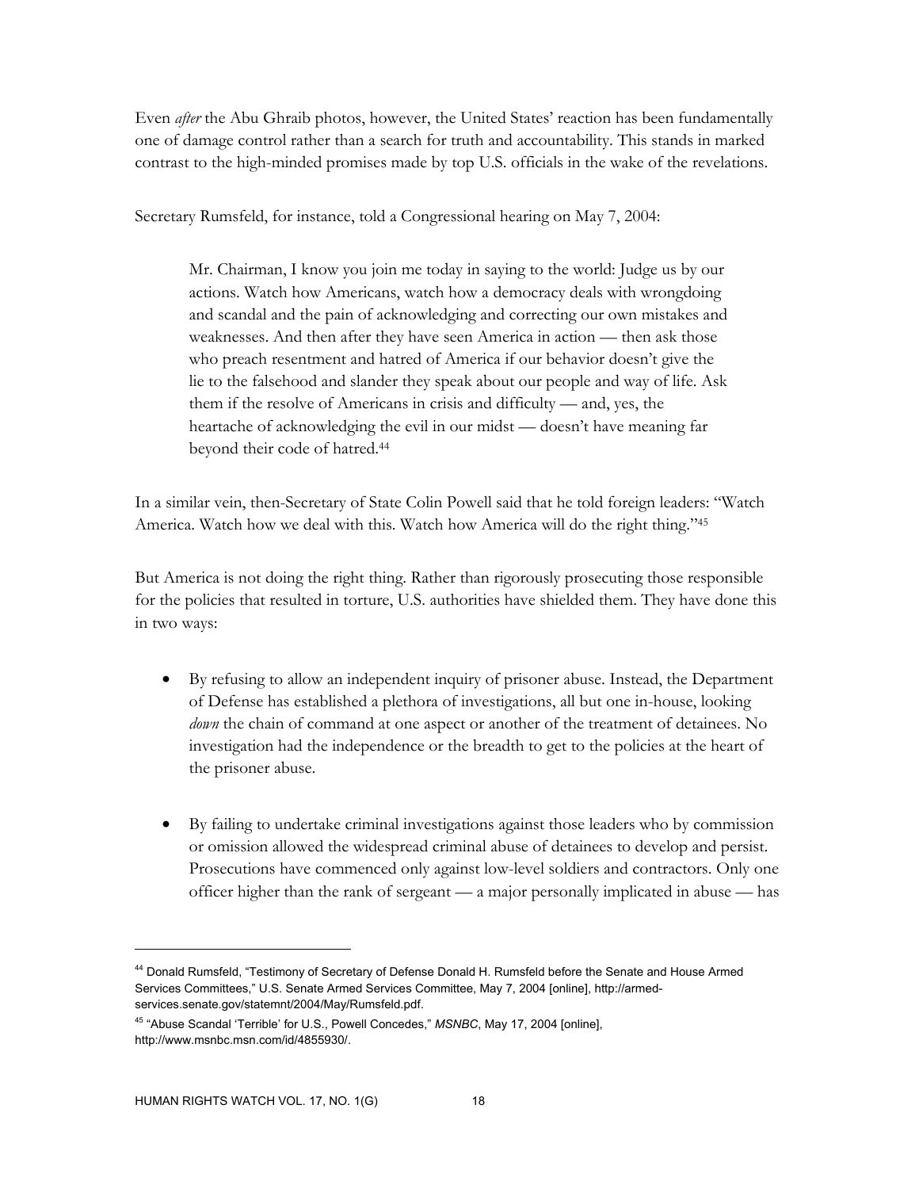Even *after* the Abu Ghraib photos, however, the United States' reaction has been fundamentally one of damage control rather than a search for truth and accountability. This stands in marked contrast to the high-minded promises made by top U.S. officials in the wake of the revelations.

Secretary Rumsfeld, for instance, told a Congressional hearing on May 7, 2004:

> Mr. Chairman, I know you join me today in saying to the world: Judge us by our actions. Watch how Americans, watch how a democracy deals with wrongdoing and scandal and the pain of acknowledging and correcting our own mistakes and weaknesses. And then after they have seen America in action — then ask those who preach resentment and hatred of America if our behavior doesn't give the lie to the falsehood and slander they speak about our people and way of life. Ask them if the resolve of Americans in crisis and difficulty — and, yes, the heartache of acknowledging the evil in our midst — doesn't have meaning far beyond their code of hatred.[44]

In a similar vein, then-Secretary of State Colin Powell said that he told foreign leaders: "Watch America. Watch how we deal with this. Watch how America will do the right thing."[45]

But America is not doing the right thing. Rather than rigorously prosecuting those responsible for the policies that resulted in torture, U.S. authorities have shielded them. They have done this in two ways:

- By refusing to allow an independent inquiry of prisoner abuse. Instead, the Department of Defense has established a plethora of investigations, all but one in-house, looking *down* the chain of command at one aspect or another of the treatment of detainees. No investigation had the independence or the breadth to get to the policies at the heart of the prisoner abuse.

- By failing to undertake criminal investigations against those leaders who by commission or omission allowed the widespread criminal abuse of detainees to develop and persist. Prosecutions have commenced only against low-level soldiers and contractors. Only one officer higher than the rank of sergeant — a major personally implicated in abuse — has

---

[44] Donald Rumsfeld, "Testimony of Secretary of Defense Donald H. Rumsfeld before the Senate and House Armed Services Committees," U.S. Senate Armed Services Committee, May 7, 2004 [online], http://armed-services.senate.gov/statemnt/2004/May/Rumsfeld.pdf.

[45] "Abuse Scandal 'Terrible' for U.S., Powell Concedes," *MSNBC*, May 17, 2004 [online], http://www.msnbc.msn.com/id/4855930/.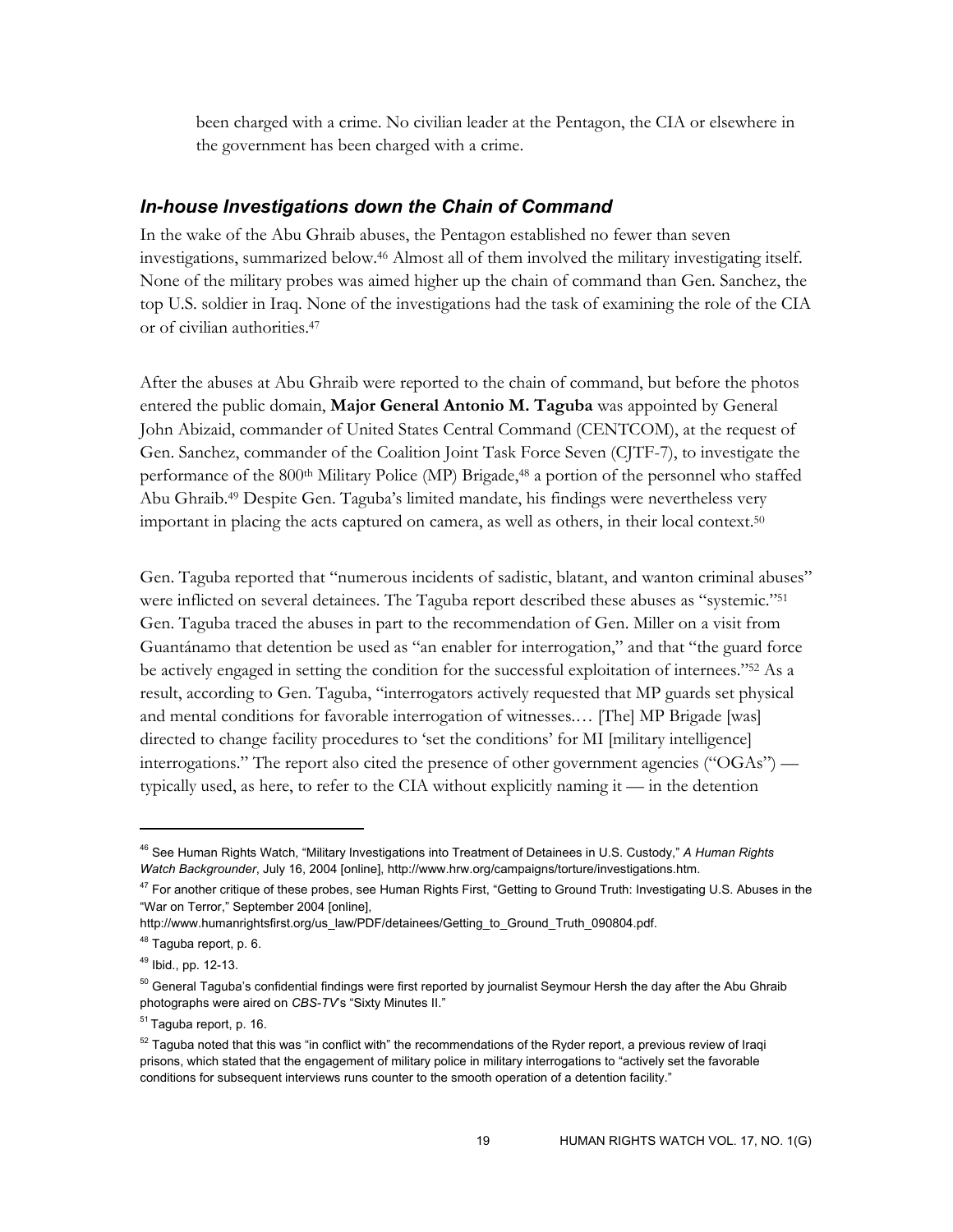been charged with a crime. No civilian leader at the Pentagon, the CIA or elsewhere in the government has been charged with a crime.

### *In-house Investigations down the Chain of Command*

In the wake of the Abu Ghraib abuses, the Pentagon established no fewer than seven investigations, summarized below.[46] Almost all of them involved the military investigating itself. None of the military probes was aimed higher up the chain of command than Gen. Sanchez, the top U.S. soldier in Iraq. None of the investigations had the task of examining the role of the CIA or of civilian authorities.[47]

After the abuses at Abu Ghraib were reported to the chain of command, but before the photos entered the public domain, **Major General Antonio M. Taguba** was appointed by General John Abizaid, commander of United States Central Command (CENTCOM), at the request of Gen. Sanchez, commander of the Coalition Joint Task Force Seven (CJTF-7), to investigate the performance of the 800th Military Police (MP) Brigade,[48] a portion of the personnel who staffed Abu Ghraib.[49] Despite Gen. Taguba's limited mandate, his findings were nevertheless very important in placing the acts captured on camera, as well as others, in their local context.[50]

Gen. Taguba reported that "numerous incidents of sadistic, blatant, and wanton criminal abuses" were inflicted on several detainees. The Taguba report described these abuses as "systemic."[51] Gen. Taguba traced the abuses in part to the recommendation of Gen. Miller on a visit from Guantánamo that detention be used as "an enabler for interrogation," and that "the guard force be actively engaged in setting the condition for the successful exploitation of internees."[52] As a result, according to Gen. Taguba, "interrogators actively requested that MP guards set physical and mental conditions for favorable interrogation of witnesses.… [The] MP Brigade [was] directed to change facility procedures to 'set the conditions' for MI [military intelligence] interrogations." The report also cited the presence of other government agencies ("OGAs") — typically used, as here, to refer to the CIA without explicitly naming it — in the detention

---

[46] See Human Rights Watch, "Military Investigations into Treatment of Detainees in U.S. Custody," *A Human Rights Watch Backgrounder*, July 16, 2004 [online], http://www.hrw.org/campaigns/torture/investigations.htm.

[47] For another critique of these probes, see Human Rights First, "Getting to Ground Truth: Investigating U.S. Abuses in the "War on Terror," September 2004 [online], http://www.humanrightsfirst.org/us_law/PDF/detainees/Getting_to_Ground_Truth_090804.pdf.

[48] Taguba report, p. 6.

[49] Ibid., pp. 12-13.

[50] General Taguba's confidential findings were first reported by journalist Seymour Hersh the day after the Abu Ghraib photographs were aired on *CBS-TV*'s "Sixty Minutes II."

[51] Taguba report, p. 16.

[52] Taguba noted that this was "in conflict with" the recommendations of the Ryder report, a previous review of Iraqi prisons, which stated that the engagement of military police in military interrogations to "actively set the favorable conditions for subsequent interviews runs counter to the smooth operation of a detention facility."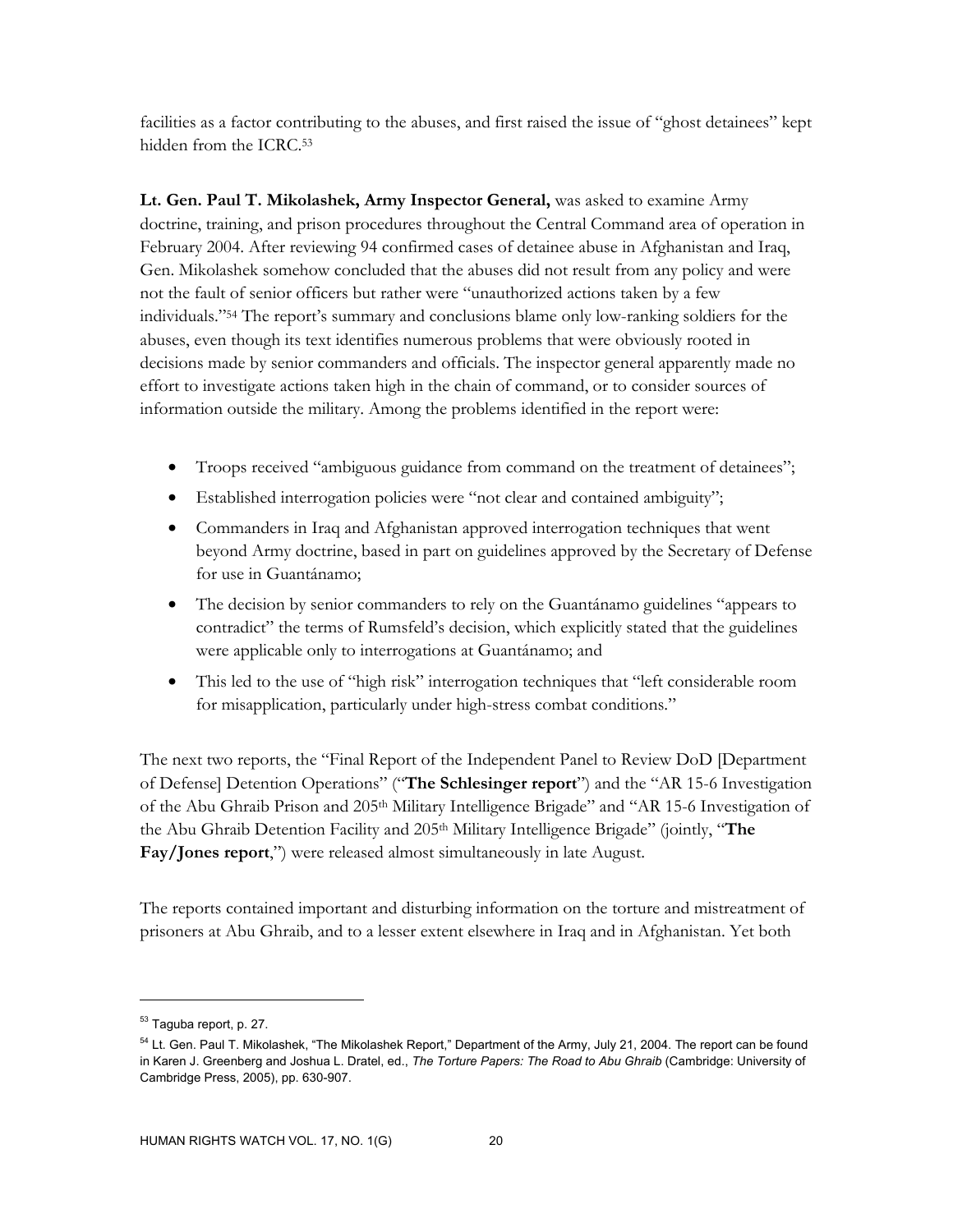facilities as a factor contributing to the abuses, and first raised the issue of "ghost detainees" kept hidden from the ICRC.[53]

**Lt. Gen. Paul T. Mikolashek, Army Inspector General,** was asked to examine Army doctrine, training, and prison procedures throughout the Central Command area of operation in February 2004. After reviewing 94 confirmed cases of detainee abuse in Afghanistan and Iraq, Gen. Mikolashek somehow concluded that the abuses did not result from any policy and were not the fault of senior officers but rather were "unauthorized actions taken by a few individuals."[54] The report's summary and conclusions blame only low-ranking soldiers for the abuses, even though its text identifies numerous problems that were obviously rooted in decisions made by senior commanders and officials. The inspector general apparently made no effort to investigate actions taken high in the chain of command, or to consider sources of information outside the military. Among the problems identified in the report were:

- Troops received "ambiguous guidance from command on the treatment of detainees";
- Established interrogation policies were "not clear and contained ambiguity";
- Commanders in Iraq and Afghanistan approved interrogation techniques that went beyond Army doctrine, based in part on guidelines approved by the Secretary of Defense for use in Guantánamo;
- The decision by senior commanders to rely on the Guantánamo guidelines "appears to contradict" the terms of Rumsfeld's decision, which explicitly stated that the guidelines were applicable only to interrogations at Guantánamo; and
- This led to the use of "high risk" interrogation techniques that "left considerable room for misapplication, particularly under high-stress combat conditions."

The next two reports, the "Final Report of the Independent Panel to Review DoD [Department of Defense] Detention Operations" ("**The Schlesinger report**") and the "AR 15-6 Investigation of the Abu Ghraib Prison and 205th Military Intelligence Brigade" and "AR 15-6 Investigation of the Abu Ghraib Detention Facility and 205th Military Intelligence Brigade" (jointly, "**The Fay/Jones report**,") were released almost simultaneously in late August.

The reports contained important and disturbing information on the torture and mistreatment of prisoners at Abu Ghraib, and to a lesser extent elsewhere in Iraq and in Afghanistan. Yet both

---

[53] Taguba report, p. 27.

[54] Lt. Gen. Paul T. Mikolashek, "The Mikolashek Report," Department of the Army, July 21, 2004. The report can be found in Karen J. Greenberg and Joshua L. Dratel, ed., *The Torture Papers: The Road to Abu Ghraib* (Cambridge: University of Cambridge Press, 2005), pp. 630-907.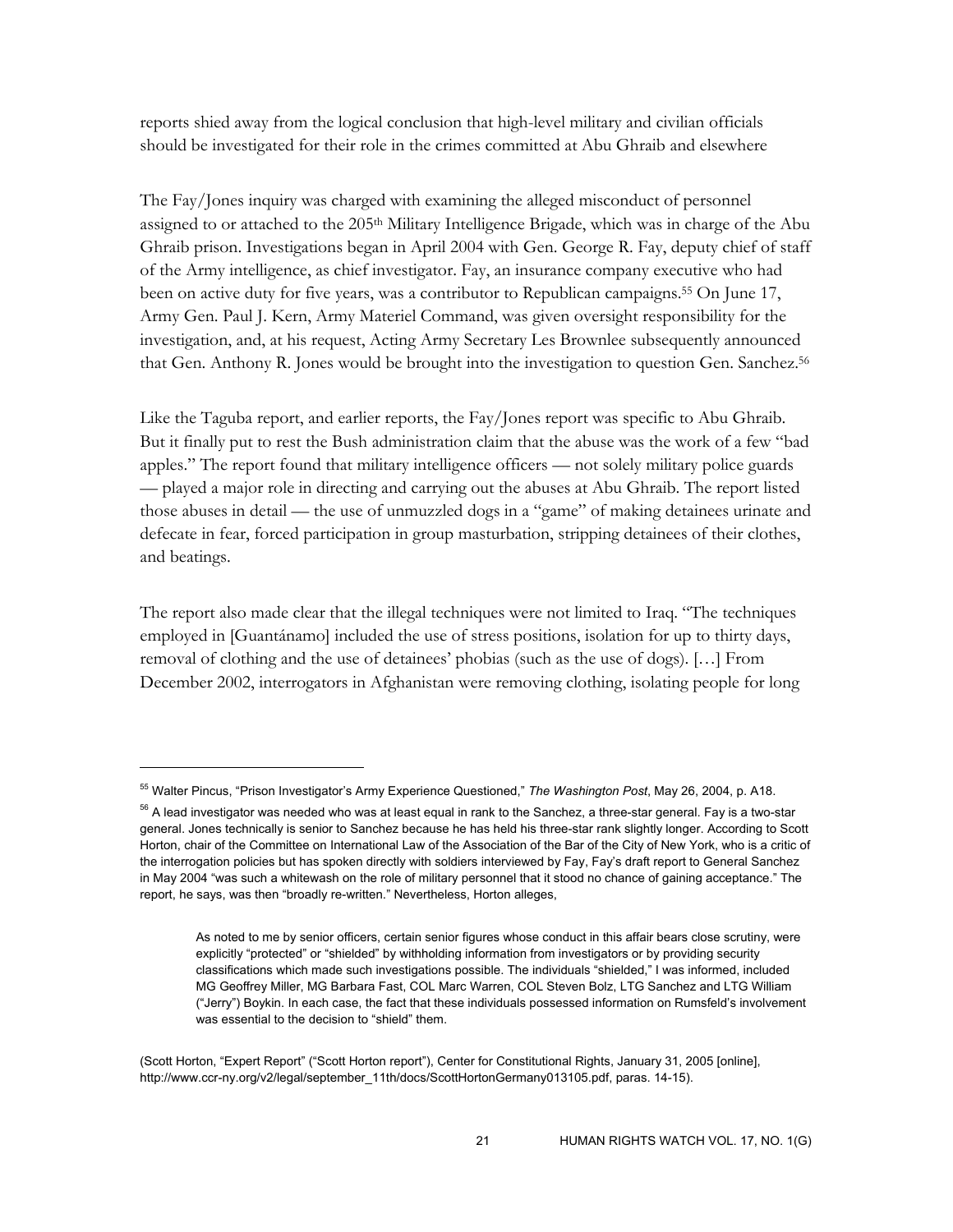reports shied away from the logical conclusion that high-level military and civilian officials should be investigated for their role in the crimes committed at Abu Ghraib and elsewhere

The Fay/Jones inquiry was charged with examining the alleged misconduct of personnel assigned to or attached to the 205th Military Intelligence Brigade, which was in charge of the Abu Ghraib prison. Investigations began in April 2004 with Gen. George R. Fay, deputy chief of staff of the Army intelligence, as chief investigator. Fay, an insurance company executive who had been on active duty for five years, was a contributor to Republican campaigns.[55] On June 17, Army Gen. Paul J. Kern, Army Materiel Command, was given oversight responsibility for the investigation, and, at his request, Acting Army Secretary Les Brownlee subsequently announced that Gen. Anthony R. Jones would be brought into the investigation to question Gen. Sanchez.[56]

Like the Taguba report, and earlier reports, the Fay/Jones report was specific to Abu Ghraib. But it finally put to rest the Bush administration claim that the abuse was the work of a few "bad apples." The report found that military intelligence officers — not solely military police guards — played a major role in directing and carrying out the abuses at Abu Ghraib. The report listed those abuses in detail — the use of unmuzzled dogs in a "game" of making detainees urinate and defecate in fear, forced participation in group masturbation, stripping detainees of their clothes, and beatings.

The report also made clear that the illegal techniques were not limited to Iraq. "The techniques employed in [Guantánamo] included the use of stress positions, isolation for up to thirty days, removal of clothing and the use of detainees' phobias (such as the use of dogs). […] From December 2002, interrogators in Afghanistan were removing clothing, isolating people for long

---

[55] Walter Pincus, "Prison Investigator's Army Experience Questioned," *The Washington Post*, May 26, 2004, p. A18.

[56] A lead investigator was needed who was at least equal in rank to the Sanchez, a three-star general. Fay is a two-star general. Jones technically is senior to Sanchez because he has held his three-star rank slightly longer. According to Scott Horton, chair of the Committee on International Law of the Association of the Bar of the City of New York, who is a critic of the interrogation policies but has spoken directly with soldiers interviewed by Fay, Fay's draft report to General Sanchez in May 2004 "was such a whitewash on the role of military personnel that it stood no chance of gaining acceptance." The report, he says, was then "broadly re-written." Nevertheless, Horton alleges,

> As noted to me by senior officers, certain senior figures whose conduct in this affair bears close scrutiny, were explicitly "protected" or "shielded" by withholding information from investigators or by providing security classifications which made such investigations possible. The individuals "shielded," I was informed, included MG Geoffrey Miller, MG Barbara Fast, COL Marc Warren, COL Steven Bolz, LTG Sanchez and LTG William ("Jerry") Boykin. In each case, the fact that these individuals possessed information on Rumsfeld's involvement was essential to the decision to "shield" them.

(Scott Horton, "Expert Report" ("Scott Horton report"), Center for Constitutional Rights, January 31, 2005 [online], http://www.ccr-ny.org/v2/legal/september_11th/docs/ScottHortonGermany013105.pdf, paras. 14-15).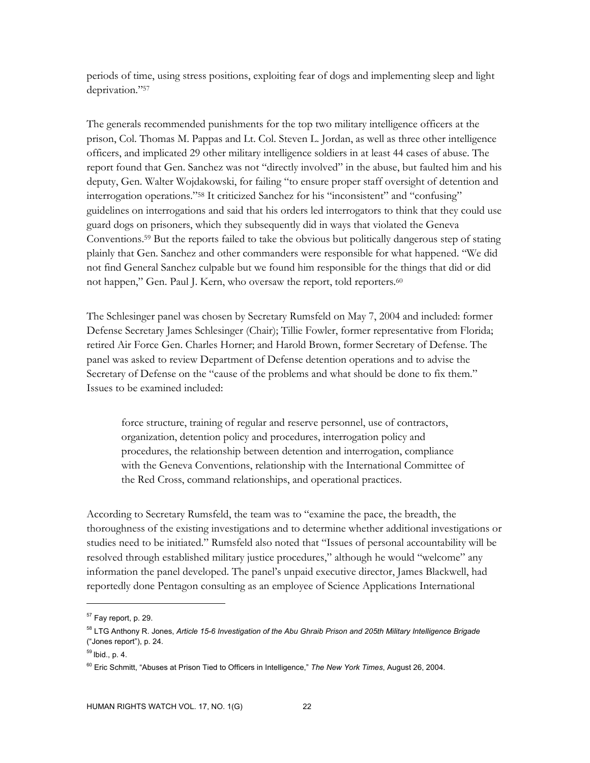periods of time, using stress positions, exploiting fear of dogs and implementing sleep and light deprivation."[57]

The generals recommended punishments for the top two military intelligence officers at the prison, Col. Thomas M. Pappas and Lt. Col. Steven L. Jordan, as well as three other intelligence officers, and implicated 29 other military intelligence soldiers in at least 44 cases of abuse. The report found that Gen. Sanchez was not "directly involved" in the abuse, but faulted him and his deputy, Gen. Walter Wojdakowski, for failing "to ensure proper staff oversight of detention and interrogation operations."[58] It criticized Sanchez for his "inconsistent" and "confusing" guidelines on interrogations and said that his orders led interrogators to think that they could use guard dogs on prisoners, which they subsequently did in ways that violated the Geneva Conventions.[59] But the reports failed to take the obvious but politically dangerous step of stating plainly that Gen. Sanchez and other commanders were responsible for what happened. "We did not find General Sanchez culpable but we found him responsible for the things that did or did not happen," Gen. Paul J. Kern, who oversaw the report, told reporters.[60]

The Schlesinger panel was chosen by Secretary Rumsfeld on May 7, 2004 and included: former Defense Secretary James Schlesinger (Chair); Tillie Fowler, former representative from Florida; retired Air Force Gen. Charles Horner; and Harold Brown, former Secretary of Defense. The panel was asked to review Department of Defense detention operations and to advise the Secretary of Defense on the "cause of the problems and what should be done to fix them." Issues to be examined included:

> force structure, training of regular and reserve personnel, use of contractors, organization, detention policy and procedures, interrogation policy and procedures, the relationship between detention and interrogation, compliance with the Geneva Conventions, relationship with the International Committee of the Red Cross, command relationships, and operational practices.

According to Secretary Rumsfeld, the team was to "examine the pace, the breadth, the thoroughness of the existing investigations and to determine whether additional investigations or studies need to be initiated." Rumsfeld also noted that "Issues of personal accountability will be resolved through established military justice procedures," although he would "welcome" any information the panel developed. The panel's unpaid executive director, James Blackwell, had reportedly done Pentagon consulting as an employee of Science Applications International

---

[57] Fay report, p. 29.

[58] LTG Anthony R. Jones, *Article 15-6 Investigation of the Abu Ghraib Prison and 205th Military Intelligence Brigade* ("Jones report"), p. 24.

[59] Ibid., p. 4.

[60] Eric Schmitt, "Abuses at Prison Tied to Officers in Intelligence," *The New York Times*, August 26, 2004.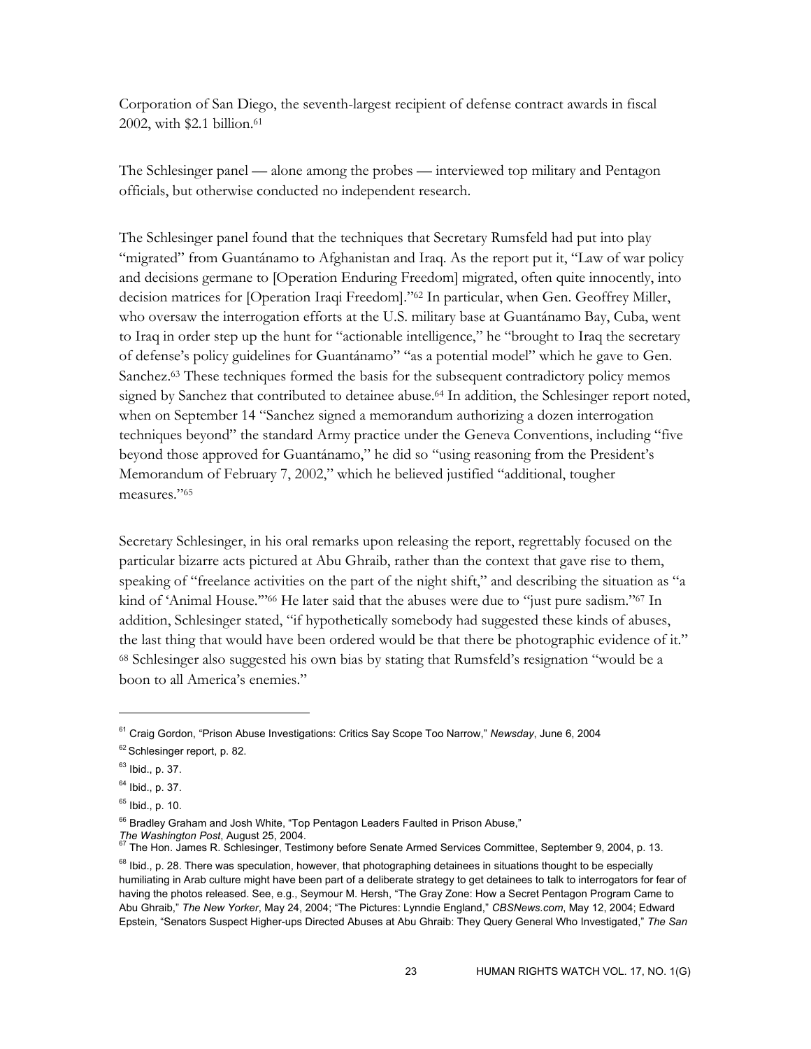Corporation of San Diego, the seventh-largest recipient of defense contract awards in fiscal 2002, with $2.1 billion.[61]

The Schlesinger panel — alone among the probes — interviewed top military and Pentagon officials, but otherwise conducted no independent research.

The Schlesinger panel found that the techniques that Secretary Rumsfeld had put into play "migrated" from Guantánamo to Afghanistan and Iraq. As the report put it, "Law of war policy and decisions germane to [Operation Enduring Freedom] migrated, often quite innocently, into decision matrices for [Operation Iraqi Freedom]."[62] In particular, when Gen. Geoffrey Miller, who oversaw the interrogation efforts at the U.S. military base at Guantánamo Bay, Cuba, went to Iraq in order step up the hunt for "actionable intelligence," he "brought to Iraq the secretary of defense's policy guidelines for Guantánamo" "as a potential model" which he gave to Gen. Sanchez.[63] These techniques formed the basis for the subsequent contradictory policy memos signed by Sanchez that contributed to detainee abuse.[64] In addition, the Schlesinger report noted, when on September 14 "Sanchez signed a memorandum authorizing a dozen interrogation techniques beyond" the standard Army practice under the Geneva Conventions, including "five beyond those approved for Guantánamo," he did so "using reasoning from the President's Memorandum of February 7, 2002," which he believed justified "additional, tougher measures."[65]

Secretary Schlesinger, in his oral remarks upon releasing the report, regrettably focused on the particular bizarre acts pictured at Abu Ghraib, rather than the context that gave rise to them, speaking of "freelance activities on the part of the night shift," and describing the situation as "a kind of 'Animal House.'"[66] He later said that the abuses were due to "just pure sadism."[67] In addition, Schlesinger stated, "if hypothetically somebody had suggested these kinds of abuses, the last thing that would have been ordered would be that there be photographic evidence of it." [68] Schlesinger also suggested his own bias by stating that Rumsfeld's resignation "would be a boon to all America's enemies."

---

[61] Craig Gordon, "Prison Abuse Investigations: Critics Say Scope Too Narrow," *Newsday*, June 6, 2004

[62] Schlesinger report, p. 82.

[63] Ibid., p. 37.

[64] Ibid., p. 37.

[65] Ibid., p. 10.

[66] Bradley Graham and Josh White, "Top Pentagon Leaders Faulted in Prison Abuse," *The Washington Post*, August 25, 2004.

[67] The Hon. James R. Schlesinger, Testimony before Senate Armed Services Committee, September 9, 2004, p. 13.

[68] Ibid., p. 28. There was speculation, however, that photographing detainees in situations thought to be especially humiliating in Arab culture might have been part of a deliberate strategy to get detainees to talk to interrogators for fear of having the photos released. See, e.g., Seymour M. Hersh, "The Gray Zone: How a Secret Pentagon Program Came to Abu Ghraib," *The New Yorker*, May 24, 2004; "The Pictures: Lynndie England," *CBSNews.com*, May 12, 2004; Edward Epstein, "Senators Suspect Higher-ups Directed Abuses at Abu Ghraib: They Query General Who Investigated," *The San*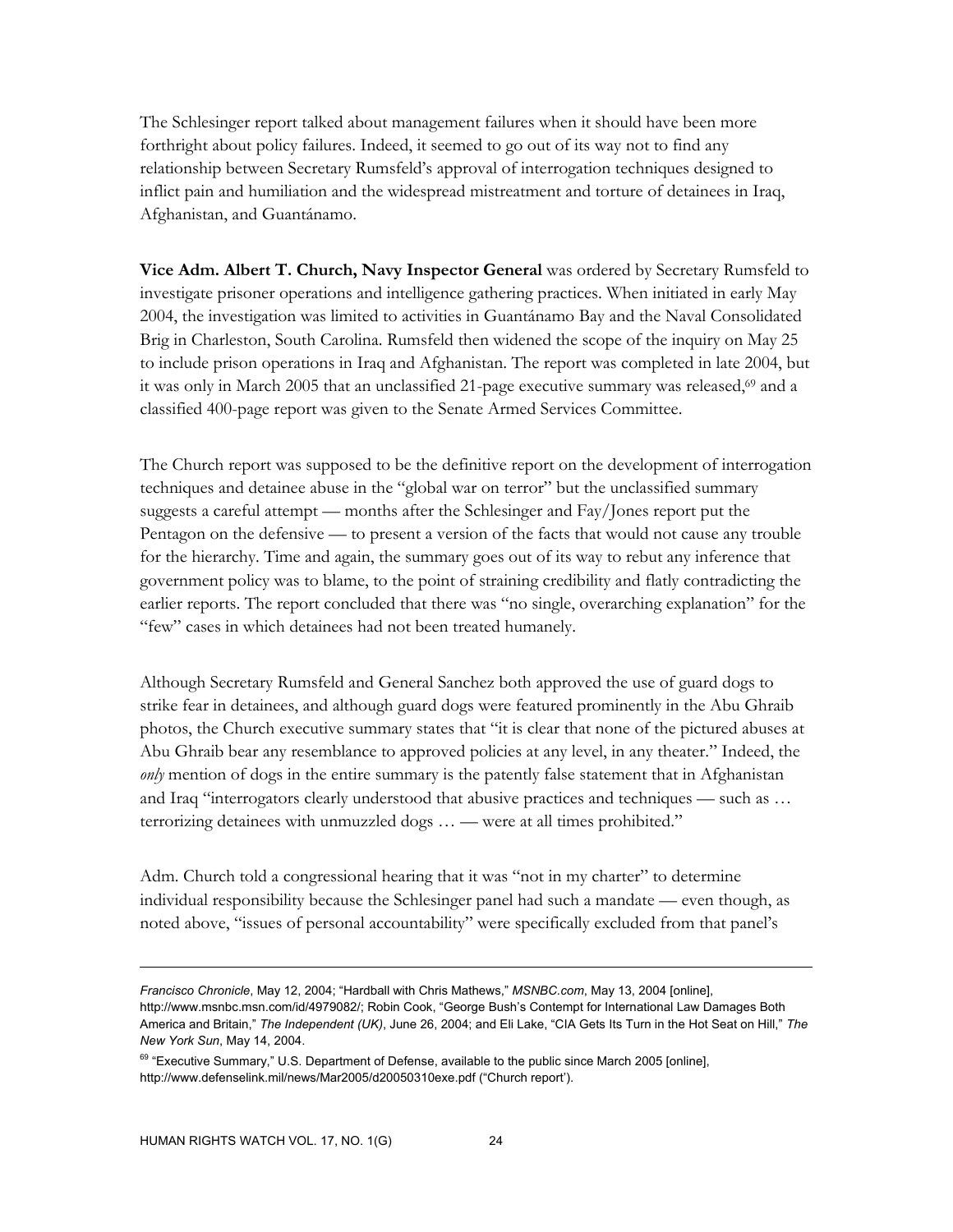The Schlesinger report talked about management failures when it should have been more forthright about policy failures. Indeed, it seemed to go out of its way not to find any relationship between Secretary Rumsfeld's approval of interrogation techniques designed to inflict pain and humiliation and the widespread mistreatment and torture of detainees in Iraq, Afghanistan, and Guantánamo.

**Vice Adm. Albert T. Church, Navy Inspector General** was ordered by Secretary Rumsfeld to investigate prisoner operations and intelligence gathering practices. When initiated in early May 2004, the investigation was limited to activities in Guantánamo Bay and the Naval Consolidated Brig in Charleston, South Carolina. Rumsfeld then widened the scope of the inquiry on May 25 to include prison operations in Iraq and Afghanistan. The report was completed in late 2004, but it was only in March 2005 that an unclassified 21-page executive summary was released,[69] and a classified 400-page report was given to the Senate Armed Services Committee.

The Church report was supposed to be the definitive report on the development of interrogation techniques and detainee abuse in the "global war on terror" but the unclassified summary suggests a careful attempt — months after the Schlesinger and Fay/Jones report put the Pentagon on the defensive — to present a version of the facts that would not cause any trouble for the hierarchy. Time and again, the summary goes out of its way to rebut any inference that government policy was to blame, to the point of straining credibility and flatly contradicting the earlier reports. The report concluded that there was "no single, overarching explanation" for the "few" cases in which detainees had not been treated humanely.

Although Secretary Rumsfeld and General Sanchez both approved the use of guard dogs to strike fear in detainees, and although guard dogs were featured prominently in the Abu Ghraib photos, the Church executive summary states that "it is clear that none of the pictured abuses at Abu Ghraib bear any resemblance to approved policies at any level, in any theater." Indeed, the *only* mention of dogs in the entire summary is the patently false statement that in Afghanistan and Iraq "interrogators clearly understood that abusive practices and techniques — such as … terrorizing detainees with unmuzzled dogs … — were at all times prohibited."

Adm. Church told a congressional hearing that it was "not in my charter" to determine individual responsibility because the Schlesinger panel had such a mandate — even though, as noted above, "issues of personal accountability" were specifically excluded from that panel's

---

*Francisco Chronicle*, May 12, 2004; "Hardball with Chris Mathews," *MSNBC.com*, May 13, 2004 [online], http://www.msnbc.msn.com/id/4979082/; Robin Cook, "George Bush's Contempt for International Law Damages Both America and Britain," *The Independent (UK)*, June 26, 2004; and Eli Lake, "CIA Gets Its Turn in the Hot Seat on Hill," *The New York Sun*, May 14, 2004.

[69] "Executive Summary," U.S. Department of Defense, available to the public since March 2005 [online], http://www.defenselink.mil/news/Mar2005/d20050310exe.pdf ("Church report').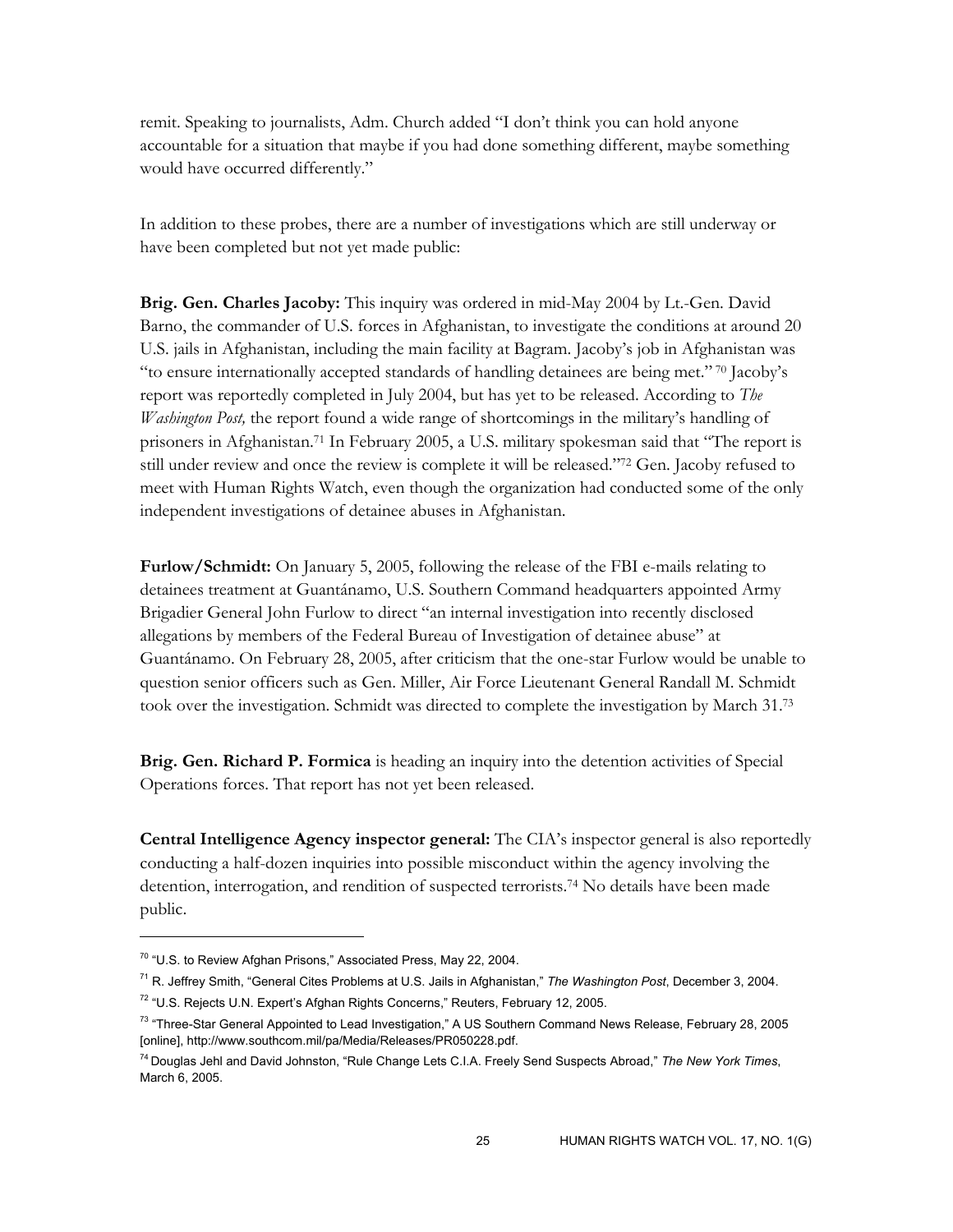remit. Speaking to journalists, Adm. Church added "I don't think you can hold anyone accountable for a situation that maybe if you had done something different, maybe something would have occurred differently."

In addition to these probes, there are a number of investigations which are still underway or have been completed but not yet made public:

**Brig. Gen. Charles Jacoby:** This inquiry was ordered in mid-May 2004 by Lt.-Gen. David Barno, the commander of U.S. forces in Afghanistan, to investigate the conditions at around 20 U.S. jails in Afghanistan, including the main facility at Bagram. Jacoby's job in Afghanistan was "to ensure internationally accepted standards of handling detainees are being met." [70] Jacoby's report was reportedly completed in July 2004, but has yet to be released. According to *The Washington Post,* the report found a wide range of shortcomings in the military's handling of prisoners in Afghanistan.[71] In February 2005, a U.S. military spokesman said that "The report is still under review and once the review is complete it will be released."[72] Gen. Jacoby refused to meet with Human Rights Watch, even though the organization had conducted some of the only independent investigations of detainee abuses in Afghanistan.

**Furlow/Schmidt:** On January 5, 2005, following the release of the FBI e-mails relating to detainees treatment at Guantánamo, U.S. Southern Command headquarters appointed Army Brigadier General John Furlow to direct "an internal investigation into recently disclosed allegations by members of the Federal Bureau of Investigation of detainee abuse" at Guantánamo. On February 28, 2005, after criticism that the one-star Furlow would be unable to question senior officers such as Gen. Miller, Air Force Lieutenant General Randall M. Schmidt took over the investigation. Schmidt was directed to complete the investigation by March 31.[73]

**Brig. Gen. Richard P. Formica** is heading an inquiry into the detention activities of Special Operations forces. That report has not yet been released.

**Central Intelligence Agency inspector general:** The CIA's inspector general is also reportedly conducting a half-dozen inquiries into possible misconduct within the agency involving the detention, interrogation, and rendition of suspected terrorists.[74] No details have been made public.

---

[70] "U.S. to Review Afghan Prisons," Associated Press, May 22, 2004.

[71] R. Jeffrey Smith, "General Cites Problems at U.S. Jails in Afghanistan," *The Washington Post*, December 3, 2004.

[72] "U.S. Rejects U.N. Expert's Afghan Rights Concerns," Reuters, February 12, 2005.

[73] "Three-Star General Appointed to Lead Investigation," A US Southern Command News Release, February 28, 2005 [online], http://www.southcom.mil/pa/Media/Releases/PR050228.pdf.

[74] Douglas Jehl and David Johnston, "Rule Change Lets C.I.A. Freely Send Suspects Abroad," *The New York Times*, March 6, 2005.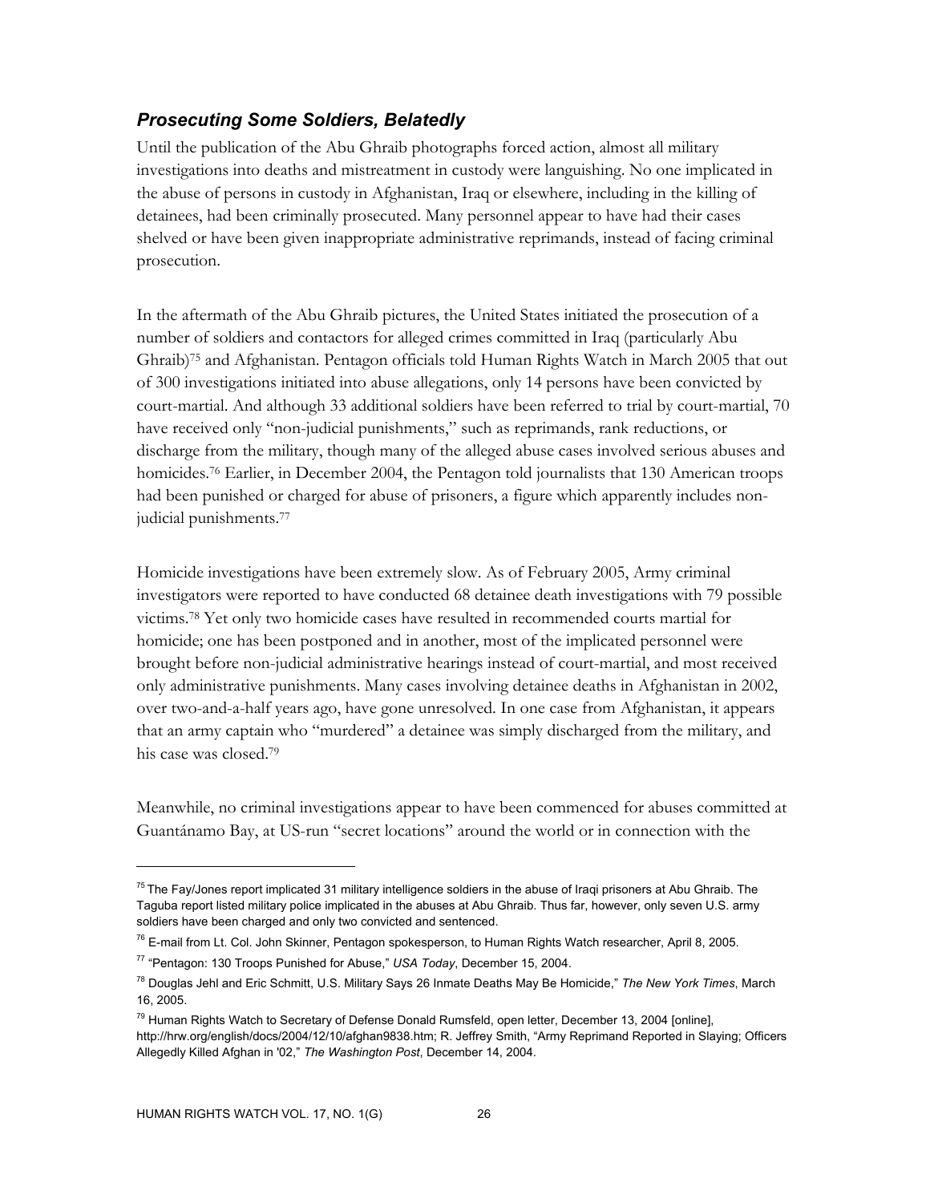### *Prosecuting Some Soldiers, Belatedly*

Until the publication of the Abu Ghraib photographs forced action, almost all military investigations into deaths and mistreatment in custody were languishing. No one implicated in the abuse of persons in custody in Afghanistan, Iraq or elsewhere, including in the killing of detainees, had been criminally prosecuted. Many personnel appear to have had their cases shelved or have been given inappropriate administrative reprimands, instead of facing criminal prosecution.

In the aftermath of the Abu Ghraib pictures, the United States initiated the prosecution of a number of soldiers and contactors for alleged crimes committed in Iraq (particularly Abu Ghraib)[75] and Afghanistan. Pentagon officials told Human Rights Watch in March 2005 that out of 300 investigations initiated into abuse allegations, only 14 persons have been convicted by court-martial. And although 33 additional soldiers have been referred to trial by court-martial, 70 have received only "non-judicial punishments," such as reprimands, rank reductions, or discharge from the military, though many of the alleged abuse cases involved serious abuses and homicides.[76] Earlier, in December 2004, the Pentagon told journalists that 130 American troops had been punished or charged for abuse of prisoners, a figure which apparently includes non-judicial punishments.[77]

Homicide investigations have been extremely slow. As of February 2005, Army criminal investigators were reported to have conducted 68 detainee death investigations with 79 possible victims.[78] Yet only two homicide cases have resulted in recommended courts martial for homicide; one has been postponed and in another, most of the implicated personnel were brought before non-judicial administrative hearings instead of court-martial, and most received only administrative punishments. Many cases involving detainee deaths in Afghanistan in 2002, over two-and-a-half years ago, have gone unresolved. In one case from Afghanistan, it appears that an army captain who "murdered" a detainee was simply discharged from the military, and his case was closed.[79]

Meanwhile, no criminal investigations appear to have been commenced for abuses committed at Guantánamo Bay, at US-run "secret locations" around the world or in connection with the

---

[75] The Fay/Jones report implicated 31 military intelligence soldiers in the abuse of Iraqi prisoners at Abu Ghraib. The Taguba report listed military police implicated in the abuses at Abu Ghraib. Thus far, however, only seven U.S. army soldiers have been charged and only two convicted and sentenced.

[76] E-mail from Lt. Col. John Skinner, Pentagon spokesperson, to Human Rights Watch researcher, April 8, 2005.

[77] "Pentagon: 130 Troops Punished for Abuse," *USA Today*, December 15, 2004.

[78] Douglas Jehl and Eric Schmitt, U.S. Military Says 26 Inmate Deaths May Be Homicide," *The New York Times*, March 16, 2005.

[79] Human Rights Watch to Secretary of Defense Donald Rumsfeld, open letter, December 13, 2004 [online], http://hrw.org/english/docs/2004/12/10/afghan9838.htm; R. Jeffrey Smith, "Army Reprimand Reported in Slaying; Officers Allegedly Killed Afghan in '02," *The Washington Post*, December 14, 2004.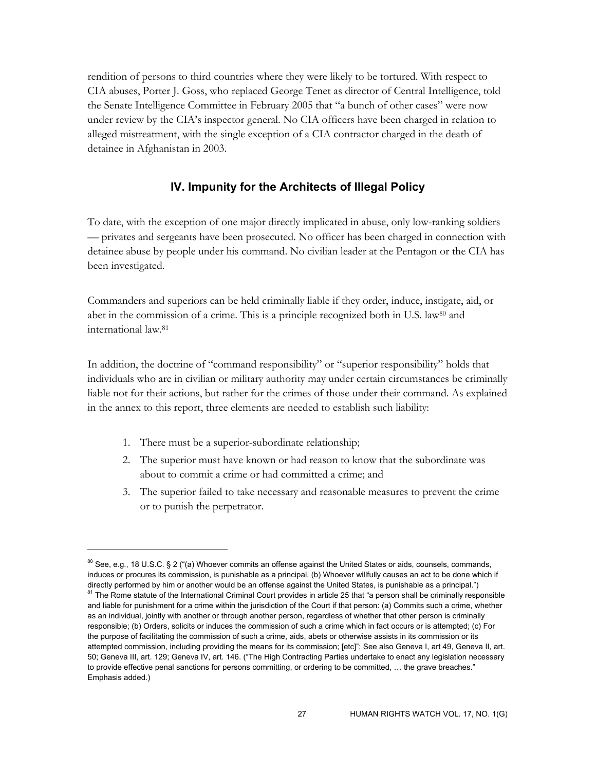rendition of persons to third countries where they were likely to be tortured. With respect to CIA abuses, Porter J. Goss, who replaced George Tenet as director of Central Intelligence, told the Senate Intelligence Committee in February 2005 that "a bunch of other cases" were now under review by the CIA's inspector general. No CIA officers have been charged in relation to alleged mistreatment, with the single exception of a CIA contractor charged in the death of detainee in Afghanistan in 2003.

## IV. Impunity for the Architects of Illegal Policy

To date, with the exception of one major directly implicated in abuse, only low-ranking soldiers — privates and sergeants have been prosecuted. No officer has been charged in connection with detainee abuse by people under his command. No civilian leader at the Pentagon or the CIA has been investigated.

Commanders and superiors can be held criminally liable if they order, induce, instigate, aid, or abet in the commission of a crime. This is a principle recognized both in U.S. law[80] and international law.[81]

In addition, the doctrine of "command responsibility" or "superior responsibility" holds that individuals who are in civilian or military authority may under certain circumstances be criminally liable not for their actions, but rather for the crimes of those under their command. As explained in the annex to this report, three elements are needed to establish such liability:

1. There must be a superior-subordinate relationship;
2. The superior must have known or had reason to know that the subordinate was about to commit a crime or had committed a crime; and
3. The superior failed to take necessary and reasonable measures to prevent the crime or to punish the perpetrator.

---

[80] See, e.g., 18 U.S.C. § 2 ("(a) Whoever commits an offense against the United States or aids, counsels, commands, induces or procures its commission, is punishable as a principal. (b) Whoever willfully causes an act to be done which if directly performed by him or another would be an offense against the United States, is punishable as a principal.")

[81] The Rome statute of the International Criminal Court provides in article 25 that "a person shall be criminally responsible and liable for punishment for a crime within the jurisdiction of the Court if that person: (a) Commits such a crime, whether as an individual, jointly with another or through another person, regardless of whether that other person is criminally responsible; (b) Orders, solicits or induces the commission of such a crime which in fact occurs or is attempted; (c) For the purpose of facilitating the commission of such a crime, aids, abets or otherwise assists in its commission or its attempted commission, including providing the means for its commission; [etc]"; See also Geneva I, art 49, Geneva II, art. 50; Geneva III, art. 129; Geneva IV, art. 146. ("The High Contracting Parties undertake to enact any legislation necessary to provide effective penal sanctions for persons committing, or ordering to be committed, … the grave breaches." Emphasis added.)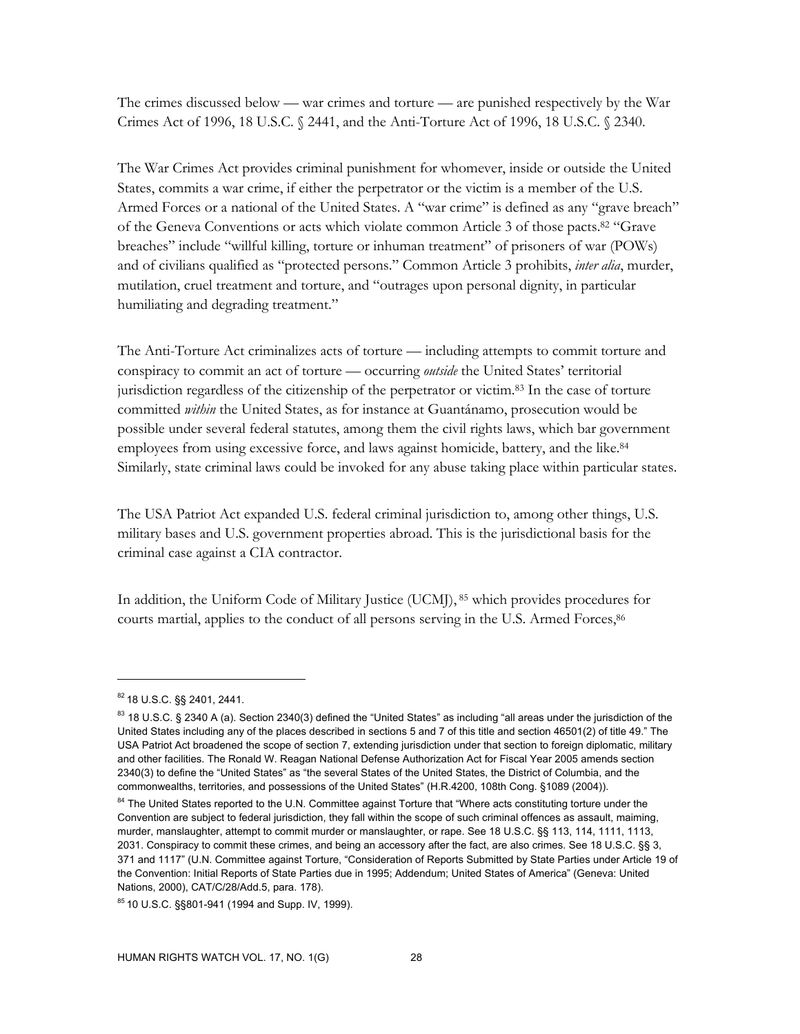The crimes discussed below — war crimes and torture — are punished respectively by the War Crimes Act of 1996, 18 U.S.C. § 2441, and the Anti-Torture Act of 1996, 18 U.S.C. § 2340.

The War Crimes Act provides criminal punishment for whomever, inside or outside the United States, commits a war crime, if either the perpetrator or the victim is a member of the U.S. Armed Forces or a national of the United States. A "war crime" is defined as any "grave breach" of the Geneva Conventions or acts which violate common Article 3 of those pacts.[82] "Grave breaches" include "willful killing, torture or inhuman treatment" of prisoners of war (POWs) and of civilians qualified as "protected persons." Common Article 3 prohibits, *inter alia*, murder, mutilation, cruel treatment and torture, and "outrages upon personal dignity, in particular humiliating and degrading treatment."

The Anti-Torture Act criminalizes acts of torture — including attempts to commit torture and conspiracy to commit an act of torture — occurring *outside* the United States' territorial jurisdiction regardless of the citizenship of the perpetrator or victim.[83] In the case of torture committed *within* the United States, as for instance at Guantánamo, prosecution would be possible under several federal statutes, among them the civil rights laws, which bar government employees from using excessive force, and laws against homicide, battery, and the like.[84] Similarly, state criminal laws could be invoked for any abuse taking place within particular states.

The USA Patriot Act expanded U.S. federal criminal jurisdiction to, among other things, U.S. military bases and U.S. government properties abroad. This is the jurisdictional basis for the criminal case against a CIA contractor.

In addition, the Uniform Code of Military Justice (UCMJ),[85] which provides procedures for courts martial, applies to the conduct of all persons serving in the U.S. Armed Forces,[86]

---

[82] 18 U.S.C. §§ 2401, 2441.

[83] 18 U.S.C. § 2340 A (a). Section 2340(3) defined the "United States" as including "all areas under the jurisdiction of the United States including any of the places described in sections 5 and 7 of this title and section 46501(2) of title 49." The USA Patriot Act broadened the scope of section 7, extending jurisdiction under that section to foreign diplomatic, military and other facilities. The Ronald W. Reagan National Defense Authorization Act for Fiscal Year 2005 amends section 2340(3) to define the "United States" as "the several States of the United States, the District of Columbia, and the commonwealths, territories, and possessions of the United States" (H.R.4200, 108th Cong. §1089 (2004)).

[84] The United States reported to the U.N. Committee against Torture that "Where acts constituting torture under the Convention are subject to federal jurisdiction, they fall within the scope of such criminal offences as assault, maiming, murder, manslaughter, attempt to commit murder or manslaughter, or rape. See 18 U.S.C. §§ 113, 114, 1111, 1113, 2031. Conspiracy to commit these crimes, and being an accessory after the fact, are also crimes. See 18 U.S.C. §§ 3, 371 and 1117" (U.N. Committee against Torture, "Consideration of Reports Submitted by State Parties under Article 19 of the Convention: Initial Reports of State Parties due in 1995; Addendum; United States of America" (Geneva: United Nations, 2000), CAT/C/28/Add.5, para. 178).

[85] 10 U.S.C. §§801-941 (1994 and Supp. IV, 1999).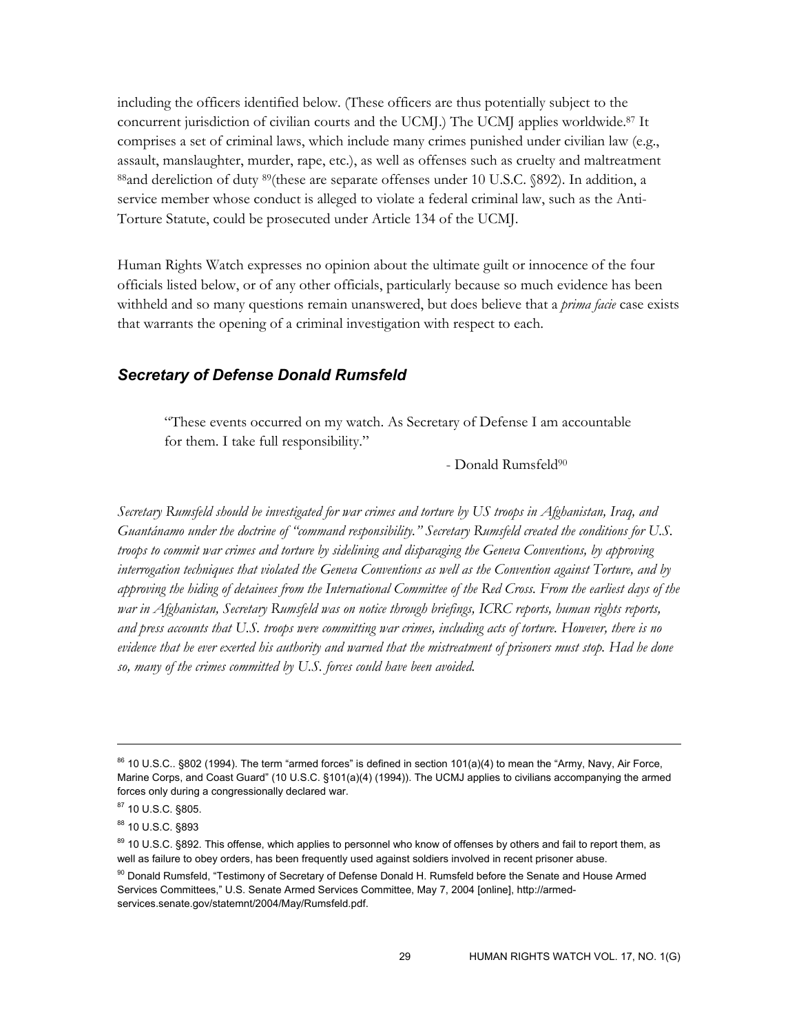including the officers identified below. (These officers are thus potentially subject to the concurrent jurisdiction of civilian courts and the UCMJ.) The UCMJ applies worldwide.[87] It comprises a set of criminal laws, which include many crimes punished under civilian law (e.g., assault, manslaughter, murder, rape, etc.), as well as offenses such as cruelty and maltreatment [88]and dereliction of duty [89](these are separate offenses under 10 U.S.C. §892). In addition, a service member whose conduct is alleged to violate a federal criminal law, such as the Anti-Torture Statute, could be prosecuted under Article 134 of the UCMJ.

Human Rights Watch expresses no opinion about the ultimate guilt or innocence of the four officials listed below, or of any other officials, particularly because so much evidence has been withheld and so many questions remain unanswered, but does believe that a *prima facie* case exists that warrants the opening of a criminal investigation with respect to each.

### *Secretary of Defense Donald Rumsfeld*

> "These events occurred on my watch. As Secretary of Defense I am accountable for them. I take full responsibility."
>
> - Donald Rumsfeld[90]

*Secretary Rumsfeld should be investigated for war crimes and torture by US troops in Afghanistan, Iraq, and Guantánamo under the doctrine of "command responsibility." Secretary Rumsfeld created the conditions for U.S. troops to commit war crimes and torture by sidelining and disparaging the Geneva Conventions, by approving interrogation techniques that violated the Geneva Conventions as well as the Convention against Torture, and by approving the hiding of detainees from the International Committee of the Red Cross. From the earliest days of the war in Afghanistan, Secretary Rumsfeld was on notice through briefings, ICRC reports, human rights reports, and press accounts that U.S. troops were committing war crimes, including acts of torture. However, there is no evidence that he ever exerted his authority and warned that the mistreatment of prisoners must stop. Had he done so, many of the crimes committed by U.S. forces could have been avoided.*

---

[86] 10 U.S.C.. §802 (1994). The term "armed forces" is defined in section 101(a)(4) to mean the "Army, Navy, Air Force, Marine Corps, and Coast Guard" (10 U.S.C. §101(a)(4) (1994)). The UCMJ applies to civilians accompanying the armed forces only during a congressionally declared war.

[87] 10 U.S.C. §805.

[88] 10 U.S.C. §893

[89] 10 U.S.C. §892. This offense, which applies to personnel who know of offenses by others and fail to report them, as well as failure to obey orders, has been frequently used against soldiers involved in recent prisoner abuse.

[90] Donald Rumsfeld, "Testimony of Secretary of Defense Donald H. Rumsfeld before the Senate and House Armed Services Committees," U.S. Senate Armed Services Committee, May 7, 2004 [online], http://armed-services.senate.gov/statemnt/2004/May/Rumsfeld.pdf.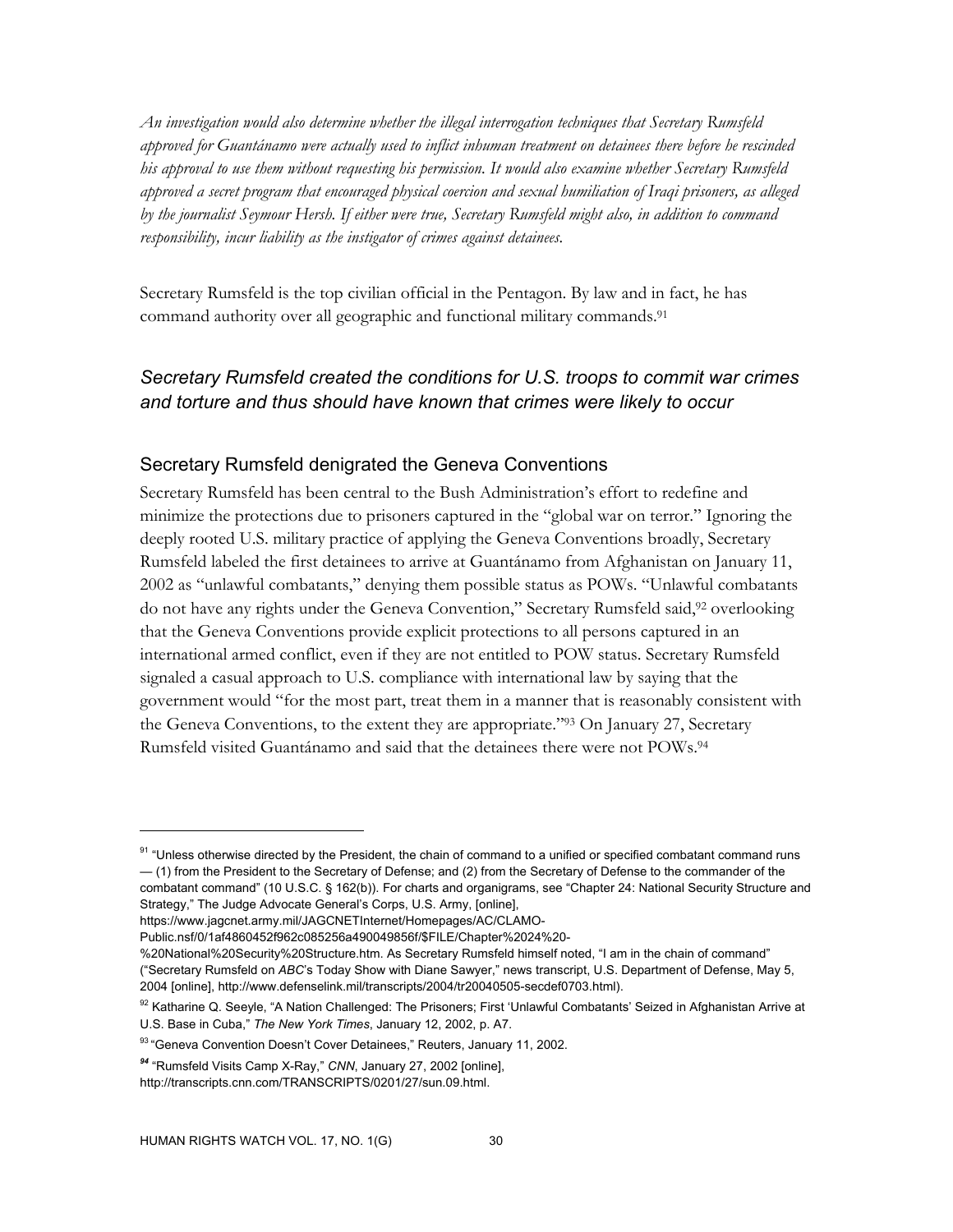*An investigation would also determine whether the illegal interrogation techniques that Secretary Rumsfeld approved for Guantánamo were actually used to inflict inhuman treatment on detainees there before he rescinded his approval to use them without requesting his permission. It would also examine whether Secretary Rumsfeld approved a secret program that encouraged physical coercion and sexual humiliation of Iraqi prisoners, as alleged by the journalist Seymour Hersh. If either were true, Secretary Rumsfeld might also, in addition to command responsibility, incur liability as the instigator of crimes against detainees.*

Secretary Rumsfeld is the top civilian official in the Pentagon. By law and in fact, he has command authority over all geographic and functional military commands.[91]

## *Secretary Rumsfeld created the conditions for U.S. troops to commit war crimes and torture and thus should have known that crimes were likely to occur*

### Secretary Rumsfeld denigrated the Geneva Conventions

Secretary Rumsfeld has been central to the Bush Administration's effort to redefine and minimize the protections due to prisoners captured in the "global war on terror." Ignoring the deeply rooted U.S. military practice of applying the Geneva Conventions broadly, Secretary Rumsfeld labeled the first detainees to arrive at Guantánamo from Afghanistan on January 11, 2002 as "unlawful combatants," denying them possible status as POWs. "Unlawful combatants do not have any rights under the Geneva Convention," Secretary Rumsfeld said,[92] overlooking that the Geneva Conventions provide explicit protections to all persons captured in an international armed conflict, even if they are not entitled to POW status. Secretary Rumsfeld signaled a casual approach to U.S. compliance with international law by saying that the government would "for the most part, treat them in a manner that is reasonably consistent with the Geneva Conventions, to the extent they are appropriate."[93] On January 27, Secretary Rumsfeld visited Guantánamo and said that the detainees there were not POWs.[94]

---

[91] "Unless otherwise directed by the President, the chain of command to a unified or specified combatant command runs — (1) from the President to the Secretary of Defense; and (2) from the Secretary of Defense to the commander of the combatant command" (10 U.S.C. § 162(b)). For charts and organigrams, see "Chapter 24: National Security Structure and Strategy," The Judge Advocate General's Corps, U.S. Army, [online], https://www.jagcnet.army.mil/JAGCNETInternet/Homepages/AC/CLAMO-Public.nsf/0/1af4860452f962c085256a490049856f/$FILE/Chapter%2024%20-%20National%20Security%20Structure.htm. As Secretary Rumsfeld himself noted, "I am in the chain of command" ("Secretary Rumsfeld on *ABC*'s Today Show with Diane Sawyer," news transcript, U.S. Department of Defense, May 5, 2004 [online], http://www.defenselink.mil/transcripts/2004/tr20040505-secdef0703.html).

[92] Katharine Q. Seeyle, "A Nation Challenged: The Prisoners; First 'Unlawful Combatants' Seized in Afghanistan Arrive at U.S. Base in Cuba," *The New York Times*, January 12, 2002, p. A7.

[93] "Geneva Convention Doesn't Cover Detainees," Reuters, January 11, 2002.

[94] "Rumsfeld Visits Camp X-Ray," *CNN*, January 27, 2002 [online], http://transcripts.cnn.com/TRANSCRIPTS/0201/27/sun.09.html.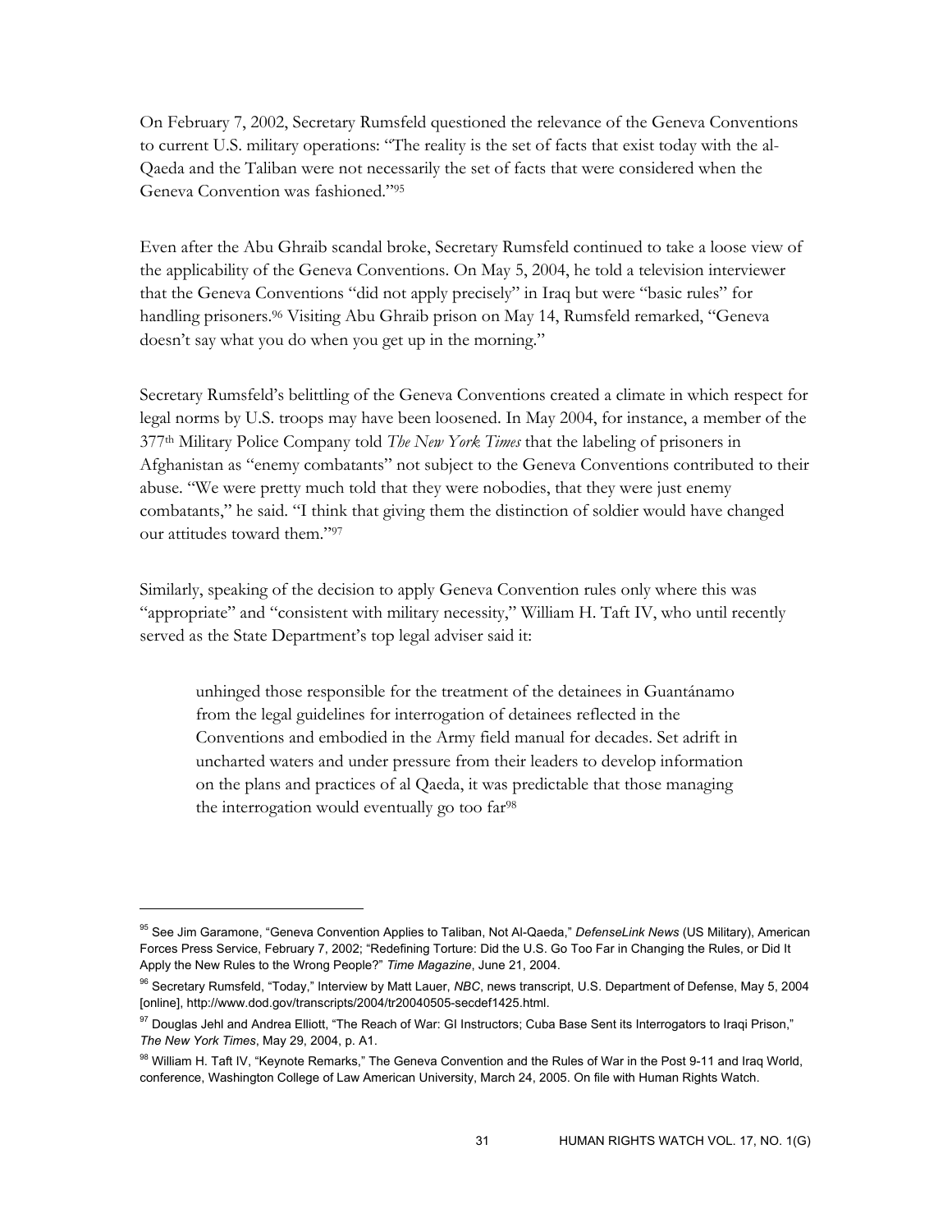On February 7, 2002, Secretary Rumsfeld questioned the relevance of the Geneva Conventions to current U.S. military operations: "The reality is the set of facts that exist today with the al-Qaeda and the Taliban were not necessarily the set of facts that were considered when the Geneva Convention was fashioned."[95]

Even after the Abu Ghraib scandal broke, Secretary Rumsfeld continued to take a loose view of the applicability of the Geneva Conventions. On May 5, 2004, he told a television interviewer that the Geneva Conventions "did not apply precisely" in Iraq but were "basic rules" for handling prisoners.[96] Visiting Abu Ghraib prison on May 14, Rumsfeld remarked, "Geneva doesn't say what you do when you get up in the morning."

Secretary Rumsfeld's belittling of the Geneva Conventions created a climate in which respect for legal norms by U.S. troops may have been loosened. In May 2004, for instance, a member of the 377th Military Police Company told *The New York Times* that the labeling of prisoners in Afghanistan as "enemy combatants" not subject to the Geneva Conventions contributed to their abuse. "We were pretty much told that they were nobodies, that they were just enemy combatants," he said. "I think that giving them the distinction of soldier would have changed our attitudes toward them."[97]

Similarly, speaking of the decision to apply Geneva Convention rules only where this was "appropriate" and "consistent with military necessity," William H. Taft IV, who until recently served as the State Department's top legal adviser said it:

> unhinged those responsible for the treatment of the detainees in Guantánamo from the legal guidelines for interrogation of detainees reflected in the Conventions and embodied in the Army field manual for decades. Set adrift in uncharted waters and under pressure from their leaders to develop information on the plans and practices of al Qaeda, it was predictable that those managing the interrogation would eventually go too far[98]

---

[95] See Jim Garamone, "Geneva Convention Applies to Taliban, Not Al-Qaeda," *DefenseLink News* (US Military), American Forces Press Service, February 7, 2002; "Redefining Torture: Did the U.S. Go Too Far in Changing the Rules, or Did It Apply the New Rules to the Wrong People?" *Time Magazine*, June 21, 2004.

[96] Secretary Rumsfeld, "Today," Interview by Matt Lauer, *NBC*, news transcript, U.S. Department of Defense, May 5, 2004 [online], http://www.dod.gov/transcripts/2004/tr20040505-secdef1425.html.

[97] Douglas Jehl and Andrea Elliott, "The Reach of War: GI Instructors; Cuba Base Sent its Interrogators to Iraqi Prison," *The New York Times*, May 29, 2004, p. A1.

[98] William H. Taft IV, "Keynote Remarks," The Geneva Convention and the Rules of War in the Post 9-11 and Iraq World, conference, Washington College of Law American University, March 24, 2005. On file with Human Rights Watch.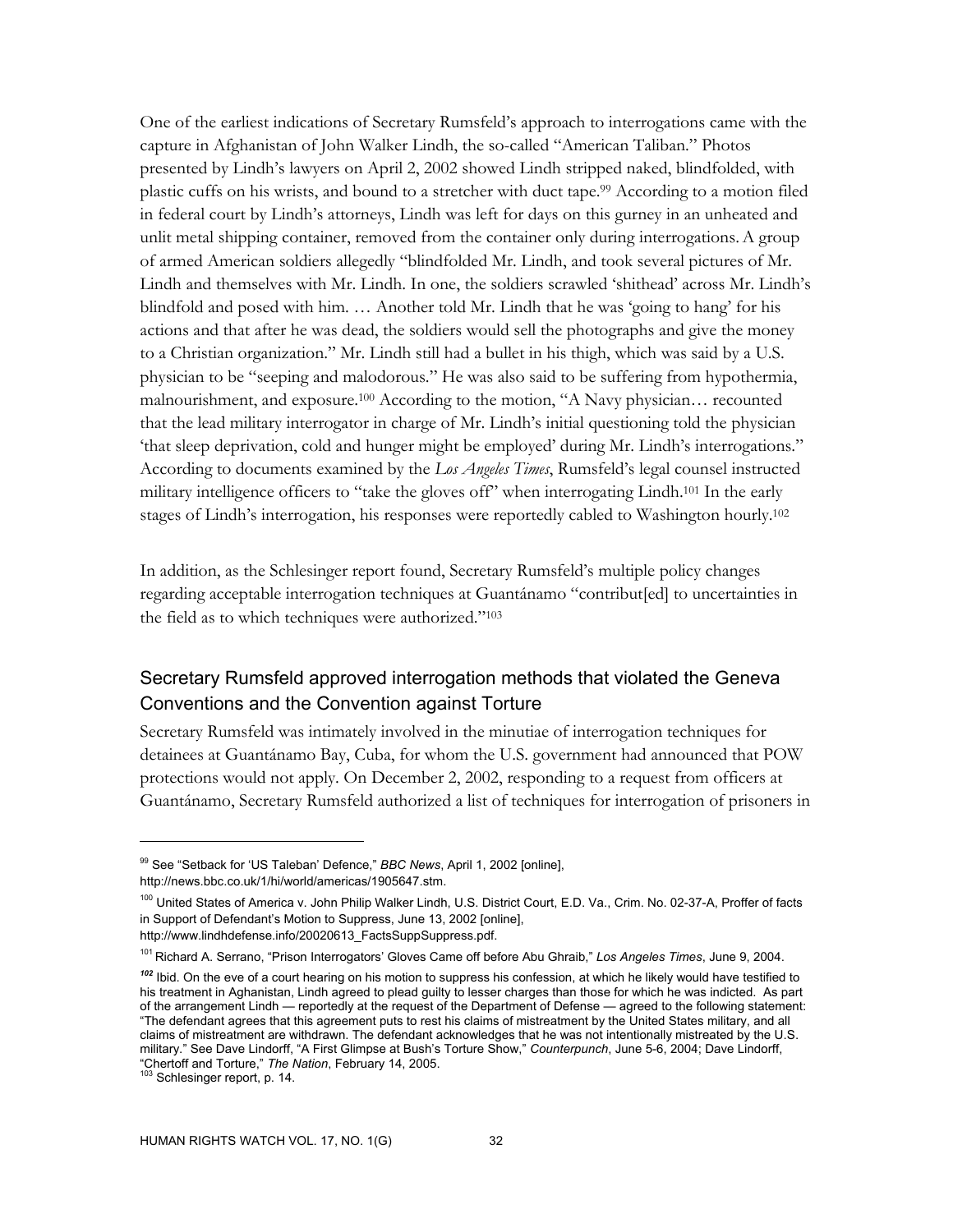One of the earliest indications of Secretary Rumsfeld's approach to interrogations came with the capture in Afghanistan of John Walker Lindh, the so-called "American Taliban." Photos presented by Lindh's lawyers on April 2, 2002 showed Lindh stripped naked, blindfolded, with plastic cuffs on his wrists, and bound to a stretcher with duct tape.[99] According to a motion filed in federal court by Lindh's attorneys, Lindh was left for days on this gurney in an unheated and unlit metal shipping container, removed from the container only during interrogations. A group of armed American soldiers allegedly "blindfolded Mr. Lindh, and took several pictures of Mr. Lindh and themselves with Mr. Lindh. In one, the soldiers scrawled 'shithead' across Mr. Lindh's blindfold and posed with him. … Another told Mr. Lindh that he was 'going to hang' for his actions and that after he was dead, the soldiers would sell the photographs and give the money to a Christian organization." Mr. Lindh still had a bullet in his thigh, which was said by a U.S. physician to be "seeping and malodorous." He was also said to be suffering from hypothermia, malnourishment, and exposure.[100] According to the motion, "A Navy physician… recounted that the lead military interrogator in charge of Mr. Lindh's initial questioning told the physician 'that sleep deprivation, cold and hunger might be employed' during Mr. Lindh's interrogations." According to documents examined by the *Los Angeles Times*, Rumsfeld's legal counsel instructed military intelligence officers to "take the gloves off" when interrogating Lindh.[101] In the early stages of Lindh's interrogation, his responses were reportedly cabled to Washington hourly.[102]

In addition, as the Schlesinger report found, Secretary Rumsfeld's multiple policy changes regarding acceptable interrogation techniques at Guantánamo "contribut[ed] to uncertainties in the field as to which techniques were authorized."[103]

## Secretary Rumsfeld approved interrogation methods that violated the Geneva Conventions and the Convention against Torture

Secretary Rumsfeld was intimately involved in the minutiae of interrogation techniques for detainees at Guantánamo Bay, Cuba, for whom the U.S. government had announced that POW protections would not apply. On December 2, 2002, responding to a request from officers at Guantánamo, Secretary Rumsfeld authorized a list of techniques for interrogation of prisoners in

---

[99] See "Setback for 'US Taleban' Defence," *BBC News*, April 1, 2002 [online], http://news.bbc.co.uk/1/hi/world/americas/1905647.stm.

[100] United States of America v. John Philip Walker Lindh, U.S. District Court, E.D. Va., Crim. No. 02-37-A, Proffer of facts in Support of Defendant's Motion to Suppress, June 13, 2002 [online], http://www.lindhdefense.info/20020613_FactsSuppSuppress.pdf.

[101] Richard A. Serrano, "Prison Interrogators' Gloves Came off before Abu Ghraib," *Los Angeles Times*, June 9, 2004.

[102] Ibid. On the eve of a court hearing on his motion to suppress his confession, at which he likely would have testified to his treatment in Afghanistan, Lindh agreed to plead guilty to lesser charges than those for which he was indicted. As part of the arrangement Lindh — reportedly at the request of the Department of Defense — agreed to the following statement: "The defendant agrees that this agreement puts to rest his claims of mistreatment by the United States military, and all claims of mistreatment are withdrawn. The defendant acknowledges that he was not intentionally mistreated by the U.S. military." See Dave Lindorff, "A First Glimpse at Bush's Torture Show," *Counterpunch*, June 5-6, 2004; Dave Lindorff, "Chertoff and Torture," *The Nation*, February 14, 2005.

[103] Schlesinger report, p. 14.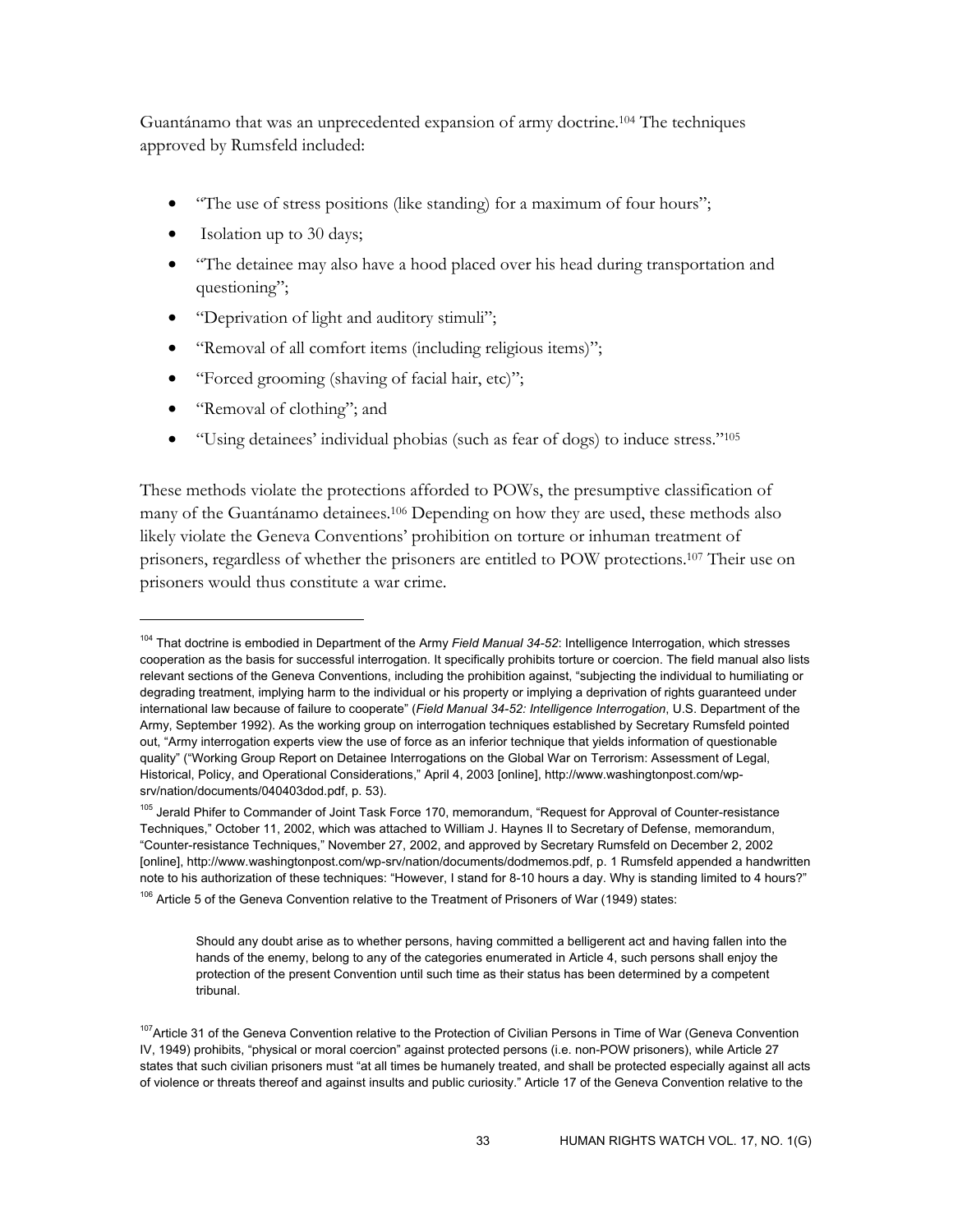Guantánamo that was an unprecedented expansion of army doctrine.[104] The techniques approved by Rumsfeld included:

- "The use of stress positions (like standing) for a maximum of four hours";
- Isolation up to 30 days;
- "The detainee may also have a hood placed over his head during transportation and questioning";
- "Deprivation of light and auditory stimuli";
- "Removal of all comfort items (including religious items)";
- "Forced grooming (shaving of facial hair, etc)";
- "Removal of clothing"; and
- "Using detainees' individual phobias (such as fear of dogs) to induce stress."[105]

These methods violate the protections afforded to POWs, the presumptive classification of many of the Guantánamo detainees.[106] Depending on how they are used, these methods also likely violate the Geneva Conventions' prohibition on torture or inhuman treatment of prisoners, regardless of whether the prisoners are entitled to POW protections.[107] Their use on prisoners would thus constitute a war crime.

---

[104] That doctrine is embodied in Department of the Army *Field Manual 34-52*: Intelligence Interrogation, which stresses cooperation as the basis for successful interrogation. It specifically prohibits torture or coercion. The field manual also lists relevant sections of the Geneva Conventions, including the prohibition against, "subjecting the individual to humiliating or degrading treatment, implying harm to the individual or his property or implying a deprivation of rights guaranteed under international law because of failure to cooperate" (*Field Manual 34-52: Intelligence Interrogation*, U.S. Department of the Army, September 1992). As the working group on interrogation techniques established by Secretary Rumsfeld pointed out, "Army interrogation experts view the use of force as an inferior technique that yields information of questionable quality" ("Working Group Report on Detainee Interrogations on the Global War on Terrorism: Assessment of Legal, Historical, Policy, and Operational Considerations," April 4, 2003 [online], http://www.washingtonpost.com/wp-srv/nation/documents/040403dod.pdf, p. 53).

[105] Jerald Phifer to Commander of Joint Task Force 170, memorandum, "Request for Approval of Counter-resistance Techniques," October 11, 2002, which was attached to William J. Haynes II to Secretary of Defense, memorandum, "Counter-resistance Techniques," November 27, 2002, and approved by Secretary Rumsfeld on December 2, 2002 [online], http://www.washingtonpost.com/wp-srv/nation/documents/dodmemos.pdf, p. 1 Rumsfeld appended a handwritten note to his authorization of these techniques: "However, I stand for 8-10 hours a day. Why is standing limited to 4 hours?"

[106] Article 5 of the Geneva Convention relative to the Treatment of Prisoners of War (1949) states:

> Should any doubt arise as to whether persons, having committed a belligerent act and having fallen into the hands of the enemy, belong to any of the categories enumerated in Article 4, such persons shall enjoy the protection of the present Convention until such time as their status has been determined by a competent tribunal.

[107] Article 31 of the Geneva Convention relative to the Protection of Civilian Persons in Time of War (Geneva Convention IV, 1949) prohibits, "physical or moral coercion" against protected persons (i.e. non-POW prisoners), while Article 27 states that such civilian prisoners must "at all times be humanely treated, and shall be protected especially against all acts of violence or threats thereof and against insults and public curiosity." Article 17 of the Geneva Convention relative to the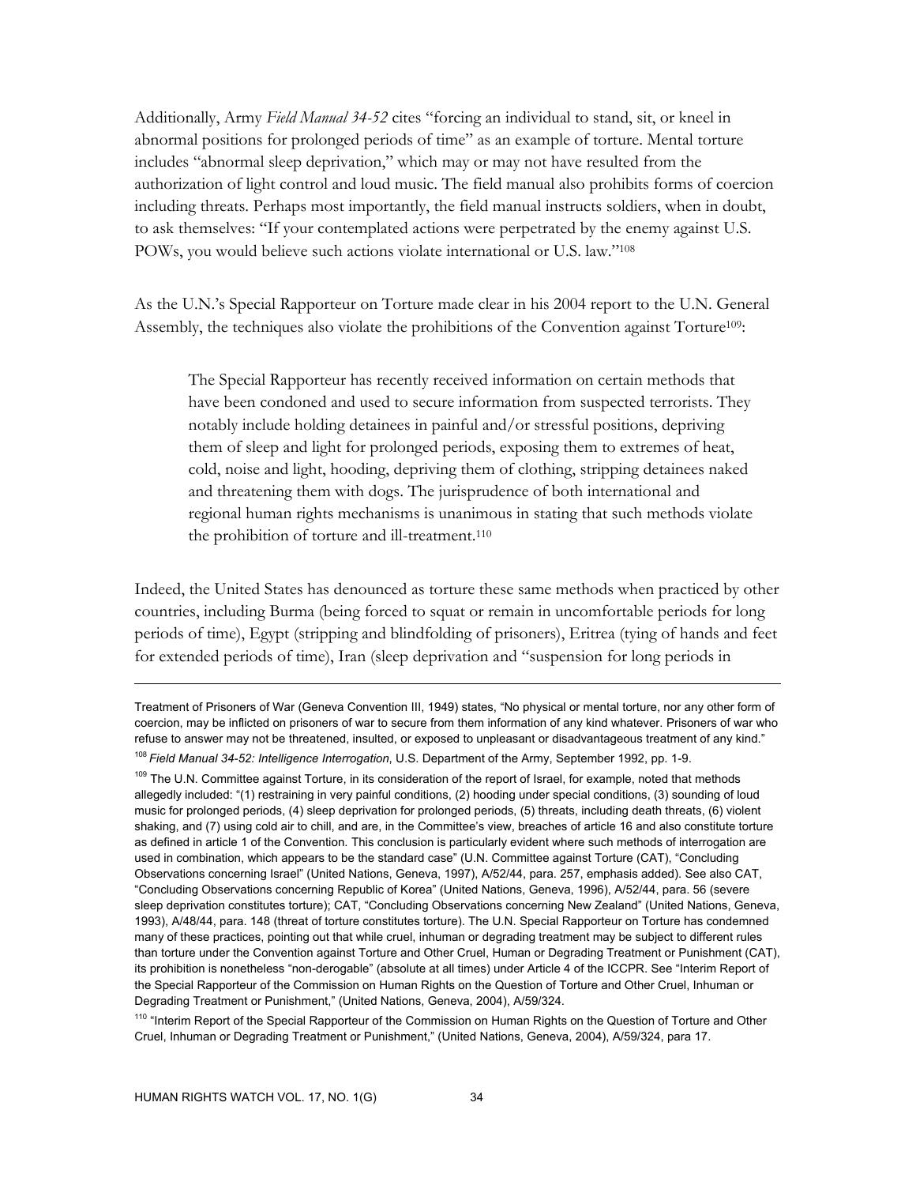Additionally, Army *Field Manual 34-52* cites "forcing an individual to stand, sit, or kneel in abnormal positions for prolonged periods of time" as an example of torture. Mental torture includes "abnormal sleep deprivation," which may or may not have resulted from the authorization of light control and loud music. The field manual also prohibits forms of coercion including threats. Perhaps most importantly, the field manual instructs soldiers, when in doubt, to ask themselves: "If your contemplated actions were perpetrated by the enemy against U.S. POWs, you would believe such actions violate international or U.S. law."[108]

As the U.N.'s Special Rapporteur on Torture made clear in his 2004 report to the U.N. General Assembly, the techniques also violate the prohibitions of the Convention against Torture[109]:

> The Special Rapporteur has recently received information on certain methods that have been condoned and used to secure information from suspected terrorists. They notably include holding detainees in painful and/or stressful positions, depriving them of sleep and light for prolonged periods, exposing them to extremes of heat, cold, noise and light, hooding, depriving them of clothing, stripping detainees naked and threatening them with dogs. The jurisprudence of both international and regional human rights mechanisms is unanimous in stating that such methods violate the prohibition of torture and ill-treatment.[110]

Indeed, the United States has denounced as torture these same methods when practiced by other countries, including Burma (being forced to squat or remain in uncomfortable periods for long periods of time), Egypt (stripping and blindfolding of prisoners), Eritrea (tying of hands and feet for extended periods of time), Iran (sleep deprivation and "suspension for long periods in

---

Treatment of Prisoners of War (Geneva Convention III, 1949) states, "No physical or mental torture, nor any other form of coercion, may be inflicted on prisoners of war to secure from them information of any kind whatever. Prisoners of war who refuse to answer may not be threatened, insulted, or exposed to unpleasant or disadvantageous treatment of any kind."

[108] *Field Manual 34-52: Intelligence Interrogation*, U.S. Department of the Army, September 1992, pp. 1-9.

[109] The U.N. Committee against Torture, in its consideration of the report of Israel, for example, noted that methods allegedly included: "(1) restraining in very painful conditions, (2) hooding under special conditions, (3) sounding of loud music for prolonged periods, (4) sleep deprivation for prolonged periods, (5) threats, including death threats, (6) violent shaking, and (7) using cold air to chill, and are, in the Committee's view, breaches of article 16 and also constitute torture as defined in article 1 of the Convention. This conclusion is particularly evident where such methods of interrogation are used in combination, which appears to be the standard case" (U.N. Committee against Torture (CAT), "Concluding Observations concerning Israel" (United Nations, Geneva, 1997), A/52/44, para. 257, emphasis added). See also CAT, "Concluding Observations concerning Republic of Korea" (United Nations, Geneva, 1996), A/52/44, para. 56 (severe sleep deprivation constitutes torture); CAT, "Concluding Observations concerning New Zealand" (United Nations, Geneva, 1993), A/48/44, para. 148 (threat of torture constitutes torture). The U.N. Special Rapporteur on Torture has condemned many of these practices, pointing out that while cruel, inhuman or degrading treatment may be subject to different rules than torture under the Convention against Torture and Other Cruel, Human or Degrading Treatment or Punishment (CAT), its prohibition is nonetheless "non-derogable" (absolute at all times) under Article 4 of the ICCPR. See "Interim Report of the Special Rapporteur of the Commission on Human Rights on the Question of Torture and Other Cruel, Inhuman or Degrading Treatment or Punishment," (United Nations, Geneva, 2004), A/59/324.

[110] "Interim Report of the Special Rapporteur of the Commission on Human Rights on the Question of Torture and Other Cruel, Inhuman or Degrading Treatment or Punishment," (United Nations, Geneva, 2004), A/59/324, para 17.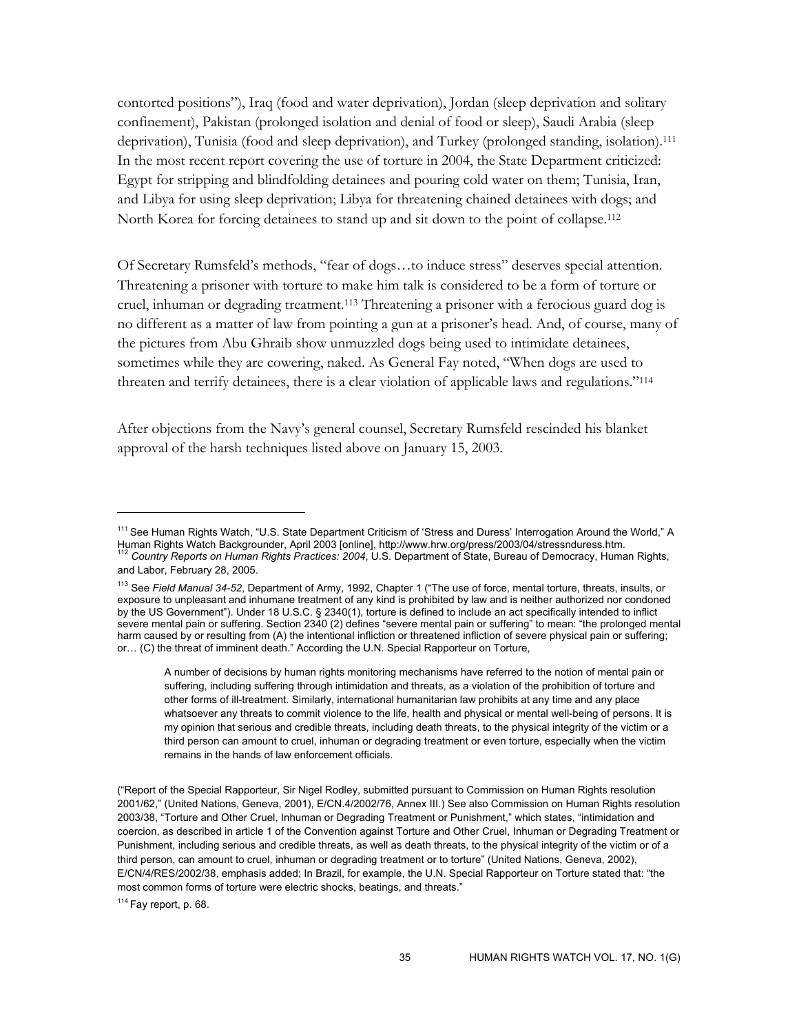contorted positions"), Iraq (food and water deprivation), Jordan (sleep deprivation and solitary confinement), Pakistan (prolonged isolation and denial of food or sleep), Saudi Arabia (sleep deprivation), Tunisia (food and sleep deprivation), and Turkey (prolonged standing, isolation).[111] In the most recent report covering the use of torture in 2004, the State Department criticized: Egypt for stripping and blindfolding detainees and pouring cold water on them; Tunisia, Iran, and Libya for using sleep deprivation; Libya for threatening chained detainees with dogs; and North Korea for forcing detainees to stand up and sit down to the point of collapse.[112]

Of Secretary Rumsfeld's methods, "fear of dogs…to induce stress" deserves special attention. Threatening a prisoner with torture to make him talk is considered to be a form of torture or cruel, inhuman or degrading treatment.[113] Threatening a prisoner with a ferocious guard dog is no different as a matter of law from pointing a gun at a prisoner's head. And, of course, many of the pictures from Abu Ghraib show unmuzzled dogs being used to intimidate detainees, sometimes while they are cowering, naked. As General Fay noted, "When dogs are used to threaten and terrify detainees, there is a clear violation of applicable laws and regulations."[114]

After objections from the Navy's general counsel, Secretary Rumsfeld rescinded his blanket approval of the harsh techniques listed above on January 15, 2003.

---

[111] See Human Rights Watch, "U.S. State Department Criticism of 'Stress and Duress' Interrogation Around the World," A Human Rights Watch Backgrounder, April 2003 [online], http://www.hrw.org/press/2003/04/stressnduress.htm.

[112] *Country Reports on Human Rights Practices: 2004*, U.S. Department of State, Bureau of Democracy, Human Rights, and Labor, February 28, 2005.

[113] See *Field Manual 34-52*, Department of Army, 1992, Chapter 1 ("The use of force, mental torture, threats, insults, or exposure to unpleasant and inhumane treatment of any kind is prohibited by law and is neither authorized nor condoned by the US Government"). Under 18 U.S.C. § 2340(1), torture is defined to include an act specifically intended to inflict severe mental pain or suffering. Section 2340 (2) defines "severe mental pain or suffering" to mean: "the prolonged mental harm caused by or resulting from (A) the intentional infliction or threatened infliction of severe physical pain or suffering; or… (C) the threat of imminent death." According the U.N. Special Rapporteur on Torture,

> A number of decisions by human rights monitoring mechanisms have referred to the notion of mental pain or suffering, including suffering through intimidation and threats, as a violation of the prohibition of torture and other forms of ill-treatment. Similarly, international humanitarian law prohibits at any time and any place whatsoever any threats to commit violence to the life, health and physical or mental well-being of persons. It is my opinion that serious and credible threats, including death threats, to the physical integrity of the victim or a third person can amount to cruel, inhuman or degrading treatment or even torture, especially when the victim remains in the hands of law enforcement officials.

("Report of the Special Rapporteur, Sir Nigel Rodley, submitted pursuant to Commission on Human Rights resolution 2001/62," (United Nations, Geneva, 2001), E/CN.4/2002/76, Annex III.) See also Commission on Human Rights resolution 2003/38, "Torture and Other Cruel, Inhuman or Degrading Treatment or Punishment," which states, "intimidation and coercion, as described in article 1 of the Convention against Torture and Other Cruel, Inhuman or Degrading Treatment or Punishment, including serious and credible threats, as well as death threats, to the physical integrity of the victim or of a third person, can amount to cruel, inhuman or degrading treatment or to torture" (United Nations, Geneva, 2002), E/CN/4/RES/2002/38, emphasis added; In Brazil, for example, the U.N. Special Rapporteur on Torture stated that: "the most common forms of torture were electric shocks, beatings, and threats."

[114] Fay report, p. 68.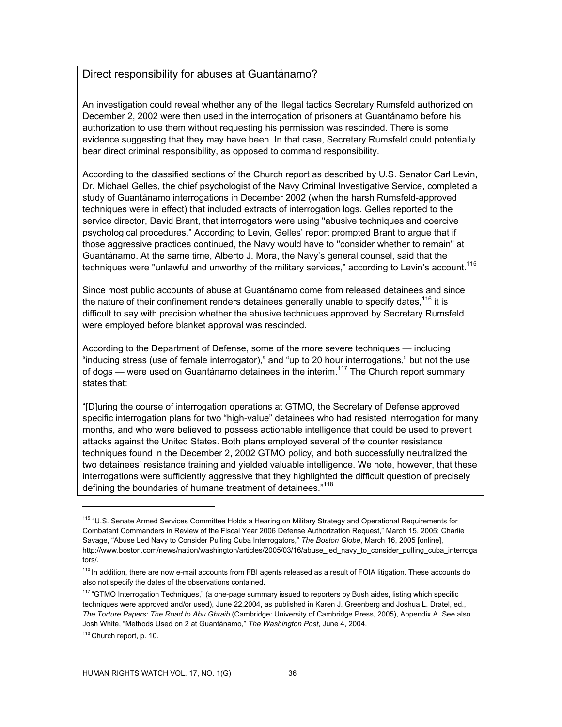## Direct responsibility for abuses at Guantánamo?

An investigation could reveal whether any of the illegal tactics Secretary Rumsfeld authorized on December 2, 2002 were then used in the interrogation of prisoners at Guantánamo before his authorization to use them without requesting his permission was rescinded. There is some evidence suggesting that they may have been. In that case, Secretary Rumsfeld could potentially bear direct criminal responsibility, as opposed to command responsibility.

According to the classified sections of the Church report as described by U.S. Senator Carl Levin, Dr. Michael Gelles, the chief psychologist of the Navy Criminal Investigative Service, completed a study of Guantánamo interrogations in December 2002 (when the harsh Rumsfeld-approved techniques were in effect) that included extracts of interrogation logs. Gelles reported to the service director, David Brant, that interrogators were using "abusive techniques and coercive psychological procedures." According to Levin, Gelles' report prompted Brant to argue that if those aggressive practices continued, the Navy would have to "consider whether to remain" at Guantánamo. At the same time, Alberto J. Mora, the Navy's general counsel, said that the techniques were "unlawful and unworthy of the military services," according to Levin's account.[115]

Since most public accounts of abuse at Guantánamo come from released detainees and since the nature of their confinement renders detainees generally unable to specify dates,[116] it is difficult to say with precision whether the abusive techniques approved by Secretary Rumsfeld were employed before blanket approval was rescinded.

According to the Department of Defense, some of the more severe techniques — including "inducing stress (use of female interrogator)," and "up to 20 hour interrogations," but not the use of dogs — were used on Guantánamo detainees in the interim.[117] The Church report summary states that:

"[D]uring the course of interrogation operations at GTMO, the Secretary of Defense approved specific interrogation plans for two "high-value" detainees who had resisted interrogation for many months, and who were believed to possess actionable intelligence that could be used to prevent attacks against the United States. Both plans employed several of the counter resistance techniques found in the December 2, 2002 GTMO policy, and both successfully neutralized the two detainees' resistance training and yielded valuable intelligence. We note, however, that these interrogations were sufficiently aggressive that they highlighted the difficult question of precisely defining the boundaries of humane treatment of detainees."[118]

---

[115] "U.S. Senate Armed Services Committee Holds a Hearing on Military Strategy and Operational Requirements for Combatant Commanders in Review of the Fiscal Year 2006 Defense Authorization Request," March 15, 2005; Charlie Savage, "Abuse Led Navy to Consider Pulling Cuba Interrogators," *The Boston Globe*, March 16, 2005 [online], http://www.boston.com/news/nation/washington/articles/2005/03/16/abuse_led_navy_to_consider_pulling_cuba_interrogators/.

[116] In addition, there are now e-mail accounts from FBI agents released as a result of FOIA litigation. These accounts do also not specify the dates of the observations contained.

[117] "GTMO Interrogation Techniques," (a one-page summary issued to reporters by Bush aides, listing which specific techniques were approved and/or used), June 22,2004, as published in Karen J. Greenberg and Joshua L. Dratel, ed., *The Torture Papers: The Road to Abu Ghraib* (Cambridge: University of Cambridge Press, 2005), Appendix A. See also Josh White, "Methods Used on 2 at Guantánamo," *The Washington Post*, June 4, 2004.

[118] Church report, p. 10.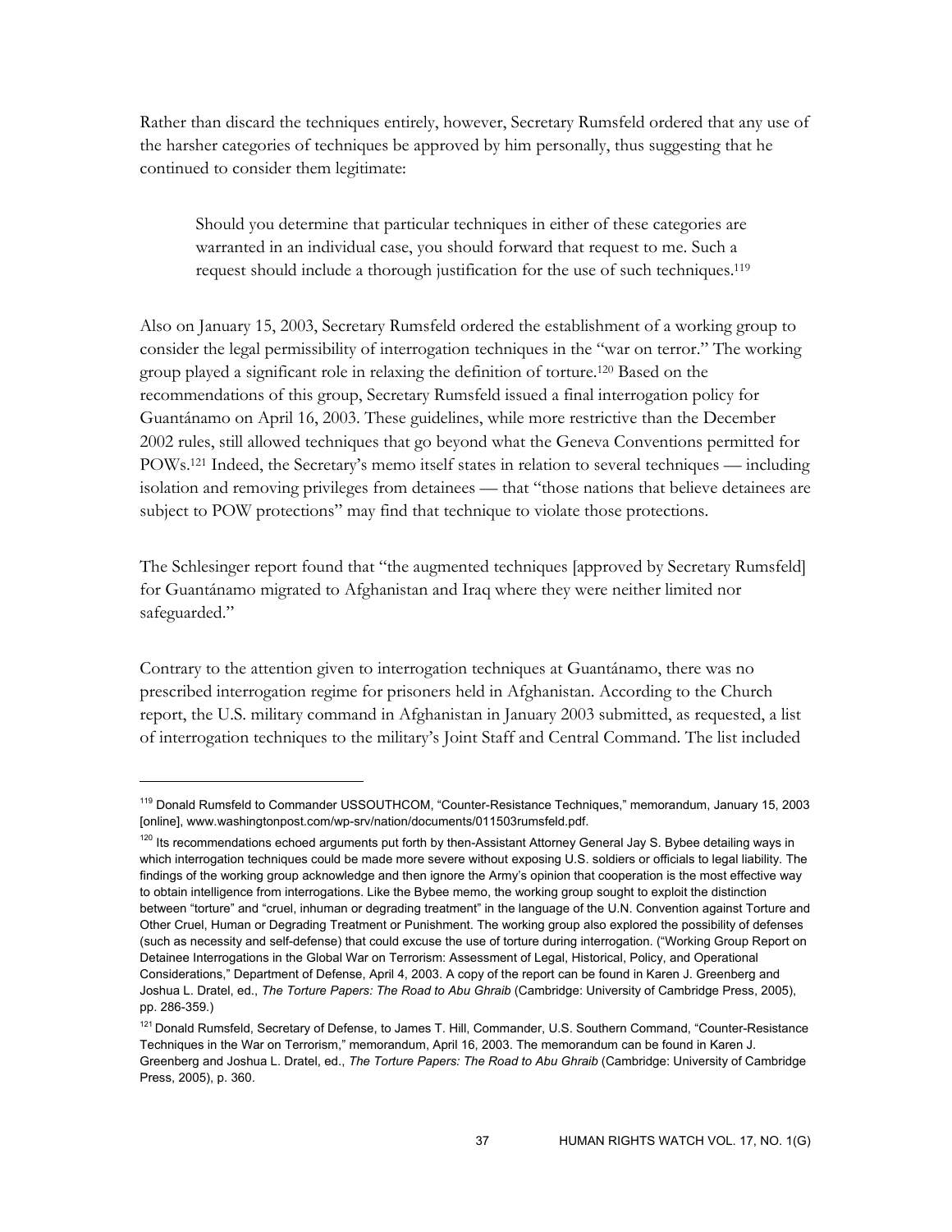Rather than discard the techniques entirely, however, Secretary Rumsfeld ordered that any use of the harsher categories of techniques be approved by him personally, thus suggesting that he continued to consider them legitimate:

> Should you determine that particular techniques in either of these categories are warranted in an individual case, you should forward that request to me. Such a request should include a thorough justification for the use of such techniques.[119]

Also on January 15, 2003, Secretary Rumsfeld ordered the establishment of a working group to consider the legal permissibility of interrogation techniques in the "war on terror." The working group played a significant role in relaxing the definition of torture.[120] Based on the recommendations of this group, Secretary Rumsfeld issued a final interrogation policy for Guantánamo on April 16, 2003. These guidelines, while more restrictive than the December 2002 rules, still allowed techniques that go beyond what the Geneva Conventions permitted for POWs.[121] Indeed, the Secretary's memo itself states in relation to several techniques — including isolation and removing privileges from detainees — that "those nations that believe detainees are subject to POW protections" may find that technique to violate those protections.

The Schlesinger report found that "the augmented techniques [approved by Secretary Rumsfeld] for Guantánamo migrated to Afghanistan and Iraq where they were neither limited nor safeguarded."

Contrary to the attention given to interrogation techniques at Guantánamo, there was no prescribed interrogation regime for prisoners held in Afghanistan. According to the Church report, the U.S. military command in Afghanistan in January 2003 submitted, as requested, a list of interrogation techniques to the military's Joint Staff and Central Command. The list included

---

[119] Donald Rumsfeld to Commander USSOUTHCOM, "Counter-Resistance Techniques," memorandum, January 15, 2003 [online], www.washingtonpost.com/wp-srv/nation/documents/011503rumsfeld.pdf.

[120] Its recommendations echoed arguments put forth by then-Assistant Attorney General Jay S. Bybee detailing ways in which interrogation techniques could be made more severe without exposing U.S. soldiers or officials to legal liability. The findings of the working group acknowledge and then ignore the Army's opinion that cooperation is the most effective way to obtain intelligence from interrogations. Like the Bybee memo, the working group sought to exploit the distinction between "torture" and "cruel, inhuman or degrading treatment" in the language of the U.N. Convention against Torture and Other Cruel, Human or Degrading Treatment or Punishment. The working group also explored the possibility of defenses (such as necessity and self-defense) that could excuse the use of torture during interrogation. ("Working Group Report on Detainee Interrogations in the Global War on Terrorism: Assessment of Legal, Historical, Policy, and Operational Considerations," Department of Defense, April 4, 2003. A copy of the report can be found in Karen J. Greenberg and Joshua L. Dratel, ed., *The Torture Papers: The Road to Abu Ghraib* (Cambridge: University of Cambridge Press, 2005), pp. 286-359.)

[121] Donald Rumsfeld, Secretary of Defense, to James T. Hill, Commander, U.S. Southern Command, "Counter-Resistance Techniques in the War on Terrorism," memorandum, April 16, 2003. The memorandum can be found in Karen J. Greenberg and Joshua L. Dratel, ed., *The Torture Papers: The Road to Abu Ghraib* (Cambridge: University of Cambridge Press, 2005), p. 360.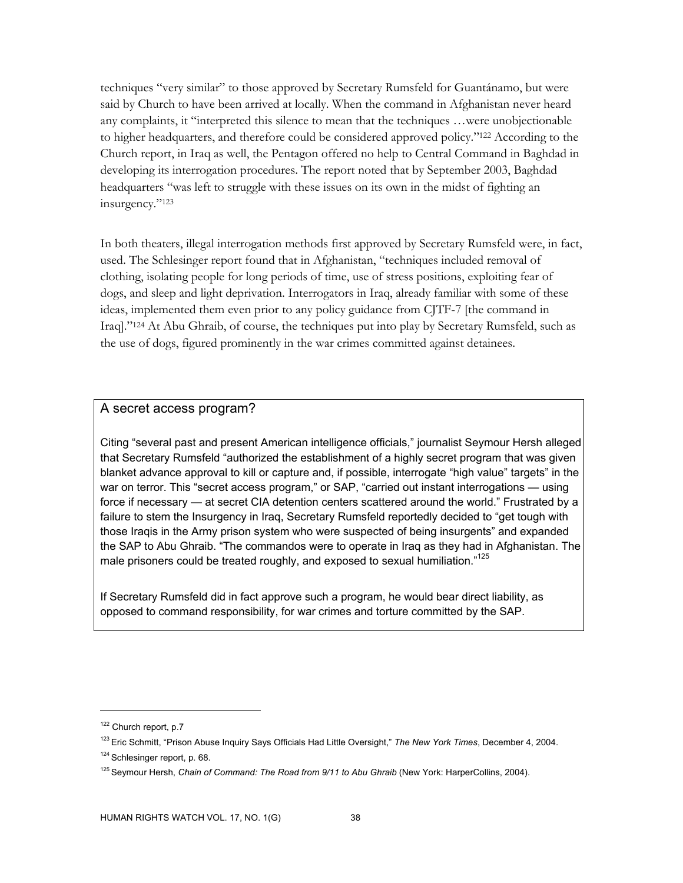techniques "very similar" to those approved by Secretary Rumsfeld for Guantánamo, but were said by Church to have been arrived at locally. When the command in Afghanistan never heard any complaints, it "interpreted this silence to mean that the techniques …were unobjectionable to higher headquarters, and therefore could be considered approved policy."[122] According to the Church report, in Iraq as well, the Pentagon offered no help to Central Command in Baghdad in developing its interrogation procedures. The report noted that by September 2003, Baghdad headquarters "was left to struggle with these issues on its own in the midst of fighting an insurgency."[123]

In both theaters, illegal interrogation methods first approved by Secretary Rumsfeld were, in fact, used. The Schlesinger report found that in Afghanistan, "techniques included removal of clothing, isolating people for long periods of time, use of stress positions, exploiting fear of dogs, and sleep and light deprivation. Interrogators in Iraq, already familiar with some of these ideas, implemented them even prior to any policy guidance from CJTF-7 [the command in Iraq]."[124] At Abu Ghraib, of course, the techniques put into play by Secretary Rumsfeld, such as the use of dogs, figured prominently in the war crimes committed against detainees.

### A secret access program?

Citing "several past and present American intelligence officials," journalist Seymour Hersh alleged that Secretary Rumsfeld "authorized the establishment of a highly secret program that was given blanket advance approval to kill or capture and, if possible, interrogate "high value" targets" in the war on terror. This "secret access program," or SAP, "carried out instant interrogations — using force if necessary — at secret CIA detention centers scattered around the world." Frustrated by a failure to stem the Insurgency in Iraq, Secretary Rumsfeld reportedly decided to "get tough with those Iraqis in the Army prison system who were suspected of being insurgents" and expanded the SAP to Abu Ghraib. "The commandos were to operate in Iraq as they had in Afghanistan. The male prisoners could be treated roughly, and exposed to sexual humiliation."[125]

If Secretary Rumsfeld did in fact approve such a program, he would bear direct liability, as opposed to command responsibility, for war crimes and torture committed by the SAP.

---

[122] Church report, p.7

[123] Eric Schmitt, "Prison Abuse Inquiry Says Officials Had Little Oversight," *The New York Times*, December 4, 2004.

[124] Schlesinger report, p. 68.

[125] Seymour Hersh, *Chain of Command: The Road from 9/11 to Abu Ghraib* (New York: HarperCollins, 2004).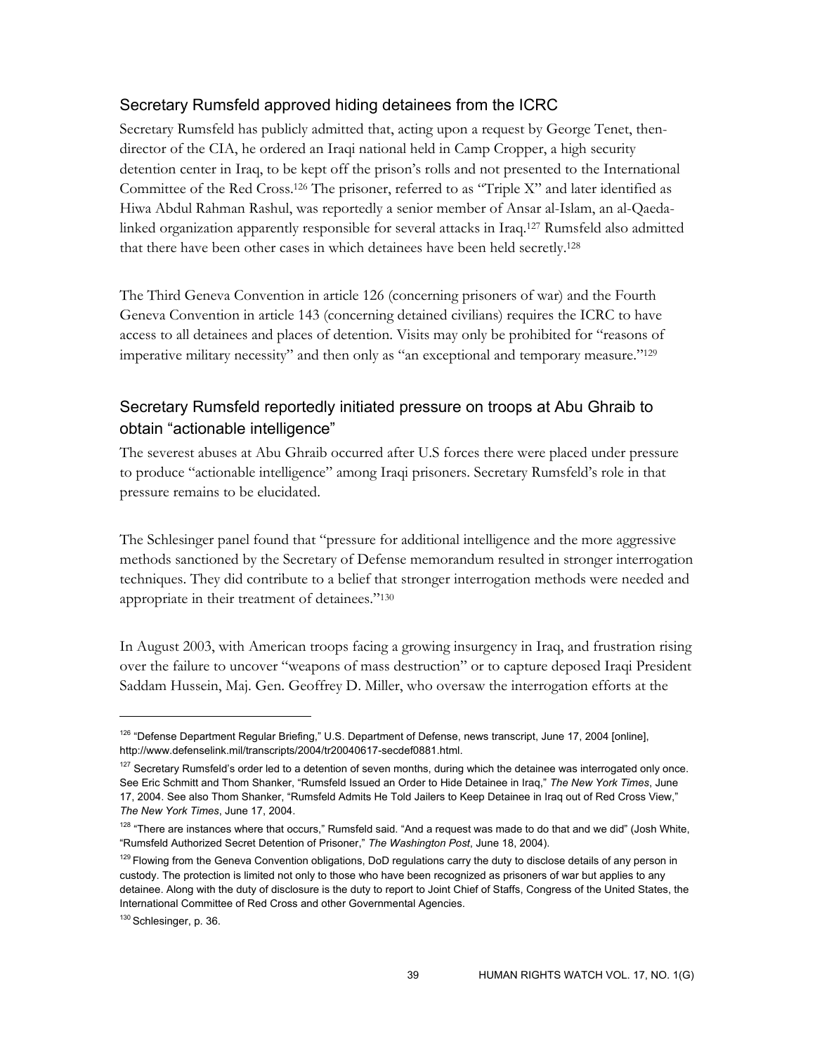## Secretary Rumsfeld approved hiding detainees from the ICRC

Secretary Rumsfeld has publicly admitted that, acting upon a request by George Tenet, then-director of the CIA, he ordered an Iraqi national held in Camp Cropper, a high security detention center in Iraq, to be kept off the prison's rolls and not presented to the International Committee of the Red Cross.[126] The prisoner, referred to as "Triple X" and later identified as Hiwa Abdul Rahman Rashul, was reportedly a senior member of Ansar al-Islam, an al-Qaeda-linked organization apparently responsible for several attacks in Iraq.[127] Rumsfeld also admitted that there have been other cases in which detainees have been held secretly.[128]

The Third Geneva Convention in article 126 (concerning prisoners of war) and the Fourth Geneva Convention in article 143 (concerning detained civilians) requires the ICRC to have access to all detainees and places of detention. Visits may only be prohibited for "reasons of imperative military necessity" and then only as "an exceptional and temporary measure."[129]

## Secretary Rumsfeld reportedly initiated pressure on troops at Abu Ghraib to obtain "actionable intelligence"

The severest abuses at Abu Ghraib occurred after U.S forces there were placed under pressure to produce "actionable intelligence" among Iraqi prisoners. Secretary Rumsfeld's role in that pressure remains to be elucidated.

The Schlesinger panel found that "pressure for additional intelligence and the more aggressive methods sanctioned by the Secretary of Defense memorandum resulted in stronger interrogation techniques. They did contribute to a belief that stronger interrogation methods were needed and appropriate in their treatment of detainees."[130]

In August 2003, with American troops facing a growing insurgency in Iraq, and frustration rising over the failure to uncover "weapons of mass destruction" or to capture deposed Iraqi President Saddam Hussein, Maj. Gen. Geoffrey D. Miller, who oversaw the interrogation efforts at the

---

[126] "Defense Department Regular Briefing," U.S. Department of Defense, news transcript, June 17, 2004 [online], http://www.defenselink.mil/transcripts/2004/tr20040617-secdef0881.html.

[127] Secretary Rumsfeld's order led to a detention of seven months, during which the detainee was interrogated only once. See Eric Schmitt and Thom Shanker, "Rumsfeld Issued an Order to Hide Detainee in Iraq," *The New York Times*, June 17, 2004. See also Thom Shanker, "Rumsfeld Admits He Told Jailers to Keep Detainee in Iraq out of Red Cross View," *The New York Times*, June 17, 2004.

[128] "There are instances where that occurs," Rumsfeld said. "And a request was made to do that and we did" (Josh White, "Rumsfeld Authorized Secret Detention of Prisoner," *The Washington Post*, June 18, 2004).

[129] Flowing from the Geneva Convention obligations, DoD regulations carry the duty to disclose details of any person in custody. The protection is limited not only to those who have been recognized as prisoners of war but applies to any detainee. Along with the duty of disclosure is the duty to report to Joint Chief of Staffs, Congress of the United States, the International Committee of Red Cross and other Governmental Agencies.

[130] Schlesinger, p. 36.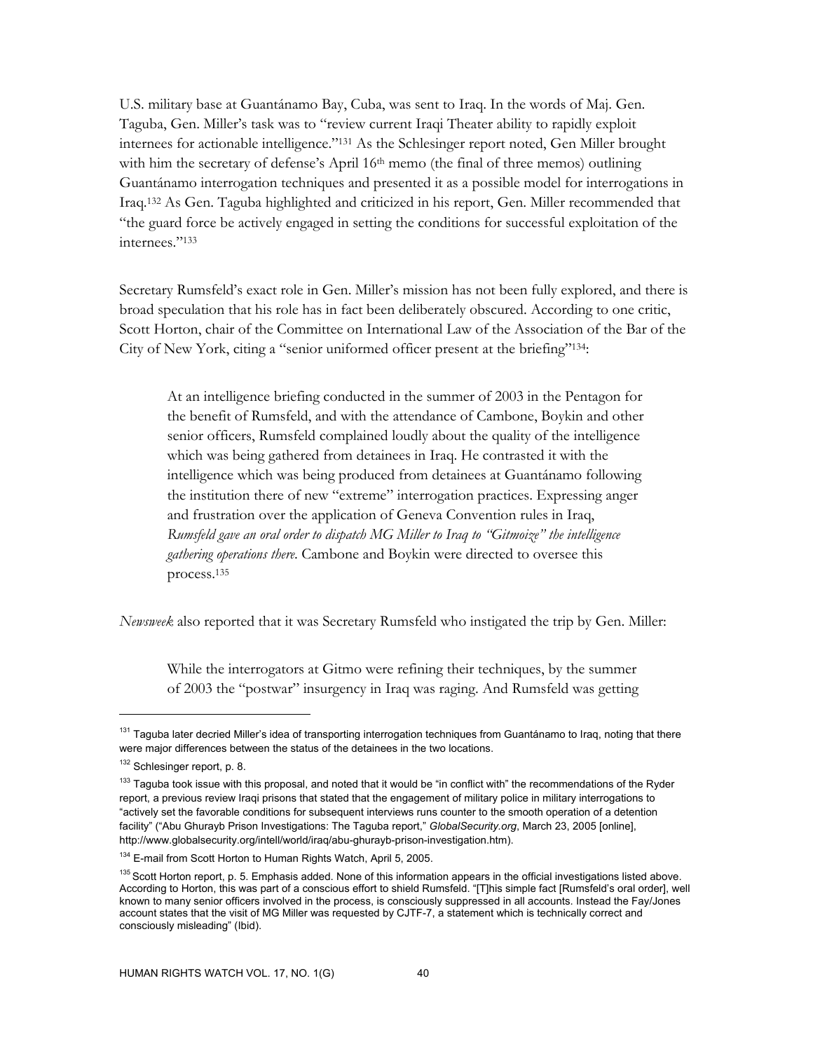U.S. military base at Guantánamo Bay, Cuba, was sent to Iraq. In the words of Maj. Gen. Taguba, Gen. Miller's task was to "review current Iraqi Theater ability to rapidly exploit internees for actionable intelligence."[131] As the Schlesinger report noted, Gen Miller brought with him the secretary of defense's April 16th memo (the final of three memos) outlining Guantánamo interrogation techniques and presented it as a possible model for interrogations in Iraq.[132] As Gen. Taguba highlighted and criticized in his report, Gen. Miller recommended that "the guard force be actively engaged in setting the conditions for successful exploitation of the internees."[133]

Secretary Rumsfeld's exact role in Gen. Miller's mission has not been fully explored, and there is broad speculation that his role has in fact been deliberately obscured. According to one critic, Scott Horton, chair of the Committee on International Law of the Association of the Bar of the City of New York, citing a "senior uniformed officer present at the briefing"[134]:

> At an intelligence briefing conducted in the summer of 2003 in the Pentagon for the benefit of Rumsfeld, and with the attendance of Cambone, Boykin and other senior officers, Rumsfeld complained loudly about the quality of the intelligence which was being gathered from detainees in Iraq. He contrasted it with the intelligence which was being produced from detainees at Guantánamo following the institution there of new "extreme" interrogation practices. Expressing anger and frustration over the application of Geneva Convention rules in Iraq, *Rumsfeld gave an oral order to dispatch MG Miller to Iraq to "Gitmoize" the intelligence gathering operations there.* Cambone and Boykin were directed to oversee this process.[135]

*Newsweek* also reported that it was Secretary Rumsfeld who instigated the trip by Gen. Miller:

> While the interrogators at Gitmo were refining their techniques, by the summer of 2003 the "postwar" insurgency in Iraq was raging. And Rumsfeld was getting

---

[131] Taguba later decried Miller's idea of transporting interrogation techniques from Guantánamo to Iraq, noting that there were major differences between the status of the detainees in the two locations.

[132] Schlesinger report, p. 8.

[133] Taguba took issue with this proposal, and noted that it would be "in conflict with" the recommendations of the Ryder report, a previous review Iraqi prisons that stated that the engagement of military police in military interrogations to "actively set the favorable conditions for subsequent interviews runs counter to the smooth operation of a detention facility" ("Abu Ghurayb Prison Investigations: The Taguba report," *GlobalSecurity.org*, March 23, 2005 [online], http://www.globalsecurity.org/intell/world/iraq/abu-ghurayb-prison-investigation.htm).

[134] E-mail from Scott Horton to Human Rights Watch, April 5, 2005.

[135] Scott Horton report, p. 5. Emphasis added. None of this information appears in the official investigations listed above. According to Horton, this was part of a conscious effort to shield Rumsfeld. "[T]his simple fact [Rumsfeld's oral order], well known to many senior officers involved in the process, is consciously suppressed in all accounts. Instead the Fay/Jones account states that the visit of MG Miller was requested by CJTF-7, a statement which is technically correct and consciously misleading" (Ibid).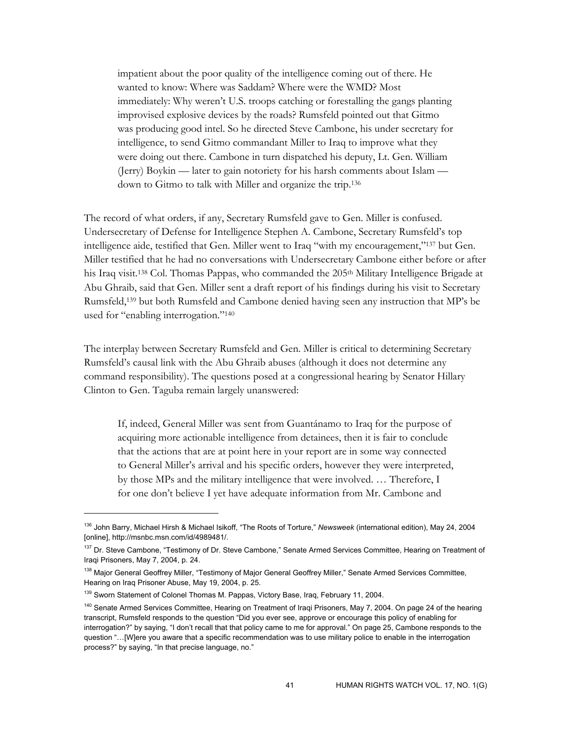> impatient about the poor quality of the intelligence coming out of there. He wanted to know: Where was Saddam? Where were the WMD? Most immediately: Why weren't U.S. troops catching or forestalling the gangs planting improvised explosive devices by the roads? Rumsfeld pointed out that Gitmo was producing good intel. So he directed Steve Cambone, his under secretary for intelligence, to send Gitmo commandant Miller to Iraq to improve what they were doing out there. Cambone in turn dispatched his deputy, Lt. Gen. William (Jerry) Boykin — later to gain notoriety for his harsh comments about Islam — down to Gitmo to talk with Miller and organize the trip.[136]

The record of what orders, if any, Secretary Rumsfeld gave to Gen. Miller is confused. Undersecretary of Defense for Intelligence Stephen A. Cambone, Secretary Rumsfeld's top intelligence aide, testified that Gen. Miller went to Iraq "with my encouragement,"[137] but Gen. Miller testified that he had no conversations with Undersecretary Cambone either before or after his Iraq visit.[138] Col. Thomas Pappas, who commanded the 205th Military Intelligence Brigade at Abu Ghraib, said that Gen. Miller sent a draft report of his findings during his visit to Secretary Rumsfeld,[139] but both Rumsfeld and Cambone denied having seen any instruction that MP's be used for "enabling interrogation."[140]

The interplay between Secretary Rumsfeld and Gen. Miller is critical to determining Secretary Rumsfeld's causal link with the Abu Ghraib abuses (although it does not determine any command responsibility). The questions posed at a congressional hearing by Senator Hillary Clinton to Gen. Taguba remain largely unanswered:

> If, indeed, General Miller was sent from Guantánamo to Iraq for the purpose of acquiring more actionable intelligence from detainees, then it is fair to conclude that the actions that are at point here in your report are in some way connected to General Miller's arrival and his specific orders, however they were interpreted, by those MPs and the military intelligence that were involved. … Therefore, I for one don't believe I yet have adequate information from Mr. Cambone and

---

[136] John Barry, Michael Hirsh & Michael Isikoff, "The Roots of Torture," *Newsweek* (international edition), May 24, 2004 [online], http://msnbc.msn.com/id/4989481/.

[137] Dr. Steve Cambone, "Testimony of Dr. Steve Cambone," Senate Armed Services Committee, Hearing on Treatment of Iraqi Prisoners, May 7, 2004, p. 24.

[138] Major General Geoffrey Miller, "Testimony of Major General Geoffrey Miller," Senate Armed Services Committee, Hearing on Iraq Prisoner Abuse, May 19, 2004, p. 25.

[139] Sworn Statement of Colonel Thomas M. Pappas, Victory Base, Iraq, February 11, 2004.

[140] Senate Armed Services Committee, Hearing on Treatment of Iraqi Prisoners, May 7, 2004. On page 24 of the hearing transcript, Rumsfeld responds to the question "Did you ever see, approve or encourage this policy of enabling for interrogation?" by saying, "I don't recall that that policy came to me for approval." On page 25, Cambone responds to the question "…[W]ere you aware that a specific recommendation was to use military police to enable in the interrogation process?" by saying, "In that precise language, no."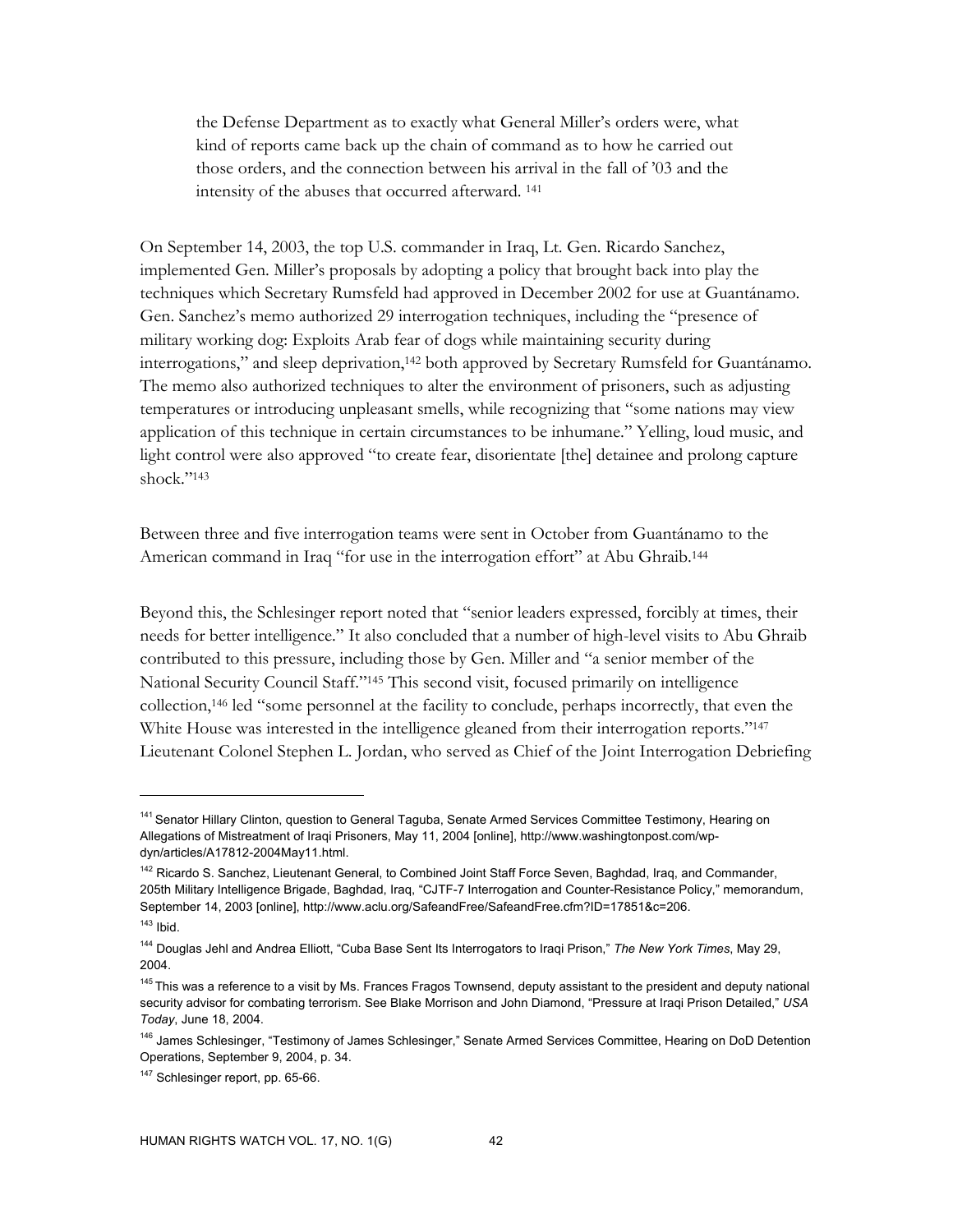> the Defense Department as to exactly what General Miller's orders were, what kind of reports came back up the chain of command as to how he carried out those orders, and the connection between his arrival in the fall of '03 and the intensity of the abuses that occurred afterward. [141]

On September 14, 2003, the top U.S. commander in Iraq, Lt. Gen. Ricardo Sanchez, implemented Gen. Miller's proposals by adopting a policy that brought back into play the techniques which Secretary Rumsfeld had approved in December 2002 for use at Guantánamo. Gen. Sanchez's memo authorized 29 interrogation techniques, including the "presence of military working dog: Exploits Arab fear of dogs while maintaining security during interrogations," and sleep deprivation,[142] both approved by Secretary Rumsfeld for Guantánamo. The memo also authorized techniques to alter the environment of prisoners, such as adjusting temperatures or introducing unpleasant smells, while recognizing that "some nations may view application of this technique in certain circumstances to be inhumane." Yelling, loud music, and light control were also approved "to create fear, disorientate [the] detainee and prolong capture shock."[143]

Between three and five interrogation teams were sent in October from Guantánamo to the American command in Iraq "for use in the interrogation effort" at Abu Ghraib.[144]

Beyond this, the Schlesinger report noted that "senior leaders expressed, forcibly at times, their needs for better intelligence." It also concluded that a number of high-level visits to Abu Ghraib contributed to this pressure, including those by Gen. Miller and "a senior member of the National Security Council Staff."[145] This second visit, focused primarily on intelligence collection,[146] led "some personnel at the facility to conclude, perhaps incorrectly, that even the White House was interested in the intelligence gleaned from their interrogation reports."[147] Lieutenant Colonel Stephen L. Jordan, who served as Chief of the Joint Interrogation Debriefing

---

[141] Senator Hillary Clinton, question to General Taguba, Senate Armed Services Committee Testimony, Hearing on Allegations of Mistreatment of Iraqi Prisoners, May 11, 2004 [online], http://www.washingtonpost.com/wp-dyn/articles/A17812-2004May11.html.

[142] Ricardo S. Sanchez, Lieutenant General, to Combined Joint Staff Force Seven, Baghdad, Iraq, and Commander, 205th Military Intelligence Brigade, Baghdad, Iraq, "CJTF-7 Interrogation and Counter-Resistance Policy," memorandum, September 14, 2003 [online], http://www.aclu.org/SafeandFree/SafeandFree.cfm?ID=17851&c=206.

[143] Ibid.

[144] Douglas Jehl and Andrea Elliott, "Cuba Base Sent Its Interrogators to Iraqi Prison," *The New York Times*, May 29, 2004.

[145] This was a reference to a visit by Ms. Frances Fragos Townsend, deputy assistant to the president and deputy national security advisor for combating terrorism. See Blake Morrison and John Diamond, "Pressure at Iraqi Prison Detailed," *USA Today*, June 18, 2004.

[146] James Schlesinger, "Testimony of James Schlesinger," Senate Armed Services Committee, Hearing on DoD Detention Operations, September 9, 2004, p. 34.

[147] Schlesinger report, pp. 65-66.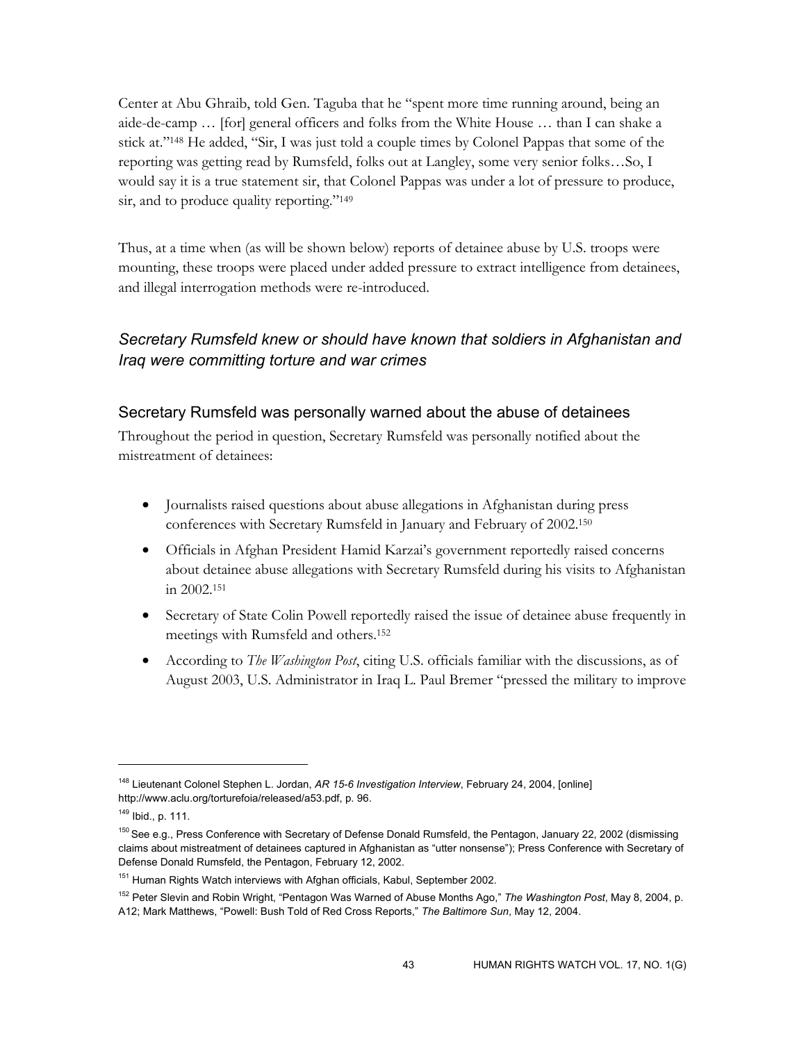Center at Abu Ghraib, told Gen. Taguba that he "spent more time running around, being an aide-de-camp … [for] general officers and folks from the White House … than I can shake a stick at."[148] He added, "Sir, I was just told a couple times by Colonel Pappas that some of the reporting was getting read by Rumsfeld, folks out at Langley, some very senior folks…So, I would say it is a true statement sir, that Colonel Pappas was under a lot of pressure to produce, sir, and to produce quality reporting."[149]

Thus, at a time when (as will be shown below) reports of detainee abuse by U.S. troops were mounting, these troops were placed under added pressure to extract intelligence from detainees, and illegal interrogation methods were re-introduced.

### *Secretary Rumsfeld knew or should have known that soldiers in Afghanistan and Iraq were committing torture and war crimes*

#### Secretary Rumsfeld was personally warned about the abuse of detainees

Throughout the period in question, Secretary Rumsfeld was personally notified about the mistreatment of detainees:

- Journalists raised questions about abuse allegations in Afghanistan during press conferences with Secretary Rumsfeld in January and February of 2002.[150]
- Officials in Afghan President Hamid Karzai's government reportedly raised concerns about detainee abuse allegations with Secretary Rumsfeld during his visits to Afghanistan in 2002.[151]
- Secretary of State Colin Powell reportedly raised the issue of detainee abuse frequently in meetings with Rumsfeld and others.[152]
- According to *The Washington Post*, citing U.S. officials familiar with the discussions, as of August 2003, U.S. Administrator in Iraq L. Paul Bremer "pressed the military to improve

---

[148] Lieutenant Colonel Stephen L. Jordan, *AR 15-6 Investigation Interview*, February 24, 2004, [online] http://www.aclu.org/torturefoia/released/a53.pdf, p. 96.

[149] Ibid., p. 111.

[150] See e.g., Press Conference with Secretary of Defense Donald Rumsfeld, the Pentagon, January 22, 2002 (dismissing claims about mistreatment of detainees captured in Afghanistan as "utter nonsense"); Press Conference with Secretary of Defense Donald Rumsfeld, the Pentagon, February 12, 2002.

[151] Human Rights Watch interviews with Afghan officials, Kabul, September 2002.

[152] Peter Slevin and Robin Wright, "Pentagon Was Warned of Abuse Months Ago," *The Washington Post*, May 8, 2004, p. A12; Mark Matthews, "Powell: Bush Told of Red Cross Reports," *The Baltimore Sun*, May 12, 2004.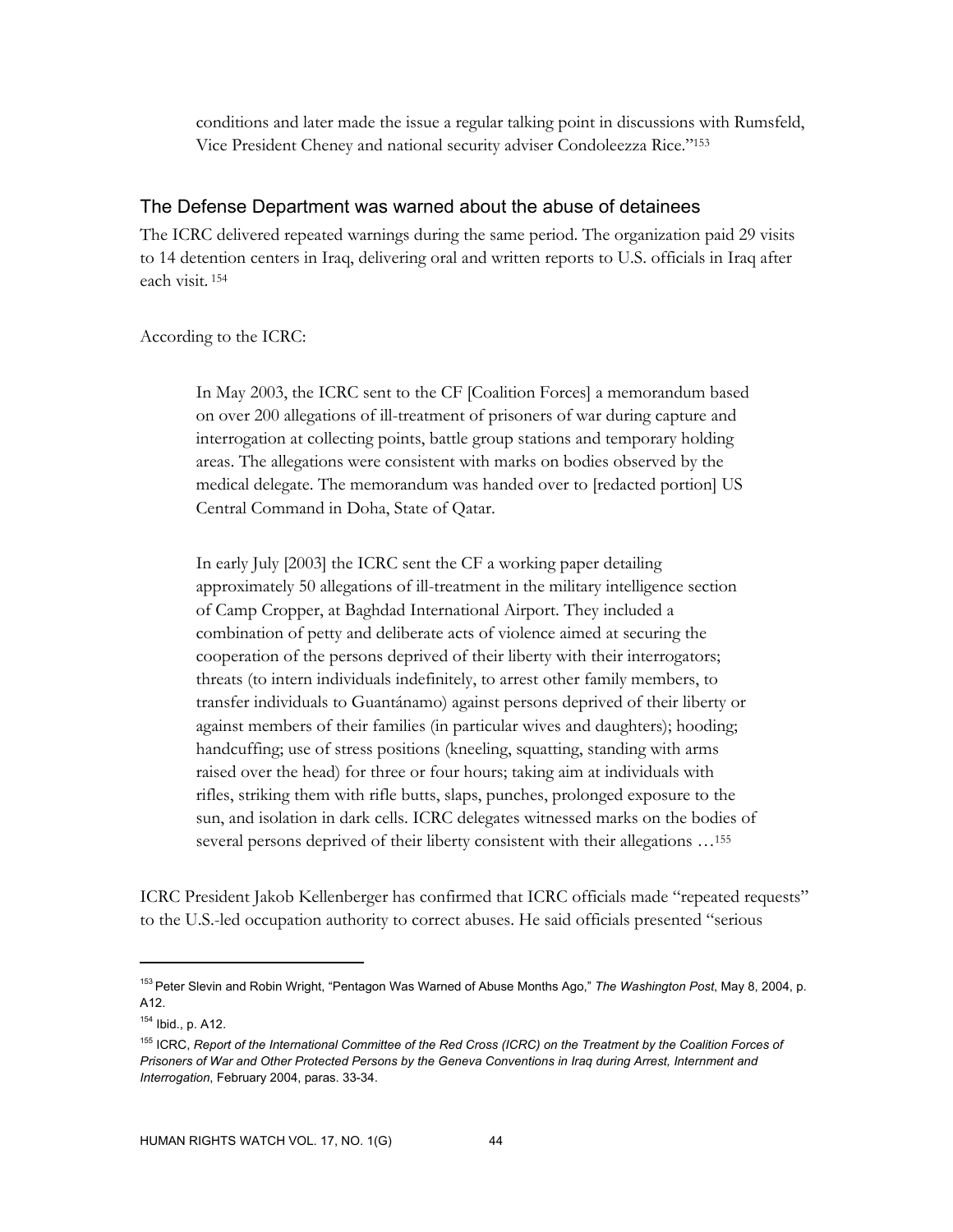conditions and later made the issue a regular talking point in discussions with Rumsfeld, Vice President Cheney and national security adviser Condoleezza Rice."[153]

## The Defense Department was warned about the abuse of detainees

The ICRC delivered repeated warnings during the same period. The organization paid 29 visits to 14 detention centers in Iraq, delivering oral and written reports to U.S. officials in Iraq after each visit.[154]

According to the ICRC:

> In May 2003, the ICRC sent to the CF [Coalition Forces] a memorandum based on over 200 allegations of ill-treatment of prisoners of war during capture and interrogation at collecting points, battle group stations and temporary holding areas. The allegations were consistent with marks on bodies observed by the medical delegate. The memorandum was handed over to [redacted portion] US Central Command in Doha, State of Qatar.
>
> In early July [2003] the ICRC sent the CF a working paper detailing approximately 50 allegations of ill-treatment in the military intelligence section of Camp Cropper, at Baghdad International Airport. They included a combination of petty and deliberate acts of violence aimed at securing the cooperation of the persons deprived of their liberty with their interrogators; threats (to intern individuals indefinitely, to arrest other family members, to transfer individuals to Guantánamo) against persons deprived of their liberty or against members of their families (in particular wives and daughters); hooding; handcuffing; use of stress positions (kneeling, squatting, standing with arms raised over the head) for three or four hours; taking aim at individuals with rifles, striking them with rifle butts, slaps, punches, prolonged exposure to the sun, and isolation in dark cells. ICRC delegates witnessed marks on the bodies of several persons deprived of their liberty consistent with their allegations …[155]

ICRC President Jakob Kellenberger has confirmed that ICRC officials made "repeated requests" to the U.S.-led occupation authority to correct abuses. He said officials presented "serious

---

[153] Peter Slevin and Robin Wright, "Pentagon Was Warned of Abuse Months Ago," *The Washington Post*, May 8, 2004, p. A12.

[154] Ibid., p. A12.

[155] ICRC, *Report of the International Committee of the Red Cross (ICRC) on the Treatment by the Coalition Forces of Prisoners of War and Other Protected Persons by the Geneva Conventions in Iraq during Arrest, Internment and Interrogation*, February 2004, paras. 33-34.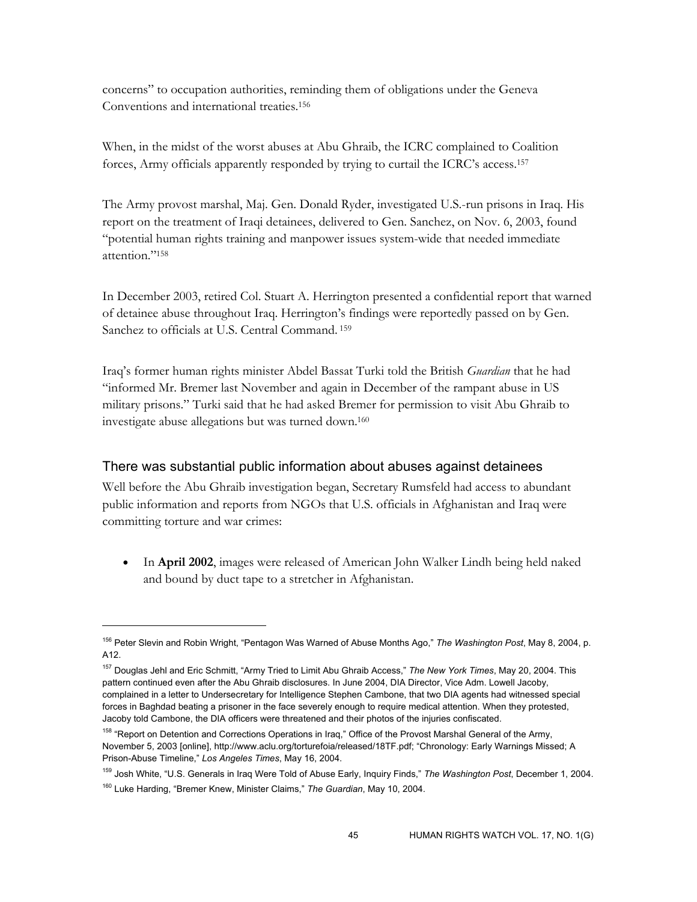concerns" to occupation authorities, reminding them of obligations under the Geneva Conventions and international treaties.[156]

When, in the midst of the worst abuses at Abu Ghraib, the ICRC complained to Coalition forces, Army officials apparently responded by trying to curtail the ICRC's access.[157]

The Army provost marshal, Maj. Gen. Donald Ryder, investigated U.S.-run prisons in Iraq. His report on the treatment of Iraqi detainees, delivered to Gen. Sanchez, on Nov. 6, 2003, found "potential human rights training and manpower issues system-wide that needed immediate attention."[158]

In December 2003, retired Col. Stuart A. Herrington presented a confidential report that warned of detainee abuse throughout Iraq. Herrington's findings were reportedly passed on by Gen. Sanchez to officials at U.S. Central Command.[159]

Iraq's former human rights minister Abdel Bassat Turki told the British *Guardian* that he had "informed Mr. Bremer last November and again in December of the rampant abuse in US military prisons." Turki said that he had asked Bremer for permission to visit Abu Ghraib to investigate abuse allegations but was turned down.[160]

## There was substantial public information about abuses against detainees

Well before the Abu Ghraib investigation began, Secretary Rumsfeld had access to abundant public information and reports from NGOs that U.S. officials in Afghanistan and Iraq were committing torture and war crimes:

- In **April 2002**, images were released of American John Walker Lindh being held naked and bound by duct tape to a stretcher in Afghanistan.

---

[156] Peter Slevin and Robin Wright, "Pentagon Was Warned of Abuse Months Ago," *The Washington Post*, May 8, 2004, p. A12.

[157] Douglas Jehl and Eric Schmitt, "Army Tried to Limit Abu Ghraib Access," *The New York Times*, May 20, 2004. This pattern continued even after the Abu Ghraib disclosures. In June 2004, DIA Director, Vice Adm. Lowell Jacoby, complained in a letter to Undersecretary for Intelligence Stephen Cambone, that two DIA agents had witnessed special forces in Baghdad beating a prisoner in the face severely enough to require medical attention. When they protested, Jacoby told Cambone, the DIA officers were threatened and their photos of the injuries confiscated.

[158] "Report on Detention and Corrections Operations in Iraq," Office of the Provost Marshal General of the Army, November 5, 2003 [online], http://www.aclu.org/torturefoia/released/18TF.pdf; "Chronology: Early Warnings Missed; A Prison-Abuse Timeline," *Los Angeles Times*, May 16, 2004.

[159] Josh White, "U.S. Generals in Iraq Were Told of Abuse Early, Inquiry Finds," *The Washington Post*, December 1, 2004.

[160] Luke Harding, "Bremer Knew, Minister Claims," *The Guardian*, May 10, 2004.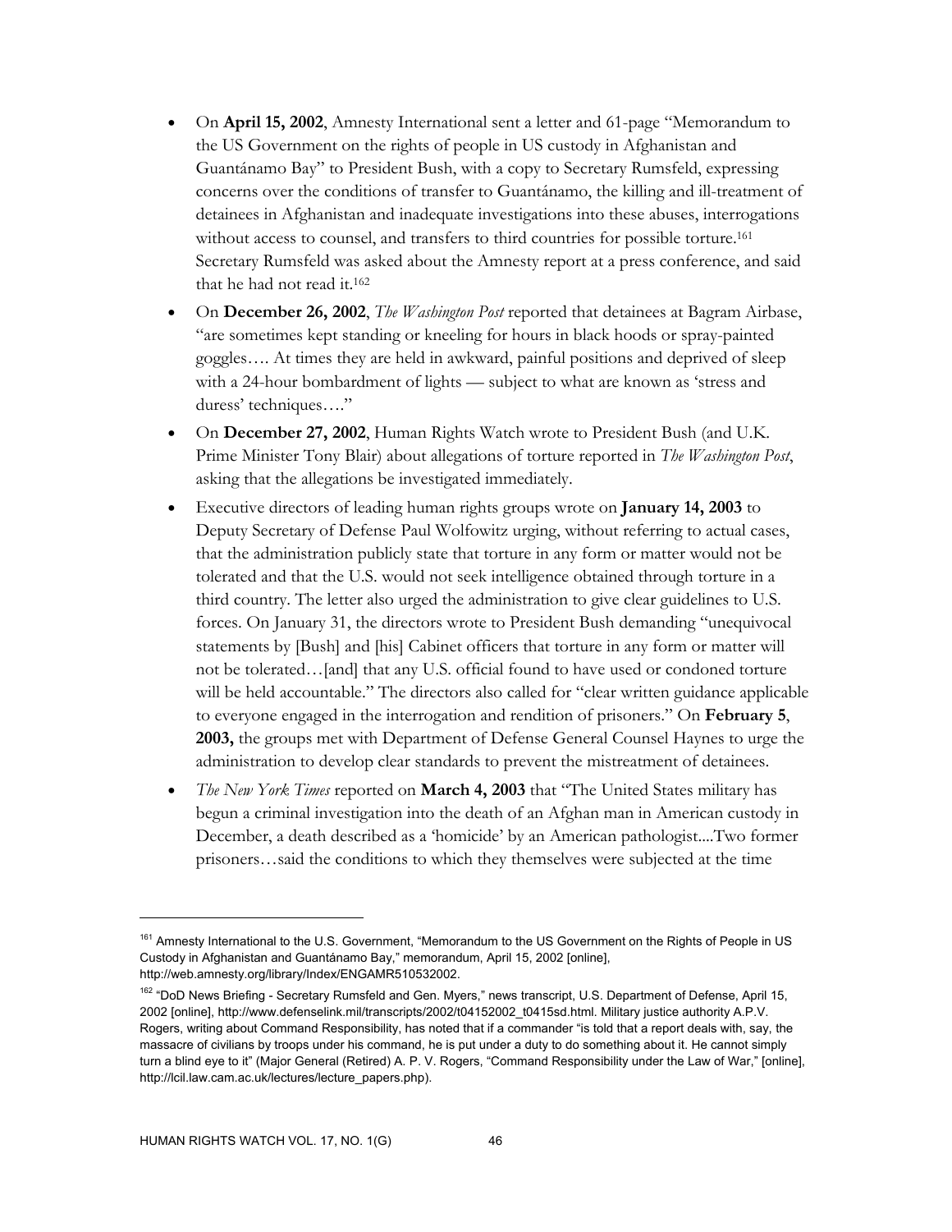- On **April 15, 2002**, Amnesty International sent a letter and 61-page "Memorandum to the US Government on the rights of people in US custody in Afghanistan and Guantánamo Bay" to President Bush, with a copy to Secretary Rumsfeld, expressing concerns over the conditions of transfer to Guantánamo, the killing and ill-treatment of detainees in Afghanistan and inadequate investigations into these abuses, interrogations without access to counsel, and transfers to third countries for possible torture.[161] Secretary Rumsfeld was asked about the Amnesty report at a press conference, and said that he had not read it.[162]
- On **December 26, 2002**, *The Washington Post* reported that detainees at Bagram Airbase, "are sometimes kept standing or kneeling for hours in black hoods or spray-painted goggles…. At times they are held in awkward, painful positions and deprived of sleep with a 24-hour bombardment of lights — subject to what are known as 'stress and duress' techniques…."
- On **December 27, 2002**, Human Rights Watch wrote to President Bush (and U.K. Prime Minister Tony Blair) about allegations of torture reported in *The Washington Post*, asking that the allegations be investigated immediately.
- Executive directors of leading human rights groups wrote on **January 14, 2003** to Deputy Secretary of Defense Paul Wolfowitz urging, without referring to actual cases, that the administration publicly state that torture in any form or matter would not be tolerated and that the U.S. would not seek intelligence obtained through torture in a third country. The letter also urged the administration to give clear guidelines to U.S. forces. On January 31, the directors wrote to President Bush demanding "unequivocal statements by [Bush] and [his] Cabinet officers that torture in any form or matter will not be tolerated…[and] that any U.S. official found to have used or condoned torture will be held accountable." The directors also called for "clear written guidance applicable to everyone engaged in the interrogation and rendition of prisoners." On **February 5, 2003,** the groups met with Department of Defense General Counsel Haynes to urge the administration to develop clear standards to prevent the mistreatment of detainees.
- *The New York Times* reported on **March 4, 2003** that "The United States military has begun a criminal investigation into the death of an Afghan man in American custody in December, a death described as a 'homicide' by an American pathologist....Two former prisoners…said the conditions to which they themselves were subjected at the time

---

[161] Amnesty International to the U.S. Government, "Memorandum to the US Government on the Rights of People in US Custody in Afghanistan and Guantánamo Bay," memorandum, April 15, 2002 [online], http://web.amnesty.org/library/Index/ENGAMR510532002.

[162] "DoD News Briefing - Secretary Rumsfeld and Gen. Myers," news transcript, U.S. Department of Defense, April 15, 2002 [online], http://www.defenselink.mil/transcripts/2002/t04152002_t0415sd.html. Military justice authority A.P.V. Rogers, writing about Command Responsibility, has noted that if a commander "is told that a report deals with, say, the massacre of civilians by troops under his command, he is put under a duty to do something about it. He cannot simply turn a blind eye to it" (Major General (Retired) A. P. V. Rogers, "Command Responsibility under the Law of War," [online], http://lcil.law.cam.ac.uk/lectures/lecture_papers.php).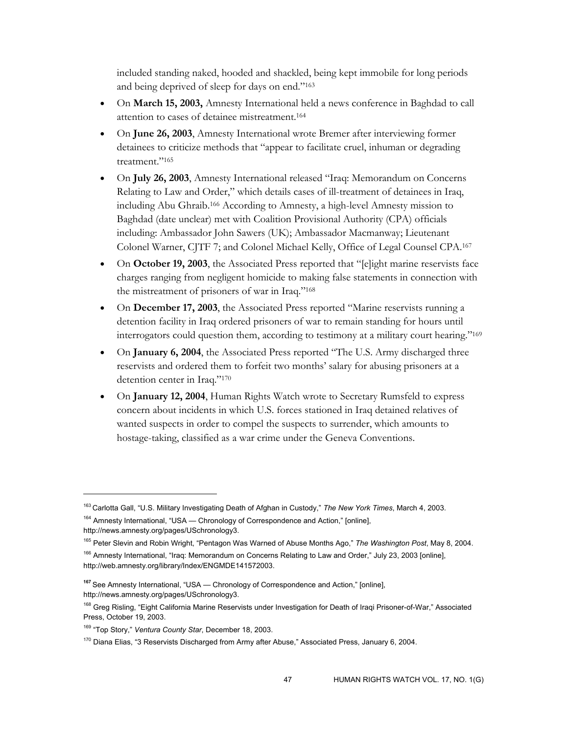included standing naked, hooded and shackled, being kept immobile for long periods and being deprived of sleep for days on end."[163]

- On **March 15, 2003,** Amnesty International held a news conference in Baghdad to call attention to cases of detainee mistreatment.[164]
- On **June 26, 2003**, Amnesty International wrote Bremer after interviewing former detainees to criticize methods that "appear to facilitate cruel, inhuman or degrading treatment."[165]
- On **July 26, 2003**, Amnesty International released "Iraq: Memorandum on Concerns Relating to Law and Order," which details cases of ill-treatment of detainees in Iraq, including Abu Ghraib.[166] According to Amnesty, a high-level Amnesty mission to Baghdad (date unclear) met with Coalition Provisional Authority (CPA) officials including: Ambassador John Sawers (UK); Ambassador Macmanway; Lieutenant Colonel Warner, CJTF 7; and Colonel Michael Kelly, Office of Legal Counsel CPA.[167]
- On **October 19, 2003**, the Associated Press reported that "[e]ight marine reservists face charges ranging from negligent homicide to making false statements in connection with the mistreatment of prisoners of war in Iraq."[168]
- On **December 17, 2003**, the Associated Press reported "Marine reservists running a detention facility in Iraq ordered prisoners of war to remain standing for hours until interrogators could question them, according to testimony at a military court hearing."[169]
- On **January 6, 2004**, the Associated Press reported "The U.S. Army discharged three reservists and ordered them to forfeit two months' salary for abusing prisoners at a detention center in Iraq."[170]
- On **January 12, 2004**, Human Rights Watch wrote to Secretary Rumsfeld to express concern about incidents in which U.S. forces stationed in Iraq detained relatives of wanted suspects in order to compel the suspects to surrender, which amounts to hostage-taking, classified as a war crime under the Geneva Conventions.

---

[163] Carlotta Gall, "U.S. Military Investigating Death of Afghan in Custody," *The New York Times*, March 4, 2003.

[164] Amnesty International, "USA — Chronology of Correspondence and Action," [online], http://news.amnesty.org/pages/USchronology3.

[165] Peter Slevin and Robin Wright, "Pentagon Was Warned of Abuse Months Ago," *The Washington Post*, May 8, 2004.

[166] Amnesty International, "Iraq: Memorandum on Concerns Relating to Law and Order," July 23, 2003 [online], http://web.amnesty.org/library/Index/ENGMDE141572003.

[167] See Amnesty International, "USA — Chronology of Correspondence and Action," [online], http://news.amnesty.org/pages/USchronology3.

[168] Greg Risling, "Eight California Marine Reservists under Investigation for Death of Iraqi Prisoner-of-War," Associated Press, October 19, 2003.

[169] "Top Story," *Ventura County Star*, December 18, 2003.

[170] Diana Elias, "3 Reservists Discharged from Army after Abuse," Associated Press, January 6, 2004.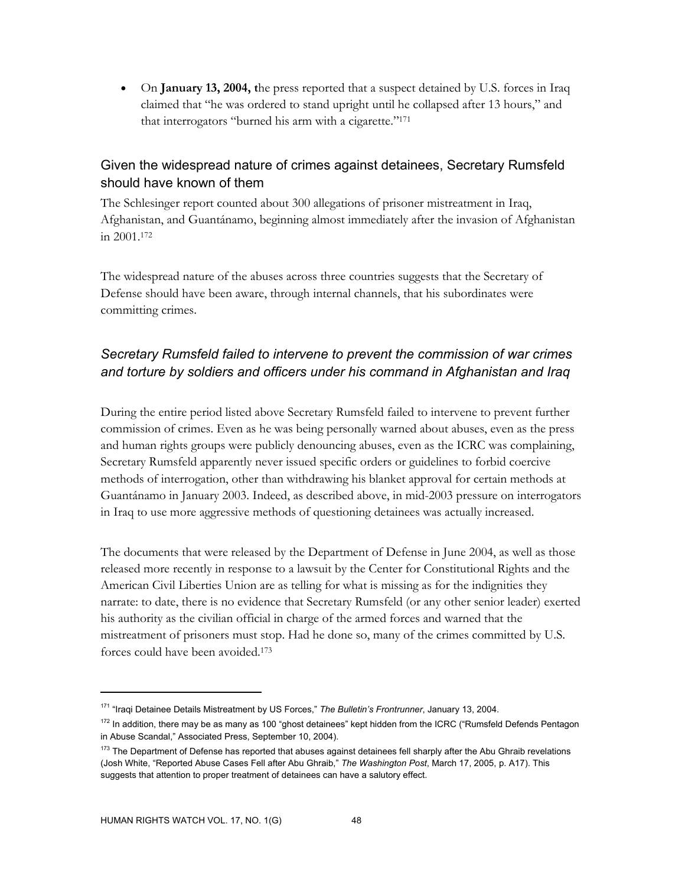- On **January 13, 2004, t**he press reported that a suspect detained by U.S. forces in Iraq claimed that "he was ordered to stand upright until he collapsed after 13 hours," and that interrogators "burned his arm with a cigarette."[171]

## Given the widespread nature of crimes against detainees, Secretary Rumsfeld should have known of them

The Schlesinger report counted about 300 allegations of prisoner mistreatment in Iraq, Afghanistan, and Guantánamo, beginning almost immediately after the invasion of Afghanistan in 2001.[172]

The widespread nature of the abuses across three countries suggests that the Secretary of Defense should have been aware, through internal channels, that his subordinates were committing crimes.

### *Secretary Rumsfeld failed to intervene to prevent the commission of war crimes and torture by soldiers and officers under his command in Afghanistan and Iraq*

During the entire period listed above Secretary Rumsfeld failed to intervene to prevent further commission of crimes. Even as he was being personally warned about abuses, even as the press and human rights groups were publicly denouncing abuses, even as the ICRC was complaining, Secretary Rumsfeld apparently never issued specific orders or guidelines to forbid coercive methods of interrogation, other than withdrawing his blanket approval for certain methods at Guantánamo in January 2003. Indeed, as described above, in mid-2003 pressure on interrogators in Iraq to use more aggressive methods of questioning detainees was actually increased.

The documents that were released by the Department of Defense in June 2004, as well as those released more recently in response to a lawsuit by the Center for Constitutional Rights and the American Civil Liberties Union are as telling for what is missing as for the indignities they narrate: to date, there is no evidence that Secretary Rumsfeld (or any other senior leader) exerted his authority as the civilian official in charge of the armed forces and warned that the mistreatment of prisoners must stop. Had he done so, many of the crimes committed by U.S. forces could have been avoided.[173]

---

[171] "Iraqi Detainee Details Mistreatment by US Forces," *The Bulletin's Frontrunner*, January 13, 2004.

[172] In addition, there may be as many as 100 "ghost detainees" kept hidden from the ICRC ("Rumsfeld Defends Pentagon in Abuse Scandal," Associated Press, September 10, 2004).

[173] The Department of Defense has reported that abuses against detainees fell sharply after the Abu Ghraib revelations (Josh White, "Reported Abuse Cases Fell after Abu Ghraib," *The Washington Post*, March 17, 2005, p. A17). This suggests that attention to proper treatment of detainees can have a salutory effect.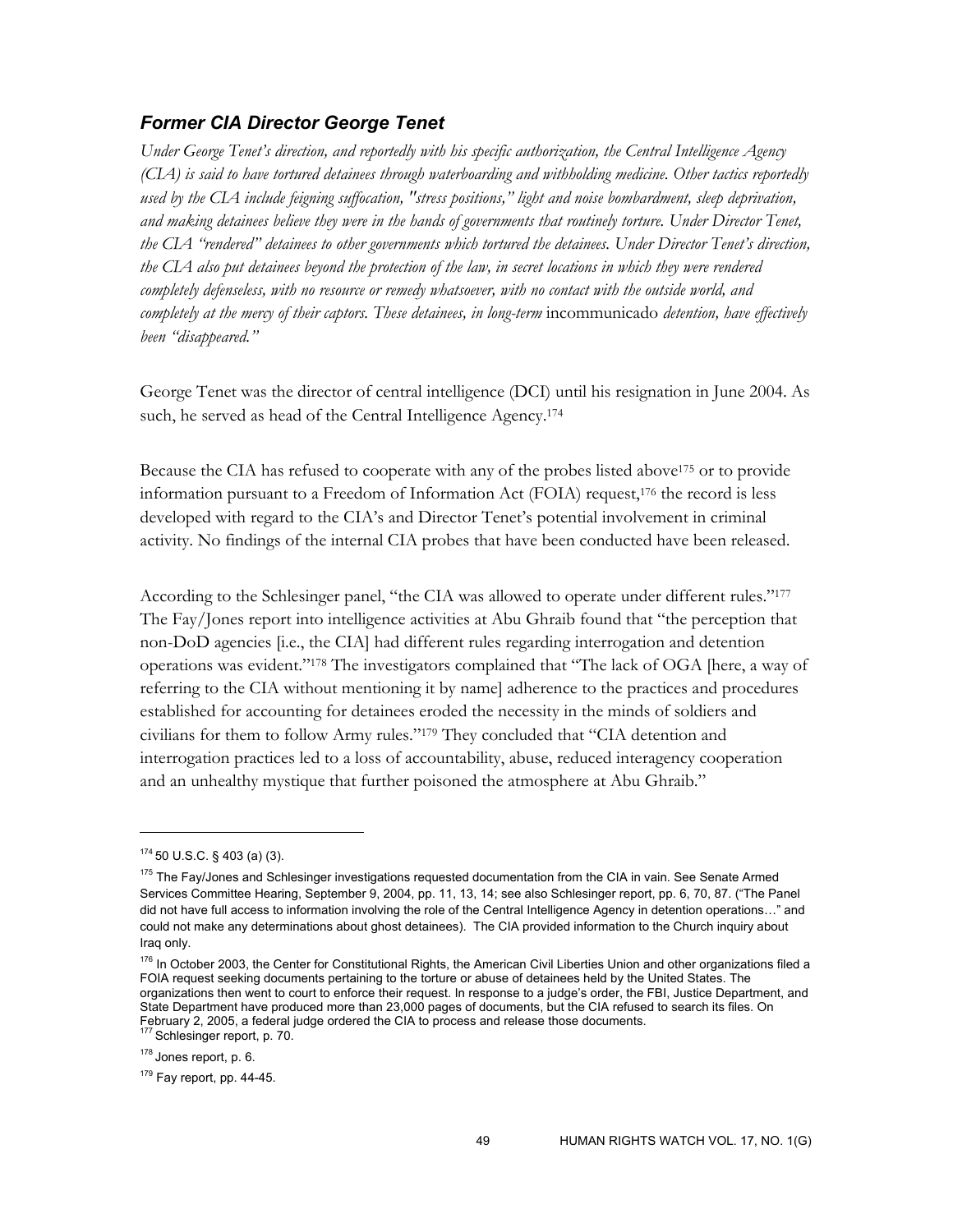### *Former CIA Director George Tenet*

*Under George Tenet's direction, and reportedly with his specific authorization, the Central Intelligence Agency (CIA) is said to have tortured detainees through waterboarding and withholding medicine. Other tactics reportedly used by the CIA include feigning suffocation, "stress positions," light and noise bombardment, sleep deprivation, and making detainees believe they were in the hands of governments that routinely torture. Under Director Tenet, the CIA "rendered" detainees to other governments which tortured the detainees. Under Director Tenet's direction, the CIA also put detainees beyond the protection of the law, in secret locations in which they were rendered completely defenseless, with no resource or remedy whatsoever, with no contact with the outside world, and completely at the mercy of their captors. These detainees, in long-term* incommunicado *detention, have effectively been "disappeared."*

George Tenet was the director of central intelligence (DCI) until his resignation in June 2004. As such, he served as head of the Central Intelligence Agency.[174]

Because the CIA has refused to cooperate with any of the probes listed above[175] or to provide information pursuant to a Freedom of Information Act (FOIA) request,[176] the record is less developed with regard to the CIA's and Director Tenet's potential involvement in criminal activity. No findings of the internal CIA probes that have been conducted have been released.

According to the Schlesinger panel, "the CIA was allowed to operate under different rules."[177] The Fay/Jones report into intelligence activities at Abu Ghraib found that "the perception that non-DoD agencies [i.e., the CIA] had different rules regarding interrogation and detention operations was evident."[178] The investigators complained that "The lack of OGA [here, a way of referring to the CIA without mentioning it by name] adherence to the practices and procedures established for accounting for detainees eroded the necessity in the minds of soldiers and civilians for them to follow Army rules."[179] They concluded that "CIA detention and interrogation practices led to a loss of accountability, abuse, reduced interagency cooperation and an unhealthy mystique that further poisoned the atmosphere at Abu Ghraib."

---

[174] 50 U.S.C. § 403 (a) (3).

[175] The Fay/Jones and Schlesinger investigations requested documentation from the CIA in vain. See Senate Armed Services Committee Hearing, September 9, 2004, pp. 11, 13, 14; see also Schlesinger report, pp. 6, 70, 87. ("The Panel did not have full access to information involving the role of the Central Intelligence Agency in detention operations…" and could not make any determinations about ghost detainees). The CIA provided information to the Church inquiry about Iraq only.

[176] In October 2003, the Center for Constitutional Rights, the American Civil Liberties Union and other organizations filed a FOIA request seeking documents pertaining to the torture or abuse of detainees held by the United States. The organizations then went to court to enforce their request. In response to a judge's order, the FBI, Justice Department, and State Department have produced more than 23,000 pages of documents, but the CIA refused to search its files. On February 2, 2005, a federal judge ordered the CIA to process and release those documents.

[177] Schlesinger report, p. 70.

[178] Jones report, p. 6.

[179] Fay report, pp. 44-45.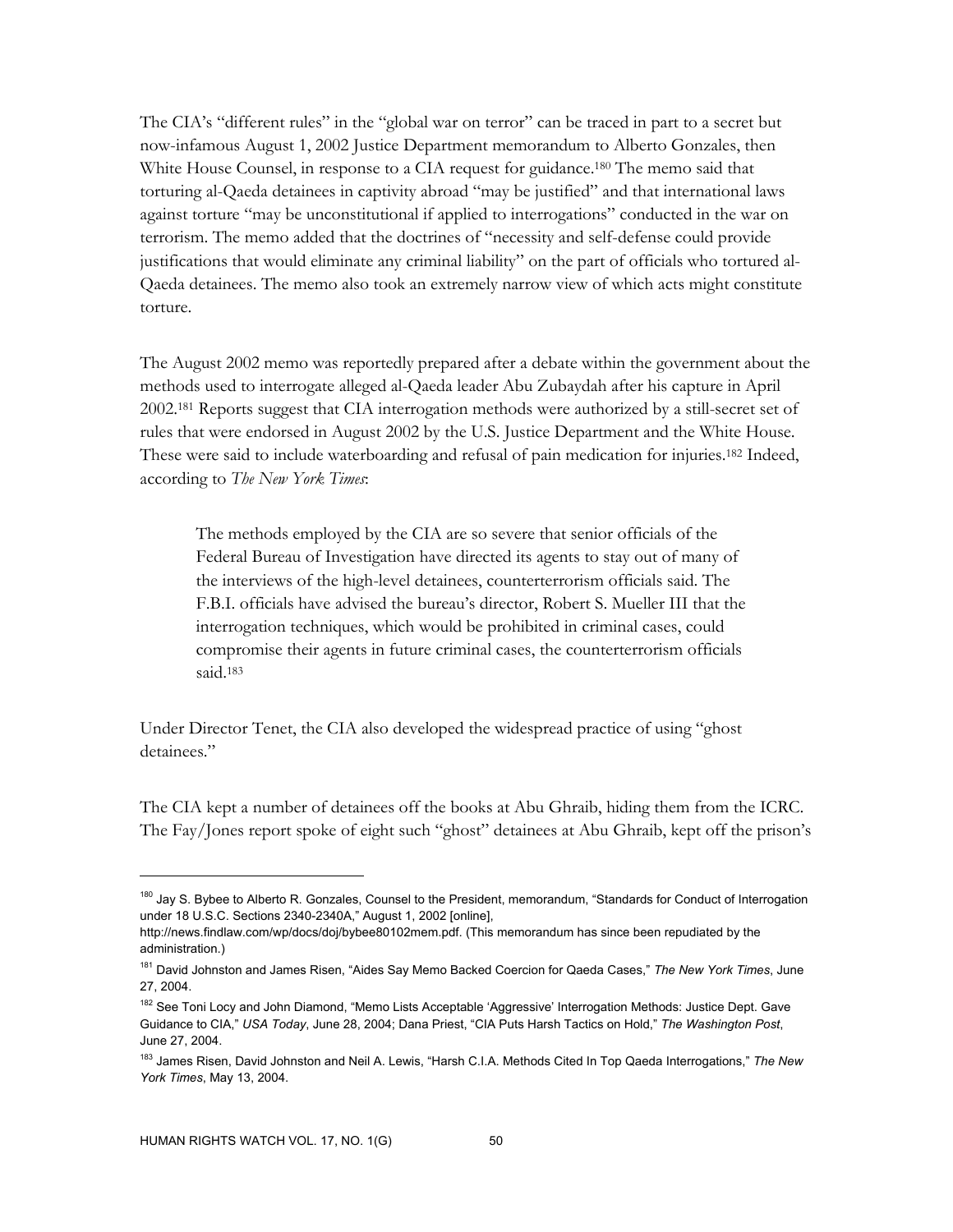The CIA's "different rules" in the "global war on terror" can be traced in part to a secret but now-infamous August 1, 2002 Justice Department memorandum to Alberto Gonzales, then White House Counsel, in response to a CIA request for guidance.[180] The memo said that torturing al-Qaeda detainees in captivity abroad "may be justified" and that international laws against torture "may be unconstitutional if applied to interrogations" conducted in the war on terrorism. The memo added that the doctrines of "necessity and self-defense could provide justifications that would eliminate any criminal liability" on the part of officials who tortured al-Qaeda detainees. The memo also took an extremely narrow view of which acts might constitute torture.

The August 2002 memo was reportedly prepared after a debate within the government about the methods used to interrogate alleged al-Qaeda leader Abu Zubaydah after his capture in April 2002.[181] Reports suggest that CIA interrogation methods were authorized by a still-secret set of rules that were endorsed in August 2002 by the U.S. Justice Department and the White House. These were said to include waterboarding and refusal of pain medication for injuries.[182] Indeed, according to *The New York Times*:

> The methods employed by the CIA are so severe that senior officials of the Federal Bureau of Investigation have directed its agents to stay out of many of the interviews of the high-level detainees, counterterrorism officials said. The F.B.I. officials have advised the bureau's director, Robert S. Mueller III that the interrogation techniques, which would be prohibited in criminal cases, could compromise their agents in future criminal cases, the counterterrorism officials said.[183]

Under Director Tenet, the CIA also developed the widespread practice of using "ghost detainees."

The CIA kept a number of detainees off the books at Abu Ghraib, hiding them from the ICRC. The Fay/Jones report spoke of eight such "ghost" detainees at Abu Ghraib, kept off the prison's

---

[180] Jay S. Bybee to Alberto R. Gonzales, Counsel to the President, memorandum, "Standards for Conduct of Interrogation under 18 U.S.C. Sections 2340-2340A," August 1, 2002 [online], http://news.findlaw.com/wp/docs/doj/bybee80102mem.pdf. (This memorandum has since been repudiated by the administration.)

[181] David Johnston and James Risen, "Aides Say Memo Backed Coercion for Qaeda Cases," *The New York Times*, June 27, 2004.

[182] See Toni Locy and John Diamond, "Memo Lists Acceptable 'Aggressive' Interrogation Methods: Justice Dept. Gave Guidance to CIA," *USA Today*, June 28, 2004; Dana Priest, "CIA Puts Harsh Tactics on Hold," *The Washington Post*, June 27, 2004.

[183] James Risen, David Johnston and Neil A. Lewis, "Harsh C.I.A. Methods Cited In Top Qaeda Interrogations," *The New York Times*, May 13, 2004.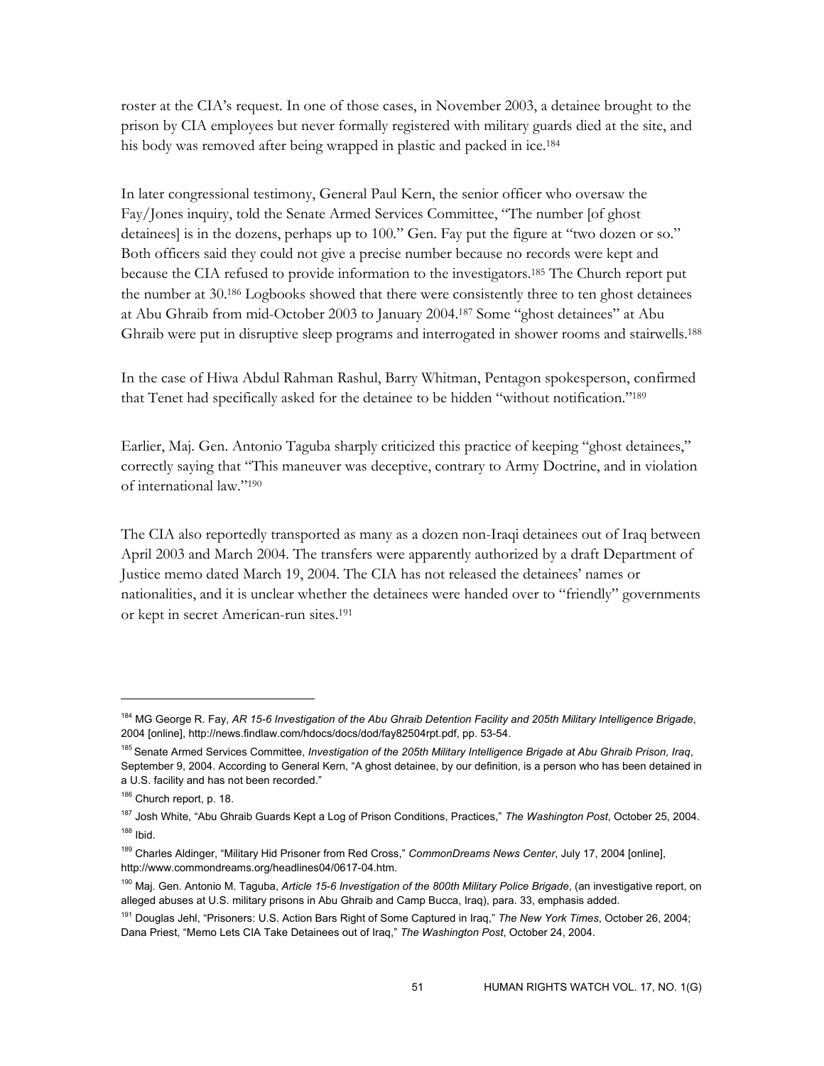roster at the CIA's request. In one of those cases, in November 2003, a detainee brought to the prison by CIA employees but never formally registered with military guards died at the site, and his body was removed after being wrapped in plastic and packed in ice.[184]

In later congressional testimony, General Paul Kern, the senior officer who oversaw the Fay/Jones inquiry, told the Senate Armed Services Committee, "The number [of ghost detainees] is in the dozens, perhaps up to 100." Gen. Fay put the figure at "two dozen or so." Both officers said they could not give a precise number because no records were kept and because the CIA refused to provide information to the investigators.[185] The Church report put the number at 30.[186] Logbooks showed that there were consistently three to ten ghost detainees at Abu Ghraib from mid-October 2003 to January 2004.[187] Some "ghost detainees" at Abu Ghraib were put in disruptive sleep programs and interrogated in shower rooms and stairwells.[188]

In the case of Hiwa Abdul Rahman Rashul, Barry Whitman, Pentagon spokesperson, confirmed that Tenet had specifically asked for the detainee to be hidden "without notification."[189]

Earlier, Maj. Gen. Antonio Taguba sharply criticized this practice of keeping "ghost detainees," correctly saying that "This maneuver was deceptive, contrary to Army Doctrine, and in violation of international law."[190]

The CIA also reportedly transported as many as a dozen non-Iraqi detainees out of Iraq between April 2003 and March 2004. The transfers were apparently authorized by a draft Department of Justice memo dated March 19, 2004. The CIA has not released the detainees' names or nationalities, and it is unclear whether the detainees were handed over to "friendly" governments or kept in secret American-run sites.[191]

---

[184] MG George R. Fay, *AR 15-6 Investigation of the Abu Ghraib Detention Facility and 205th Military Intelligence Brigade*, 2004 [online], http://news.findlaw.com/hdocs/docs/dod/fay82504rpt.pdf, pp. 53-54.

[185] Senate Armed Services Committee, *Investigation of the 205th Military Intelligence Brigade at Abu Ghraib Prison, Iraq*, September 9, 2004. According to General Kern, "A ghost detainee, by our definition, is a person who has been detained in a U.S. facility and has not been recorded."

[186] Church report, p. 18.

[187] Josh White, "Abu Ghraib Guards Kept a Log of Prison Conditions, Practices," *The Washington Post*, October 25, 2004.

[188] Ibid.

[189] Charles Aldinger, "Military Hid Prisoner from Red Cross," *CommonDreams News Center*, July 17, 2004 [online], http://www.commondreams.org/headlines04/0617-04.htm.

[190] Maj. Gen. Antonio M. Taguba, *Article 15-6 Investigation of the 800th Military Police Brigade*, (an investigative report, on alleged abuses at U.S. military prisons in Abu Ghraib and Camp Bucca, Iraq), para. 33, emphasis added.

[191] Douglas Jehl, "Prisoners: U.S. Action Bars Right of Some Captured in Iraq," *The New York Times*, October 26, 2004; Dana Priest, "Memo Lets CIA Take Detainees out of Iraq," *The Washington Post*, October 24, 2004.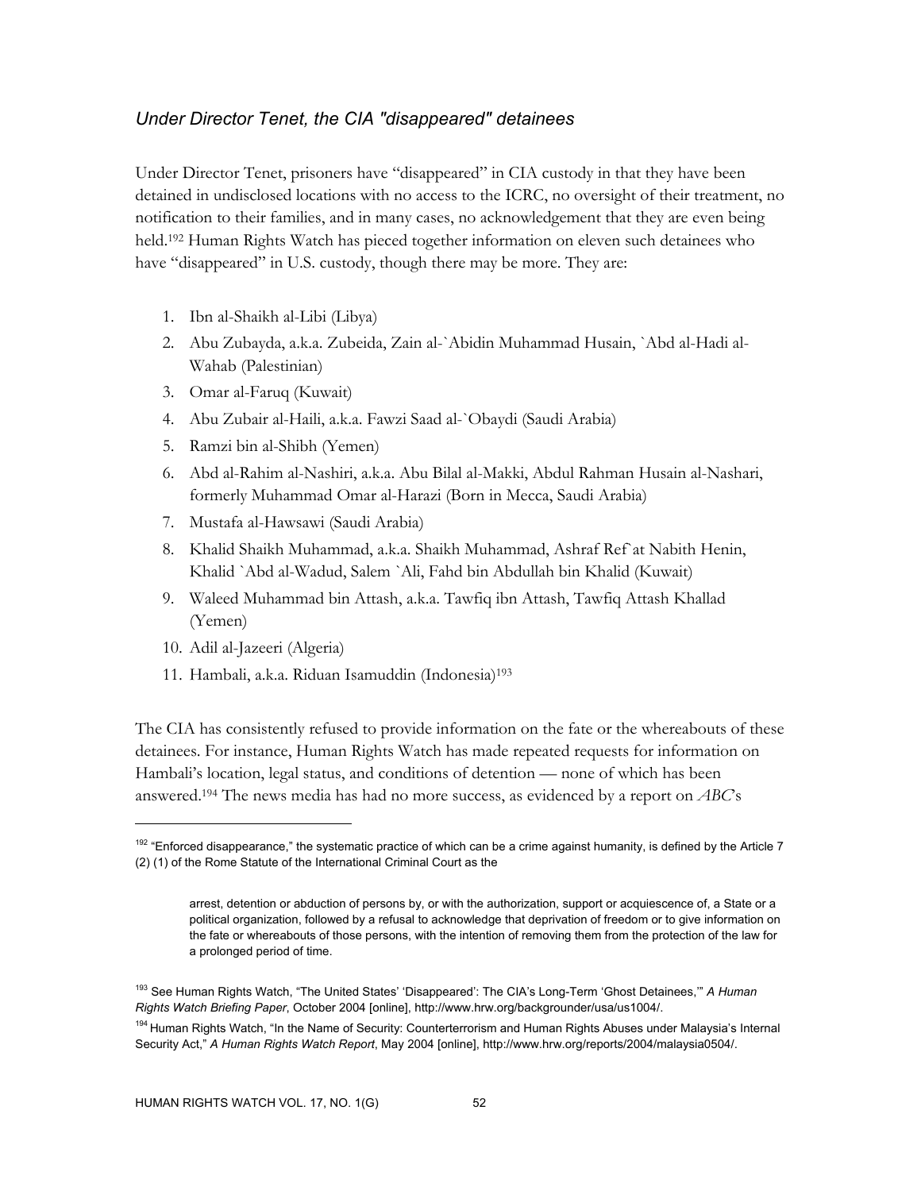### *Under Director Tenet, the CIA "disappeared" detainees*

Under Director Tenet, prisoners have "disappeared" in CIA custody in that they have been detained in undisclosed locations with no access to the ICRC, no oversight of their treatment, no notification to their families, and in many cases, no acknowledgement that they are even being held.[192] Human Rights Watch has pieced together information on eleven such detainees who have "disappeared" in U.S. custody, though there may be more. They are:

1. Ibn al-Shaikh al-Libi (Libya)
2. Abu Zubayda, a.k.a. Zubeida, Zain al-`Abidin Muhammad Husain, `Abd al-Hadi al-Wahab (Palestinian)
3. Omar al-Faruq (Kuwait)
4. Abu Zubair al-Haili, a.k.a. Fawzi Saad al-`Obaydi (Saudi Arabia)
5. Ramzi bin al-Shibh (Yemen)
6. Abd al-Rahim al-Nashiri, a.k.a. Abu Bilal al-Makki, Abdul Rahman Husain al-Nashari, formerly Muhammad Omar al-Harazi (Born in Mecca, Saudi Arabia)
7. Mustafa al-Hawsawi (Saudi Arabia)
8. Khalid Shaikh Muhammad, a.k.a. Shaikh Muhammad, Ashraf Ref`at Nabith Henin, Khalid `Abd al-Wadud, Salem `Ali, Fahd bin Abdullah bin Khalid (Kuwait)
9. Waleed Muhammad bin Attash, a.k.a. Tawfiq ibn Attash, Tawfiq Attash Khallad (Yemen)
10. Adil al-Jazeeri (Algeria)
11. Hambali, a.k.a. Riduan Isamuddin (Indonesia)[193]

The CIA has consistently refused to provide information on the fate or the whereabouts of these detainees. For instance, Human Rights Watch has made repeated requests for information on Hambali's location, legal status, and conditions of detention — none of which has been answered.[194] The news media has had no more success, as evidenced by a report on *ABC*'s

---

[192] "Enforced disappearance," the systematic practice of which can be a crime against humanity, is defined by the Article 7 (2) (1) of the Rome Statute of the International Criminal Court as the

> arrest, detention or abduction of persons by, or with the authorization, support or acquiescence of, a State or a political organization, followed by a refusal to acknowledge that deprivation of freedom or to give information on the fate or whereabouts of those persons, with the intention of removing them from the protection of the law for a prolonged period of time.

[193] See Human Rights Watch, "The United States' 'Disappeared': The CIA's Long-Term 'Ghost Detainees,'" *A Human Rights Watch Briefing Paper*, October 2004 [online], http://www.hrw.org/backgrounder/usa/us1004/.

[194] Human Rights Watch, "In the Name of Security: Counterterrorism and Human Rights Abuses under Malaysia's Internal Security Act," *A Human Rights Watch Report*, May 2004 [online], http://www.hrw.org/reports/2004/malaysia0504/.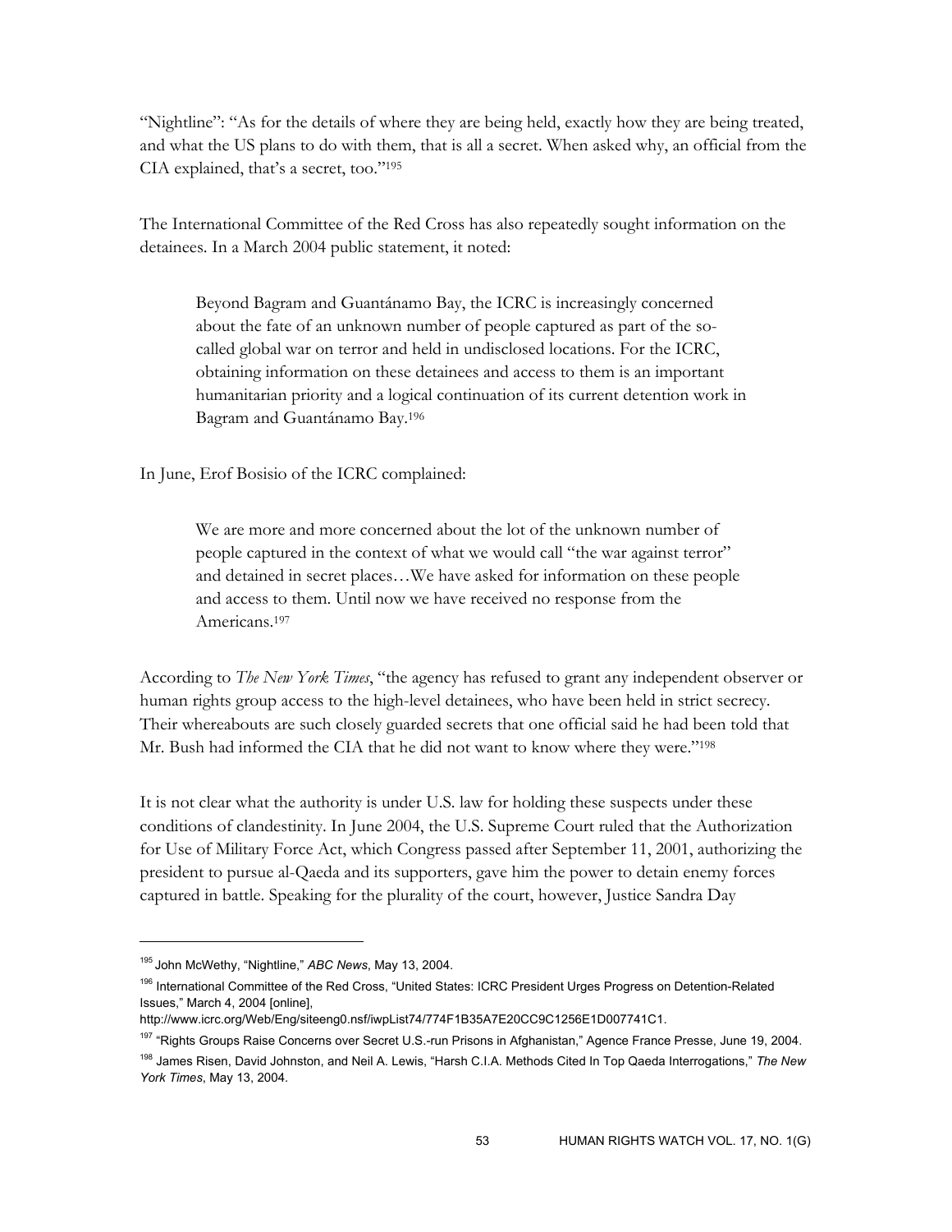"Nightline": "As for the details of where they are being held, exactly how they are being treated, and what the US plans to do with them, that is all a secret. When asked why, an official from the CIA explained, that's a secret, too."[195]

The International Committee of the Red Cross has also repeatedly sought information on the detainees. In a March 2004 public statement, it noted:

> Beyond Bagram and Guantánamo Bay, the ICRC is increasingly concerned about the fate of an unknown number of people captured as part of the so-called global war on terror and held in undisclosed locations. For the ICRC, obtaining information on these detainees and access to them is an important humanitarian priority and a logical continuation of its current detention work in Bagram and Guantánamo Bay.[196]

In June, Erof Bosisio of the ICRC complained:

> We are more and more concerned about the lot of the unknown number of people captured in the context of what we would call "the war against terror" and detained in secret places…We have asked for information on these people and access to them. Until now we have received no response from the Americans.[197]

According to *The New York Times*, "the agency has refused to grant any independent observer or human rights group access to the high-level detainees, who have been held in strict secrecy. Their whereabouts are such closely guarded secrets that one official said he had been told that Mr. Bush had informed the CIA that he did not want to know where they were."[198]

It is not clear what the authority is under U.S. law for holding these suspects under these conditions of clandestinity. In June 2004, the U.S. Supreme Court ruled that the Authorization for Use of Military Force Act, which Congress passed after September 11, 2001, authorizing the president to pursue al-Qaeda and its supporters, gave him the power to detain enemy forces captured in battle. Speaking for the plurality of the court, however, Justice Sandra Day

---

[195] John McWethy, "Nightline," *ABC News*, May 13, 2004.

[196] International Committee of the Red Cross, "United States: ICRC President Urges Progress on Detention-Related Issues," March 4, 2004 [online], http://www.icrc.org/Web/Eng/siteeng0.nsf/iwpList74/774F1B35A7E20CC9C1256E1D007741C1.

[197] "Rights Groups Raise Concerns over Secret U.S.-run Prisons in Afghanistan," Agence France Presse, June 19, 2004.

[198] James Risen, David Johnston, and Neil A. Lewis, "Harsh C.I.A. Methods Cited In Top Qaeda Interrogations," *The New York Times*, May 13, 2004.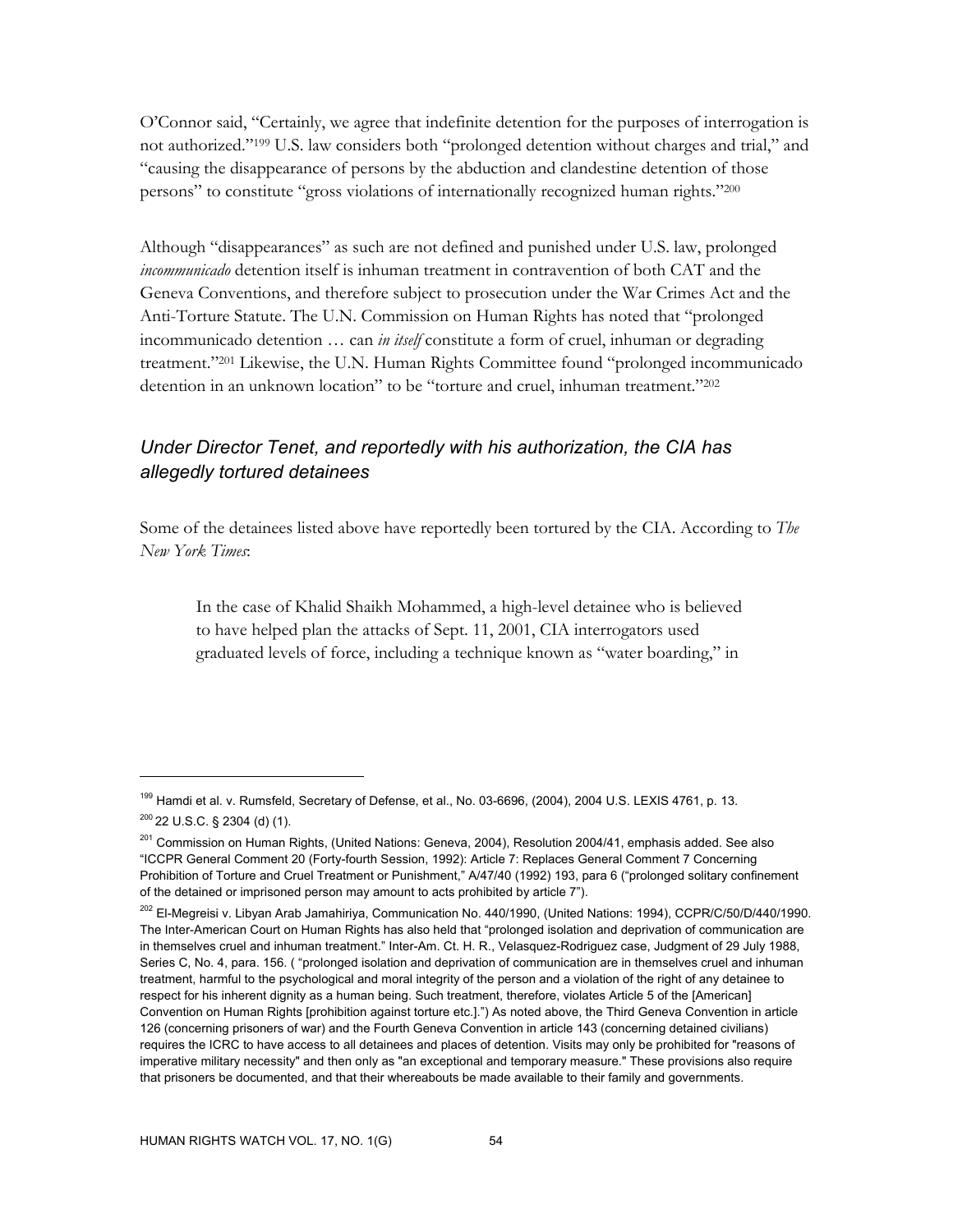O'Connor said, "Certainly, we agree that indefinite detention for the purposes of interrogation is not authorized."[199] U.S. law considers both "prolonged detention without charges and trial," and "causing the disappearance of persons by the abduction and clandestine detention of those persons" to constitute "gross violations of internationally recognized human rights."[200]

Although "disappearances" as such are not defined and punished under U.S. law, prolonged *incommunicado* detention itself is inhuman treatment in contravention of both CAT and the Geneva Conventions, and therefore subject to prosecution under the War Crimes Act and the Anti-Torture Statute. The U.N. Commission on Human Rights has noted that "prolonged incommunicado detention … can *in itself* constitute a form of cruel, inhuman or degrading treatment."[201] Likewise, the U.N. Human Rights Committee found "prolonged incommunicado detention in an unknown location" to be "torture and cruel, inhuman treatment."[202]

### *Under Director Tenet, and reportedly with his authorization, the CIA has allegedly tortured detainees*

Some of the detainees listed above have reportedly been tortured by the CIA. According to *The New York Times*:

> In the case of Khalid Shaikh Mohammed, a high-level detainee who is believed to have helped plan the attacks of Sept. 11, 2001, CIA interrogators used graduated levels of force, including a technique known as "water boarding," in

---

[199] Hamdi et al. v. Rumsfeld, Secretary of Defense, et al., No. 03-6696, (2004), 2004 U.S. LEXIS 4761, p. 13.

[200] 22 U.S.C. § 2304 (d) (1).

[201] Commission on Human Rights, (United Nations: Geneva, 2004), Resolution 2004/41, emphasis added. See also "ICCPR General Comment 20 (Forty-fourth Session, 1992): Article 7: Replaces General Comment 7 Concerning Prohibition of Torture and Cruel Treatment or Punishment," A/47/40 (1992) 193, para 6 ("prolonged solitary confinement of the detained or imprisoned person may amount to acts prohibited by article 7").

[202] El-Megreisi v. Libyan Arab Jamahiriya, Communication No. 440/1990, (United Nations: 1994), CCPR/C/50/D/440/1990. The Inter-American Court on Human Rights has also held that "prolonged isolation and deprivation of communication are in themselves cruel and inhuman treatment." Inter-Am. Ct. H. R., Velasquez-Rodriguez case, Judgment of 29 July 1988, Series C, No. 4, para. 156. ( "prolonged isolation and deprivation of communication are in themselves cruel and inhuman treatment, harmful to the psychological and moral integrity of the person and a violation of the right of any detainee to respect for his inherent dignity as a human being. Such treatment, therefore, violates Article 5 of the [American] Convention on Human Rights [prohibition against torture etc.].") As noted above, the Third Geneva Convention in article 126 (concerning prisoners of war) and the Fourth Geneva Convention in article 143 (concerning detained civilians) requires the ICRC to have access to all detainees and places of detention. Visits may only be prohibited for "reasons of imperative military necessity" and then only as "an exceptional and temporary measure." These provisions also require that prisoners be documented, and that their whereabouts be made available to their family and governments.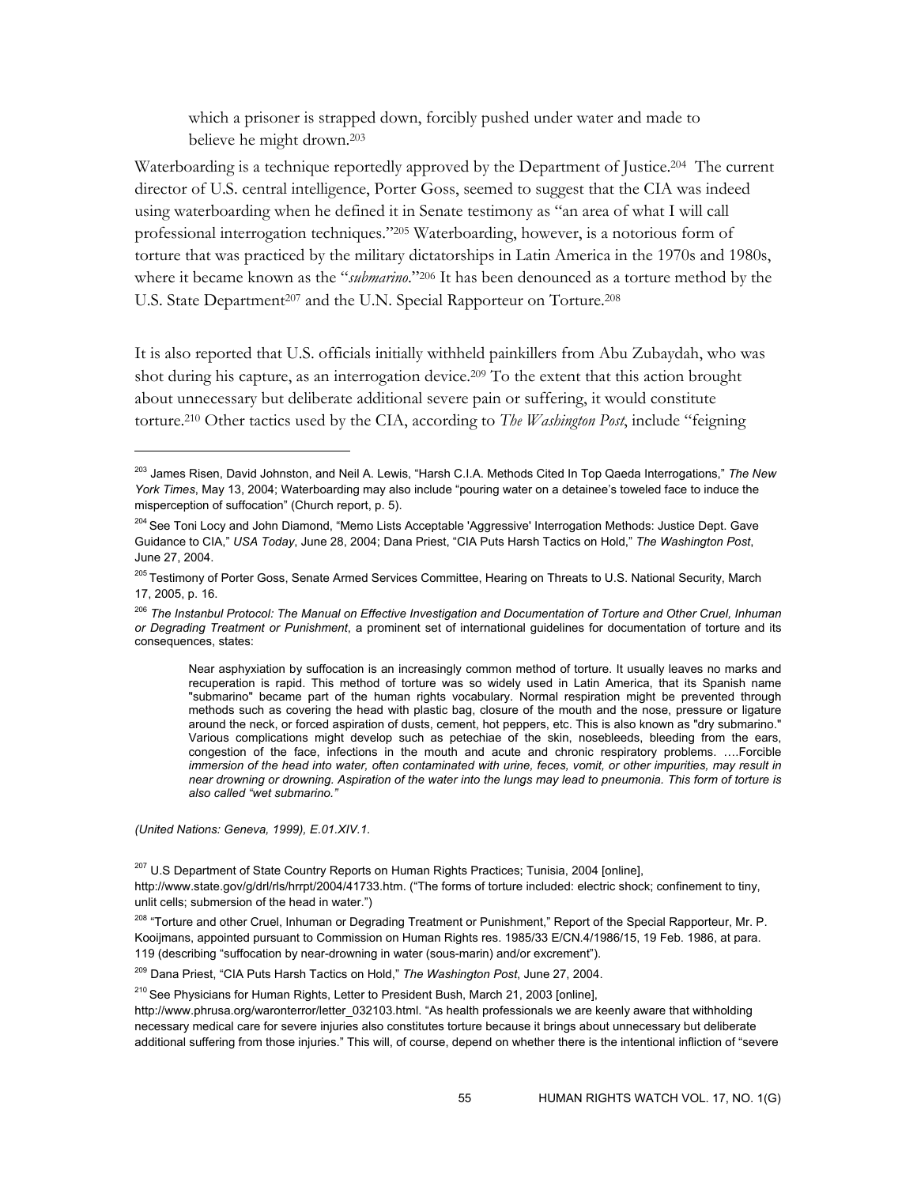which a prisoner is strapped down, forcibly pushed under water and made to believe he might drown.[203]

Waterboarding is a technique reportedly approved by the Department of Justice.[204] The current director of U.S. central intelligence, Porter Goss, seemed to suggest that the CIA was indeed using waterboarding when he defined it in Senate testimony as "an area of what I will call professional interrogation techniques."[205] Waterboarding, however, is a notorious form of torture that was practiced by the military dictatorships in Latin America in the 1970s and 1980s, where it became known as the "*submarino*."[206] It has been denounced as a torture method by the U.S. State Department[207] and the U.N. Special Rapporteur on Torture.[208]

It is also reported that U.S. officials initially withheld painkillers from Abu Zubaydah, who was shot during his capture, as an interrogation device.[209] To the extent that this action brought about unnecessary but deliberate additional severe pain or suffering, it would constitute torture.[210] Other tactics used by the CIA, according to *The Washington Post*, include "feigning

---

[203] James Risen, David Johnston, and Neil A. Lewis, "Harsh C.I.A. Methods Cited In Top Qaeda Interrogations," *The New York Times*, May 13, 2004; Waterboarding may also include "pouring water on a detainee's toweled face to induce the misperception of suffocation" (Church report, p. 5).

[204] See Toni Locy and John Diamond, "Memo Lists Acceptable 'Aggressive' Interrogation Methods: Justice Dept. Gave Guidance to CIA," *USA Today*, June 28, 2004; Dana Priest, "CIA Puts Harsh Tactics on Hold," *The Washington Post*, June 27, 2004.

[205] Testimony of Porter Goss, Senate Armed Services Committee, Hearing on Threats to U.S. National Security, March 17, 2005, p. 16.

[206] *The Instanbul Protocol: The Manual on Effective Investigation and Documentation of Torture and Other Cruel, Inhuman or Degrading Treatment or Punishment*, a prominent set of international guidelines for documentation of torture and its consequences, states:

> Near asphyxiation by suffocation is an increasingly common method of torture. It usually leaves no marks and recuperation is rapid. This method of torture was so widely used in Latin America, that its Spanish name "submarino" became part of the human rights vocabulary. Normal respiration might be prevented through methods such as covering the head with plastic bag, closure of the mouth and the nose, pressure or ligature around the neck, or forced aspiration of dusts, cement, hot peppers, etc. This is also known as "dry submarino." Various complications might develop such as petechiae of the skin, nosebleeds, bleeding from the ears, congestion of the face, infections in the mouth and acute and chronic respiratory problems. ….Forcible *immersion of the head into water, often contaminated with urine, feces, vomit, or other impurities, may result in near drowning or drowning. Aspiration of the water into the lungs may lead to pneumonia. This form of torture is also called "wet submarino."*

*(United Nations: Geneva, 1999), E.01.XIV.1.*

[207] U.S Department of State Country Reports on Human Rights Practices; Tunisia, 2004 [online], http://www.state.gov/g/drl/rls/hrrpt/2004/41733.htm. ("The forms of torture included: electric shock; confinement to tiny, unlit cells; submersion of the head in water.")

[208] "Torture and other Cruel, Inhuman or Degrading Treatment or Punishment," Report of the Special Rapporteur, Mr. P. Kooijmans, appointed pursuant to Commission on Human Rights res. 1985/33 E/CN.4/1986/15, 19 Feb. 1986, at para. 119 (describing "suffocation by near-drowning in water (sous-marin) and/or excrement").

[209] Dana Priest, "CIA Puts Harsh Tactics on Hold," *The Washington Post*, June 27, 2004.

[210] See Physicians for Human Rights, Letter to President Bush, March 21, 2003 [online], http://www.phrusa.org/waronterror/letter_032103.html. "As health professionals we are keenly aware that withholding necessary medical care for severe injuries also constitutes torture because it brings about unnecessary but deliberate additional suffering from those injuries." This will, of course, depend on whether there is the intentional infliction of "severe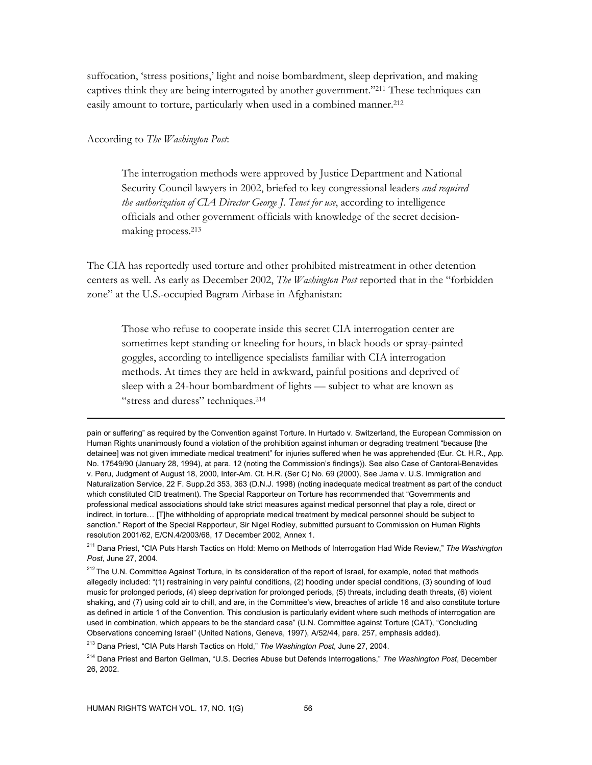suffocation, 'stress positions,' light and noise bombardment, sleep deprivation, and making captives think they are being interrogated by another government."[211] These techniques can easily amount to torture, particularly when used in a combined manner.[212]

According to *The Washington Post*:

> The interrogation methods were approved by Justice Department and National Security Council lawyers in 2002, briefed to key congressional leaders *and required the authorization of CIA Director George J. Tenet for use*, according to intelligence officials and other government officials with knowledge of the secret decision-making process.[213]

The CIA has reportedly used torture and other prohibited mistreatment in other detention centers as well. As early as December 2002, *The Washington Post* reported that in the "forbidden zone" at the U.S.-occupied Bagram Airbase in Afghanistan:

> Those who refuse to cooperate inside this secret CIA interrogation center are sometimes kept standing or kneeling for hours, in black hoods or spray-painted goggles, according to intelligence specialists familiar with CIA interrogation methods. At times they are held in awkward, painful positions and deprived of sleep with a 24-hour bombardment of lights — subject to what are known as "stress and duress" techniques.[214]

---

pain or suffering" as required by the Convention against Torture. In Hurtado v. Switzerland, the European Commission on Human Rights unanimously found a violation of the prohibition against inhuman or degrading treatment "because [the detainee] was not given immediate medical treatment" for injuries suffered when he was apprehended (Eur. Ct. H.R., App. No. 17549/90 (January 28, 1994), at para. 12 (noting the Commission's findings)). See also Case of Cantoral-Benavides v. Peru, Judgment of August 18, 2000, Inter-Am. Ct. H.R. (Ser C) No. 69 (2000), See Jama v. U.S. Immigration and Naturalization Service, 22 F. Supp.2d 353, 363 (D.N.J. 1998) (noting inadequate medical treatment as part of the conduct which constituted CID treatment). The Special Rapporteur on Torture has recommended that "Governments and professional medical associations should take strict measures against medical personnel that play a role, direct or indirect, in torture… [T]he withholding of appropriate medical treatment by medical personnel should be subject to sanction." Report of the Special Rapporteur, Sir Nigel Rodley, submitted pursuant to Commission on Human Rights resolution 2001/62, E/CN.4/2003/68, 17 December 2002, Annex 1.

[211] Dana Priest, "CIA Puts Harsh Tactics on Hold: Memo on Methods of Interrogation Had Wide Review," *The Washington Post*, June 27, 2004.

[212] The U.N. Committee Against Torture, in its consideration of the report of Israel, for example, noted that methods allegedly included: "(1) restraining in very painful conditions, (2) hooding under special conditions, (3) sounding of loud music for prolonged periods, (4) sleep deprivation for prolonged periods, (5) threats, including death threats, (6) violent shaking, and (7) using cold air to chill, and are, in the Committee's view, breaches of article 16 and also constitute torture as defined in article 1 of the Convention. This conclusion is particularly evident where such methods of interrogation are used in combination, which appears to be the standard case" (U.N. Committee against Torture (CAT), "Concluding Observations concerning Israel" (United Nations, Geneva, 1997), A/52/44, para. 257, emphasis added).

[213] Dana Priest, "CIA Puts Harsh Tactics on Hold," *The Washington Post*, June 27, 2004.

[214] Dana Priest and Barton Gellman, "U.S. Decries Abuse but Defends Interrogations," *The Washington Post*, December 26, 2002.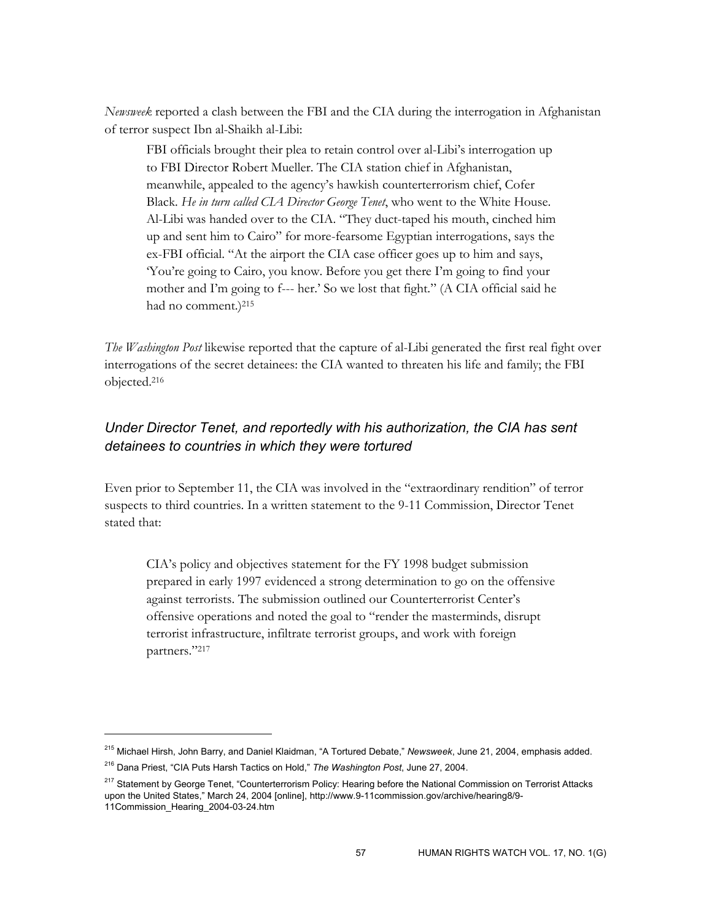*Newsweek* reported a clash between the FBI and the CIA during the interrogation in Afghanistan of terror suspect Ibn al-Shaikh al-Libi:

> FBI officials brought their plea to retain control over al-Libi's interrogation up to FBI Director Robert Mueller. The CIA station chief in Afghanistan, meanwhile, appealed to the agency's hawkish counterterrorism chief, Cofer Black. *He in turn called CIA Director George Tenet*, who went to the White House. Al-Libi was handed over to the CIA. "They duct-taped his mouth, cinched him up and sent him to Cairo" for more-fearsome Egyptian interrogations, says the ex-FBI official. "At the airport the CIA case officer goes up to him and says, 'You're going to Cairo, you know. Before you get there I'm going to find your mother and I'm going to f--- her.' So we lost that fight." (A CIA official said he had no comment.)[215]

*The Washington Post* likewise reported that the capture of al-Libi generated the first real fight over interrogations of the secret detainees: the CIA wanted to threaten his life and family; the FBI objected.[216]

### *Under Director Tenet, and reportedly with his authorization, the CIA has sent detainees to countries in which they were tortured*

Even prior to September 11, the CIA was involved in the "extraordinary rendition" of terror suspects to third countries. In a written statement to the 9-11 Commission, Director Tenet stated that:

> CIA's policy and objectives statement for the FY 1998 budget submission prepared in early 1997 evidenced a strong determination to go on the offensive against terrorists. The submission outlined our Counterterrorist Center's offensive operations and noted the goal to "render the masterminds, disrupt terrorist infrastructure, infiltrate terrorist groups, and work with foreign partners."[217]

---

[215] Michael Hirsh, John Barry, and Daniel Klaidman, "A Tortured Debate," *Newsweek*, June 21, 2004, emphasis added.

[216] Dana Priest, "CIA Puts Harsh Tactics on Hold," *The Washington Post*, June 27, 2004.

[217] Statement by George Tenet, "Counterterrorism Policy: Hearing before the National Commission on Terrorist Attacks upon the United States," March 24, 2004 [online], http://www.9-11commission.gov/archive/hearing8/9-11Commission_Hearing_2004-03-24.htm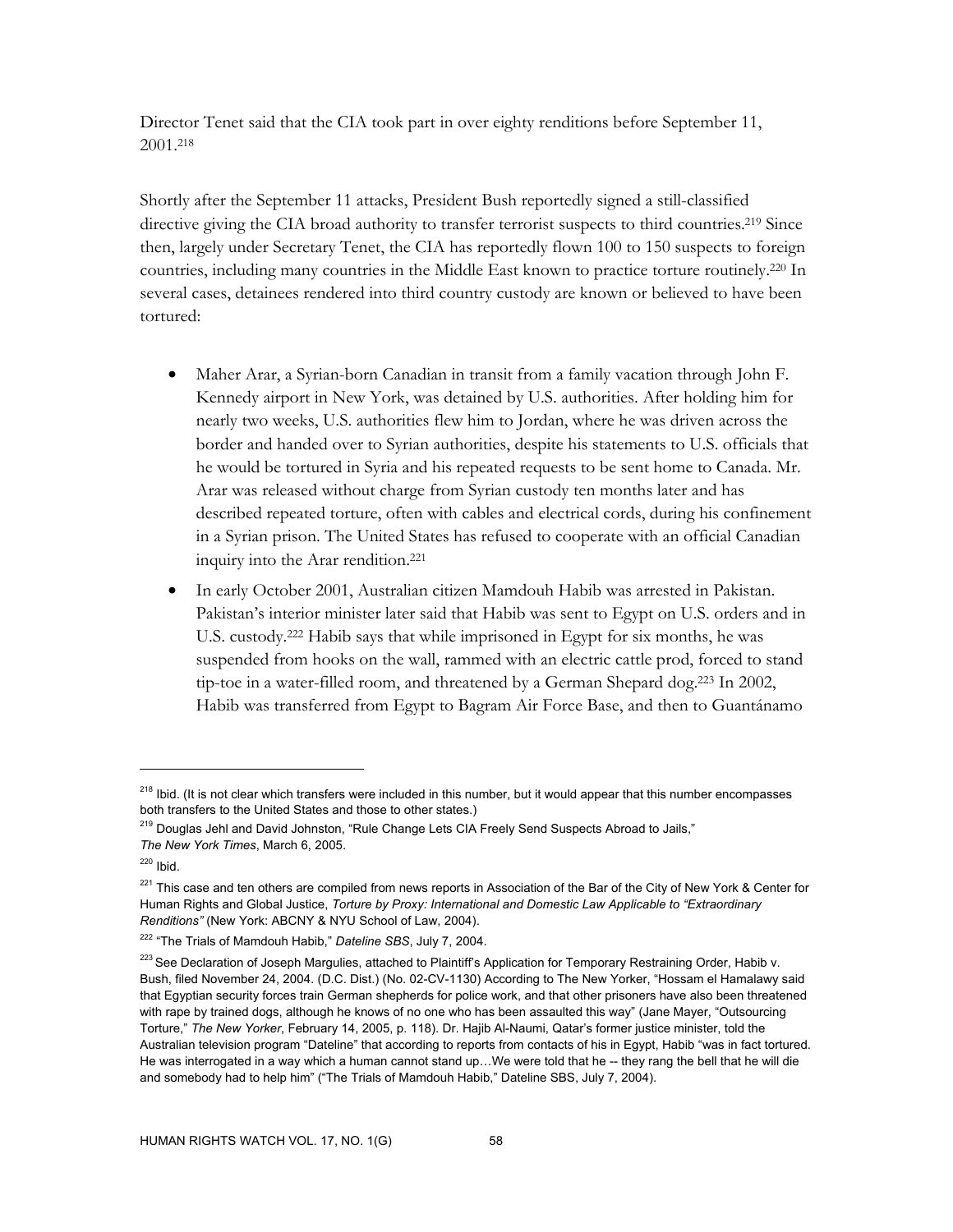Director Tenet said that the CIA took part in over eighty renditions before September 11, 2001.[218]

Shortly after the September 11 attacks, President Bush reportedly signed a still-classified directive giving the CIA broad authority to transfer terrorist suspects to third countries.[219] Since then, largely under Secretary Tenet, the CIA has reportedly flown 100 to 150 suspects to foreign countries, including many countries in the Middle East known to practice torture routinely.[220] In several cases, detainees rendered into third country custody are known or believed to have been tortured:

- Maher Arar, a Syrian-born Canadian in transit from a family vacation through John F. Kennedy airport in New York, was detained by U.S. authorities. After holding him for nearly two weeks, U.S. authorities flew him to Jordan, where he was driven across the border and handed over to Syrian authorities, despite his statements to U.S. officials that he would be tortured in Syria and his repeated requests to be sent home to Canada. Mr. Arar was released without charge from Syrian custody ten months later and has described repeated torture, often with cables and electrical cords, during his confinement in a Syrian prison. The United States has refused to cooperate with an official Canadian inquiry into the Arar rendition.[221]
- In early October 2001, Australian citizen Mamdouh Habib was arrested in Pakistan. Pakistan's interior minister later said that Habib was sent to Egypt on U.S. orders and in U.S. custody.[222] Habib says that while imprisoned in Egypt for six months, he was suspended from hooks on the wall, rammed with an electric cattle prod, forced to stand tip-toe in a water-filled room, and threatened by a German Shepard dog.[223] In 2002, Habib was transferred from Egypt to Bagram Air Force Base, and then to Guantánamo

---

[218] Ibid. (It is not clear which transfers were included in this number, but it would appear that this number encompasses both transfers to the United States and those to other states.)

[219] Douglas Jehl and David Johnston, "Rule Change Lets CIA Freely Send Suspects Abroad to Jails," *The New York Times*, March 6, 2005.

[220] Ibid.

[221] This case and ten others are compiled from news reports in Association of the Bar of the City of New York & Center for Human Rights and Global Justice, *Torture by Proxy: International and Domestic Law Applicable to "Extraordinary Renditions"* (New York: ABCNY & NYU School of Law, 2004).

[222] "The Trials of Mamdouh Habib," *Dateline SBS*, July 7, 2004.

[223] See Declaration of Joseph Margulies, attached to Plaintiff's Application for Temporary Restraining Order, Habib v. Bush, filed November 24, 2004. (D.C. Dist.) (No. 02-CV-1130) According to The New Yorker, "Hossam el Hamalawy said that Egyptian security forces train German shepherds for police work, and that other prisoners have also been threatened with rape by trained dogs, although he knows of no one who has been assaulted this way" (Jane Mayer, "Outsourcing Torture," *The New Yorker*, February 14, 2005, p. 118). Dr. Hajib Al-Naumi, Qatar's former justice minister, told the Australian television program "Dateline" that according to reports from contacts of his in Egypt, Habib "was in fact tortured. He was interrogated in a way which a human cannot stand up…We were told that he -- they rang the bell that he will die and somebody had to help him" ("The Trials of Mamdouh Habib," Dateline SBS, July 7, 2004).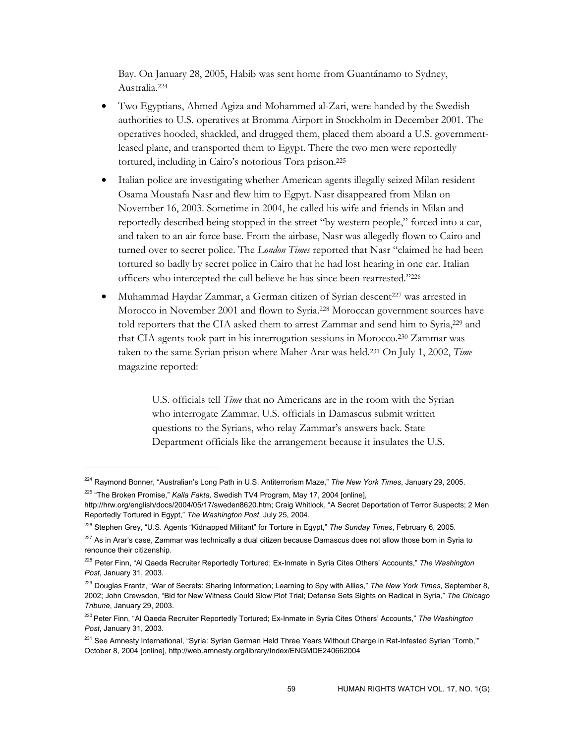Bay. On January 28, 2005, Habib was sent home from Guantánamo to Sydney, Australia.[224]

- Two Egyptians, Ahmed Agiza and Mohammed al-Zari, were handed by the Swedish authorities to U.S. operatives at Bromma Airport in Stockholm in December 2001. The operatives hooded, shackled, and drugged them, placed them aboard a U.S. government-leased plane, and transported them to Egypt. There the two men were reportedly tortured, including in Cairo's notorious Tora prison.[225]
- Italian police are investigating whether American agents illegally seized Milan resident Osama Moustafa Nasr and flew him to Egypt. Nasr disappeared from Milan on November 16, 2003. Sometime in 2004, he called his wife and friends in Milan and reportedly described being stopped in the street "by western people," forced into a car, and taken to an air force base. From the airbase, Nasr was allegedly flown to Cairo and turned over to secret police. The *London Times* reported that Nasr "claimed he had been tortured so badly by secret police in Cairo that he had lost hearing in one ear. Italian officers who intercepted the call believe he has since been rearrested."[226]
- Muhammad Haydar Zammar, a German citizen of Syrian descent[227] was arrested in Morocco in November 2001 and flown to Syria.[228] Moroccan government sources have told reporters that the CIA asked them to arrest Zammar and send him to Syria,[229] and that CIA agents took part in his interrogation sessions in Morocco.[230] Zammar was taken to the same Syrian prison where Maher Arar was held.[231] On July 1, 2002, *Time* magazine reported:

> U.S. officials tell *Time* that no Americans are in the room with the Syrian who interrogate Zammar. U.S. officials in Damascus submit written questions to the Syrians, who relay Zammar's answers back. State Department officials like the arrangement because it insulates the U.S.

---

[224] Raymond Bonner, "Australian's Long Path in U.S. Antiterrorism Maze," *The New York Times*, January 29, 2005.

[225] "The Broken Promise," *Kalla Fakta,* Swedish TV4 Program, May 17, 2004 [online], http://hrw.org/english/docs/2004/05/17/sweden8620.htm; Craig Whitlock, "A Secret Deportation of Terror Suspects; 2 Men Reportedly Tortured in Egypt," *The Washington Post*, July 25, 2004.

[226] Stephen Grey, "U.S. Agents "Kidnapped Militant" for Torture in Egypt," *The Sunday Times*, February 6, 2005.

[227] As in Arar's case, Zammar was technically a dual citizen because Damascus does not allow those born in Syria to renounce their citizenship.

[228] Peter Finn, "Al Qaeda Recruiter Reportedly Tortured; Ex-Inmate in Syria Cites Others' Accounts," *The Washington Post*, January 31, 2003.

[229] Douglas Frantz, "War of Secrets: Sharing Information; Learning to Spy with Allies," *The New York Times*, September 8, 2002; John Crewsdon, "Bid for New Witness Could Slow Plot Trial; Defense Sets Sights on Radical in Syria," *The Chicago Tribune*, January 29, 2003.

[230] Peter Finn, "Al Qaeda Recruiter Reportedly Tortured; Ex-Inmate in Syria Cites Others' Accounts," *The Washington Post*, January 31, 2003.

[231] See Amnesty International, "Syria: Syrian German Held Three Years Without Charge in Rat-Infested Syrian 'Tomb,'" October 8, 2004 [online], http://web.amnesty.org/library/Index/ENGMDE240662004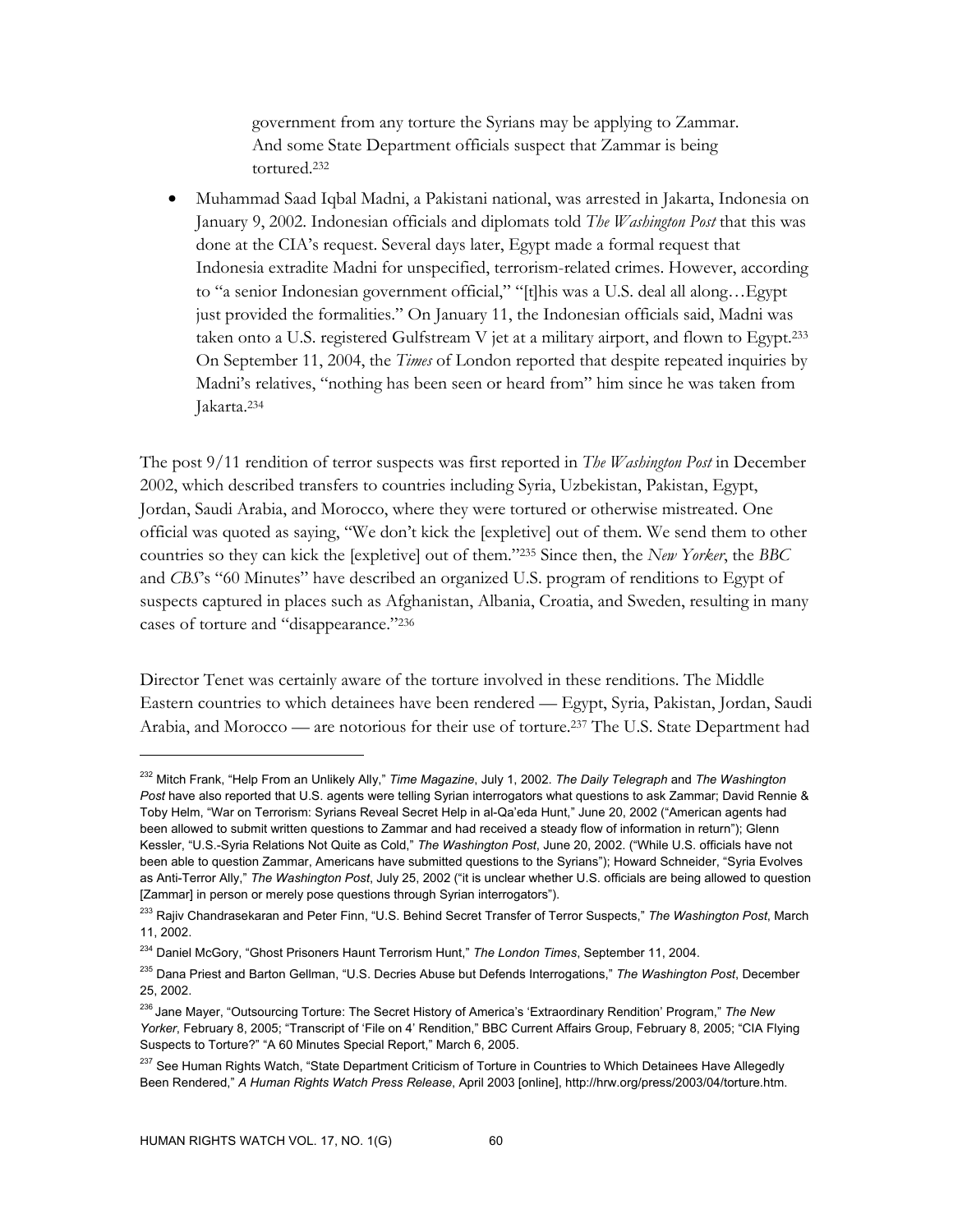government from any torture the Syrians may be applying to Zammar. And some State Department officials suspect that Zammar is being tortured.[232]

- Muhammad Saad Iqbal Madni, a Pakistani national, was arrested in Jakarta, Indonesia on January 9, 2002. Indonesian officials and diplomats told *The Washington Post* that this was done at the CIA's request. Several days later, Egypt made a formal request that Indonesia extradite Madni for unspecified, terrorism-related crimes. However, according to "a senior Indonesian government official," "[t]his was a U.S. deal all along…Egypt just provided the formalities." On January 11, the Indonesian officials said, Madni was taken onto a U.S. registered Gulfstream V jet at a military airport, and flown to Egypt.[233] On September 11, 2004, the *Times* of London reported that despite repeated inquiries by Madni's relatives, "nothing has been seen or heard from" him since he was taken from Jakarta.[234]

The post 9/11 rendition of terror suspects was first reported in *The Washington Post* in December 2002, which described transfers to countries including Syria, Uzbekistan, Pakistan, Egypt, Jordan, Saudi Arabia, and Morocco, where they were tortured or otherwise mistreated. One official was quoted as saying, "We don't kick the [expletive] out of them. We send them to other countries so they can kick the [expletive] out of them."[235] Since then, the *New Yorker*, the *BBC* and *CBS*'s "60 Minutes" have described an organized U.S. program of renditions to Egypt of suspects captured in places such as Afghanistan, Albania, Croatia, and Sweden, resulting in many cases of torture and "disappearance."[236]

Director Tenet was certainly aware of the torture involved in these renditions. The Middle Eastern countries to which detainees have been rendered — Egypt, Syria, Pakistan, Jordan, Saudi Arabia, and Morocco — are notorious for their use of torture.[237] The U.S. State Department had

---

[232] Mitch Frank, "Help From an Unlikely Ally," *Time Magazine*, July 1, 2002. *The Daily Telegraph* and *The Washington Post* have also reported that U.S. agents were telling Syrian interrogators what questions to ask Zammar; David Rennie & Toby Helm, "War on Terrorism: Syrians Reveal Secret Help in al-Qa'eda Hunt," June 20, 2002 ("American agents had been allowed to submit written questions to Zammar and had received a steady flow of information in return"); Glenn Kessler, "U.S.-Syria Relations Not Quite as Cold," *The Washington Post*, June 20, 2002. ("While U.S. officials have not been able to question Zammar, Americans have submitted questions to the Syrians"); Howard Schneider, "Syria Evolves as Anti-Terror Ally," *The Washington Post*, July 25, 2002 ("it is unclear whether U.S. officials are being allowed to question [Zammar] in person or merely pose questions through Syrian interrogators").

[233] Rajiv Chandrasekaran and Peter Finn, "U.S. Behind Secret Transfer of Terror Suspects," *The Washington Post*, March 11, 2002.

[234] Daniel McGory, "Ghost Prisoners Haunt Terrorism Hunt," *The London Times*, September 11, 2004.

[235] Dana Priest and Barton Gellman, "U.S. Decries Abuse but Defends Interrogations," *The Washington Post*, December 25, 2002.

[236] Jane Mayer, "Outsourcing Torture: The Secret History of America's 'Extraordinary Rendition' Program," *The New Yorker*, February 8, 2005; "Transcript of 'File on 4' Rendition," BBC Current Affairs Group, February 8, 2005; "CIA Flying Suspects to Torture?" "A 60 Minutes Special Report," March 6, 2005.

[237] See Human Rights Watch, "State Department Criticism of Torture in Countries to Which Detainees Have Allegedly Been Rendered," *A Human Rights Watch Press Release*, April 2003 [online], http://hrw.org/press/2003/04/torture.htm.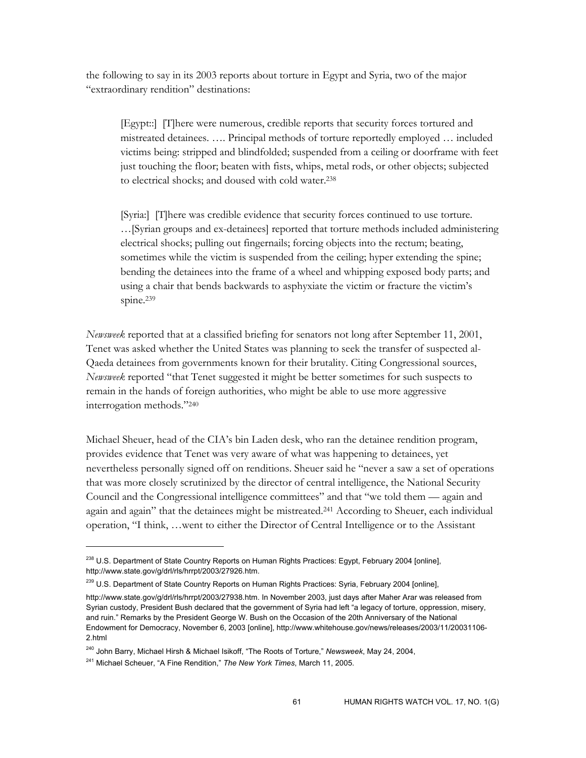the following to say in its 2003 reports about torture in Egypt and Syria, two of the major "extraordinary rendition" destinations:

> [Egypt::] [T]here were numerous, credible reports that security forces tortured and mistreated detainees. …. Principal methods of torture reportedly employed … included victims being: stripped and blindfolded; suspended from a ceiling or doorframe with feet just touching the floor; beaten with fists, whips, metal rods, or other objects; subjected to electrical shocks; and doused with cold water.[238]

> [Syria:] [T]here was credible evidence that security forces continued to use torture. …[Syrian groups and ex-detainees] reported that torture methods included administering electrical shocks; pulling out fingernails; forcing objects into the rectum; beating, sometimes while the victim is suspended from the ceiling; hyper extending the spine; bending the detainees into the frame of a wheel and whipping exposed body parts; and using a chair that bends backwards to asphyxiate the victim or fracture the victim's spine.[239]

*Newsweek* reported that at a classified briefing for senators not long after September 11, 2001, Tenet was asked whether the United States was planning to seek the transfer of suspected al-Qaeda detainees from governments known for their brutality. Citing Congressional sources, *Newsweek* reported "that Tenet suggested it might be better sometimes for such suspects to remain in the hands of foreign authorities, who might be able to use more aggressive interrogation methods."[240]

Michael Sheuer, head of the CIA's bin Laden desk, who ran the detainee rendition program, provides evidence that Tenet was very aware of what was happening to detainees, yet nevertheless personally signed off on renditions. Sheuer said he "never a saw a set of operations that was more closely scrutinized by the director of central intelligence, the National Security Council and the Congressional intelligence committees" and that "we told them — again and again and again" that the detainees might be mistreated.[241] According to Sheuer, each individual operation, "I think, …went to either the Director of Central Intelligence or to the Assistant

---

[238] U.S. Department of State Country Reports on Human Rights Practices: Egypt, February 2004 [online], http://www.state.gov/g/drl/rls/hrrpt/2003/27926.htm.

[239] U.S. Department of State Country Reports on Human Rights Practices: Syria, February 2004 [online], http://www.state.gov/g/drl/rls/hrrpt/2003/27938.htm. In November 2003, just days after Maher Arar was released from Syrian custody, President Bush declared that the government of Syria had left "a legacy of torture, oppression, misery, and ruin." Remarks by the President George W. Bush on the Occasion of the 20th Anniversary of the National Endowment for Democracy, November 6, 2003 [online], http://www.whitehouse.gov/news/releases/2003/11/20031106-2.html

[240] John Barry, Michael Hirsh & Michael Isikoff, "The Roots of Torture," *Newsweek*, May 24, 2004,

[241] Michael Scheuer, "A Fine Rendition," *The New York Times*, March 11, 2005.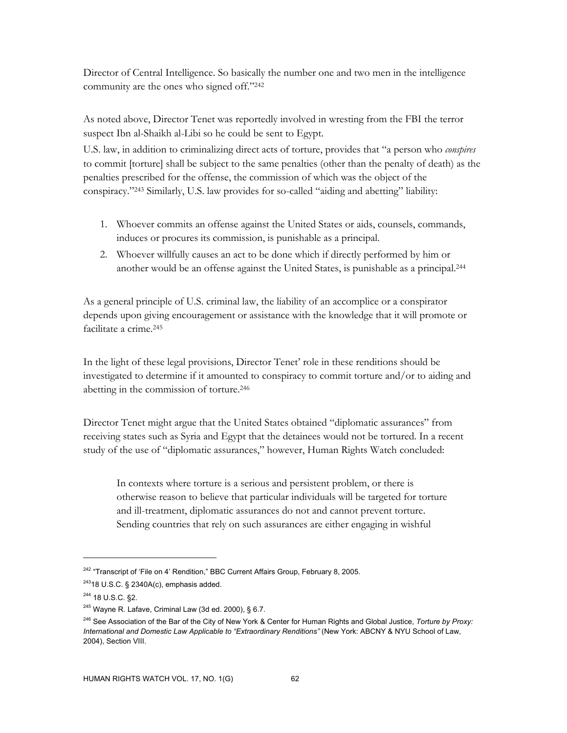Director of Central Intelligence. So basically the number one and two men in the intelligence community are the ones who signed off."[242]

As noted above, Director Tenet was reportedly involved in wresting from the FBI the terror suspect Ibn al-Shaikh al-Libi so he could be sent to Egypt.

U.S. law, in addition to criminalizing direct acts of torture, provides that "a person who *conspires* to commit [torture] shall be subject to the same penalties (other than the penalty of death) as the penalties prescribed for the offense, the commission of which was the object of the conspiracy."[243] Similarly, U.S. law provides for so-called "aiding and abetting" liability:

1. Whoever commits an offense against the United States or aids, counsels, commands, induces or procures its commission, is punishable as a principal.
2. Whoever willfully causes an act to be done which if directly performed by him or another would be an offense against the United States, is punishable as a principal.[244]

As a general principle of U.S. criminal law, the liability of an accomplice or a conspirator depends upon giving encouragement or assistance with the knowledge that it will promote or facilitate a crime.[245]

In the light of these legal provisions, Director Tenet' role in these renditions should be investigated to determine if it amounted to conspiracy to commit torture and/or to aiding and abetting in the commission of torture.[246]

Director Tenet might argue that the United States obtained "diplomatic assurances" from receiving states such as Syria and Egypt that the detainees would not be tortured. In a recent study of the use of "diplomatic assurances," however, Human Rights Watch concluded:

> In contexts where torture is a serious and persistent problem, or there is otherwise reason to believe that particular individuals will be targeted for torture and ill-treatment, diplomatic assurances do not and cannot prevent torture. Sending countries that rely on such assurances are either engaging in wishful

---

[242] "Transcript of 'File on 4' Rendition," BBC Current Affairs Group, February 8, 2005.

[243] 18 U.S.C. § 2340A(c), emphasis added.

[244] 18 U.S.C. §2.

[245] Wayne R. Lafave, Criminal Law (3d ed. 2000), § 6.7.

[246] See Association of the Bar of the City of New York & Center for Human Rights and Global Justice, *Torture by Proxy: International and Domestic Law Applicable to "Extraordinary Renditions"* (New York: ABCNY & NYU School of Law, 2004), Section VIII.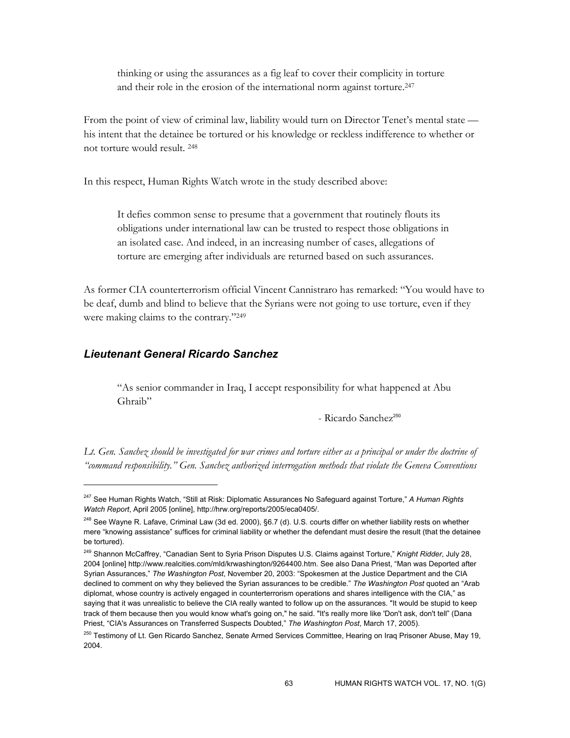> thinking or using the assurances as a fig leaf to cover their complicity in torture and their role in the erosion of the international norm against torture.[247]

From the point of view of criminal law, liability would turn on Director Tenet's mental state — his intent that the detainee be tortured or his knowledge or reckless indifference to whether or not torture would result. [248]

In this respect, Human Rights Watch wrote in the study described above:

> It defies common sense to presume that a government that routinely flouts its obligations under international law can be trusted to respect those obligations in an isolated case. And indeed, in an increasing number of cases, allegations of torture are emerging after individuals are returned based on such assurances.

As former CIA counterterrorism official Vincent Cannistraro has remarked: "You would have to be deaf, dumb and blind to believe that the Syrians were not going to use torture, even if they were making claims to the contrary."[249]

### *Lieutenant General Ricardo Sanchez*

> "As senior commander in Iraq, I accept responsibility for what happened at Abu Ghraib"
>
> - Ricardo Sanchez[250]

*Lt. Gen. Sanchez should be investigated for war crimes and torture either as a principal or under the doctrine of "command responsibility." Gen. Sanchez authorized interrogation methods that violate the Geneva Conventions*

---

[247] See Human Rights Watch, "Still at Risk: Diplomatic Assurances No Safeguard against Torture," *A Human Rights Watch Report*, April 2005 [online], http://hrw.org/reports/2005/eca0405/.

[248] See Wayne R. Lafave, Criminal Law (3d ed. 2000), §6.7 (d). U.S. courts differ on whether liability rests on whether mere "knowing assistance" suffices for criminal liability or whether the defendant must desire the result (that the detainee be tortured).

[249] Shannon McCaffrey, "Canadian Sent to Syria Prison Disputes U.S. Claims against Torture," *Knight Ridder*, July 28, 2004 [online] http://www.realcities.com/mld/krwashington/9264400.htm. See also Dana Priest, "Man was Deported after Syrian Assurances," *The Washington Post*, November 20, 2003: "Spokesmen at the Justice Department and the CIA declined to comment on why they believed the Syrian assurances to be credible." *The Washington Post* quoted an "Arab diplomat, whose country is actively engaged in counterterrorism operations and shares intelligence with the CIA," as saying that it was unrealistic to believe the CIA really wanted to follow up on the assurances. "It would be stupid to keep track of them because then you would know what's going on," he said. "It's really more like 'Don't ask, don't tell" (Dana Priest, "CIA's Assurances on Transferred Suspects Doubted," *The Washington Post*, March 17, 2005).

[250] Testimony of Lt. Gen Ricardo Sanchez, Senate Armed Services Committee, Hearing on Iraq Prisoner Abuse, May 19, 2004.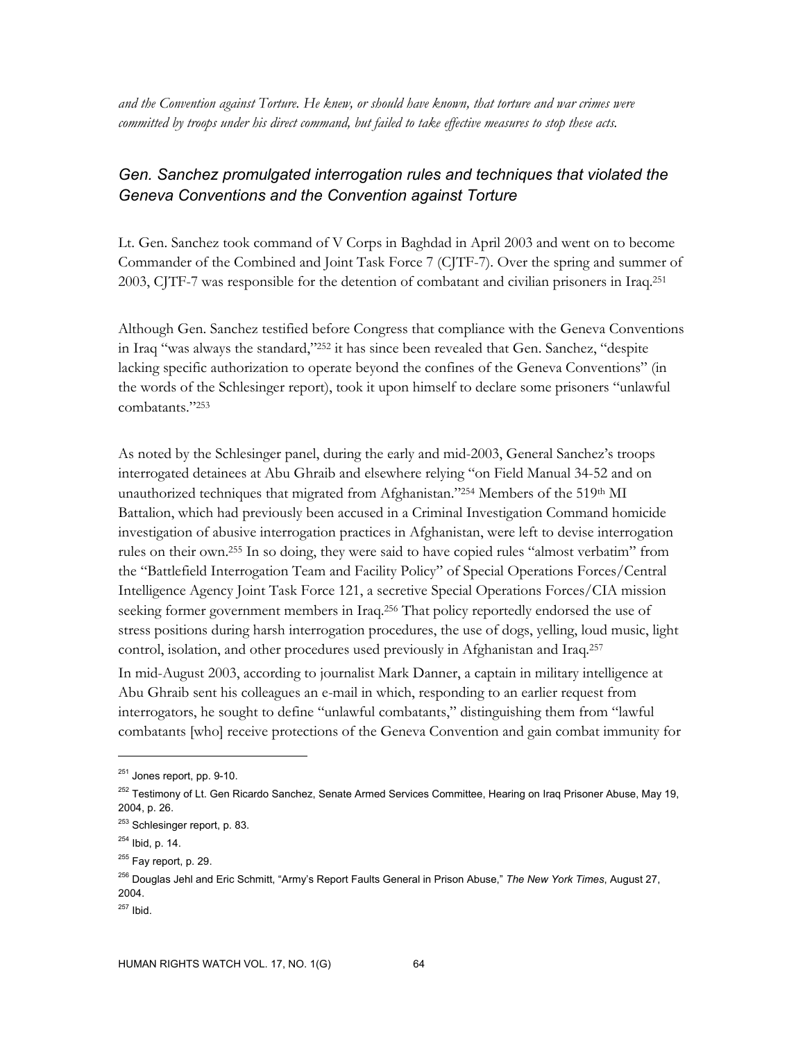*and the Convention against Torture. He knew, or should have known, that torture and war crimes were committed by troops under his direct command, but failed to take effective measures to stop these acts.*

### *Gen. Sanchez promulgated interrogation rules and techniques that violated the Geneva Conventions and the Convention against Torture*

Lt. Gen. Sanchez took command of V Corps in Baghdad in April 2003 and went on to become Commander of the Combined and Joint Task Force 7 (CJTF-7). Over the spring and summer of 2003, CJTF-7 was responsible for the detention of combatant and civilian prisoners in Iraq.[251]

Although Gen. Sanchez testified before Congress that compliance with the Geneva Conventions in Iraq "was always the standard,"[252] it has since been revealed that Gen. Sanchez, "despite lacking specific authorization to operate beyond the confines of the Geneva Conventions" (in the words of the Schlesinger report), took it upon himself to declare some prisoners "unlawful combatants."[253]

As noted by the Schlesinger panel, during the early and mid-2003, General Sanchez's troops interrogated detainees at Abu Ghraib and elsewhere relying "on Field Manual 34-52 and on unauthorized techniques that migrated from Afghanistan."[254] Members of the 519th MI Battalion, which had previously been accused in a Criminal Investigation Command homicide investigation of abusive interrogation practices in Afghanistan, were left to devise interrogation rules on their own.[255] In so doing, they were said to have copied rules "almost verbatim" from the "Battlefield Interrogation Team and Facility Policy" of Special Operations Forces/Central Intelligence Agency Joint Task Force 121, a secretive Special Operations Forces/CIA mission seeking former government members in Iraq.[256] That policy reportedly endorsed the use of stress positions during harsh interrogation procedures, the use of dogs, yelling, loud music, light control, isolation, and other procedures used previously in Afghanistan and Iraq.[257]

In mid-August 2003, according to journalist Mark Danner, a captain in military intelligence at Abu Ghraib sent his colleagues an e-mail in which, responding to an earlier request from interrogators, he sought to define "unlawful combatants," distinguishing them from "lawful combatants [who] receive protections of the Geneva Convention and gain combat immunity for

---

[251] Jones report, pp. 9-10.

[252] Testimony of Lt. Gen Ricardo Sanchez, Senate Armed Services Committee, Hearing on Iraq Prisoner Abuse, May 19, 2004, p. 26.

[253] Schlesinger report, p. 83.

[254] Ibid, p. 14.

[255] Fay report, p. 29.

[256] Douglas Jehl and Eric Schmitt, "Army's Report Faults General in Prison Abuse," *The New York Times*, August 27, 2004.

[257] Ibid.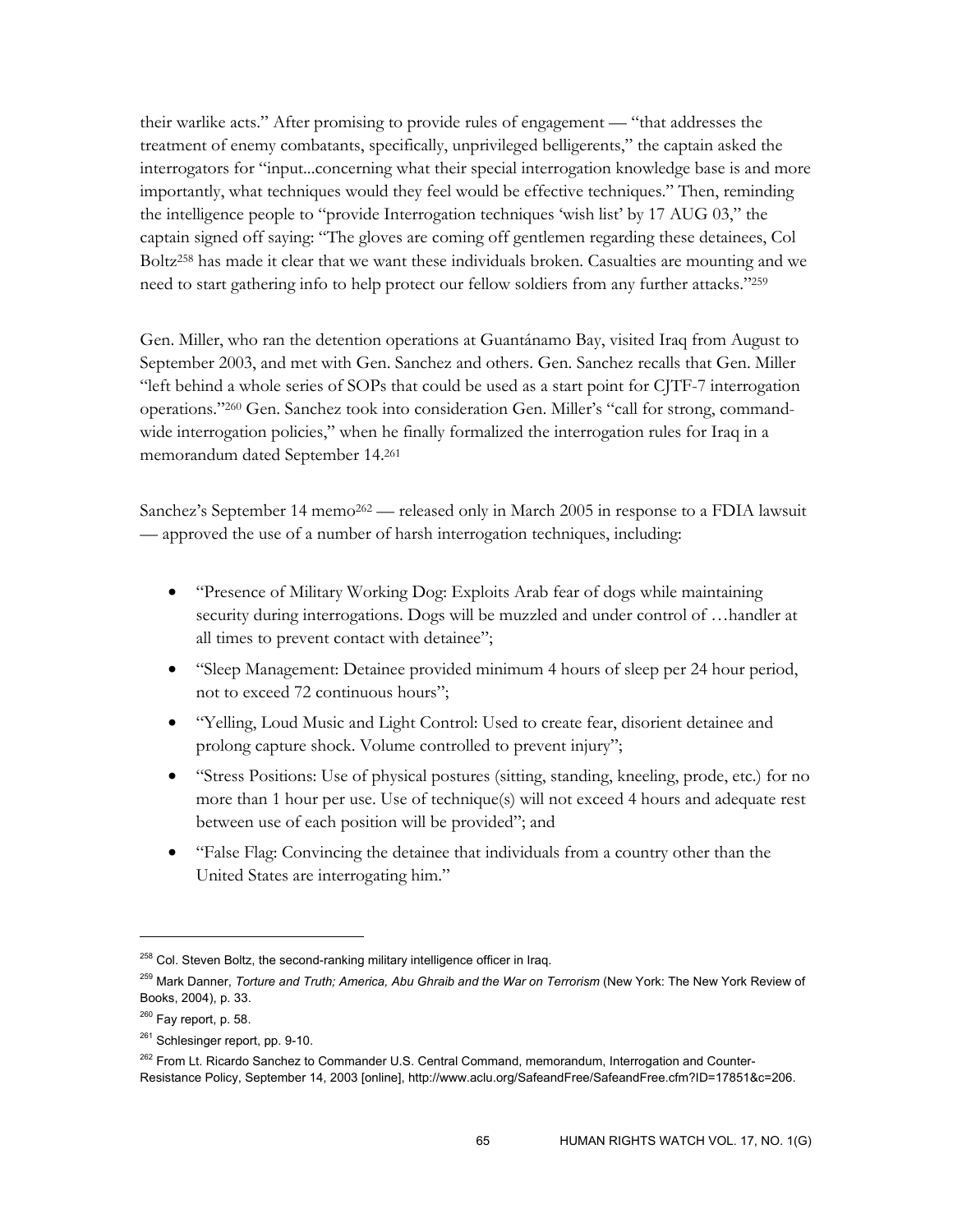their warlike acts." After promising to provide rules of engagement — "that addresses the treatment of enemy combatants, specifically, unprivileged belligerents," the captain asked the interrogators for "input...concerning what their special interrogation knowledge base is and more importantly, what techniques would they feel would be effective techniques." Then, reminding the intelligence people to "provide Interrogation techniques 'wish list' by 17 AUG 03," the captain signed off saying: "The gloves are coming off gentlemen regarding these detainees, Col Boltz[258] has made it clear that we want these individuals broken. Casualties are mounting and we need to start gathering info to help protect our fellow soldiers from any further attacks."[259]

Gen. Miller, who ran the detention operations at Guantánamo Bay, visited Iraq from August to September 2003, and met with Gen. Sanchez and others. Gen. Sanchez recalls that Gen. Miller "left behind a whole series of SOPs that could be used as a start point for CJTF-7 interrogation operations."[260] Gen. Sanchez took into consideration Gen. Miller's "call for strong, command-wide interrogation policies," when he finally formalized the interrogation rules for Iraq in a memorandum dated September 14.[261]

Sanchez's September 14 memo[262] — released only in March 2005 in response to a FDIA lawsuit — approved the use of a number of harsh interrogation techniques, including:

- "Presence of Military Working Dog: Exploits Arab fear of dogs while maintaining security during interrogations. Dogs will be muzzled and under control of …handler at all times to prevent contact with detainee";
- "Sleep Management: Detainee provided minimum 4 hours of sleep per 24 hour period, not to exceed 72 continuous hours";
- "Yelling, Loud Music and Light Control: Used to create fear, disorient detainee and prolong capture shock. Volume controlled to prevent injury";
- "Stress Positions: Use of physical postures (sitting, standing, kneeling, prode, etc.) for no more than 1 hour per use. Use of technique(s) will not exceed 4 hours and adequate rest between use of each position will be provided"; and
- "False Flag: Convincing the detainee that individuals from a country other than the United States are interrogating him."

---

[258] Col. Steven Boltz, the second-ranking military intelligence officer in Iraq.

[259] Mark Danner, *Torture and Truth; America, Abu Ghraib and the War on Terrorism* (New York: The New York Review of Books, 2004), p. 33.

[260] Fay report, p. 58.

[261] Schlesinger report, pp. 9-10.

[262] From Lt. Ricardo Sanchez to Commander U.S. Central Command, memorandum, Interrogation and Counter-Resistance Policy, September 14, 2003 [online], http://www.aclu.org/SafeandFree/SafeandFree.cfm?ID=17851&c=206.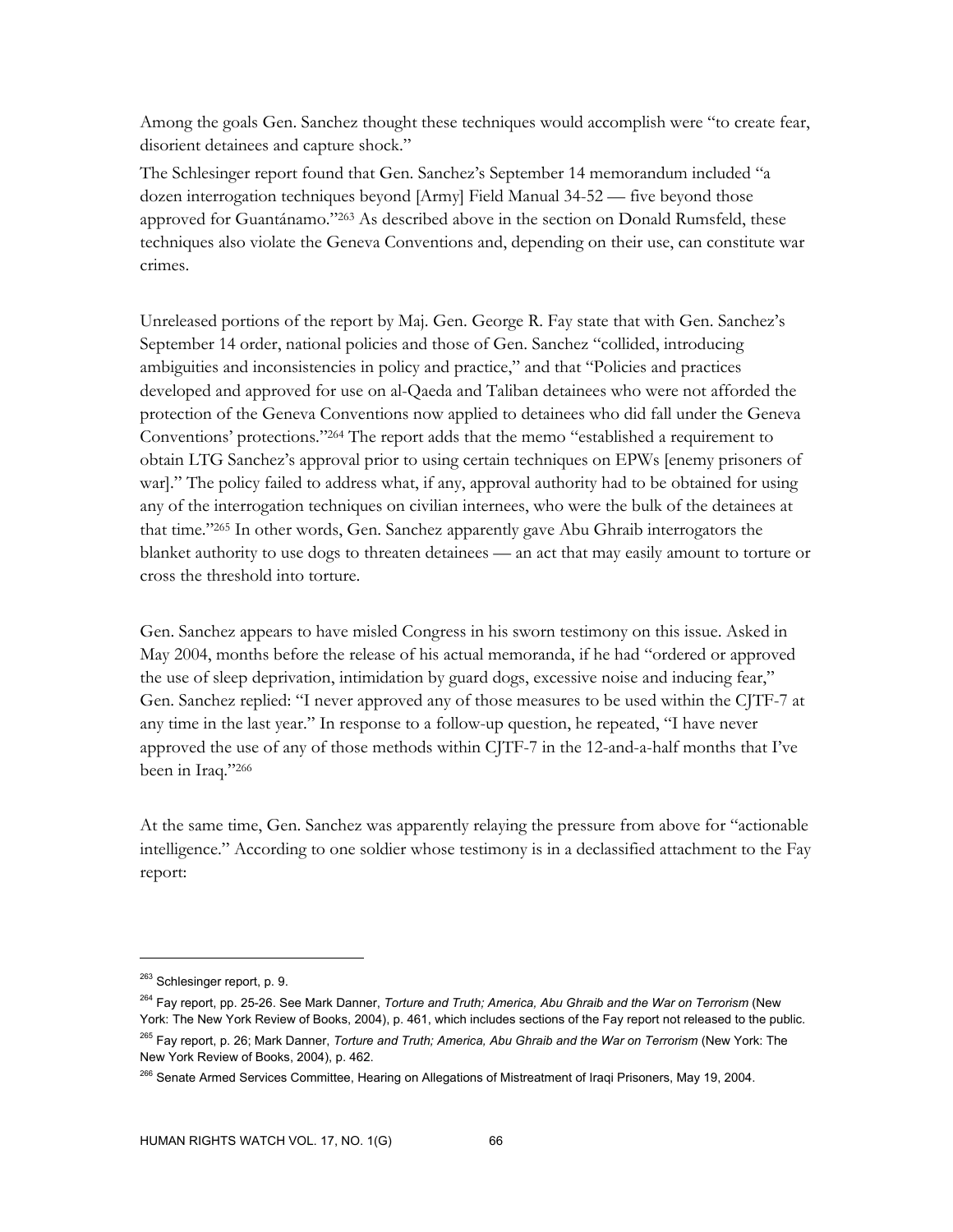Among the goals Gen. Sanchez thought these techniques would accomplish were "to create fear, disorient detainees and capture shock."

The Schlesinger report found that Gen. Sanchez's September 14 memorandum included "a dozen interrogation techniques beyond [Army] Field Manual 34-52 — five beyond those approved for Guantánamo."[263] As described above in the section on Donald Rumsfeld, these techniques also violate the Geneva Conventions and, depending on their use, can constitute war crimes.

Unreleased portions of the report by Maj. Gen. George R. Fay state that with Gen. Sanchez's September 14 order, national policies and those of Gen. Sanchez "collided, introducing ambiguities and inconsistencies in policy and practice," and that "Policies and practices developed and approved for use on al-Qaeda and Taliban detainees who were not afforded the protection of the Geneva Conventions now applied to detainees who did fall under the Geneva Conventions' protections."[264] The report adds that the memo "established a requirement to obtain LTG Sanchez's approval prior to using certain techniques on EPWs [enemy prisoners of war]." The policy failed to address what, if any, approval authority had to be obtained for using any of the interrogation techniques on civilian internees, who were the bulk of the detainees at that time."[265] In other words, Gen. Sanchez apparently gave Abu Ghraib interrogators the blanket authority to use dogs to threaten detainees — an act that may easily amount to torture or cross the threshold into torture.

Gen. Sanchez appears to have misled Congress in his sworn testimony on this issue. Asked in May 2004, months before the release of his actual memoranda, if he had "ordered or approved the use of sleep deprivation, intimidation by guard dogs, excessive noise and inducing fear," Gen. Sanchez replied: "I never approved any of those measures to be used within the CJTF-7 at any time in the last year." In response to a follow-up question, he repeated, "I have never approved the use of any of those methods within CJTF-7 in the 12-and-a-half months that I've been in Iraq."[266]

At the same time, Gen. Sanchez was apparently relaying the pressure from above for "actionable intelligence." According to one soldier whose testimony is in a declassified attachment to the Fay report:

---

[263] Schlesinger report, p. 9.

[264] Fay report, pp. 25-26. See Mark Danner, *Torture and Truth; America, Abu Ghraib and the War on Terrorism* (New York: The New York Review of Books, 2004), p. 461, which includes sections of the Fay report not released to the public.

[265] Fay report, p. 26; Mark Danner, *Torture and Truth; America, Abu Ghraib and the War on Terrorism* (New York: The New York Review of Books, 2004), p. 462.

[266] Senate Armed Services Committee, Hearing on Allegations of Mistreatment of Iraqi Prisoners, May 19, 2004.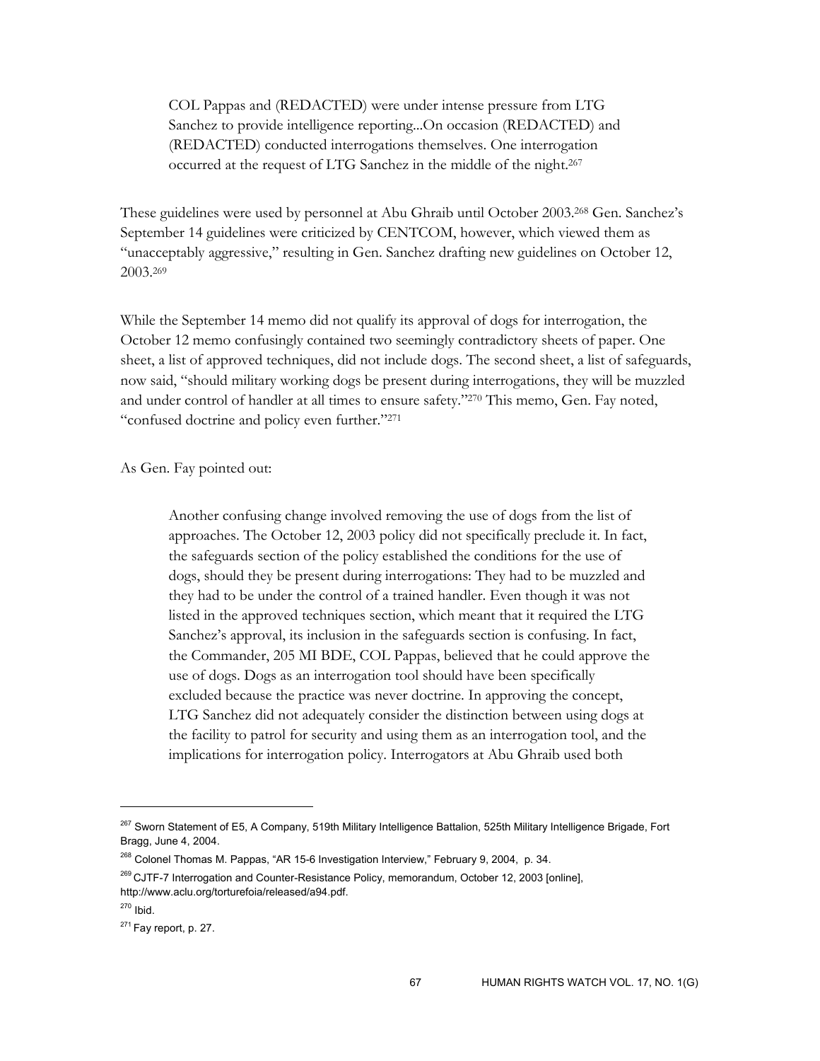> COL Pappas and (REDACTED) were under intense pressure from LTG Sanchez to provide intelligence reporting...On occasion (REDACTED) and (REDACTED) conducted interrogations themselves. One interrogation occurred at the request of LTG Sanchez in the middle of the night.[267]

These guidelines were used by personnel at Abu Ghraib until October 2003.[268] Gen. Sanchez's September 14 guidelines were criticized by CENTCOM, however, which viewed them as "unacceptably aggressive," resulting in Gen. Sanchez drafting new guidelines on October 12, 2003.[269]

While the September 14 memo did not qualify its approval of dogs for interrogation, the October 12 memo confusingly contained two seemingly contradictory sheets of paper. One sheet, a list of approved techniques, did not include dogs. The second sheet, a list of safeguards, now said, "should military working dogs be present during interrogations, they will be muzzled and under control of handler at all times to ensure safety."[270] This memo, Gen. Fay noted, "confused doctrine and policy even further."[271]

As Gen. Fay pointed out:

> Another confusing change involved removing the use of dogs from the list of approaches. The October 12, 2003 policy did not specifically preclude it. In fact, the safeguards section of the policy established the conditions for the use of dogs, should they be present during interrogations: They had to be muzzled and they had to be under the control of a trained handler. Even though it was not listed in the approved techniques section, which meant that it required the LTG Sanchez's approval, its inclusion in the safeguards section is confusing. In fact, the Commander, 205 MI BDE, COL Pappas, believed that he could approve the use of dogs. Dogs as an interrogation tool should have been specifically excluded because the practice was never doctrine. In approving the concept, LTG Sanchez did not adequately consider the distinction between using dogs at the facility to patrol for security and using them as an interrogation tool, and the implications for interrogation policy. Interrogators at Abu Ghraib used both

---

[267] Sworn Statement of E5, A Company, 519th Military Intelligence Battalion, 525th Military Intelligence Brigade, Fort Bragg, June 4, 2004.

[268] Colonel Thomas M. Pappas, "AR 15-6 Investigation Interview," February 9, 2004, p. 34.

[269] CJTF-7 Interrogation and Counter-Resistance Policy, memorandum, October 12, 2003 [online], http://www.aclu.org/torturefoia/released/a94.pdf.

[270] Ibid.

[271] Fay report, p. 27.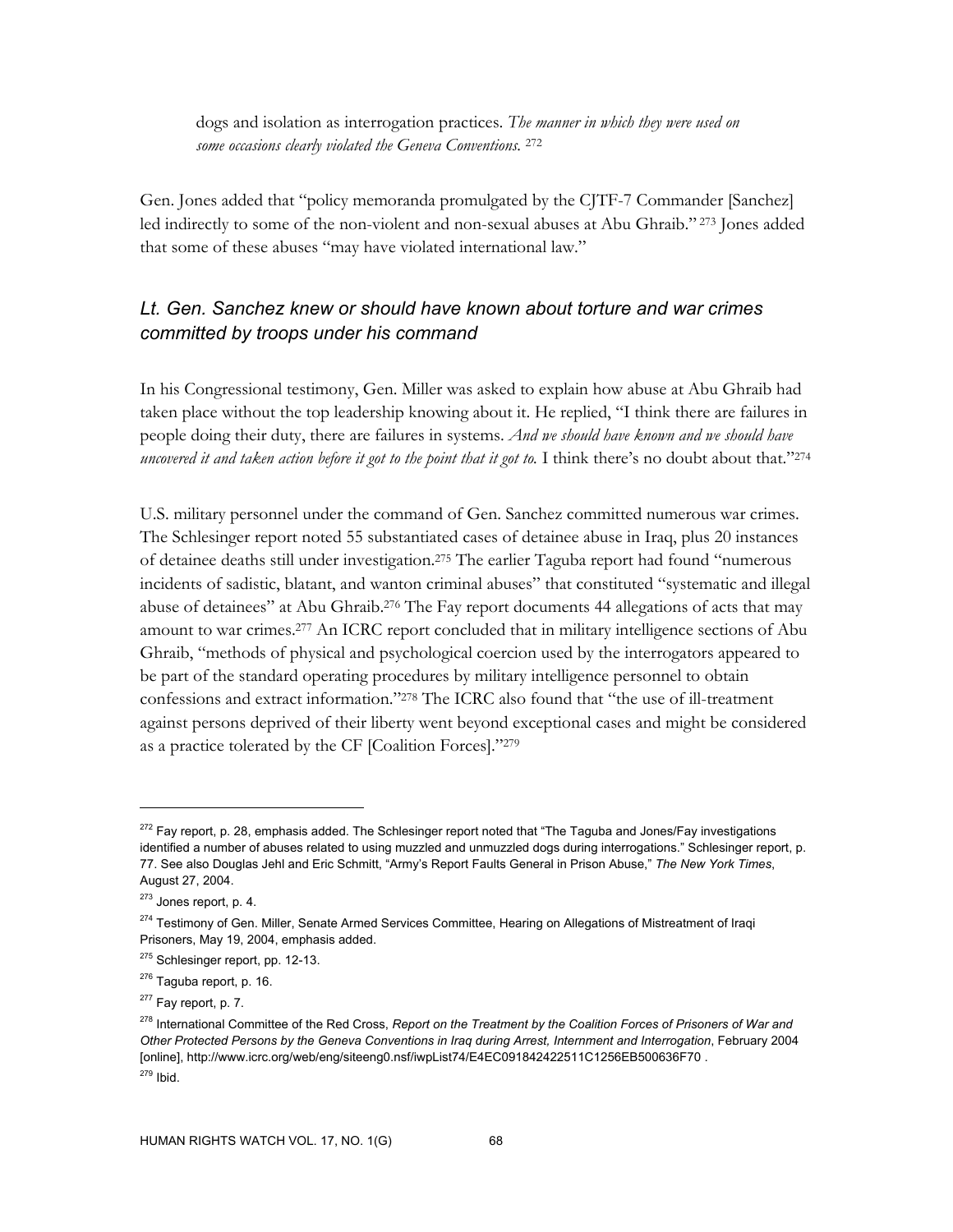dogs and isolation as interrogation practices. *The manner in which they were used on some occasions clearly violated the Geneva Conventions.* [272]

Gen. Jones added that "policy memoranda promulgated by the CJTF-7 Commander [Sanchez] led indirectly to some of the non-violent and non-sexual abuses at Abu Ghraib." [273] Jones added that some of these abuses "may have violated international law."

### *Lt. Gen. Sanchez knew or should have known about torture and war crimes committed by troops under his command*

In his Congressional testimony, Gen. Miller was asked to explain how abuse at Abu Ghraib had taken place without the top leadership knowing about it. He replied, "I think there are failures in people doing their duty, there are failures in systems. *And we should have known and we should have uncovered it and taken action before it got to the point that it got to.* I think there's no doubt about that."[274]

U.S. military personnel under the command of Gen. Sanchez committed numerous war crimes. The Schlesinger report noted 55 substantiated cases of detainee abuse in Iraq, plus 20 instances of detainee deaths still under investigation.[275] The earlier Taguba report had found "numerous incidents of sadistic, blatant, and wanton criminal abuses" that constituted "systematic and illegal abuse of detainees" at Abu Ghraib.[276] The Fay report documents 44 allegations of acts that may amount to war crimes.[277] An ICRC report concluded that in military intelligence sections of Abu Ghraib, "methods of physical and psychological coercion used by the interrogators appeared to be part of the standard operating procedures by military intelligence personnel to obtain confessions and extract information."[278] The ICRC also found that "the use of ill-treatment against persons deprived of their liberty went beyond exceptional cases and might be considered as a practice tolerated by the CF [Coalition Forces]."[279]

---

[272] Fay report, p. 28, emphasis added. The Schlesinger report noted that "The Taguba and Jones/Fay investigations identified a number of abuses related to using muzzled and unmuzzled dogs during interrogations." Schlesinger report, p. 77. See also Douglas Jehl and Eric Schmitt, "Army's Report Faults General in Prison Abuse," *The New York Times*, August 27, 2004.

[273] Jones report, p. 4.

[274] Testimony of Gen. Miller, Senate Armed Services Committee, Hearing on Allegations of Mistreatment of Iraqi Prisoners, May 19, 2004, emphasis added.

[275] Schlesinger report, pp. 12-13.

[276] Taguba report, p. 16.

[277] Fay report, p. 7.

[278] International Committee of the Red Cross, *Report on the Treatment by the Coalition Forces of Prisoners of War and Other Protected Persons by the Geneva Conventions in Iraq during Arrest, Internment and Interrogation*, February 2004 [online], http://www.icrc.org/web/eng/siteeng0.nsf/iwpList74/E4EC091842422511C1256EB500636F70 .

[279] Ibid.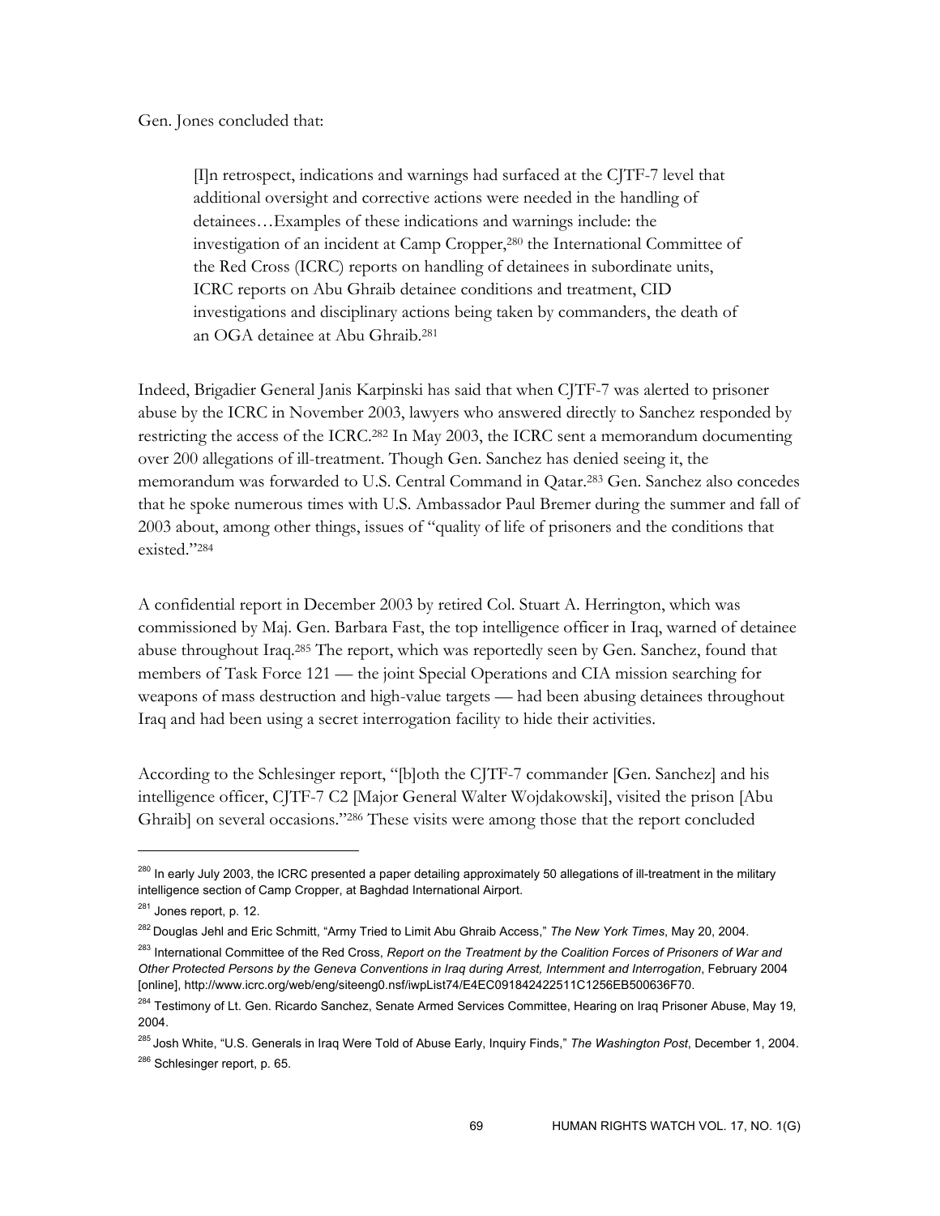Gen. Jones concluded that:

> [I]n retrospect, indications and warnings had surfaced at the CJTF-7 level that additional oversight and corrective actions were needed in the handling of detainees…Examples of these indications and warnings include: the investigation of an incident at Camp Cropper,[280] the International Committee of the Red Cross (ICRC) reports on handling of detainees in subordinate units, ICRC reports on Abu Ghraib detainee conditions and treatment, CID investigations and disciplinary actions being taken by commanders, the death of an OGA detainee at Abu Ghraib.[281]

Indeed, Brigadier General Janis Karpinski has said that when CJTF-7 was alerted to prisoner abuse by the ICRC in November 2003, lawyers who answered directly to Sanchez responded by restricting the access of the ICRC.[282] In May 2003, the ICRC sent a memorandum documenting over 200 allegations of ill-treatment. Though Gen. Sanchez has denied seeing it, the memorandum was forwarded to U.S. Central Command in Qatar.[283] Gen. Sanchez also concedes that he spoke numerous times with U.S. Ambassador Paul Bremer during the summer and fall of 2003 about, among other things, issues of "quality of life of prisoners and the conditions that existed."[284]

A confidential report in December 2003 by retired Col. Stuart A. Herrington, which was commissioned by Maj. Gen. Barbara Fast, the top intelligence officer in Iraq, warned of detainee abuse throughout Iraq.[285] The report, which was reportedly seen by Gen. Sanchez, found that members of Task Force 121 — the joint Special Operations and CIA mission searching for weapons of mass destruction and high-value targets — had been abusing detainees throughout Iraq and had been using a secret interrogation facility to hide their activities.

According to the Schlesinger report, "[b]oth the CJTF-7 commander [Gen. Sanchez] and his intelligence officer, CJTF-7 C2 [Major General Walter Wojdakowski], visited the prison [Abu Ghraib] on several occasions."[286] These visits were among those that the report concluded

---

[280] In early July 2003, the ICRC presented a paper detailing approximately 50 allegations of ill-treatment in the military intelligence section of Camp Cropper, at Baghdad International Airport.

[281] Jones report, p. 12.

[282] Douglas Jehl and Eric Schmitt, "Army Tried to Limit Abu Ghraib Access," *The New York Times*, May 20, 2004.

[283] International Committee of the Red Cross, *Report on the Treatment by the Coalition Forces of Prisoners of War and Other Protected Persons by the Geneva Conventions in Iraq during Arrest, Internment and Interrogation*, February 2004 [online], http://www.icrc.org/web/eng/siteeng0.nsf/iwpList74/E4EC091842422511C1256EB500636F70.

[284] Testimony of Lt. Gen. Ricardo Sanchez, Senate Armed Services Committee, Hearing on Iraq Prisoner Abuse, May 19, 2004.

[285] Josh White, "U.S. Generals in Iraq Were Told of Abuse Early, Inquiry Finds," *The Washington Post*, December 1, 2004.

[286] Schlesinger report, p. 65.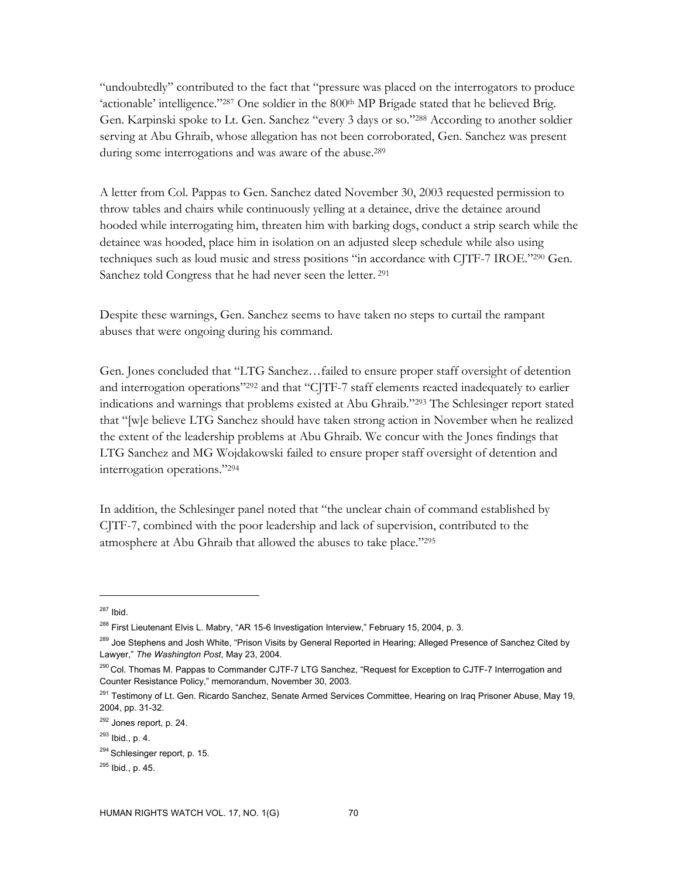"undoubtedly" contributed to the fact that "pressure was placed on the interrogators to produce 'actionable' intelligence."[287] One soldier in the 800th MP Brigade stated that he believed Brig. Gen. Karpinski spoke to Lt. Gen. Sanchez "every 3 days or so."[288] According to another soldier serving at Abu Ghraib, whose allegation has not been corroborated, Gen. Sanchez was present during some interrogations and was aware of the abuse.[289]

A letter from Col. Pappas to Gen. Sanchez dated November 30, 2003 requested permission to throw tables and chairs while continuously yelling at a detainee, drive the detainee around hooded while interrogating him, threaten him with barking dogs, conduct a strip search while the detainee was hooded, place him in isolation on an adjusted sleep schedule while also using techniques such as loud music and stress positions "in accordance with CJTF-7 IROE."[290] Gen. Sanchez told Congress that he had never seen the letter.[291]

Despite these warnings, Gen. Sanchez seems to have taken no steps to curtail the rampant abuses that were ongoing during his command.

Gen. Jones concluded that "LTG Sanchez…failed to ensure proper staff oversight of detention and interrogation operations"[292] and that "CJTF-7 staff elements reacted inadequately to earlier indications and warnings that problems existed at Abu Ghraib."[293] The Schlesinger report stated that "[w]e believe LTG Sanchez should have taken strong action in November when he realized the extent of the leadership problems at Abu Ghraib. We concur with the Jones findings that LTG Sanchez and MG Wojdakowski failed to ensure proper staff oversight of detention and interrogation operations."[294]

In addition, the Schlesinger panel noted that "the unclear chain of command established by CJTF-7, combined with the poor leadership and lack of supervision, contributed to the atmosphere at Abu Ghraib that allowed the abuses to take place."[295]

---

[287] Ibid.

[288] First Lieutenant Elvis L. Mabry, "AR 15-6 Investigation Interview," February 15, 2004, p. 3.

[289] Joe Stephens and Josh White, "Prison Visits by General Reported in Hearing; Alleged Presence of Sanchez Cited by Lawyer," *The Washington Post*, May 23, 2004.

[290] Col. Thomas M. Pappas to Commander CJTF-7 LTG Sanchez, "Request for Exception to CJTF-7 Interrogation and Counter Resistance Policy," memorandum, November 30, 2003.

[291] Testimony of Lt. Gen. Ricardo Sanchez, Senate Armed Services Committee, Hearing on Iraq Prisoner Abuse, May 19, 2004, pp. 31-32.

[292] Jones report, p. 24.

[293] Ibid., p. 4.

[294] Schlesinger report, p. 15.

[295] Ibid., p. 45.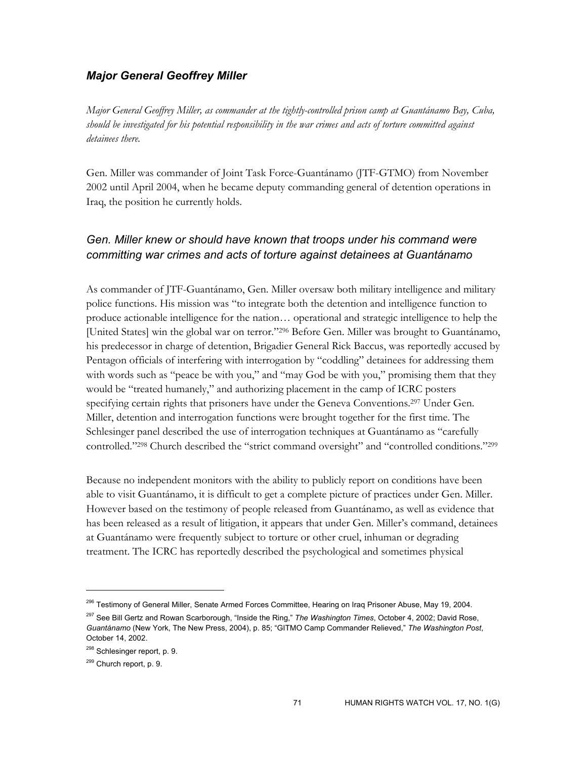### *Major General Geoffrey Miller*

*Major General Geoffrey Miller, as commander at the tightly-controlled prison camp at Guantánamo Bay, Cuba, should be investigated for his potential responsibility in the war crimes and acts of torture committed against detainees there.*

Gen. Miller was commander of Joint Task Force-Guantánamo (JTF-GTMO) from November 2002 until April 2004, when he became deputy commanding general of detention operations in Iraq, the position he currently holds.

#### *Gen. Miller knew or should have known that troops under his command were committing war crimes and acts of torture against detainees at Guantánamo*

As commander of JTF-Guantánamo, Gen. Miller oversaw both military intelligence and military police functions. His mission was "to integrate both the detention and intelligence function to produce actionable intelligence for the nation… operational and strategic intelligence to help the [United States] win the global war on terror."[296] Before Gen. Miller was brought to Guantánamo, his predecessor in charge of detention, Brigadier General Rick Baccus, was reportedly accused by Pentagon officials of interfering with interrogation by "coddling" detainees for addressing them with words such as "peace be with you," and "may God be with you," promising them that they would be "treated humanely," and authorizing placement in the camp of ICRC posters specifying certain rights that prisoners have under the Geneva Conventions.[297] Under Gen. Miller, detention and interrogation functions were brought together for the first time. The Schlesinger panel described the use of interrogation techniques at Guantánamo as "carefully controlled."[298] Church described the "strict command oversight" and "controlled conditions."[299]

Because no independent monitors with the ability to publicly report on conditions have been able to visit Guantánamo, it is difficult to get a complete picture of practices under Gen. Miller. However based on the testimony of people released from Guantánamo, as well as evidence that has been released as a result of litigation, it appears that under Gen. Miller's command, detainees at Guantánamo were frequently subject to torture or other cruel, inhuman or degrading treatment. The ICRC has reportedly described the psychological and sometimes physical

---

[296] Testimony of General Miller, Senate Armed Forces Committee, Hearing on Iraq Prisoner Abuse, May 19, 2004.

[297] See Bill Gertz and Rowan Scarborough, "Inside the Ring," *The Washington Times*, October 4, 2002; David Rose, *Guantánamo* (New York, The New Press, 2004), p. 85; "GITMO Camp Commander Relieved," *The Washington Post*, October 14, 2002.

[298] Schlesinger report, p. 9.

[299] Church report, p. 9.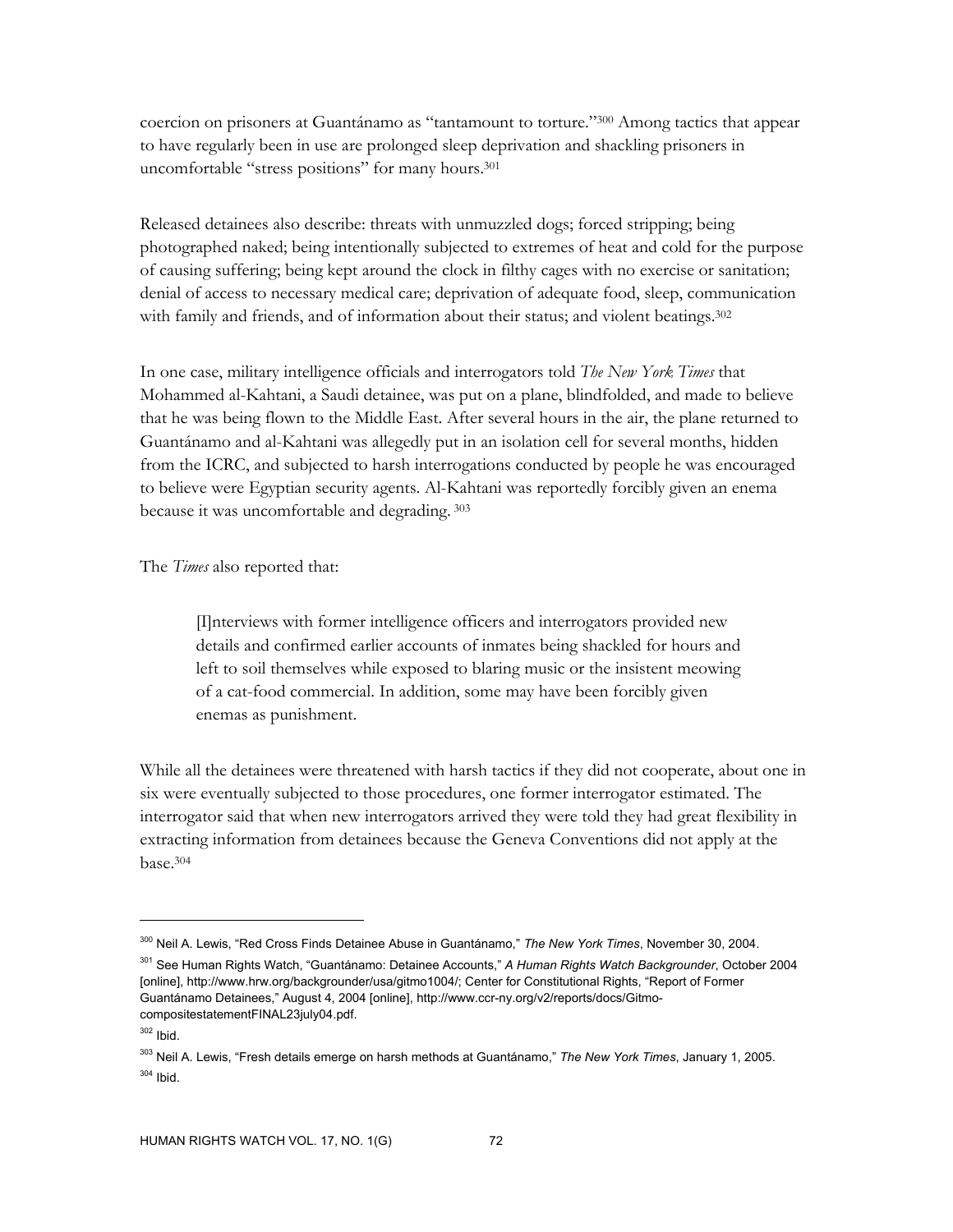coercion on prisoners at Guantánamo as "tantamount to torture."[300] Among tactics that appear to have regularly been in use are prolonged sleep deprivation and shackling prisoners in uncomfortable "stress positions" for many hours.[301]

Released detainees also describe: threats with unmuzzled dogs; forced stripping; being photographed naked; being intentionally subjected to extremes of heat and cold for the purpose of causing suffering; being kept around the clock in filthy cages with no exercise or sanitation; denial of access to necessary medical care; deprivation of adequate food, sleep, communication with family and friends, and of information about their status; and violent beatings.[302]

In one case, military intelligence officials and interrogators told *The New York Times* that Mohammed al-Kahtani, a Saudi detainee, was put on a plane, blindfolded, and made to believe that he was being flown to the Middle East. After several hours in the air, the plane returned to Guantánamo and al-Kahtani was allegedly put in an isolation cell for several months, hidden from the ICRC, and subjected to harsh interrogations conducted by people he was encouraged to believe were Egyptian security agents. Al-Kahtani was reportedly forcibly given an enema because it was uncomfortable and degrading. [303]

The *Times* also reported that:

> [I]nterviews with former intelligence officers and interrogators provided new details and confirmed earlier accounts of inmates being shackled for hours and left to soil themselves while exposed to blaring music or the insistent meowing of a cat-food commercial. In addition, some may have been forcibly given enemas as punishment.

While all the detainees were threatened with harsh tactics if they did not cooperate, about one in six were eventually subjected to those procedures, one former interrogator estimated. The interrogator said that when new interrogators arrived they were told they had great flexibility in extracting information from detainees because the Geneva Conventions did not apply at the base.[304]

---

[300] Neil A. Lewis, "Red Cross Finds Detainee Abuse in Guantánamo," *The New York Times*, November 30, 2004.

[301] See Human Rights Watch, "Guantánamo: Detainee Accounts," *A Human Rights Watch Backgrounder*, October 2004 [online], http://www.hrw.org/backgrounder/usa/gitmo1004/; Center for Constitutional Rights, "Report of Former Guantánamo Detainees," August 4, 2004 [online], http://www.ccr-ny.org/v2/reports/docs/Gitmo-compositestatementFINAL23july04.pdf.

[302] Ibid.

[303] Neil A. Lewis, "Fresh details emerge on harsh methods at Guantánamo," *The New York Times*, January 1, 2005.

[304] Ibid.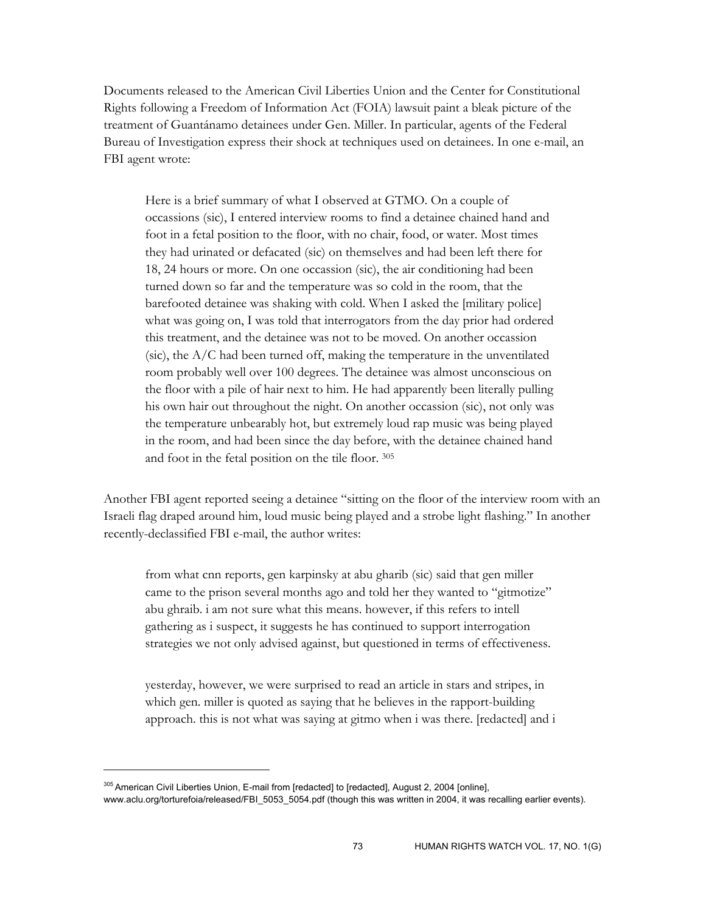Documents released to the American Civil Liberties Union and the Center for Constitutional Rights following a Freedom of Information Act (FOIA) lawsuit paint a bleak picture of the treatment of Guantánamo detainees under Gen. Miller. In particular, agents of the Federal Bureau of Investigation express their shock at techniques used on detainees. In one e-mail, an FBI agent wrote:

> Here is a brief summary of what I observed at GTMO. On a couple of occassions (sic), I entered interview rooms to find a detainee chained hand and foot in a fetal position to the floor, with no chair, food, or water. Most times they had urinated or defacated (sic) on themselves and had been left there for 18, 24 hours or more. On one occassion (sic), the air conditioning had been turned down so far and the temperature was so cold in the room, that the barefooted detainee was shaking with cold. When I asked the [military police] what was going on, I was told that interrogators from the day prior had ordered this treatment, and the detainee was not to be moved. On another occassion (sic), the A/C had been turned off, making the temperature in the unventilated room probably well over 100 degrees. The detainee was almost unconscious on the floor with a pile of hair next to him. He had apparently been literally pulling his own hair out throughout the night. On another occassion (sic), not only was the temperature unbearably hot, but extremely loud rap music was being played in the room, and had been since the day before, with the detainee chained hand and foot in the fetal position on the tile floor. [305]

Another FBI agent reported seeing a detainee "sitting on the floor of the interview room with an Israeli flag draped around him, loud music being played and a strobe light flashing." In another recently-declassified FBI e-mail, the author writes:

> from what cnn reports, gen karpinsky at abu gharib (sic) said that gen miller came to the prison several months ago and told her they wanted to "gitmotize" abu ghraib. i am not sure what this means. however, if this refers to intell gathering as i suspect, it suggests he has continued to support interrogation strategies we not only advised against, but questioned in terms of effectiveness.
>
> yesterday, however, we were surprised to read an article in stars and stripes, in which gen. miller is quoted as saying that he believes in the rapport-building approach. this is not what was saying at gitmo when i was there. [redacted] and i

---

[305] American Civil Liberties Union, E-mail from [redacted] to [redacted], August 2, 2004 [online], www.aclu.org/torturefoia/released/FBI_5053_5054.pdf (though this was written in 2004, it was recalling earlier events).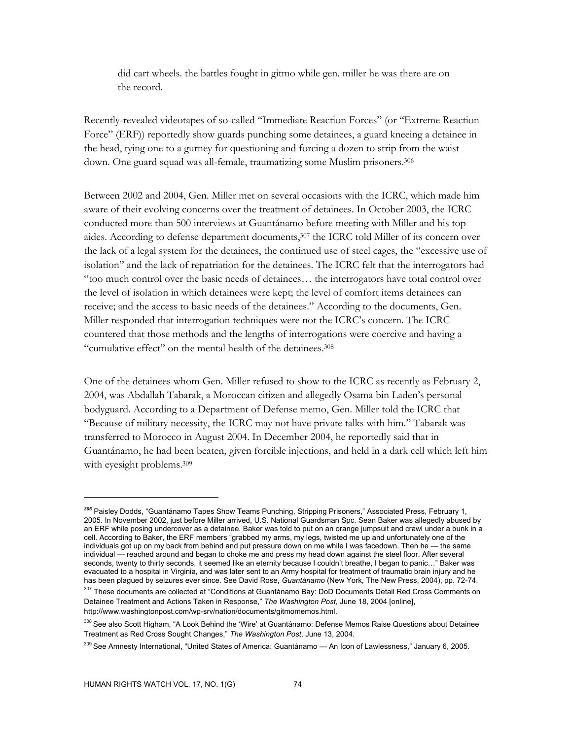> did cart wheels. the battles fought in gitmo while gen. miller he was there are on the record.

Recently-revealed videotapes of so-called "Immediate Reaction Forces" (or "Extreme Reaction Force" (ERF)) reportedly show guards punching some detainees, a guard kneeing a detainee in the head, tying one to a gurney for questioning and forcing a dozen to strip from the waist down. One guard squad was all-female, traumatizing some Muslim prisoners.[306]

Between 2002 and 2004, Gen. Miller met on several occasions with the ICRC, which made him aware of their evolving concerns over the treatment of detainees. In October 2003, the ICRC conducted more than 500 interviews at Guantánamo before meeting with Miller and his top aides. According to defense department documents,[307] the ICRC told Miller of its concern over the lack of a legal system for the detainees, the continued use of steel cages, the "excessive use of isolation" and the lack of repatriation for the detainees. The ICRC felt that the interrogators had "too much control over the basic needs of detainees… the interrogators have total control over the level of isolation in which detainees were kept; the level of comfort items detainees can receive; and the access to basic needs of the detainees." According to the documents, Gen. Miller responded that interrogation techniques were not the ICRC's concern. The ICRC countered that those methods and the lengths of interrogations were coercive and having a "cumulative effect" on the mental health of the detainees.[308]

One of the detainees whom Gen. Miller refused to show to the ICRC as recently as February 2, 2004, was Abdallah Tabarak, a Moroccan citizen and allegedly Osama bin Laden's personal bodyguard. According to a Department of Defense memo, Gen. Miller told the ICRC that "Because of military necessity, the ICRC may not have private talks with him." Tabarak was transferred to Morocco in August 2004. In December 2004, he reportedly said that in Guantánamo, he had been beaten, given forcible injections, and held in a dark cell which left him with eyesight problems.[309]

---

[306] Paisley Dodds, "Guantánamo Tapes Show Teams Punching, Stripping Prisoners," Associated Press, February 1, 2005. In November 2002, just before Miller arrived, U.S. National Guardsman Spc. Sean Baker was allegedly abused by an ERF while posing undercover as a detainee. Baker was told to put on an orange jumpsuit and crawl under a bunk in a cell. According to Baker, the ERF members "grabbed my arms, my legs, twisted me up and unfortunately one of the individuals got up on my back from behind and put pressure down on me while I was facedown. Then he — the same individual — reached around and began to choke me and press my head down against the steel floor. After several seconds, twenty to thirty seconds, it seemed like an eternity because I couldn't breathe, I began to panic…" Baker was evacuated to a hospital in Virginia, and was later sent to an Army hospital for treatment of traumatic brain injury and he has been plagued by seizures ever since. See David Rose, *Guantánamo* (New York, The New Press, 2004), pp. 72-74.

[307] These documents are collected at "Conditions at Guantánamo Bay: DoD Documents Detail Red Cross Comments on Detainee Treatment and Actions Taken in Response," *The Washington Post*, June 18, 2004 [online], http://www.washingtonpost.com/wp-srv/nation/documents/gitmomemos.html.

[308] See also Scott Higham, "A Look Behind the 'Wire' at Guantánamo: Defense Memos Raise Questions about Detainee Treatment as Red Cross Sought Changes," *The Washington Post*, June 13, 2004.

[309] See Amnesty International, "United States of America: Guantánamo — An Icon of Lawlessness," January 6, 2005.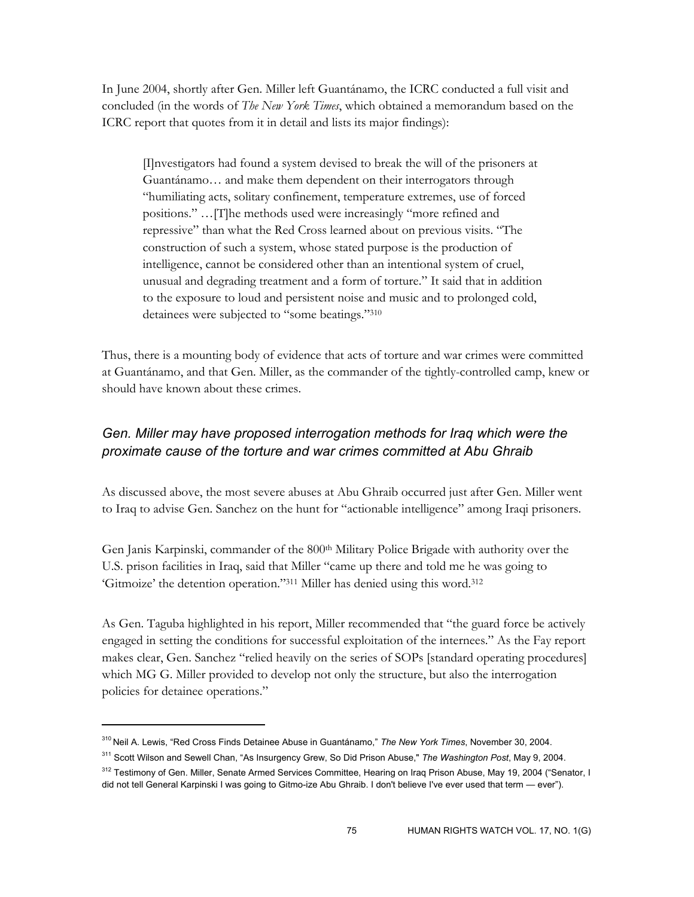In June 2004, shortly after Gen. Miller left Guantánamo, the ICRC conducted a full visit and concluded (in the words of *The New York Times*, which obtained a memorandum based on the ICRC report that quotes from it in detail and lists its major findings):

> [I]nvestigators had found a system devised to break the will of the prisoners at Guantánamo… and make them dependent on their interrogators through "humiliating acts, solitary confinement, temperature extremes, use of forced positions." …[T]he methods used were increasingly "more refined and repressive" than what the Red Cross learned about on previous visits. "The construction of such a system, whose stated purpose is the production of intelligence, cannot be considered other than an intentional system of cruel, unusual and degrading treatment and a form of torture." It said that in addition to the exposure to loud and persistent noise and music and to prolonged cold, detainees were subjected to "some beatings."[310]

Thus, there is a mounting body of evidence that acts of torture and war crimes were committed at Guantánamo, and that Gen. Miller, as the commander of the tightly-controlled camp, knew or should have known about these crimes.

### *Gen. Miller may have proposed interrogation methods for Iraq which were the proximate cause of the torture and war crimes committed at Abu Ghraib*

As discussed above, the most severe abuses at Abu Ghraib occurred just after Gen. Miller went to Iraq to advise Gen. Sanchez on the hunt for "actionable intelligence" among Iraqi prisoners.

Gen Janis Karpinski, commander of the 800th Military Police Brigade with authority over the U.S. prison facilities in Iraq, said that Miller "came up there and told me he was going to 'Gitmoize' the detention operation."[311] Miller has denied using this word.[312]

As Gen. Taguba highlighted in his report, Miller recommended that "the guard force be actively engaged in setting the conditions for successful exploitation of the internees." As the Fay report makes clear, Gen. Sanchez "relied heavily on the series of SOPs [standard operating procedures] which MG G. Miller provided to develop not only the structure, but also the interrogation policies for detainee operations."

---

[310] Neil A. Lewis, "Red Cross Finds Detainee Abuse in Guantánamo," *The New York Times*, November 30, 2004.

[311] Scott Wilson and Sewell Chan, "As Insurgency Grew, So Did Prison Abuse," *The Washington Post*, May 9, 2004.

[312] Testimony of Gen. Miller, Senate Armed Services Committee, Hearing on Iraq Prison Abuse, May 19, 2004 ("Senator, I did not tell General Karpinski I was going to Gitmo-ize Abu Ghraib. I don't believe I've ever used that term — ever").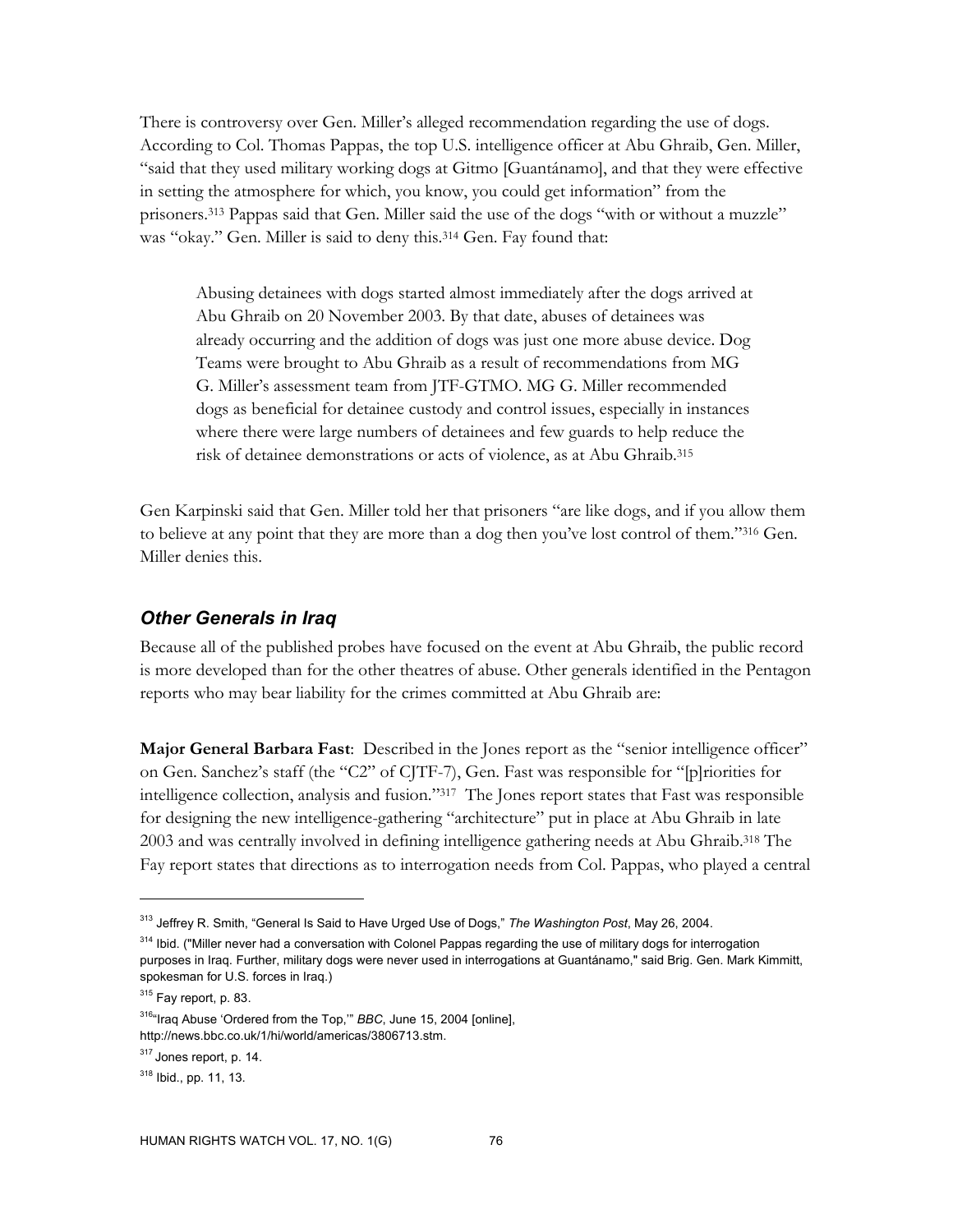There is controversy over Gen. Miller's alleged recommendation regarding the use of dogs. According to Col. Thomas Pappas, the top U.S. intelligence officer at Abu Ghraib, Gen. Miller, "said that they used military working dogs at Gitmo [Guantánamo], and that they were effective in setting the atmosphere for which, you know, you could get information" from the prisoners.[313] Pappas said that Gen. Miller said the use of the dogs "with or without a muzzle" was "okay." Gen. Miller is said to deny this.[314] Gen. Fay found that:

> Abusing detainees with dogs started almost immediately after the dogs arrived at Abu Ghraib on 20 November 2003. By that date, abuses of detainees was already occurring and the addition of dogs was just one more abuse device. Dog Teams were brought to Abu Ghraib as a result of recommendations from MG G. Miller's assessment team from JTF-GTMO. MG G. Miller recommended dogs as beneficial for detainee custody and control issues, especially in instances where there were large numbers of detainees and few guards to help reduce the risk of detainee demonstrations or acts of violence, as at Abu Ghraib.[315]

Gen Karpinski said that Gen. Miller told her that prisoners "are like dogs, and if you allow them to believe at any point that they are more than a dog then you've lost control of them."[316] Gen. Miller denies this.

### *Other Generals in Iraq*

Because all of the published probes have focused on the event at Abu Ghraib, the public record is more developed than for the other theatres of abuse. Other generals identified in the Pentagon reports who may bear liability for the crimes committed at Abu Ghraib are:

**Major General Barbara Fast**: Described in the Jones report as the "senior intelligence officer" on Gen. Sanchez's staff (the "C2" of CJTF-7), Gen. Fast was responsible for "[p]riorities for intelligence collection, analysis and fusion."[317] The Jones report states that Fast was responsible for designing the new intelligence-gathering "architecture" put in place at Abu Ghraib in late 2003 and was centrally involved in defining intelligence gathering needs at Abu Ghraib.[318] The Fay report states that directions as to interrogation needs from Col. Pappas, who played a central

---

[313] Jeffrey R. Smith, "General Is Said to Have Urged Use of Dogs," *The Washington Post*, May 26, 2004.

[314] Ibid. ("Miller never had a conversation with Colonel Pappas regarding the use of military dogs for interrogation purposes in Iraq. Further, military dogs were never used in interrogations at Guantánamo," said Brig. Gen. Mark Kimmitt, spokesman for U.S. forces in Iraq.)

[315] Fay report, p. 83.

[316] "Iraq Abuse 'Ordered from the Top,'" *BBC*, June 15, 2004 [online], http://news.bbc.co.uk/1/hi/world/americas/3806713.stm.

[317] Jones report, p. 14.

[318] Ibid., pp. 11, 13.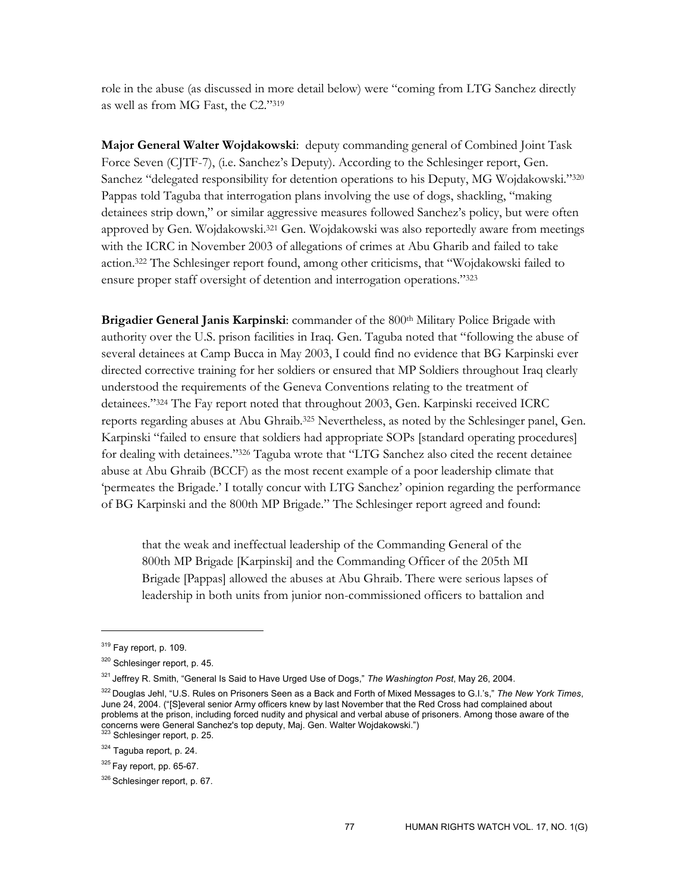role in the abuse (as discussed in more detail below) were "coming from LTG Sanchez directly as well as from MG Fast, the C2."[319]

**Major General Walter Wojdakowski**: deputy commanding general of Combined Joint Task Force Seven (CJTF-7), (i.e. Sanchez's Deputy). According to the Schlesinger report, Gen. Sanchez "delegated responsibility for detention operations to his Deputy, MG Wojdakowski."[320] Pappas told Taguba that interrogation plans involving the use of dogs, shackling, "making detainees strip down," or similar aggressive measures followed Sanchez's policy, but were often approved by Gen. Wojdakowski.[321] Gen. Wojdakowski was also reportedly aware from meetings with the ICRC in November 2003 of allegations of crimes at Abu Gharib and failed to take action.[322] The Schlesinger report found, among other criticisms, that "Wojdakowski failed to ensure proper staff oversight of detention and interrogation operations."[323]

**Brigadier General Janis Karpinski**: commander of the 800th Military Police Brigade with authority over the U.S. prison facilities in Iraq. Gen. Taguba noted that "following the abuse of several detainees at Camp Bucca in May 2003, I could find no evidence that BG Karpinski ever directed corrective training for her soldiers or ensured that MP Soldiers throughout Iraq clearly understood the requirements of the Geneva Conventions relating to the treatment of detainees."[324] The Fay report noted that throughout 2003, Gen. Karpinski received ICRC reports regarding abuses at Abu Ghraib.[325] Nevertheless, as noted by the Schlesinger panel, Gen. Karpinski "failed to ensure that soldiers had appropriate SOPs [standard operating procedures] for dealing with detainees."[326] Taguba wrote that "LTG Sanchez also cited the recent detainee abuse at Abu Ghraib (BCCF) as the most recent example of a poor leadership climate that 'permeates the Brigade.' I totally concur with LTG Sanchez' opinion regarding the performance of BG Karpinski and the 800th MP Brigade." The Schlesinger report agreed and found:

> that the weak and ineffectual leadership of the Commanding General of the 800th MP Brigade [Karpinski] and the Commanding Officer of the 205th MI Brigade [Pappas] allowed the abuses at Abu Ghraib. There were serious lapses of leadership in both units from junior non-commissioned officers to battalion and

---

[319] Fay report, p. 109.

[320] Schlesinger report, p. 45.

[321] Jeffrey R. Smith, "General Is Said to Have Urged Use of Dogs," *The Washington Post*, May 26, 2004.

[322] Douglas Jehl, "U.S. Rules on Prisoners Seen as a Back and Forth of Mixed Messages to G.I.'s," *The New York Times*, June 24, 2004. ("[S]everal senior Army officers knew by last November that the Red Cross had complained about problems at the prison, including forced nudity and physical and verbal abuse of prisoners. Among those aware of the concerns were General Sanchez's top deputy, Maj. Gen. Walter Wojdakowski.")

[323] Schlesinger report, p. 25.

[324] Taguba report, p. 24.

[325] Fay report, pp. 65-67.

[326] Schlesinger report, p. 67.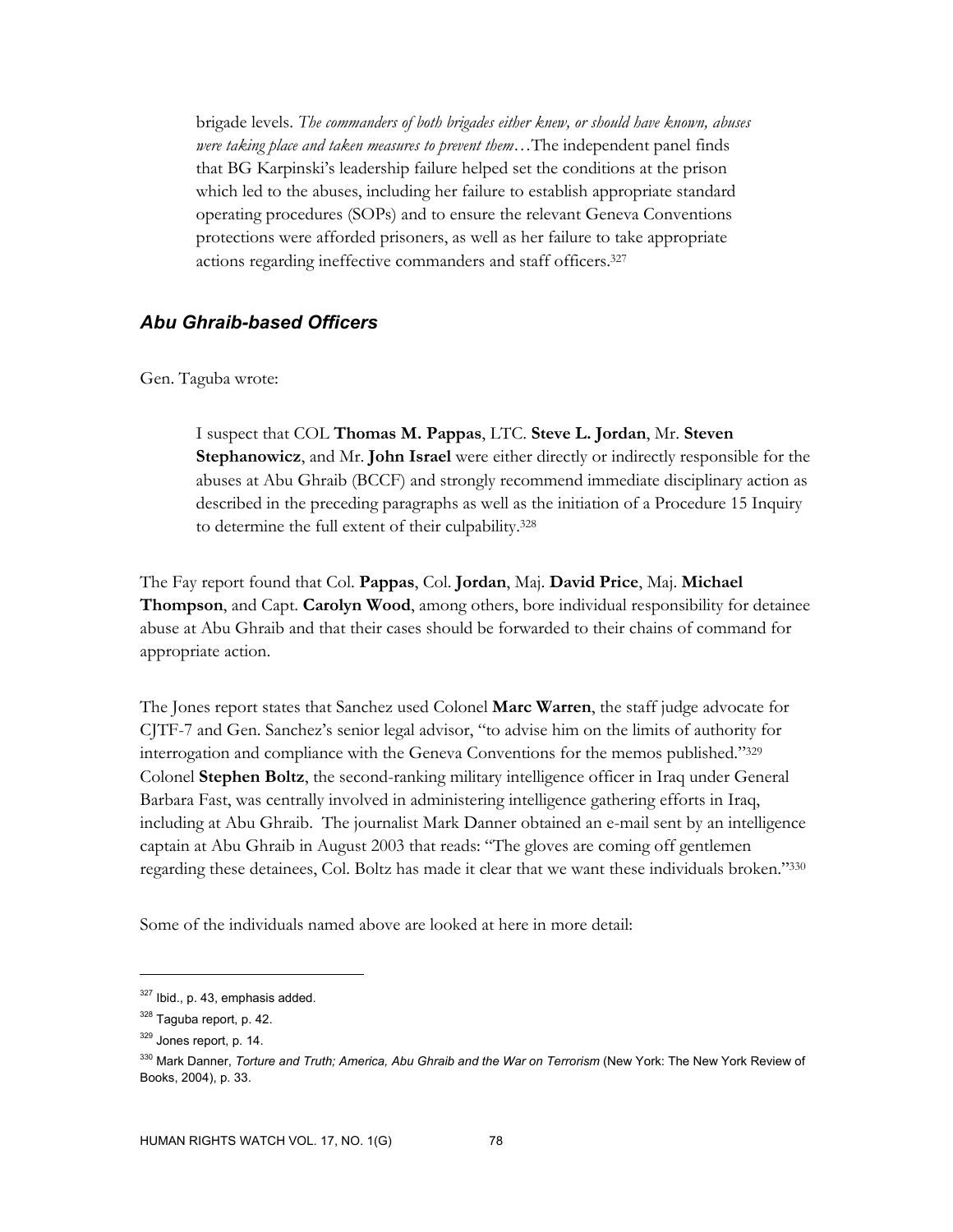brigade levels. *The commanders of both brigades either knew, or should have known, abuses were taking place and taken measures to prevent them*…The independent panel finds that BG Karpinski's leadership failure helped set the conditions at the prison which led to the abuses, including her failure to establish appropriate standard operating procedures (SOPs) and to ensure the relevant Geneva Conventions protections were afforded prisoners, as well as her failure to take appropriate actions regarding ineffective commanders and staff officers.[327]

### *Abu Ghraib-based Officers*

Gen. Taguba wrote:

> I suspect that COL **Thomas M. Pappas**, LTC. **Steve L. Jordan**, Mr. **Steven Stephanowicz**, and Mr. **John Israel** were either directly or indirectly responsible for the abuses at Abu Ghraib (BCCF) and strongly recommend immediate disciplinary action as described in the preceding paragraphs as well as the initiation of a Procedure 15 Inquiry to determine the full extent of their culpability.[328]

The Fay report found that Col. **Pappas**, Col. **Jordan**, Maj. **David Price**, Maj. **Michael Thompson**, and Capt. **Carolyn Wood**, among others, bore individual responsibility for detainee abuse at Abu Ghraib and that their cases should be forwarded to their chains of command for appropriate action.

The Jones report states that Sanchez used Colonel **Marc Warren**, the staff judge advocate for CJTF-7 and Gen. Sanchez's senior legal advisor, "to advise him on the limits of authority for interrogation and compliance with the Geneva Conventions for the memos published."[329] Colonel **Stephen Boltz**, the second-ranking military intelligence officer in Iraq under General Barbara Fast, was centrally involved in administering intelligence gathering efforts in Iraq, including at Abu Ghraib. The journalist Mark Danner obtained an e-mail sent by an intelligence captain at Abu Ghraib in August 2003 that reads: "The gloves are coming off gentlemen regarding these detainees, Col. Boltz has made it clear that we want these individuals broken."[330]

Some of the individuals named above are looked at here in more detail:

---

[327] Ibid., p. 43, emphasis added.

[328] Taguba report, p. 42.

[329] Jones report, p. 14.

[330] Mark Danner, *Torture and Truth; America, Abu Ghraib and the War on Terrorism* (New York: The New York Review of Books, 2004), p. 33.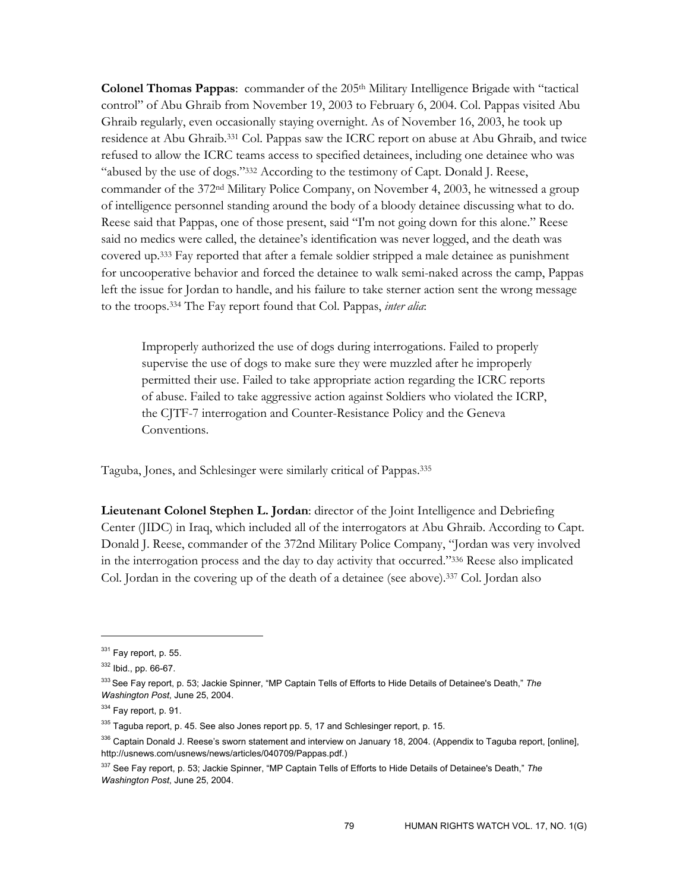**Colonel Thomas Pappas**: commander of the 205th Military Intelligence Brigade with "tactical control" of Abu Ghraib from November 19, 2003 to February 6, 2004. Col. Pappas visited Abu Ghraib regularly, even occasionally staying overnight. As of November 16, 2003, he took up residence at Abu Ghraib.[331] Col. Pappas saw the ICRC report on abuse at Abu Ghraib, and twice refused to allow the ICRC teams access to specified detainees, including one detainee who was "abused by the use of dogs."[332] According to the testimony of Capt. Donald J. Reese, commander of the 372nd Military Police Company, on November 4, 2003, he witnessed a group of intelligence personnel standing around the body of a bloody detainee discussing what to do. Reese said that Pappas, one of those present, said "I'm not going down for this alone." Reese said no medics were called, the detainee's identification was never logged, and the death was covered up.[333] Fay reported that after a female soldier stripped a male detainee as punishment for uncooperative behavior and forced the detainee to walk semi-naked across the camp, Pappas left the issue for Jordan to handle, and his failure to take sterner action sent the wrong message to the troops.[334] The Fay report found that Col. Pappas, *inter alia*:

> Improperly authorized the use of dogs during interrogations. Failed to properly supervise the use of dogs to make sure they were muzzled after he improperly permitted their use. Failed to take appropriate action regarding the ICRC reports of abuse. Failed to take aggressive action against Soldiers who violated the ICRP, the CJTF-7 interrogation and Counter-Resistance Policy and the Geneva Conventions.

Taguba, Jones, and Schlesinger were similarly critical of Pappas.[335]

**Lieutenant Colonel Stephen L. Jordan**: director of the Joint Intelligence and Debriefing Center (JIDC) in Iraq, which included all of the interrogators at Abu Ghraib. According to Capt. Donald J. Reese, commander of the 372nd Military Police Company, "Jordan was very involved in the interrogation process and the day to day activity that occurred."[336] Reese also implicated Col. Jordan in the covering up of the death of a detainee (see above).[337] Col. Jordan also

---

[331] Fay report, p. 55.

[332] Ibid., pp. 66-67.

[333] See Fay report, p. 53; Jackie Spinner, "MP Captain Tells of Efforts to Hide Details of Detainee's Death," *The Washington Post*, June 25, 2004.

[334] Fay report, p. 91.

[335] Taguba report, p. 45. See also Jones report pp. 5, 17 and Schlesinger report, p. 15.

[336] Captain Donald J. Reese's sworn statement and interview on January 18, 2004. (Appendix to Taguba report, [online], http://usnews.com/usnews/news/articles/040709/Pappas.pdf.)

[337] See Fay report, p. 53; Jackie Spinner, "MP Captain Tells of Efforts to Hide Details of Detainee's Death," *The Washington Post*, June 25, 2004.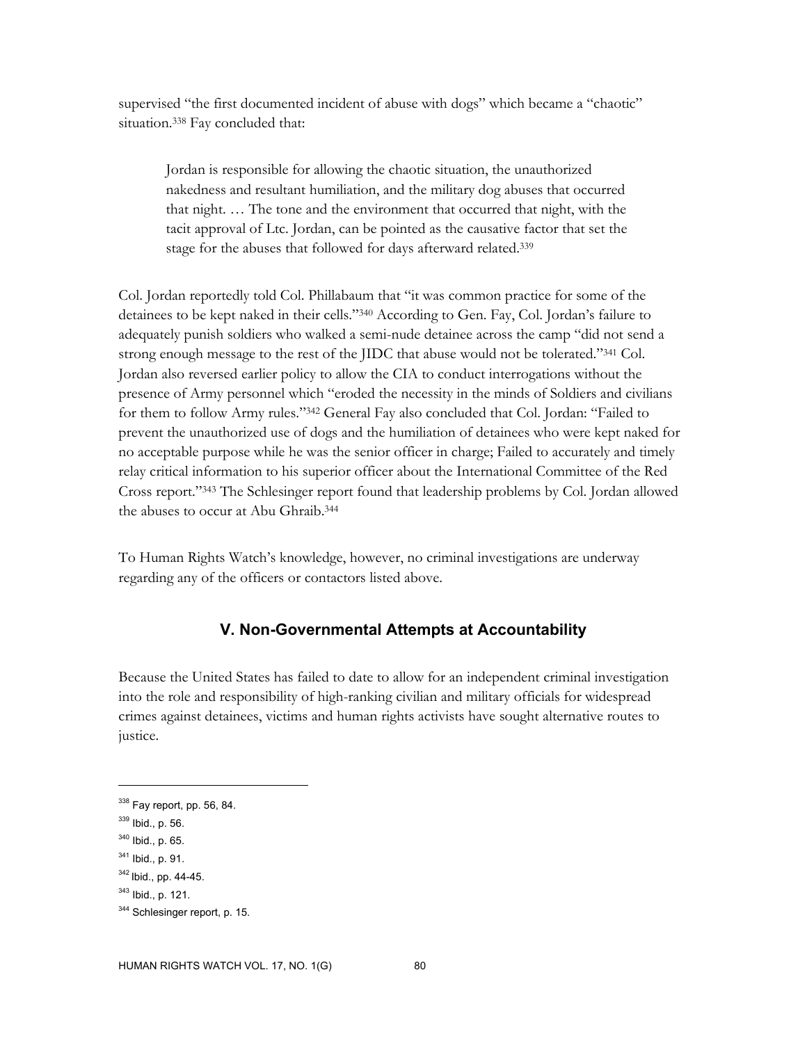supervised "the first documented incident of abuse with dogs" which became a "chaotic" situation.[338] Fay concluded that:

> Jordan is responsible for allowing the chaotic situation, the unauthorized nakedness and resultant humiliation, and the military dog abuses that occurred that night. … The tone and the environment that occurred that night, with the tacit approval of Ltc. Jordan, can be pointed as the causative factor that set the stage for the abuses that followed for days afterward related.[339]

Col. Jordan reportedly told Col. Phillabaum that "it was common practice for some of the detainees to be kept naked in their cells."[340] According to Gen. Fay, Col. Jordan's failure to adequately punish soldiers who walked a semi-nude detainee across the camp "did not send a strong enough message to the rest of the JIDC that abuse would not be tolerated."[341] Col. Jordan also reversed earlier policy to allow the CIA to conduct interrogations without the presence of Army personnel which "eroded the necessity in the minds of Soldiers and civilians for them to follow Army rules."[342] General Fay also concluded that Col. Jordan: "Failed to prevent the unauthorized use of dogs and the humiliation of detainees who were kept naked for no acceptable purpose while he was the senior officer in charge; Failed to accurately and timely relay critical information to his superior officer about the International Committee of the Red Cross report."[343] The Schlesinger report found that leadership problems by Col. Jordan allowed the abuses to occur at Abu Ghraib.[344]

To Human Rights Watch's knowledge, however, no criminal investigations are underway regarding any of the officers or contactors listed above.

## V. Non-Governmental Attempts at Accountability

Because the United States has failed to date to allow for an independent criminal investigation into the role and responsibility of high-ranking civilian and military officials for widespread crimes against detainees, victims and human rights activists have sought alternative routes to justice.

---

[338] Fay report, pp. 56, 84.

[339] Ibid., p. 56.

[340] Ibid., p. 65.

[341] Ibid., p. 91.

[342] Ibid., pp. 44-45.

[343] Ibid., p. 121.

[344] Schlesinger report, p. 15.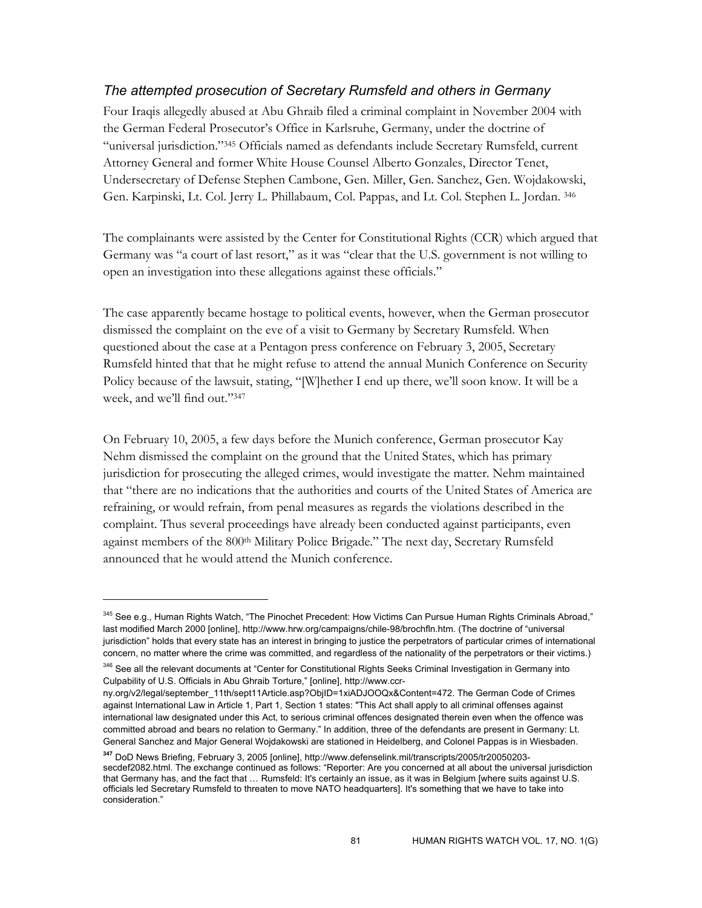### *The attempted prosecution of Secretary Rumsfeld and others in Germany*

Four Iraqis allegedly abused at Abu Ghraib filed a criminal complaint in November 2004 with the German Federal Prosecutor's Office in Karlsruhe, Germany, under the doctrine of "universal jurisdiction."[345] Officials named as defendants include Secretary Rumsfeld, current Attorney General and former White House Counsel Alberto Gonzales, Director Tenet, Undersecretary of Defense Stephen Cambone, Gen. Miller, Gen. Sanchez, Gen. Wojdakowski, Gen. Karpinski, Lt. Col. Jerry L. Phillabaum, Col. Pappas, and Lt. Col. Stephen L. Jordan. [346]

The complainants were assisted by the Center for Constitutional Rights (CCR) which argued that Germany was "a court of last resort," as it was "clear that the U.S. government is not willing to open an investigation into these allegations against these officials."

The case apparently became hostage to political events, however, when the German prosecutor dismissed the complaint on the eve of a visit to Germany by Secretary Rumsfeld. When questioned about the case at a Pentagon press conference on February 3, 2005, Secretary Rumsfeld hinted that that he might refuse to attend the annual Munich Conference on Security Policy because of the lawsuit, stating, "[W]hether I end up there, we'll soon know. It will be a week, and we'll find out."[347]

On February 10, 2005, a few days before the Munich conference, German prosecutor Kay Nehm dismissed the complaint on the ground that the United States, which has primary jurisdiction for prosecuting the alleged crimes, would investigate the matter. Nehm maintained that "there are no indications that the authorities and courts of the United States of America are refraining, or would refrain, from penal measures as regards the violations described in the complaint. Thus several proceedings have already been conducted against participants, even against members of the 800th Military Police Brigade." The next day, Secretary Rumsfeld announced that he would attend the Munich conference.

---

[345] See e.g., Human Rights Watch, "The Pinochet Precedent: How Victims Can Pursue Human Rights Criminals Abroad," last modified March 2000 [online], http://www.hrw.org/campaigns/chile-98/brochfln.htm. (The doctrine of "universal jurisdiction" holds that every state has an interest in bringing to justice the perpetrators of particular crimes of international concern, no matter where the crime was committed, and regardless of the nationality of the perpetrators or their victims.)

[346] See all the relevant documents at "Center for Constitutional Rights Seeks Criminal Investigation in Germany into Culpability of U.S. Officials in Abu Ghraib Torture," [online], http://www.ccr-ny.org/v2/legal/september_11th/sept11Article.asp?ObjID=1xiADJOOQx&Content=472. The German Code of Crimes against International Law in Article 1, Part 1, Section 1 states: "This Act shall apply to all criminal offenses against international law designated under this Act, to serious criminal offences designated therein even when the offence was committed abroad and bears no relation to Germany." In addition, three of the defendants are present in Germany: Lt. General Sanchez and Major General Wojdakowski are stationed in Heidelberg, and Colonel Pappas is in Wiesbaden.

[347] DoD News Briefing, February 3, 2005 [online], http://www.defenselink.mil/transcripts/2005/tr20050203-secdef2082.html. The exchange continued as follows: "Reporter: Are you concerned at all about the universal jurisdiction that Germany has, and the fact that … Rumsfeld: It's certainly an issue, as it was in Belgium [where suits against U.S. officials led Secretary Rumsfeld to threaten to move NATO headquarters]. It's something that we have to take into consideration."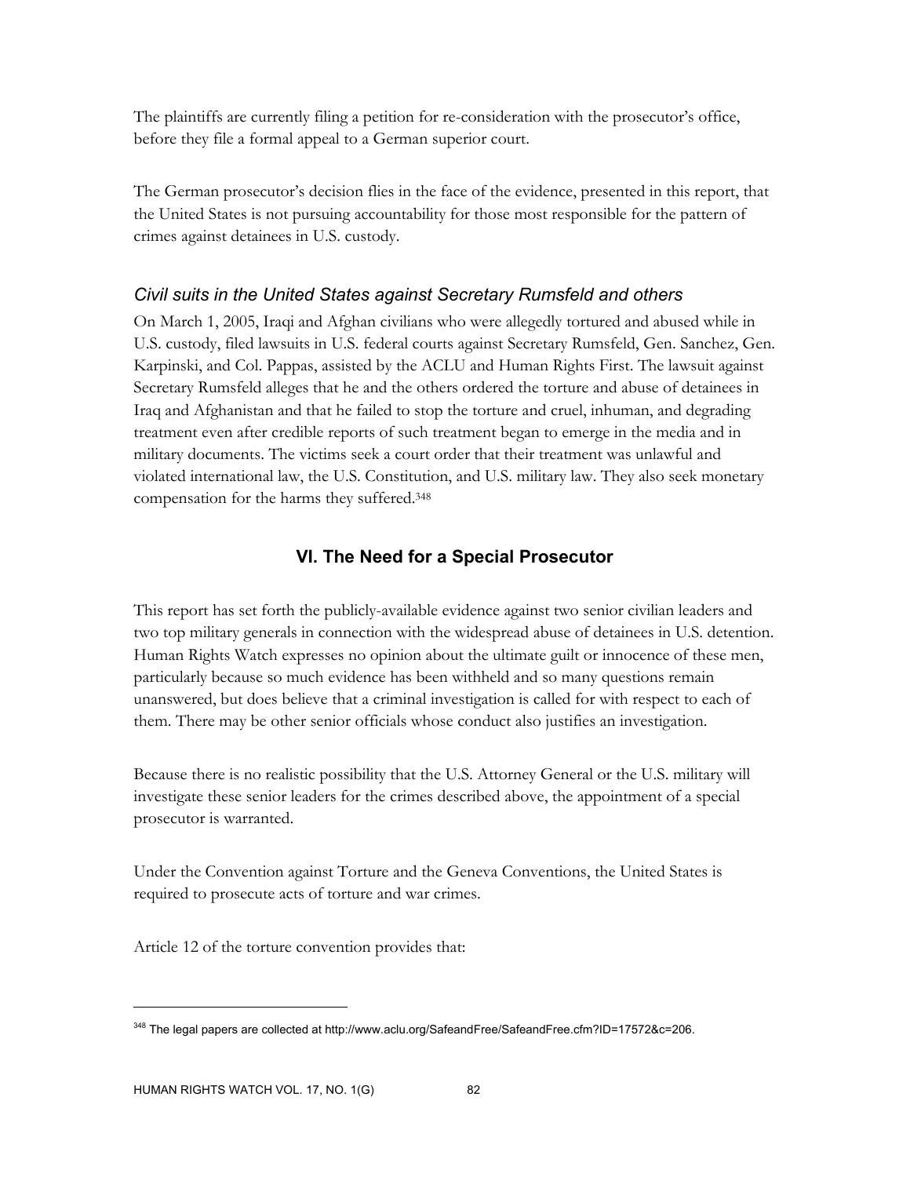The plaintiffs are currently filing a petition for re-consideration with the prosecutor's office, before they file a formal appeal to a German superior court.

The German prosecutor's decision flies in the face of the evidence, presented in this report, that the United States is not pursuing accountability for those most responsible for the pattern of crimes against detainees in U.S. custody.

### *Civil suits in the United States against Secretary Rumsfeld and others*

On March 1, 2005, Iraqi and Afghan civilians who were allegedly tortured and abused while in U.S. custody, filed lawsuits in U.S. federal courts against Secretary Rumsfeld, Gen. Sanchez, Gen. Karpinski, and Col. Pappas, assisted by the ACLU and Human Rights First. The lawsuit against Secretary Rumsfeld alleges that he and the others ordered the torture and abuse of detainees in Iraq and Afghanistan and that he failed to stop the torture and cruel, inhuman, and degrading treatment even after credible reports of such treatment began to emerge in the media and in military documents. The victims seek a court order that their treatment was unlawful and violated international law, the U.S. Constitution, and U.S. military law. They also seek monetary compensation for the harms they suffered.[348]

## VI. The Need for a Special Prosecutor

This report has set forth the publicly-available evidence against two senior civilian leaders and two top military generals in connection with the widespread abuse of detainees in U.S. detention. Human Rights Watch expresses no opinion about the ultimate guilt or innocence of these men, particularly because so much evidence has been withheld and so many questions remain unanswered, but does believe that a criminal investigation is called for with respect to each of them. There may be other senior officials whose conduct also justifies an investigation.

Because there is no realistic possibility that the U.S. Attorney General or the U.S. military will investigate these senior leaders for the crimes described above, the appointment of a special prosecutor is warranted.

Under the Convention against Torture and the Geneva Conventions, the United States is required to prosecute acts of torture and war crimes.

Article 12 of the torture convention provides that:

---

[348] The legal papers are collected at http://www.aclu.org/SafeandFree/SafeandFree.cfm?ID=17572&c=206.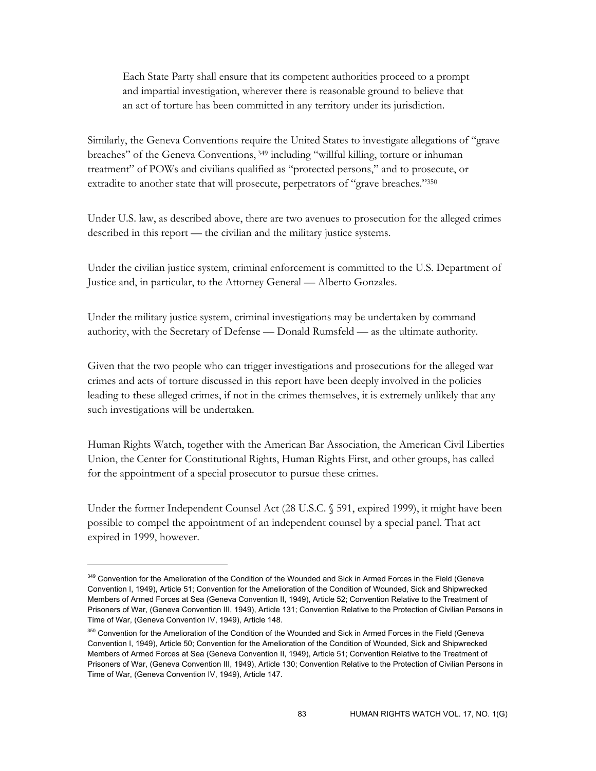> Each State Party shall ensure that its competent authorities proceed to a prompt and impartial investigation, wherever there is reasonable ground to believe that an act of torture has been committed in any territory under its jurisdiction.

Similarly, the Geneva Conventions require the United States to investigate allegations of "grave breaches" of the Geneva Conventions,[349] including "willful killing, torture or inhuman treatment" of POWs and civilians qualified as "protected persons," and to prosecute, or extradite to another state that will prosecute, perpetrators of "grave breaches."[350]

Under U.S. law, as described above, there are two avenues to prosecution for the alleged crimes described in this report — the civilian and the military justice systems.

Under the civilian justice system, criminal enforcement is committed to the U.S. Department of Justice and, in particular, to the Attorney General — Alberto Gonzales.

Under the military justice system, criminal investigations may be undertaken by command authority, with the Secretary of Defense — Donald Rumsfeld — as the ultimate authority.

Given that the two people who can trigger investigations and prosecutions for the alleged war crimes and acts of torture discussed in this report have been deeply involved in the policies leading to these alleged crimes, if not in the crimes themselves, it is extremely unlikely that any such investigations will be undertaken.

Human Rights Watch, together with the American Bar Association, the American Civil Liberties Union, the Center for Constitutional Rights, Human Rights First, and other groups, has called for the appointment of a special prosecutor to pursue these crimes.

Under the former Independent Counsel Act (28 U.S.C. § 591, expired 1999), it might have been possible to compel the appointment of an independent counsel by a special panel. That act expired in 1999, however.

---

[349] Convention for the Amelioration of the Condition of the Wounded and Sick in Armed Forces in the Field (Geneva Convention I, 1949), Article 51; Convention for the Amelioration of the Condition of Wounded, Sick and Shipwrecked Members of Armed Forces at Sea (Geneva Convention II, 1949), Article 52; Convention Relative to the Treatment of Prisoners of War, (Geneva Convention III, 1949), Article 131; Convention Relative to the Protection of Civilian Persons in Time of War, (Geneva Convention IV, 1949), Article 148.

[350] Convention for the Amelioration of the Condition of the Wounded and Sick in Armed Forces in the Field (Geneva Convention I, 1949), Article 50; Convention for the Amelioration of the Condition of Wounded, Sick and Shipwrecked Members of Armed Forces at Sea (Geneva Convention II, 1949), Article 51; Convention Relative to the Treatment of Prisoners of War, (Geneva Convention III, 1949), Article 130; Convention Relative to the Protection of Civilian Persons in Time of War, (Geneva Convention IV, 1949), Article 147.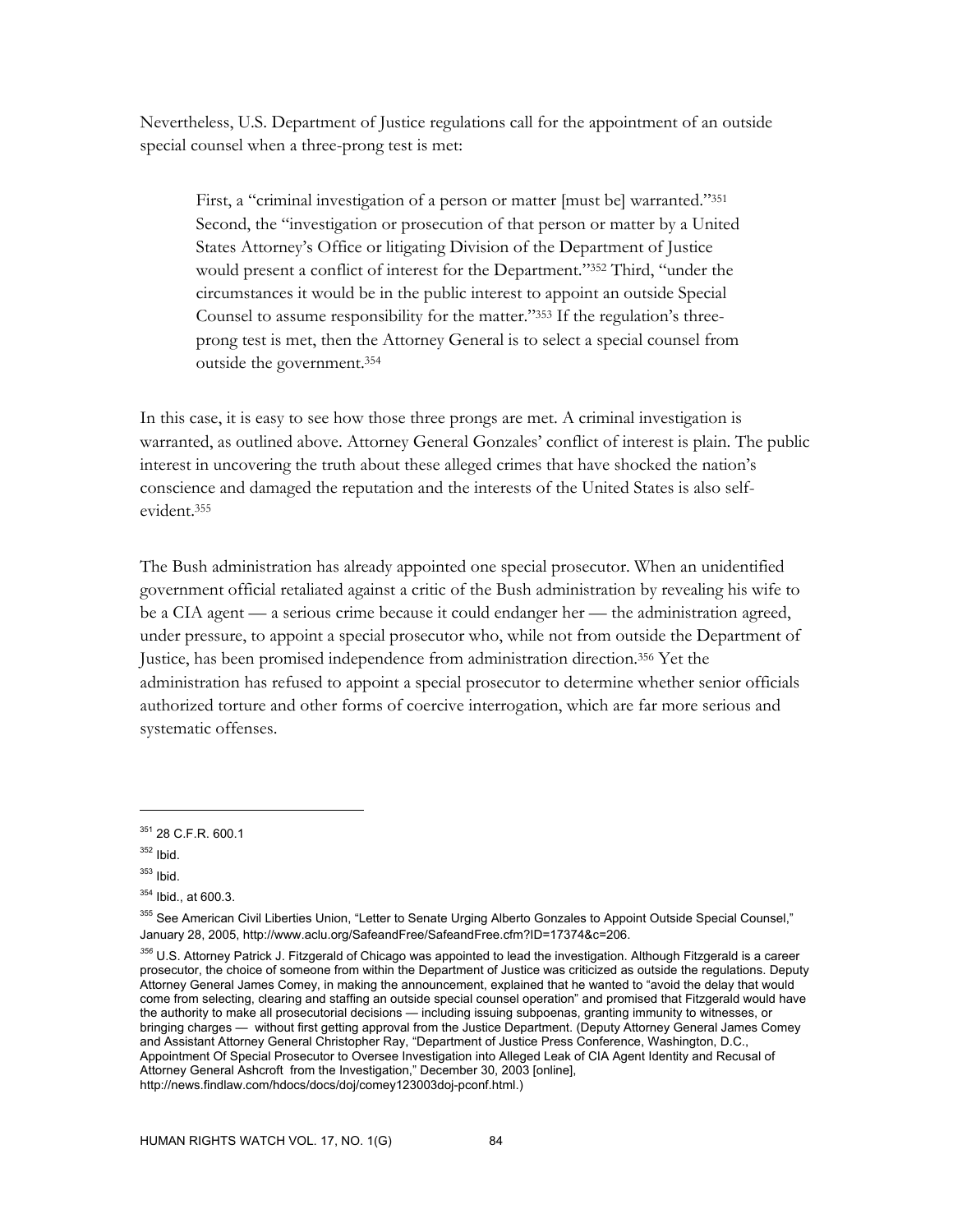Nevertheless, U.S. Department of Justice regulations call for the appointment of an outside special counsel when a three-prong test is met:

> First, a "criminal investigation of a person or matter [must be] warranted."[351] Second, the "investigation or prosecution of that person or matter by a United States Attorney's Office or litigating Division of the Department of Justice would present a conflict of interest for the Department."[352] Third, "under the circumstances it would be in the public interest to appoint an outside Special Counsel to assume responsibility for the matter."[353] If the regulation's three-prong test is met, then the Attorney General is to select a special counsel from outside the government.[354]

In this case, it is easy to see how those three prongs are met. A criminal investigation is warranted, as outlined above. Attorney General Gonzales' conflict of interest is plain. The public interest in uncovering the truth about these alleged crimes that have shocked the nation's conscience and damaged the reputation and the interests of the United States is also self-evident.[355]

The Bush administration has already appointed one special prosecutor. When an unidentified government official retaliated against a critic of the Bush administration by revealing his wife to be a CIA agent — a serious crime because it could endanger her — the administration agreed, under pressure, to appoint a special prosecutor who, while not from outside the Department of Justice, has been promised independence from administration direction.[356] Yet the administration has refused to appoint a special prosecutor to determine whether senior officials authorized torture and other forms of coercive interrogation, which are far more serious and systematic offenses.

---

[351] 28 C.F.R. 600.1

[352] Ibid.

[353] Ibid.

[354] Ibid., at 600.3.

[355] See American Civil Liberties Union, "Letter to Senate Urging Alberto Gonzales to Appoint Outside Special Counsel," January 28, 2005, http://www.aclu.org/SafeandFree/SafeandFree.cfm?ID=17374&c=206.

[356] U.S. Attorney Patrick J. Fitzgerald of Chicago was appointed to lead the investigation. Although Fitzgerald is a career prosecutor, the choice of someone from within the Department of Justice was criticized as outside the regulations. Deputy Attorney General James Comey, in making the announcement, explained that he wanted to "avoid the delay that would come from selecting, clearing and staffing an outside special counsel operation" and promised that Fitzgerald would have the authority to make all prosecutorial decisions — including issuing subpoenas, granting immunity to witnesses, or bringing charges — without first getting approval from the Justice Department. (Deputy Attorney General James Comey and Assistant Attorney General Christopher Ray, "Department of Justice Press Conference, Washington, D.C., Appointment Of Special Prosecutor to Oversee Investigation into Alleged Leak of CIA Agent Identity and Recusal of Attorney General Ashcroft from the Investigation," December 30, 2003 [online], http://news.findlaw.com/hdocs/docs/doj/comey123003doj-pconf.html.)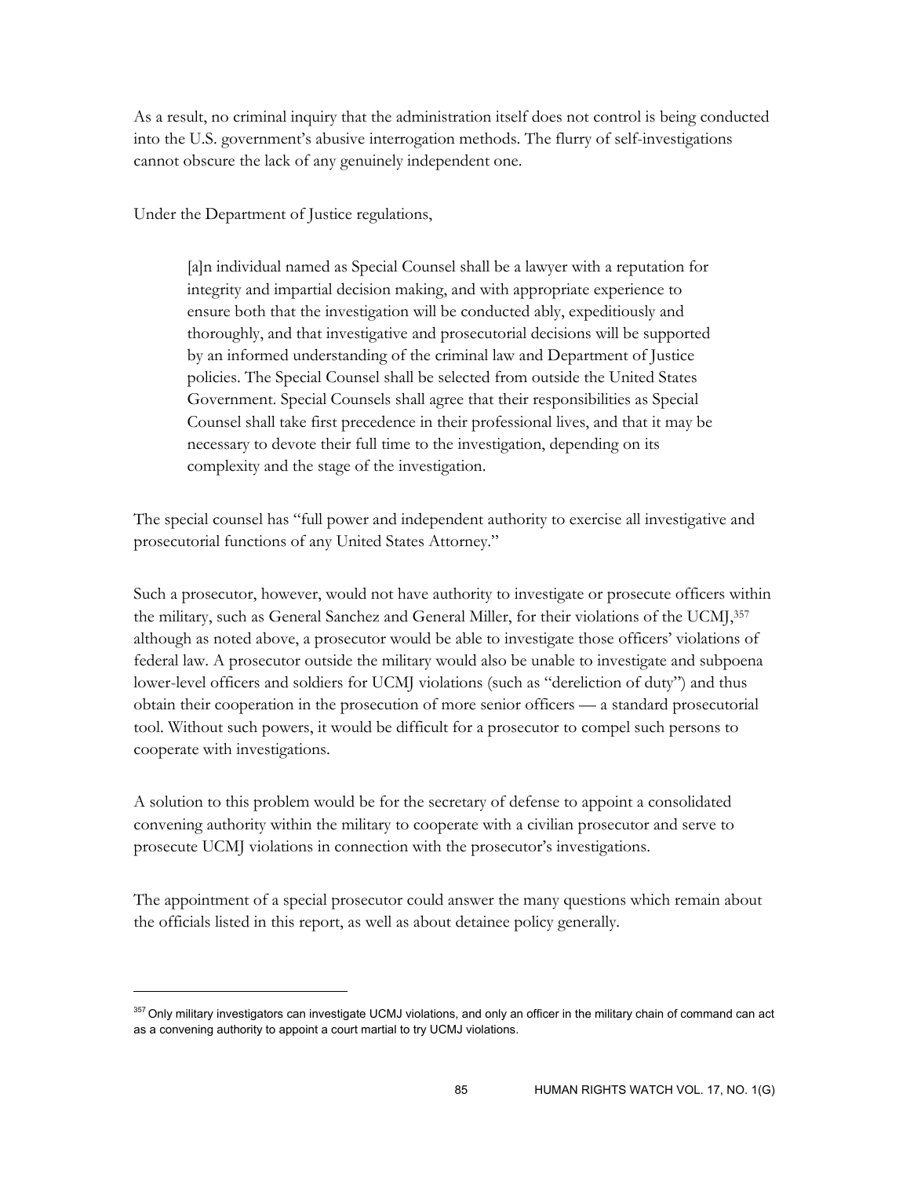As a result, no criminal inquiry that the administration itself does not control is being conducted into the U.S. government's abusive interrogation methods. The flurry of self-investigations cannot obscure the lack of any genuinely independent one.

Under the Department of Justice regulations,

> [a]n individual named as Special Counsel shall be a lawyer with a reputation for integrity and impartial decision making, and with appropriate experience to ensure both that the investigation will be conducted ably, expeditiously and thoroughly, and that investigative and prosecutorial decisions will be supported by an informed understanding of the criminal law and Department of Justice policies. The Special Counsel shall be selected from outside the United States Government. Special Counsels shall agree that their responsibilities as Special Counsel shall take first precedence in their professional lives, and that it may be necessary to devote their full time to the investigation, depending on its complexity and the stage of the investigation.

The special counsel has "full power and independent authority to exercise all investigative and prosecutorial functions of any United States Attorney."

Such a prosecutor, however, would not have authority to investigate or prosecute officers within the military, such as General Sanchez and General Miller, for their violations of the UCMJ,[357] although as noted above, a prosecutor would be able to investigate those officers' violations of federal law. A prosecutor outside the military would also be unable to investigate and subpoena lower-level officers and soldiers for UCMJ violations (such as "dereliction of duty") and thus obtain their cooperation in the prosecution of more senior officers — a standard prosecutorial tool. Without such powers, it would be difficult for a prosecutor to compel such persons to cooperate with investigations.

A solution to this problem would be for the secretary of defense to appoint a consolidated convening authority within the military to cooperate with a civilian prosecutor and serve to prosecute UCMJ violations in connection with the prosecutor's investigations.

The appointment of a special prosecutor could answer the many questions which remain about the officials listed in this report, as well as about detainee policy generally.

---

[357] Only military investigators can investigate UCMJ violations, and only an officer in the military chain of command can act as a convening authority to appoint a court martial to try UCMJ violations.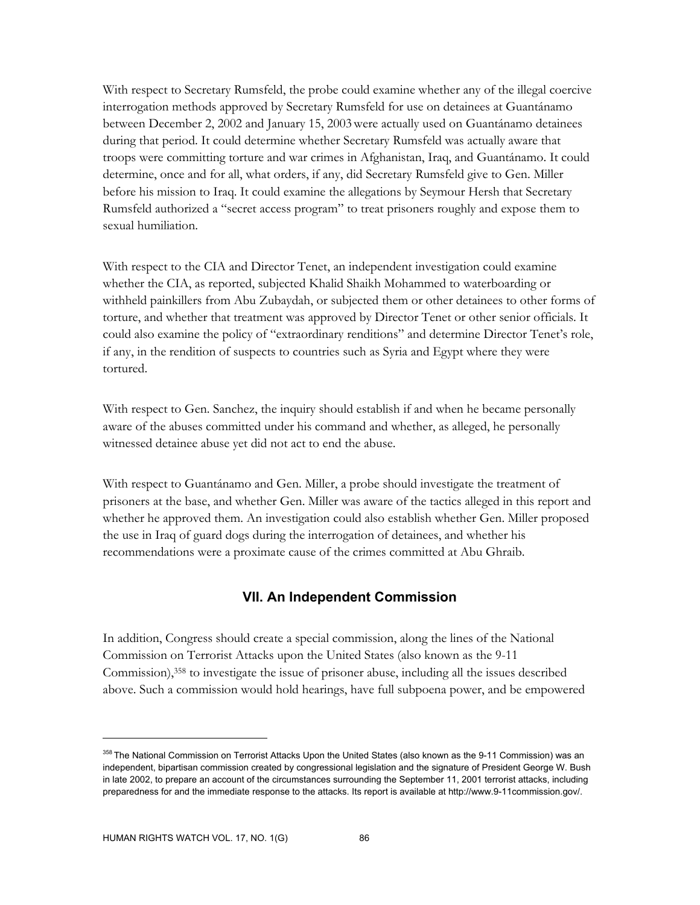With respect to Secretary Rumsfeld, the probe could examine whether any of the illegal coercive interrogation methods approved by Secretary Rumsfeld for use on detainees at Guantánamo between December 2, 2002 and January 15, 2003 were actually used on Guantánamo detainees during that period. It could determine whether Secretary Rumsfeld was actually aware that troops were committing torture and war crimes in Afghanistan, Iraq, and Guantánamo. It could determine, once and for all, what orders, if any, did Secretary Rumsfeld give to Gen. Miller before his mission to Iraq. It could examine the allegations by Seymour Hersh that Secretary Rumsfeld authorized a "secret access program" to treat prisoners roughly and expose them to sexual humiliation.

With respect to the CIA and Director Tenet, an independent investigation could examine whether the CIA, as reported, subjected Khalid Shaikh Mohammed to waterboarding or withheld painkillers from Abu Zubaydah, or subjected them or other detainees to other forms of torture, and whether that treatment was approved by Director Tenet or other senior officials. It could also examine the policy of "extraordinary renditions" and determine Director Tenet's role, if any, in the rendition of suspects to countries such as Syria and Egypt where they were tortured.

With respect to Gen. Sanchez, the inquiry should establish if and when he became personally aware of the abuses committed under his command and whether, as alleged, he personally witnessed detainee abuse yet did not act to end the abuse.

With respect to Guantánamo and Gen. Miller, a probe should investigate the treatment of prisoners at the base, and whether Gen. Miller was aware of the tactics alleged in this report and whether he approved them. An investigation could also establish whether Gen. Miller proposed the use in Iraq of guard dogs during the interrogation of detainees, and whether his recommendations were a proximate cause of the crimes committed at Abu Ghraib.

## VII. An Independent Commission

In addition, Congress should create a special commission, along the lines of the National Commission on Terrorist Attacks upon the United States (also known as the 9-11 Commission),[358] to investigate the issue of prisoner abuse, including all the issues described above. Such a commission would hold hearings, have full subpoena power, and be empowered

---

[358] The National Commission on Terrorist Attacks Upon the United States (also known as the 9-11 Commission) was an independent, bipartisan commission created by congressional legislation and the signature of President George W. Bush in late 2002, to prepare an account of the circumstances surrounding the September 11, 2001 terrorist attacks, including preparedness for and the immediate response to the attacks. Its report is available at http://www.9-11commission.gov/.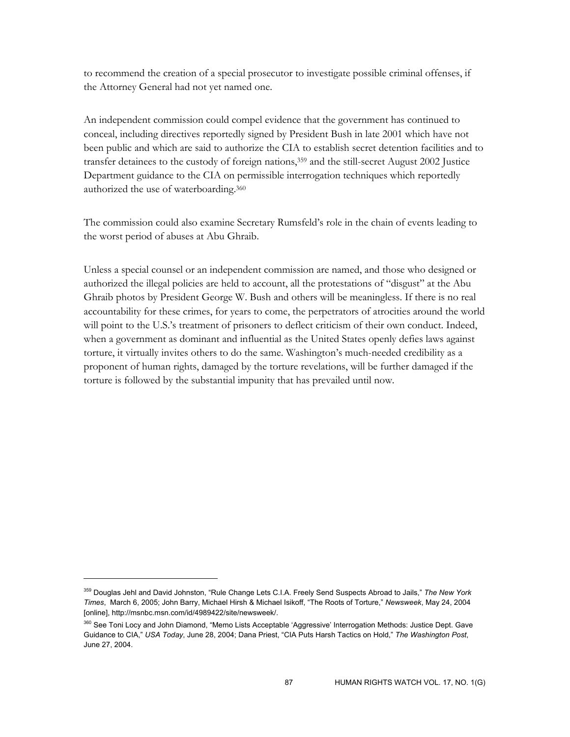to recommend the creation of a special prosecutor to investigate possible criminal offenses, if the Attorney General had not yet named one.

An independent commission could compel evidence that the government has continued to conceal, including directives reportedly signed by President Bush in late 2001 which have not been public and which are said to authorize the CIA to establish secret detention facilities and to transfer detainees to the custody of foreign nations,[359] and the still-secret August 2002 Justice Department guidance to the CIA on permissible interrogation techniques which reportedly authorized the use of waterboarding.[360]

The commission could also examine Secretary Rumsfeld's role in the chain of events leading to the worst period of abuses at Abu Ghraib.

Unless a special counsel or an independent commission are named, and those who designed or authorized the illegal policies are held to account, all the protestations of "disgust" at the Abu Ghraib photos by President George W. Bush and others will be meaningless. If there is no real accountability for these crimes, for years to come, the perpetrators of atrocities around the world will point to the U.S.'s treatment of prisoners to deflect criticism of their own conduct. Indeed, when a government as dominant and influential as the United States openly defies laws against torture, it virtually invites others to do the same. Washington's much-needed credibility as a proponent of human rights, damaged by the torture revelations, will be further damaged if the torture is followed by the substantial impunity that has prevailed until now.

---

[359] Douglas Jehl and David Johnston, "Rule Change Lets C.I.A. Freely Send Suspects Abroad to Jails," *The New York Times*, March 6, 2005; John Barry, Michael Hirsh & Michael Isikoff, "The Roots of Torture," *Newsweek*, May 24, 2004 [online], http://msnbc.msn.com/id/4989422/site/newsweek/.

[360] See Toni Locy and John Diamond, "Memo Lists Acceptable 'Aggressive' Interrogation Methods: Justice Dept. Gave Guidance to CIA," *USA Today*, June 28, 2004; Dana Priest, "CIA Puts Harsh Tactics on Hold," *The Washington Post*, June 27, 2004.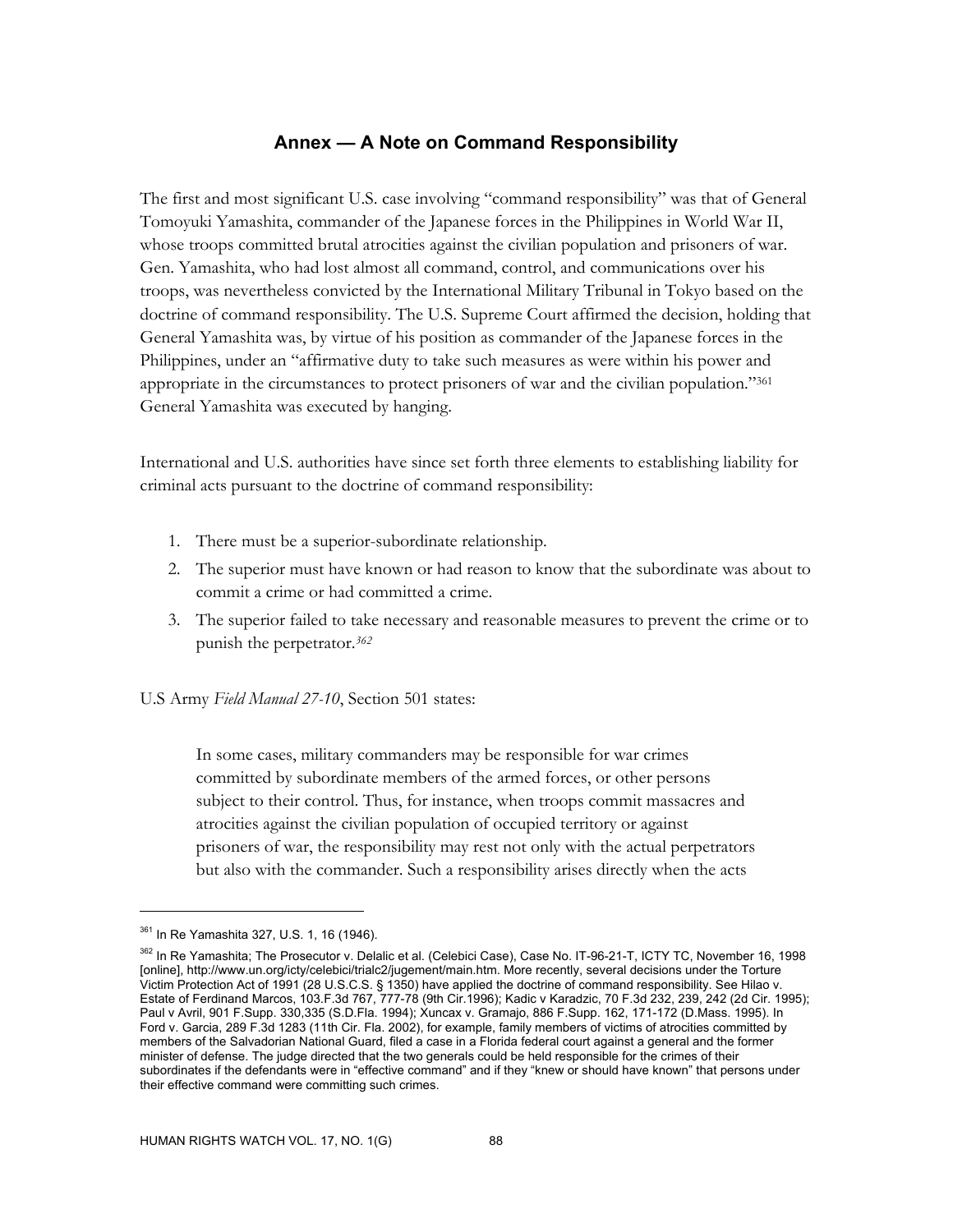## Annex — A Note on Command Responsibility

The first and most significant U.S. case involving "command responsibility" was that of General Tomoyuki Yamashita, commander of the Japanese forces in the Philippines in World War II, whose troops committed brutal atrocities against the civilian population and prisoners of war. Gen. Yamashita, who had lost almost all command, control, and communications over his troops, was nevertheless convicted by the International Military Tribunal in Tokyo based on the doctrine of command responsibility. The U.S. Supreme Court affirmed the decision, holding that General Yamashita was, by virtue of his position as commander of the Japanese forces in the Philippines, under an "affirmative duty to take such measures as were within his power and appropriate in the circumstances to protect prisoners of war and the civilian population."[361] General Yamashita was executed by hanging.

International and U.S. authorities have since set forth three elements to establishing liability for criminal acts pursuant to the doctrine of command responsibility:

1. There must be a superior-subordinate relationship.
2. The superior must have known or had reason to know that the subordinate was about to commit a crime or had committed a crime.
3. The superior failed to take necessary and reasonable measures to prevent the crime or to punish the perpetrator.[362]

U.S Army *Field Manual 27-10*, Section 501 states:

> In some cases, military commanders may be responsible for war crimes committed by subordinate members of the armed forces, or other persons subject to their control. Thus, for instance, when troops commit massacres and atrocities against the civilian population of occupied territory or against prisoners of war, the responsibility may rest not only with the actual perpetrators but also with the commander. Such a responsibility arises directly when the acts

---

[361] In Re Yamashita 327, U.S. 1, 16 (1946).

[362] In Re Yamashita; The Prosecutor v. Delalic et al. (Celebici Case), Case No. IT-96-21-T, ICTY TC, November 16, 1998 [online], http://www.un.org/icty/celebici/trialc2/jugement/main.htm. More recently, several decisions under the Torture Victim Protection Act of 1991 (28 U.S.C.S. § 1350) have applied the doctrine of command responsibility. See Hilao v. Estate of Ferdinand Marcos, 103.F.3d 767, 777-78 (9th Cir.1996); Kadic v Karadzic, 70 F.3d 232, 239, 242 (2d Cir. 1995); Paul v Avril, 901 F.Supp. 330,335 (S.D.Fla. 1994); Xuncax v. Gramajo, 886 F.Supp. 162, 171-172 (D.Mass. 1995). In Ford v. Garcia, 289 F.3d 1283 (11th Cir. Fla. 2002), for example, family members of victims of atrocities committed by members of the Salvadorian National Guard, filed a case in a Florida federal court against a general and the former minister of defense. The judge directed that the two generals could be held responsible for the crimes of their subordinates if the defendants were in "effective command" and if they "knew or should have known" that persons under their effective command were committing such crimes.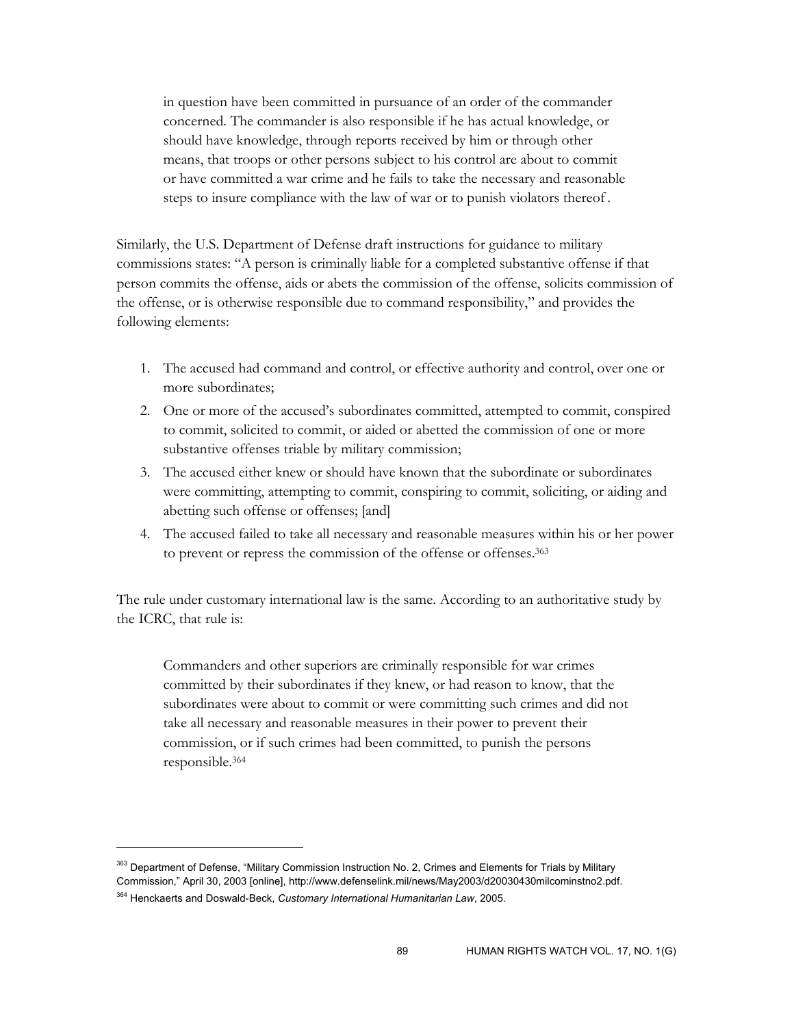> in question have been committed in pursuance of an order of the commander concerned. The commander is also responsible if he has actual knowledge, or should have knowledge, through reports received by him or through other means, that troops or other persons subject to his control are about to commit or have committed a war crime and he fails to take the necessary and reasonable steps to insure compliance with the law of war or to punish violators thereof.

Similarly, the U.S. Department of Defense draft instructions for guidance to military commissions states: "A person is criminally liable for a completed substantive offense if that person commits the offense, aids or abets the commission of the offense, solicits commission of the offense, or is otherwise responsible due to command responsibility," and provides the following elements:

1. The accused had command and control, or effective authority and control, over one or more subordinates;
2. One or more of the accused's subordinates committed, attempted to commit, conspired to commit, solicited to commit, or aided or abetted the commission of one or more substantive offenses triable by military commission;
3. The accused either knew or should have known that the subordinate or subordinates were committing, attempting to commit, conspiring to commit, soliciting, or aiding and abetting such offense or offenses; [and]
4. The accused failed to take all necessary and reasonable measures within his or her power to prevent or repress the commission of the offense or offenses.[363]

The rule under customary international law is the same. According to an authoritative study by the ICRC, that rule is:

> Commanders and other superiors are criminally responsible for war crimes committed by their subordinates if they knew, or had reason to know, that the subordinates were about to commit or were committing such crimes and did not take all necessary and reasonable measures in their power to prevent their commission, or if such crimes had been committed, to punish the persons responsible.[364]

---

[363] Department of Defense, "Military Commission Instruction No. 2, Crimes and Elements for Trials by Military Commission," April 30, 2003 [online], http://www.defenselink.mil/news/May2003/d20030430milcominstno2.pdf.

[364] Henckaerts and Doswald-Beck, *Customary International Humanitarian Law*, 2005.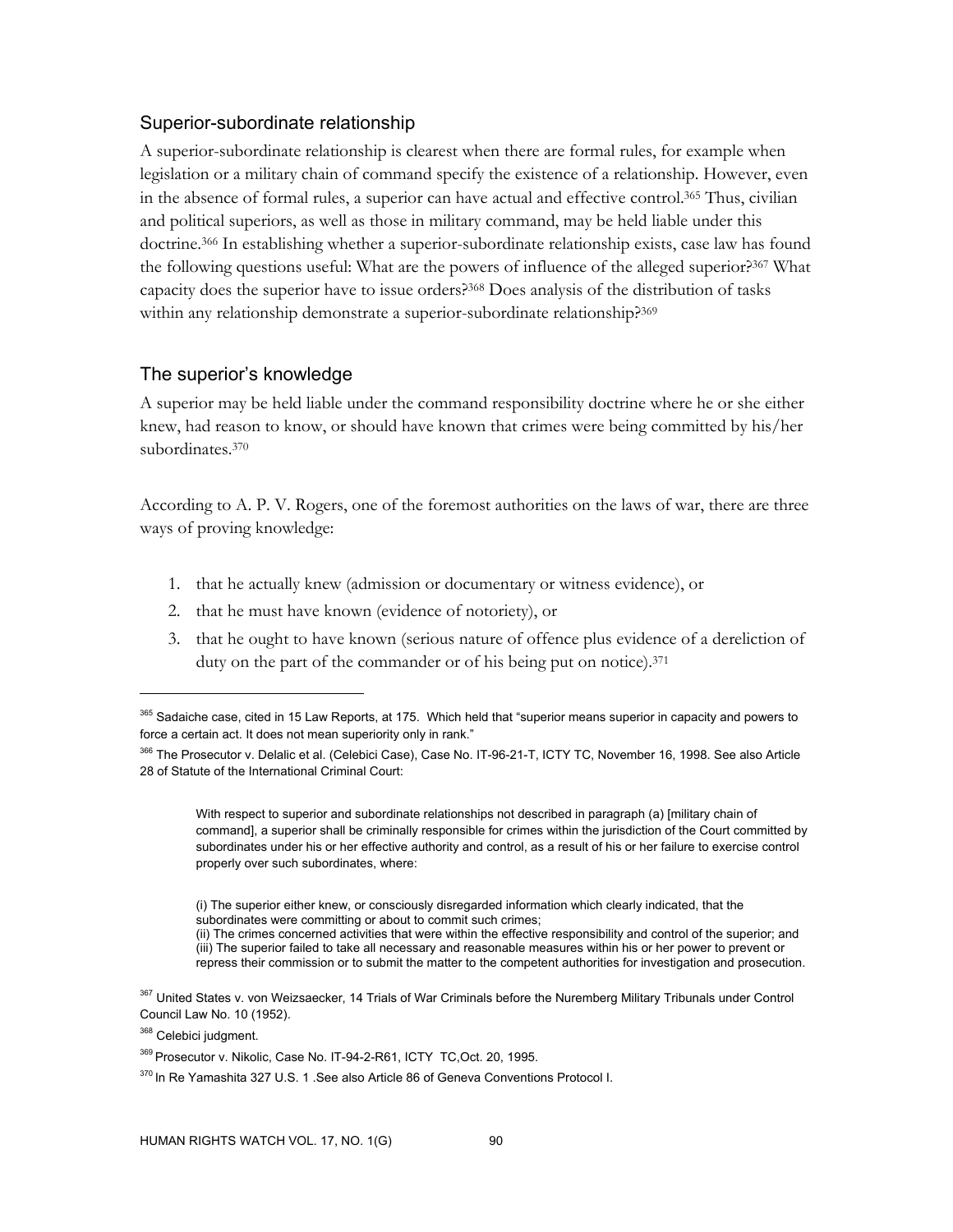### Superior-subordinate relationship

A superior-subordinate relationship is clearest when there are formal rules, for example when legislation or a military chain of command specify the existence of a relationship. However, even in the absence of formal rules, a superior can have actual and effective control.[365] Thus, civilian and political superiors, as well as those in military command, may be held liable under this doctrine.[366] In establishing whether a superior-subordinate relationship exists, case law has found the following questions useful: What are the powers of influence of the alleged superior?[367] What capacity does the superior have to issue orders?[368] Does analysis of the distribution of tasks within any relationship demonstrate a superior-subordinate relationship?[369]

### The superior's knowledge

A superior may be held liable under the command responsibility doctrine where he or she either knew, had reason to know, or should have known that crimes were being committed by his/her subordinates.[370]

According to A. P. V. Rogers, one of the foremost authorities on the laws of war, there are three ways of proving knowledge:

1. that he actually knew (admission or documentary or witness evidence), or
2. that he must have known (evidence of notoriety), or
3. that he ought to have known (serious nature of offence plus evidence of a dereliction of duty on the part of the commander or of his being put on notice).[371]

---

[365] Sadaiche case, cited in 15 Law Reports, at 175. Which held that "superior means superior in capacity and powers to force a certain act. It does not mean superiority only in rank."

[366] The Prosecutor v. Delalic et al. (Celebici Case), Case No. IT-96-21-T, ICTY TC, November 16, 1998. See also Article 28 of Statute of the International Criminal Court:

> With respect to superior and subordinate relationships not described in paragraph (a) [military chain of command], a superior shall be criminally responsible for crimes within the jurisdiction of the Court committed by subordinates under his or her effective authority and control, as a result of his or her failure to exercise control properly over such subordinates, where:
>
> (i) The superior either knew, or consciously disregarded information which clearly indicated, that the subordinates were committing or about to commit such crimes;
> (ii) The crimes concerned activities that were within the effective responsibility and control of the superior; and
> (iii) The superior failed to take all necessary and reasonable measures within his or her power to prevent or repress their commission or to submit the matter to the competent authorities for investigation and prosecution.

[367] United States v. von Weizsaecker, 14 Trials of War Criminals before the Nuremberg Military Tribunals under Control Council Law No. 10 (1952).

[368] Celebici judgment.

[369] Prosecutor v. Nikolic, Case No. IT-94-2-R61, ICTY TC,Oct. 20, 1995.

[370] In Re Yamashita 327 U.S. 1 .See also Article 86 of Geneva Conventions Protocol I.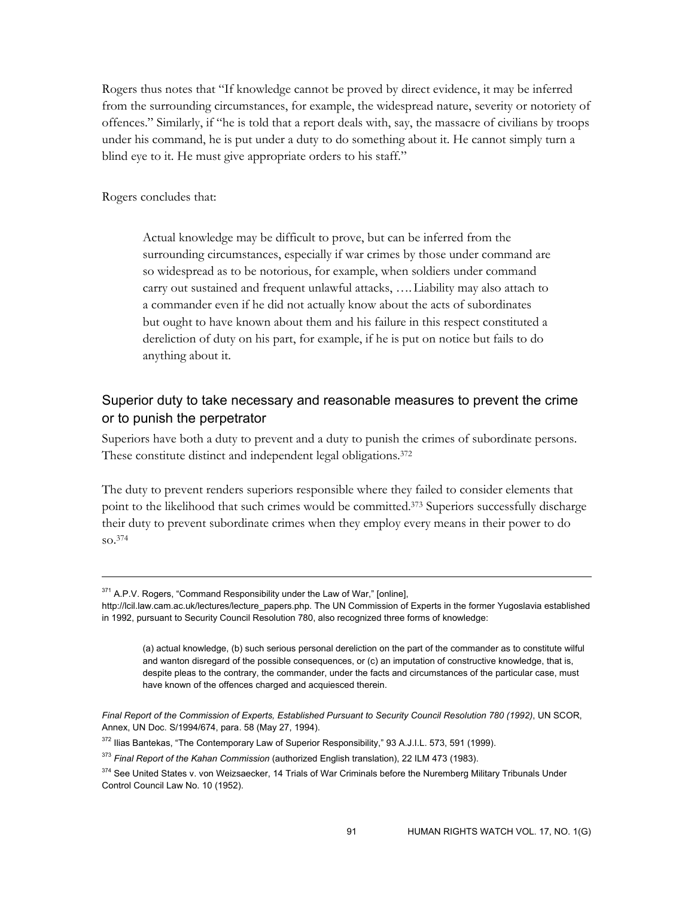Rogers thus notes that "If knowledge cannot be proved by direct evidence, it may be inferred from the surrounding circumstances, for example, the widespread nature, severity or notoriety of offences." Similarly, if "he is told that a report deals with, say, the massacre of civilians by troops under his command, he is put under a duty to do something about it. He cannot simply turn a blind eye to it. He must give appropriate orders to his staff."

Rogers concludes that:

> Actual knowledge may be difficult to prove, but can be inferred from the surrounding circumstances, especially if war crimes by those under command are so widespread as to be notorious, for example, when soldiers under command carry out sustained and frequent unlawful attacks, …. Liability may also attach to a commander even if he did not actually know about the acts of subordinates but ought to have known about them and his failure in this respect constituted a dereliction of duty on his part, for example, if he is put on notice but fails to do anything about it.

## Superior duty to take necessary and reasonable measures to prevent the crime or to punish the perpetrator

Superiors have both a duty to prevent and a duty to punish the crimes of subordinate persons. These constitute distinct and independent legal obligations.[372]

The duty to prevent renders superiors responsible where they failed to consider elements that point to the likelihood that such crimes would be committed.[373] Superiors successfully discharge their duty to prevent subordinate crimes when they employ every means in their power to do so.[374]

---

[371] A.P.V. Rogers, "Command Responsibility under the Law of War," [online], http://lcil.law.cam.ac.uk/lectures/lecture_papers.php. The UN Commission of Experts in the former Yugoslavia established in 1992, pursuant to Security Council Resolution 780, also recognized three forms of knowledge:

> (a) actual knowledge, (b) such serious personal dereliction on the part of the commander as to constitute wilful and wanton disregard of the possible consequences, or (c) an imputation of constructive knowledge, that is, despite pleas to the contrary, the commander, under the facts and circumstances of the particular case, must have known of the offences charged and acquiesced therein.

*Final Report of the Commission of Experts, Established Pursuant to Security Council Resolution 780 (1992)*, UN SCOR, Annex, UN Doc. S/1994/674, para. 58 (May 27, 1994).

[372] Ilias Bantekas, "The Contemporary Law of Superior Responsibility," 93 A.J.I.L. 573, 591 (1999).

[373] *Final Report of the Kahan Commission* (authorized English translation), 22 ILM 473 (1983).

[374] See United States v. von Weizsaecker, 14 Trials of War Criminals before the Nuremberg Military Tribunals Under Control Council Law No. 10 (1952).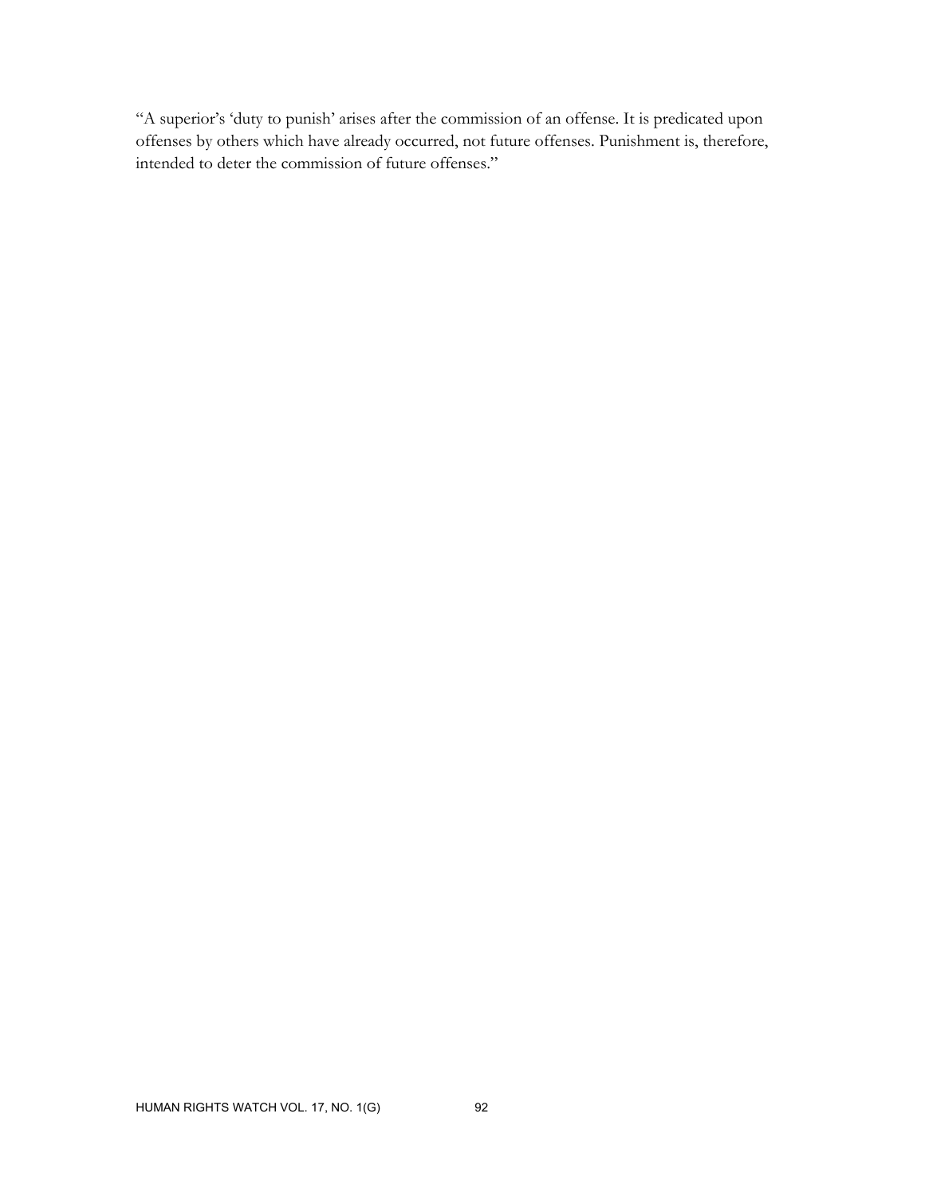"A superior's 'duty to punish' arises after the commission of an offense. It is predicated upon offenses by others which have already occurred, not future offenses. Punishment is, therefore, intended to deter the commission of future offenses."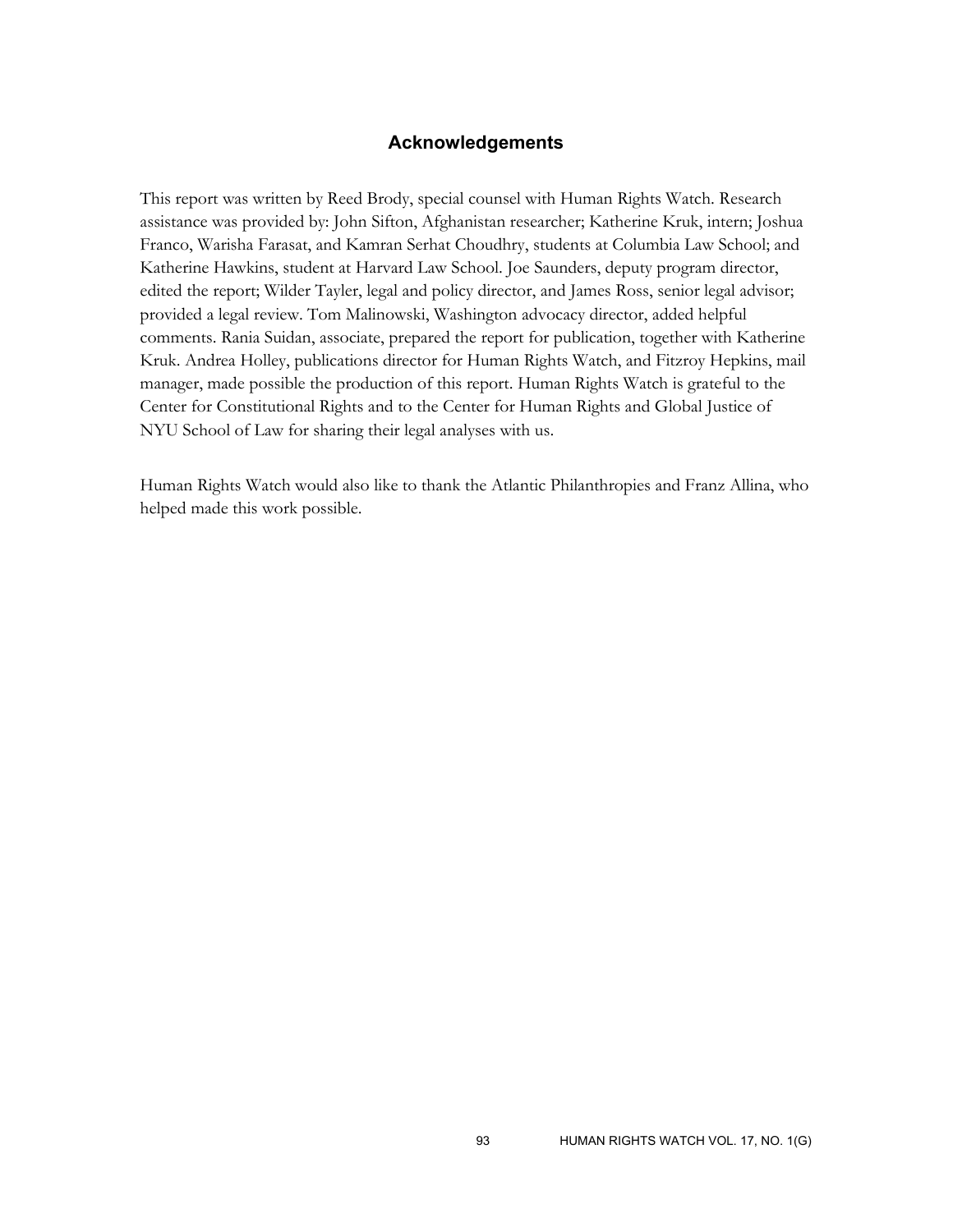## Acknowledgements

This report was written by Reed Brody, special counsel with Human Rights Watch. Research assistance was provided by: John Sifton, Afghanistan researcher; Katherine Kruk, intern; Joshua Franco, Warisha Farasat, and Kamran Serhat Choudhry, students at Columbia Law School; and Katherine Hawkins, student at Harvard Law School. Joe Saunders, deputy program director, edited the report; Wilder Tayler, legal and policy director, and James Ross, senior legal advisor; provided a legal review. Tom Malinowski, Washington advocacy director, added helpful comments. Rania Suidan, associate, prepared the report for publication, together with Katherine Kruk. Andrea Holley, publications director for Human Rights Watch, and Fitzroy Hepkins, mail manager, made possible the production of this report. Human Rights Watch is grateful to the Center for Constitutional Rights and to the Center for Human Rights and Global Justice of NYU School of Law for sharing their legal analyses with us.

Human Rights Watch would also like to thank the Atlantic Philanthropies and Franz Allina, who helped made this work possible.